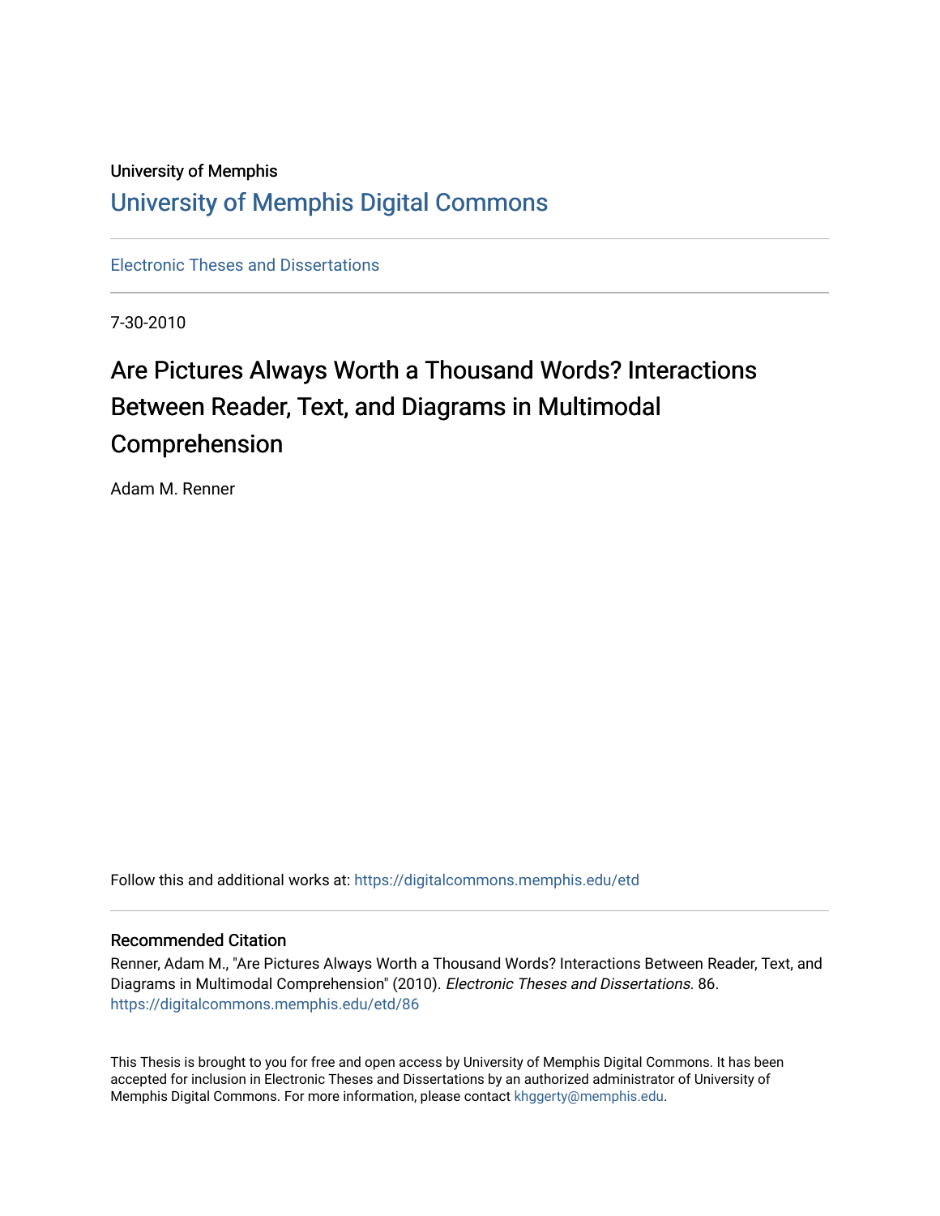University of Memphis

# University of Memphis Digital Commons

Electronic Theses and Dissertations

7-30-2010

## Are Pictures Always Worth a Thousand Words? Interactions Between Reader, Text, and Diagrams in Multimodal Comprehension

Adam M. Renner

Follow this and additional works at: https://digitalcommons.memphis.edu/etd

### Recommended Citation

Renner, Adam M., "Are Pictures Always Worth a Thousand Words? Interactions Between Reader, Text, and Diagrams in Multimodal Comprehension" (2010). *Electronic Theses and Dissertations*. 86.
https://digitalcommons.memphis.edu/etd/86

This Thesis is brought to you for free and open access by University of Memphis Digital Commons. It has been accepted for inclusion in Electronic Theses and Dissertations by an authorized administrator of University of Memphis Digital Commons. For more information, please contact khggerty@memphis.edu.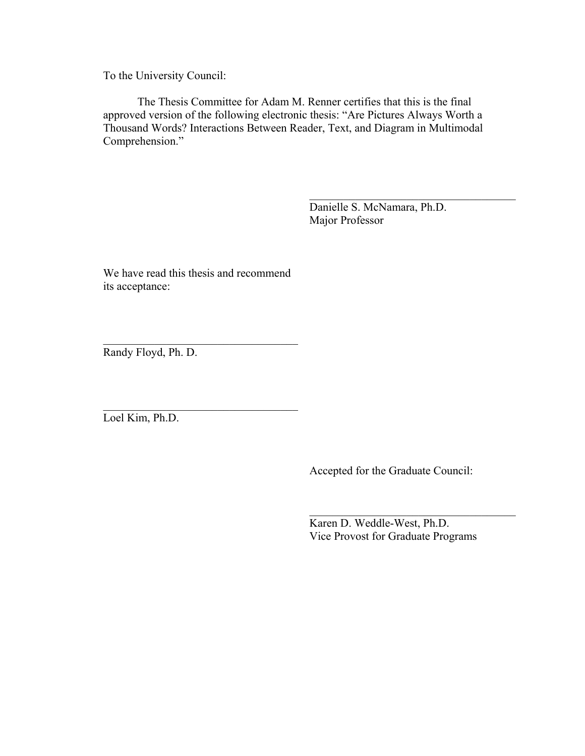To the University Council:

The Thesis Committee for Adam M. Renner certifies that this is the final approved version of the following electronic thesis: "Are Pictures Always Worth a Thousand Words? Interactions Between Reader, Text, and Diagram in Multimodal Comprehension."

\_\_\_\_\_\_\_\_\_\_\_\_\_\_\_\_\_\_\_\_\_\_\_\_\_\_\_\_\_\_\_\_\_\_\_\_

Danielle S. McNamara, Ph.D.
Major Professor

We have read this thesis and recommend its acceptance:

\_\_\_\_\_\_\_\_\_\_\_\_\_\_\_\_\_\_\_\_\_\_\_\_\_\_\_\_\_\_\_\_\_\_\_\_

Randy Floyd, Ph. D.

\_\_\_\_\_\_\_\_\_\_\_\_\_\_\_\_\_\_\_\_\_\_\_\_\_\_\_\_\_\_\_\_\_\_\_\_

Loel Kim, Ph.D.

Accepted for the Graduate Council:

\_\_\_\_\_\_\_\_\_\_\_\_\_\_\_\_\_\_\_\_\_\_\_\_\_\_\_\_\_\_\_\_\_\_\_\_

Karen D. Weddle-West, Ph.D.
Vice Provost for Graduate Programs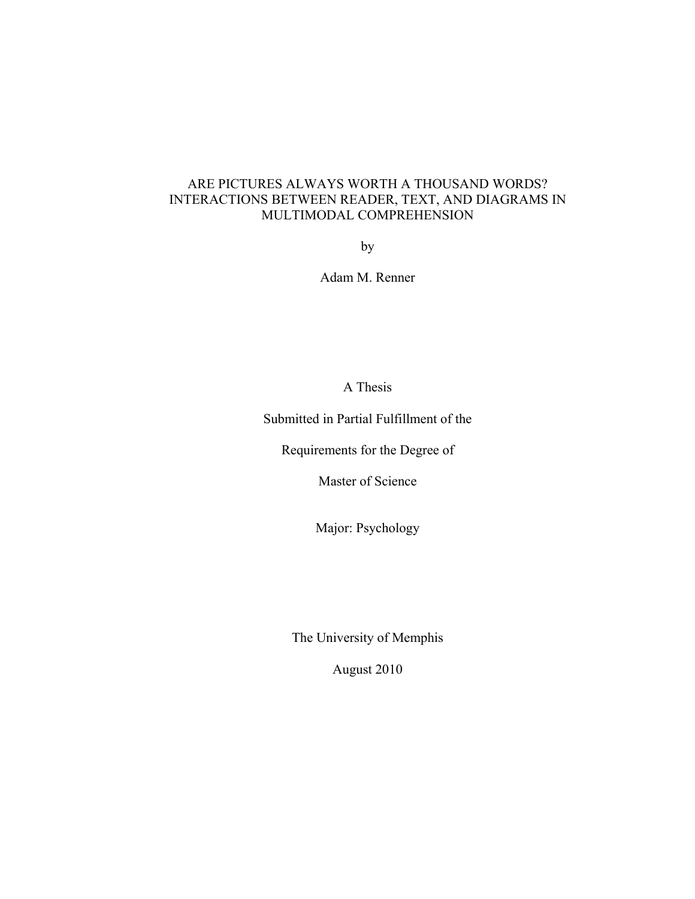# ARE PICTURES ALWAYS WORTH A THOUSAND WORDS? INTERACTIONS BETWEEN READER, TEXT, AND DIAGRAMS IN MULTIMODAL COMPREHENSION

by

Adam M. Renner

A Thesis

Submitted in Partial Fulfillment of the

Requirements for the Degree of

Master of Science

Major: Psychology

The University of Memphis

August 2010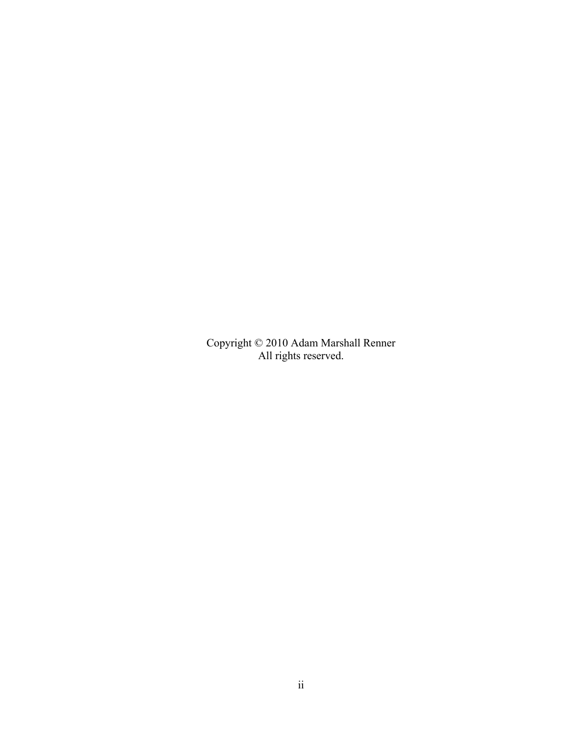Copyright © 2010 Adam Marshall Renner
All rights reserved.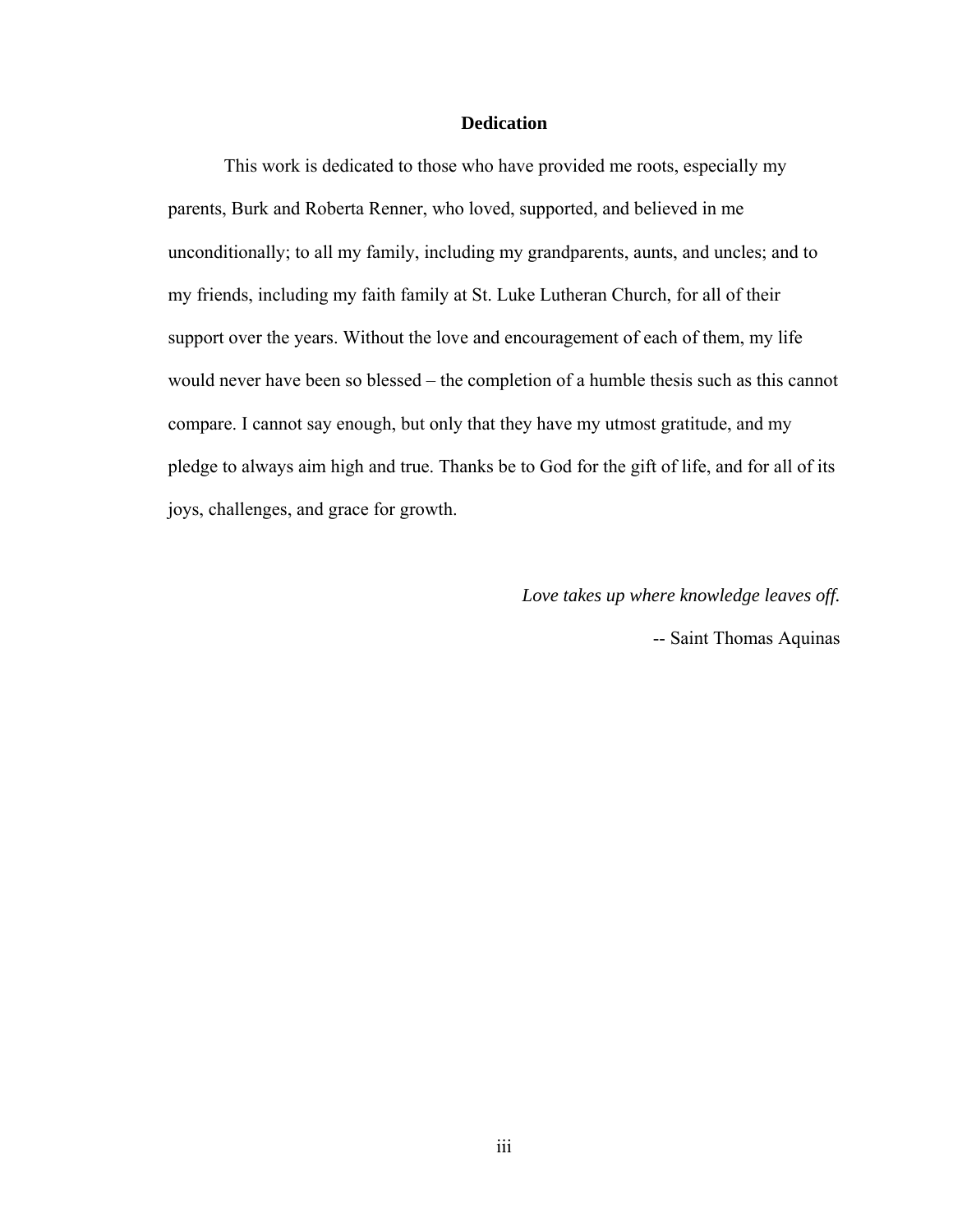## Dedication

This work is dedicated to those who have provided me roots, especially my parents, Burk and Roberta Renner, who loved, supported, and believed in me unconditionally; to all my family, including my grandparents, aunts, and uncles; and to my friends, including my faith family at St. Luke Lutheran Church, for all of their support over the years. Without the love and encouragement of each of them, my life would never have been so blessed – the completion of a humble thesis such as this cannot compare. I cannot say enough, but only that they have my utmost gratitude, and my pledge to always aim high and true. Thanks be to God for the gift of life, and for all of its joys, challenges, and grace for growth.

*Love takes up where knowledge leaves off.*

-- Saint Thomas Aquinas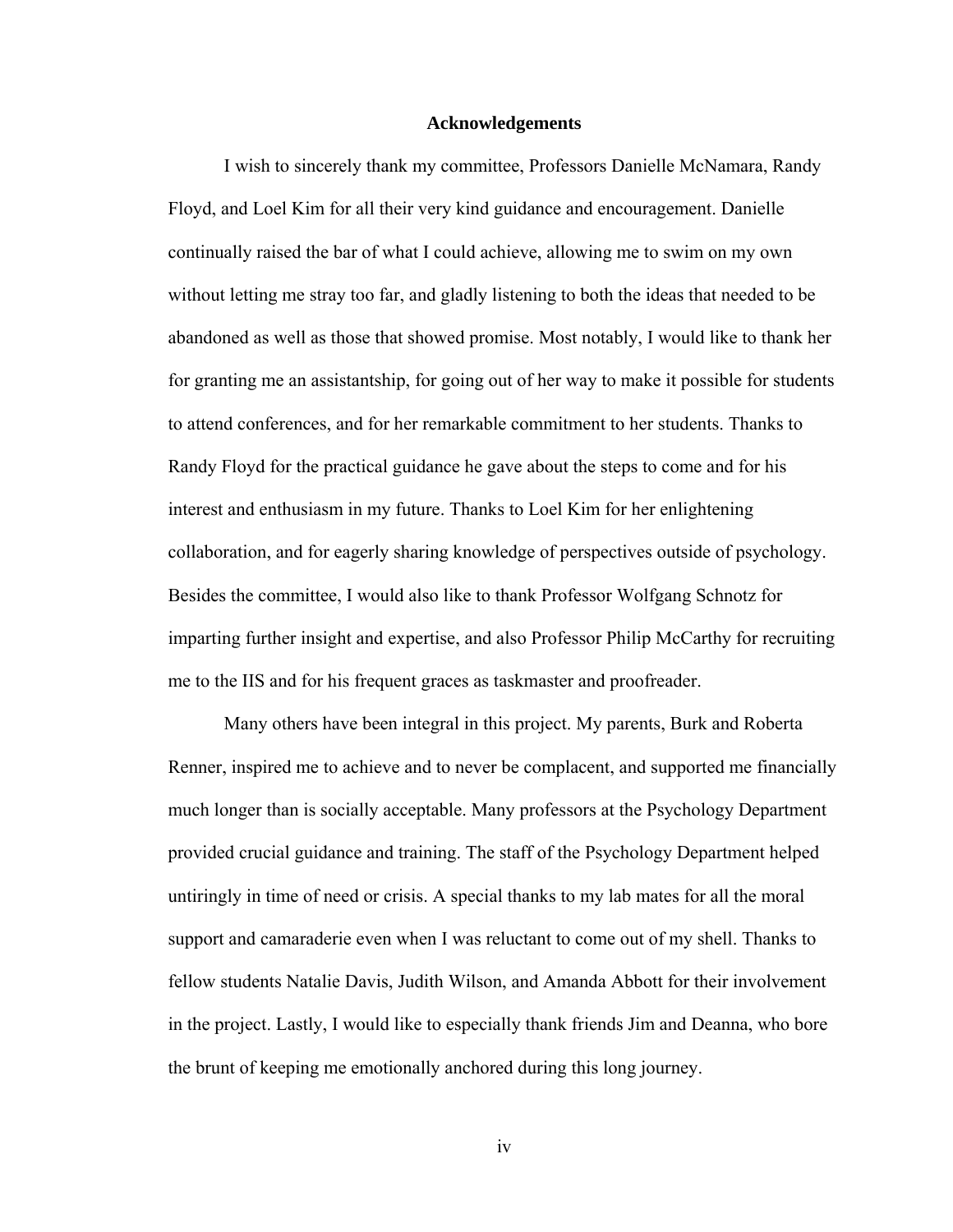## Acknowledgements

I wish to sincerely thank my committee, Professors Danielle McNamara, Randy Floyd, and Loel Kim for all their very kind guidance and encouragement. Danielle continually raised the bar of what I could achieve, allowing me to swim on my own without letting me stray too far, and gladly listening to both the ideas that needed to be abandoned as well as those that showed promise. Most notably, I would like to thank her for granting me an assistantship, for going out of her way to make it possible for students to attend conferences, and for her remarkable commitment to her students. Thanks to Randy Floyd for the practical guidance he gave about the steps to come and for his interest and enthusiasm in my future. Thanks to Loel Kim for her enlightening collaboration, and for eagerly sharing knowledge of perspectives outside of psychology. Besides the committee, I would also like to thank Professor Wolfgang Schnotz for imparting further insight and expertise, and also Professor Philip McCarthy for recruiting me to the IIS and for his frequent graces as taskmaster and proofreader.

Many others have been integral in this project. My parents, Burk and Roberta Renner, inspired me to achieve and to never be complacent, and supported me financially much longer than is socially acceptable. Many professors at the Psychology Department provided crucial guidance and training. The staff of the Psychology Department helped untiringly in time of need or crisis. A special thanks to my lab mates for all the moral support and camaraderie even when I was reluctant to come out of my shell. Thanks to fellow students Natalie Davis, Judith Wilson, and Amanda Abbott for their involvement in the project. Lastly, I would like to especially thank friends Jim and Deanna, who bore the brunt of keeping me emotionally anchored during this long journey.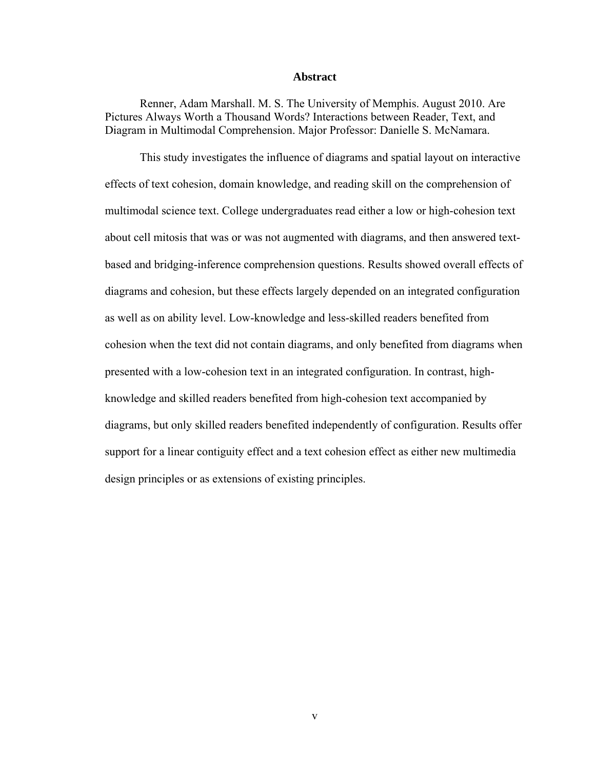# Abstract

Renner, Adam Marshall. M. S. The University of Memphis. August 2010. Are Pictures Always Worth a Thousand Words? Interactions between Reader, Text, and Diagram in Multimodal Comprehension. Major Professor: Danielle S. McNamara.

This study investigates the influence of diagrams and spatial layout on interactive effects of text cohesion, domain knowledge, and reading skill on the comprehension of multimodal science text. College undergraduates read either a low or high-cohesion text about cell mitosis that was or was not augmented with diagrams, and then answered text-based and bridging-inference comprehension questions. Results showed overall effects of diagrams and cohesion, but these effects largely depended on an integrated configuration as well as on ability level. Low-knowledge and less-skilled readers benefited from cohesion when the text did not contain diagrams, and only benefited from diagrams when presented with a low-cohesion text in an integrated configuration. In contrast, high-knowledge and skilled readers benefited from high-cohesion text accompanied by diagrams, but only skilled readers benefited independently of configuration. Results offer support for a linear contiguity effect and a text cohesion effect as either new multimedia design principles or as extensions of existing principles.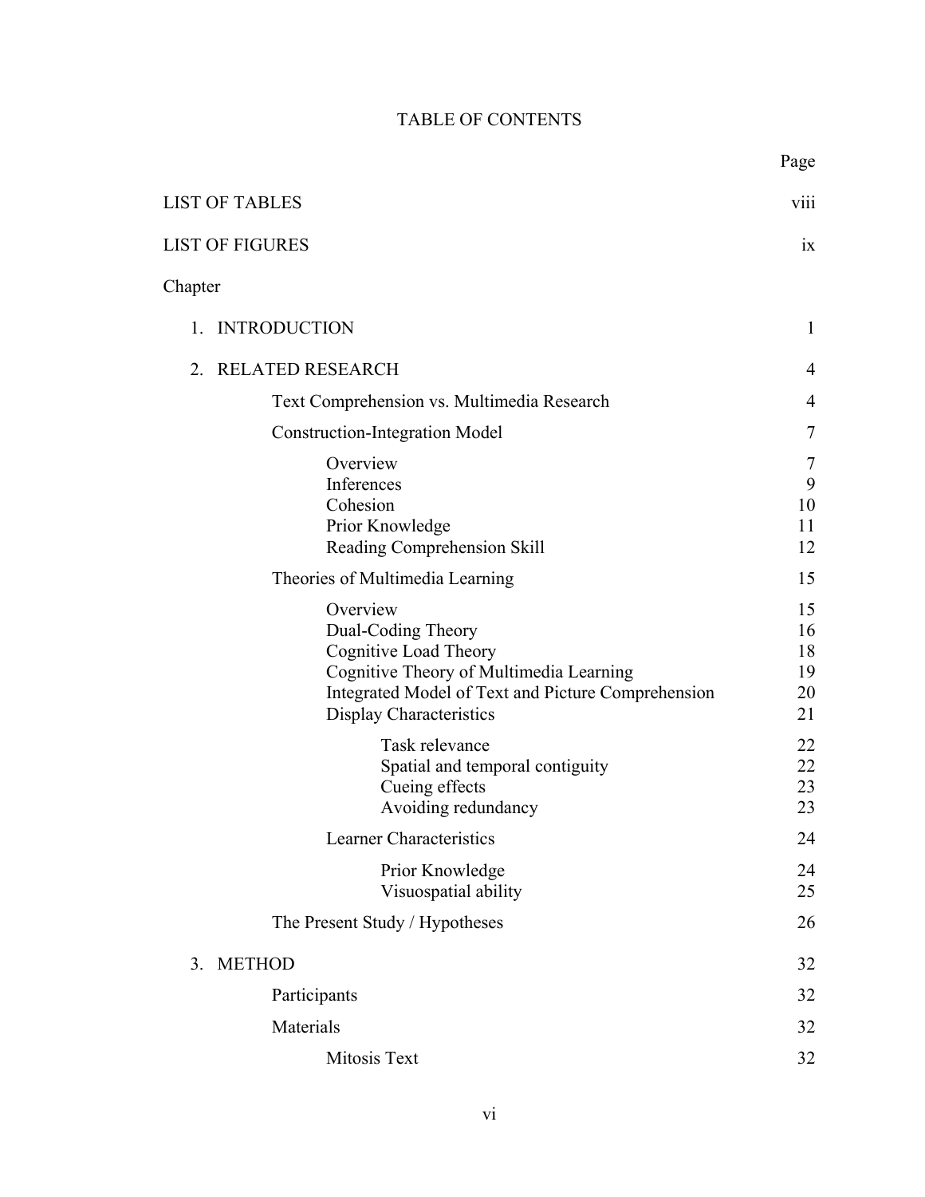# TABLE OF CONTENTS

| | Page |
|---|---|
| LIST OF TABLES | viii |
| LIST OF FIGURES | ix |
| Chapter | |
| 1. INTRODUCTION | 1 |
| 2. RELATED RESEARCH | 4 |
| Text Comprehension vs. Multimedia Research | 4 |
| Construction-Integration Model | 7 |
| Overview | 7 |
| Inferences | 9 |
| Cohesion | 10 |
| Prior Knowledge | 11 |
| Reading Comprehension Skill | 12 |
| Theories of Multimedia Learning | 15 |
| Overview | 15 |
| Dual-Coding Theory | 16 |
| Cognitive Load Theory | 18 |
| Cognitive Theory of Multimedia Learning | 19 |
| Integrated Model of Text and Picture Comprehension | 20 |
| Display Characteristics | 21 |
| Task relevance | 22 |
| Spatial and temporal contiguity | 22 |
| Cueing effects | 23 |
| Avoiding redundancy | 23 |
| Learner Characteristics | 24 |
| Prior Knowledge | 24 |
| Visuospatial ability | 25 |
| The Present Study / Hypotheses | 26 |
| 3. METHOD | 32 |
| Participants | 32 |
| Materials | 32 |
| Mitosis Text | 32 |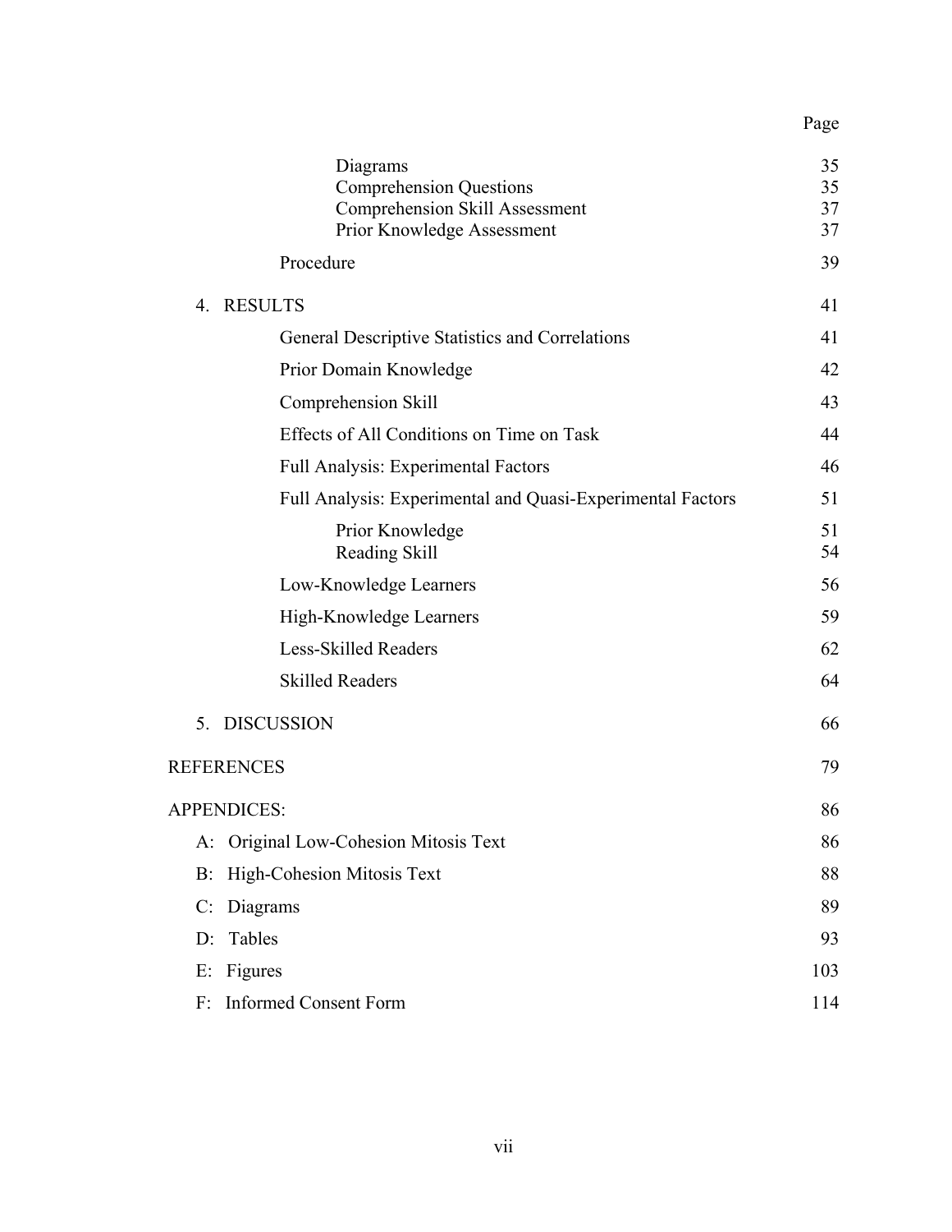| | Page |
|---|---|
| Diagrams | 35 |
| Comprehension Questions | 35 |
| Comprehension Skill Assessment | 37 |
| Prior Knowledge Assessment | 37 |
| Procedure | 39 |
| 4. RESULTS | 41 |
| General Descriptive Statistics and Correlations | 41 |
| Prior Domain Knowledge | 42 |
| Comprehension Skill | 43 |
| Effects of All Conditions on Time on Task | 44 |
| Full Analysis: Experimental Factors | 46 |
| Full Analysis: Experimental and Quasi-Experimental Factors | 51 |
| Prior Knowledge | 51 |
| Reading Skill | 54 |
| Low-Knowledge Learners | 56 |
| High-Knowledge Learners | 59 |
| Less-Skilled Readers | 62 |
| Skilled Readers | 64 |
| 5. DISCUSSION | 66 |
| REFERENCES | 79 |
| APPENDICES: | 86 |
| A: Original Low-Cohesion Mitosis Text | 86 |
| B: High-Cohesion Mitosis Text | 88 |
| C: Diagrams | 89 |
| D: Tables | 93 |
| E: Figures | 103 |
| F: Informed Consent Form | 114 |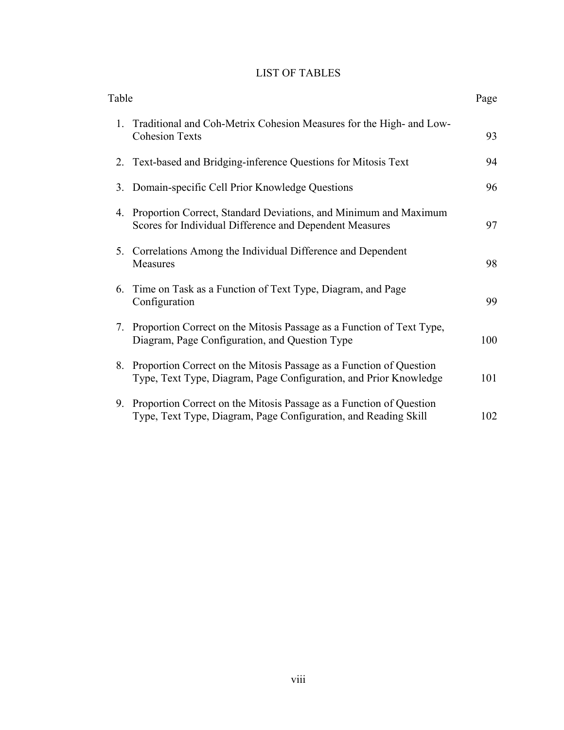# LIST OF TABLES

| Table | Page |
|---|---|
| 1. Traditional and Coh-Metrix Cohesion Measures for the High- and Low-Cohesion Texts | 93 |
| 2. Text-based and Bridging-inference Questions for Mitosis Text | 94 |
| 3. Domain-specific Cell Prior Knowledge Questions | 96 |
| 4. Proportion Correct, Standard Deviations, and Minimum and Maximum Scores for Individual Difference and Dependent Measures | 97 |
| 5. Correlations Among the Individual Difference and Dependent Measures | 98 |
| 6. Time on Task as a Function of Text Type, Diagram, and Page Configuration | 99 |
| 7. Proportion Correct on the Mitosis Passage as a Function of Text Type, Diagram, Page Configuration, and Question Type | 100 |
| 8. Proportion Correct on the Mitosis Passage as a Function of Question Type, Text Type, Diagram, Page Configuration, and Prior Knowledge | 101 |
| 9. Proportion Correct on the Mitosis Passage as a Function of Question Type, Text Type, Diagram, Page Configuration, and Reading Skill | 102 |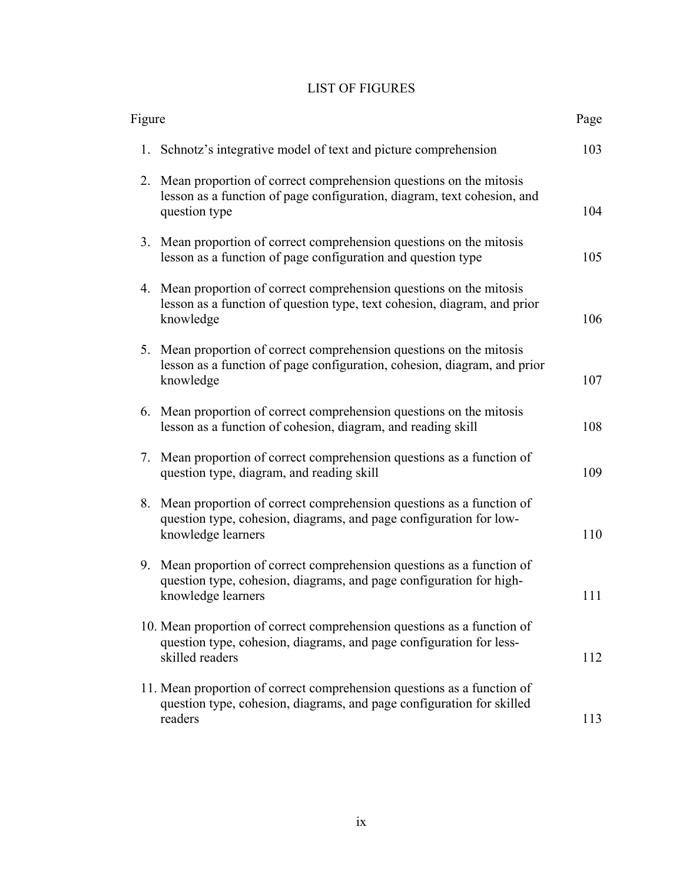# LIST OF FIGURES

| Figure | Page |
|---|---|
| 1. Schnotz's integrative model of text and picture comprehension | 103 |
| 2. Mean proportion of correct comprehension questions on the mitosis lesson as a function of page configuration, diagram, text cohesion, and question type | 104 |
| 3. Mean proportion of correct comprehension questions on the mitosis lesson as a function of page configuration and question type | 105 |
| 4. Mean proportion of correct comprehension questions on the mitosis lesson as a function of question type, text cohesion, diagram, and prior knowledge | 106 |
| 5. Mean proportion of correct comprehension questions on the mitosis lesson as a function of page configuration, cohesion, diagram, and prior knowledge | 107 |
| 6. Mean proportion of correct comprehension questions on the mitosis lesson as a function of cohesion, diagram, and reading skill | 108 |
| 7. Mean proportion of correct comprehension questions as a function of question type, diagram, and reading skill | 109 |
| 8. Mean proportion of correct comprehension questions as a function of question type, cohesion, diagrams, and page configuration for low-knowledge learners | 110 |
| 9. Mean proportion of correct comprehension questions as a function of question type, cohesion, diagrams, and page configuration for high-knowledge learners | 111 |
| 10. Mean proportion of correct comprehension questions as a function of question type, cohesion, diagrams, and page configuration for less-skilled readers | 112 |
| 11. Mean proportion of correct comprehension questions as a function of question type, cohesion, diagrams, and page configuration for skilled readers | 113 |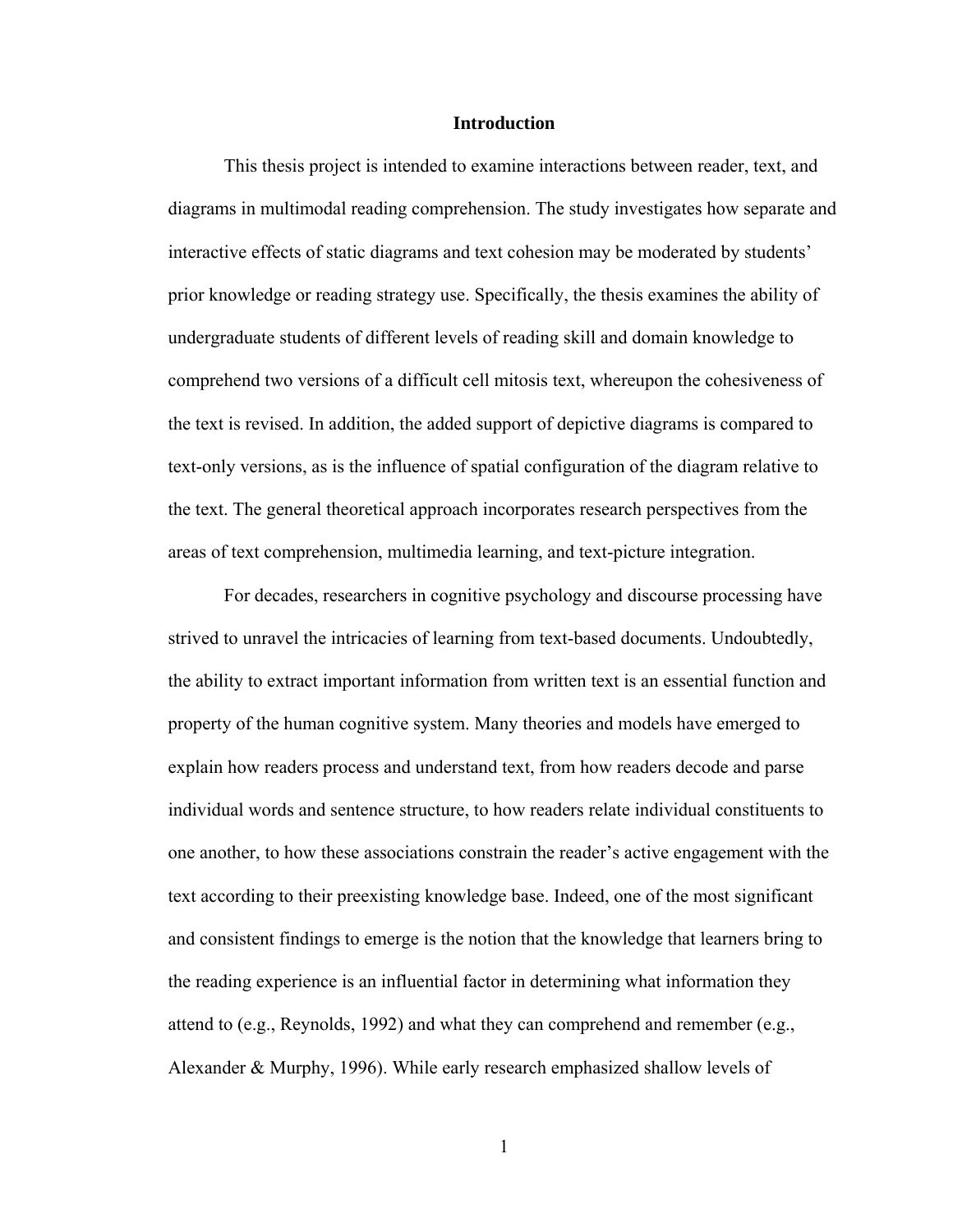# Introduction

This thesis project is intended to examine interactions between reader, text, and diagrams in multimodal reading comprehension. The study investigates how separate and interactive effects of static diagrams and text cohesion may be moderated by students' prior knowledge or reading strategy use. Specifically, the thesis examines the ability of undergraduate students of different levels of reading skill and domain knowledge to comprehend two versions of a difficult cell mitosis text, whereupon the cohesiveness of the text is revised. In addition, the added support of depictive diagrams is compared to text-only versions, as is the influence of spatial configuration of the diagram relative to the text. The general theoretical approach incorporates research perspectives from the areas of text comprehension, multimedia learning, and text-picture integration.

For decades, researchers in cognitive psychology and discourse processing have strived to unravel the intricacies of learning from text-based documents. Undoubtedly, the ability to extract important information from written text is an essential function and property of the human cognitive system. Many theories and models have emerged to explain how readers process and understand text, from how readers decode and parse individual words and sentence structure, to how readers relate individual constituents to one another, to how these associations constrain the reader's active engagement with the text according to their preexisting knowledge base. Indeed, one of the most significant and consistent findings to emerge is the notion that the knowledge that learners bring to the reading experience is an influential factor in determining what information they attend to (e.g., Reynolds, 1992) and what they can comprehend and remember (e.g., Alexander & Murphy, 1996). While early research emphasized shallow levels of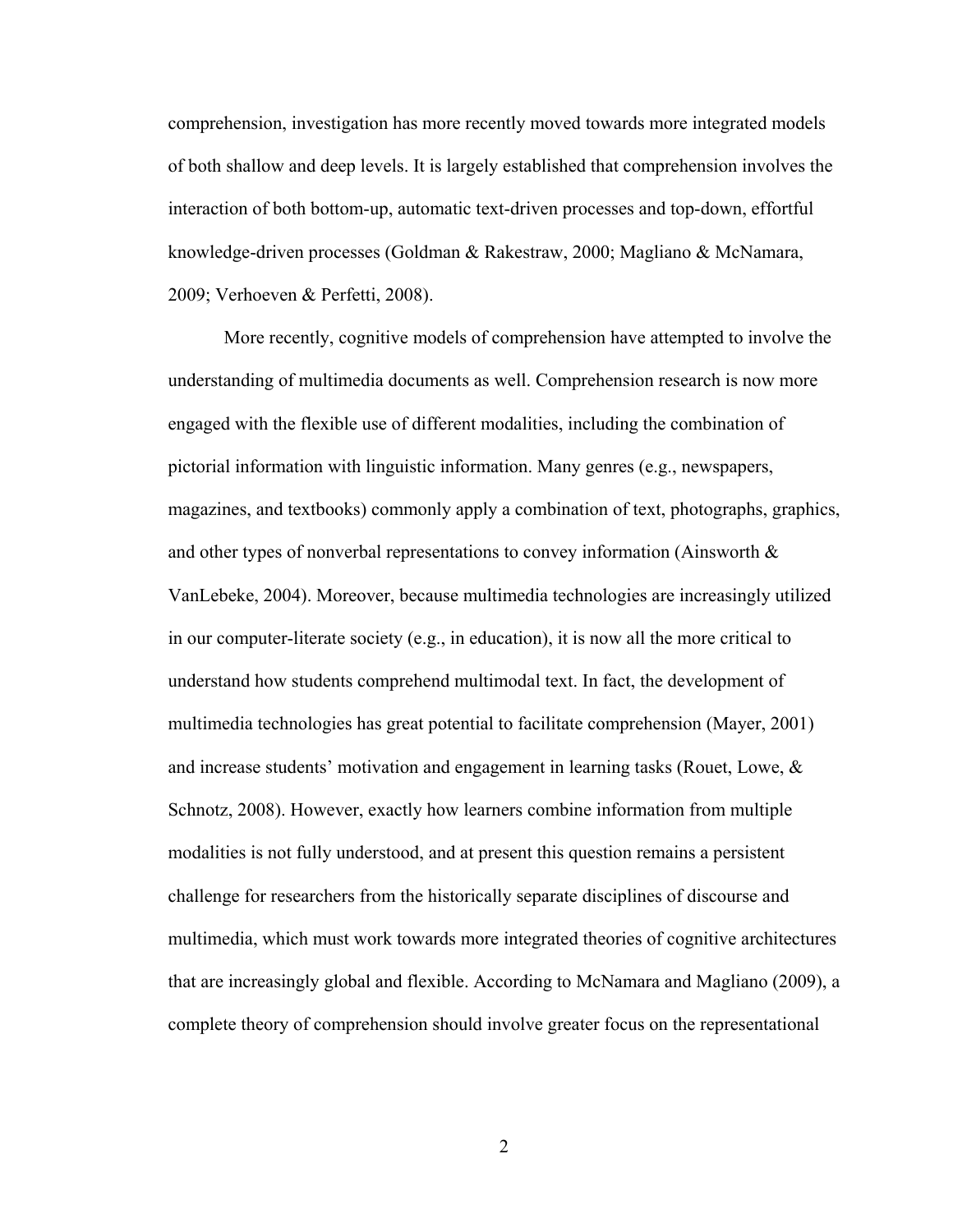comprehension, investigation has more recently moved towards more integrated models of both shallow and deep levels. It is largely established that comprehension involves the interaction of both bottom-up, automatic text-driven processes and top-down, effortful knowledge-driven processes (Goldman & Rakestraw, 2000; Magliano & McNamara, 2009; Verhoeven & Perfetti, 2008).

More recently, cognitive models of comprehension have attempted to involve the understanding of multimedia documents as well. Comprehension research is now more engaged with the flexible use of different modalities, including the combination of pictorial information with linguistic information. Many genres (e.g., newspapers, magazines, and textbooks) commonly apply a combination of text, photographs, graphics, and other types of nonverbal representations to convey information (Ainsworth & VanLebeke, 2004). Moreover, because multimedia technologies are increasingly utilized in our computer-literate society (e.g., in education), it is now all the more critical to understand how students comprehend multimodal text. In fact, the development of multimedia technologies has great potential to facilitate comprehension (Mayer, 2001) and increase students' motivation and engagement in learning tasks (Rouet, Lowe, & Schnotz, 2008). However, exactly how learners combine information from multiple modalities is not fully understood, and at present this question remains a persistent challenge for researchers from the historically separate disciplines of discourse and multimedia, which must work towards more integrated theories of cognitive architectures that are increasingly global and flexible. According to McNamara and Magliano (2009), a complete theory of comprehension should involve greater focus on the representational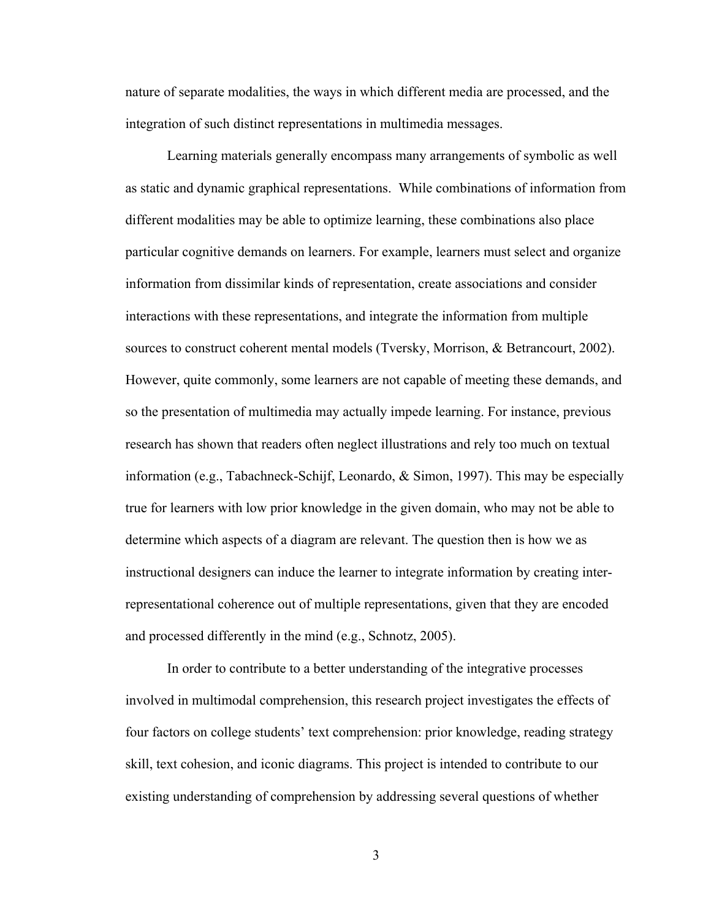nature of separate modalities, the ways in which different media are processed, and the integration of such distinct representations in multimedia messages.

Learning materials generally encompass many arrangements of symbolic as well as static and dynamic graphical representations. While combinations of information from different modalities may be able to optimize learning, these combinations also place particular cognitive demands on learners. For example, learners must select and organize information from dissimilar kinds of representation, create associations and consider interactions with these representations, and integrate the information from multiple sources to construct coherent mental models (Tversky, Morrison, & Betrancourt, 2002). However, quite commonly, some learners are not capable of meeting these demands, and so the presentation of multimedia may actually impede learning. For instance, previous research has shown that readers often neglect illustrations and rely too much on textual information (e.g., Tabachneck-Schijf, Leonardo, & Simon, 1997). This may be especially true for learners with low prior knowledge in the given domain, who may not be able to determine which aspects of a diagram are relevant. The question then is how we as instructional designers can induce the learner to integrate information by creating inter-representational coherence out of multiple representations, given that they are encoded and processed differently in the mind (e.g., Schnotz, 2005).

In order to contribute to a better understanding of the integrative processes involved in multimodal comprehension, this research project investigates the effects of four factors on college students' text comprehension: prior knowledge, reading strategy skill, text cohesion, and iconic diagrams. This project is intended to contribute to our existing understanding of comprehension by addressing several questions of whether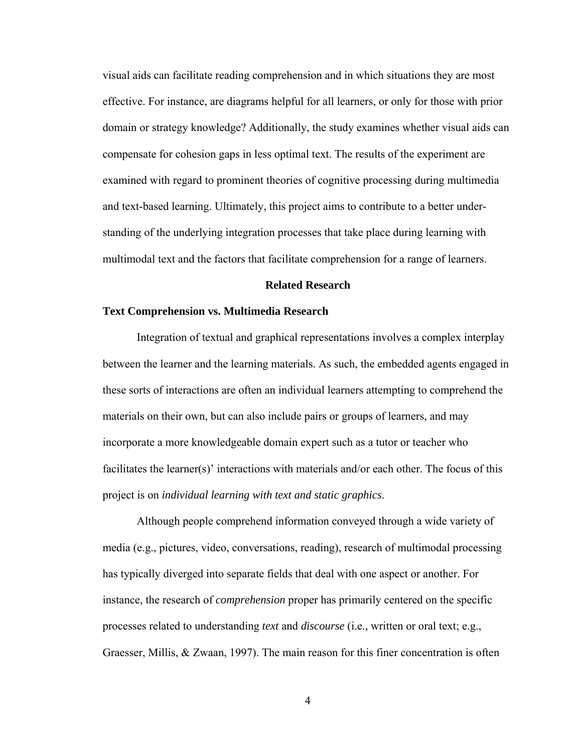visual aids can facilitate reading comprehension and in which situations they are most effective. For instance, are diagrams helpful for all learners, or only for those with prior domain or strategy knowledge? Additionally, the study examines whether visual aids can compensate for cohesion gaps in less optimal text. The results of the experiment are examined with regard to prominent theories of cognitive processing during multimedia and text-based learning. Ultimately, this project aims to contribute to a better understanding of the underlying integration processes that take place during learning with multimodal text and the factors that facilitate comprehension for a range of learners.

## Related Research

### Text Comprehension vs. Multimedia Research

Integration of textual and graphical representations involves a complex interplay between the learner and the learning materials. As such, the embedded agents engaged in these sorts of interactions are often an individual learners attempting to comprehend the materials on their own, but can also include pairs or groups of learners, and may incorporate a more knowledgeable domain expert such as a tutor or teacher who facilitates the learner(s)' interactions with materials and/or each other. The focus of this project is on *individual learning with text and static graphics*.

Although people comprehend information conveyed through a wide variety of media (e.g., pictures, video, conversations, reading), research of multimodal processing has typically diverged into separate fields that deal with one aspect or another. For instance, the research of *comprehension* proper has primarily centered on the specific processes related to understanding *text* and *discourse* (i.e., written or oral text; e.g., Graesser, Millis, & Zwaan, 1997). The main reason for this finer concentration is often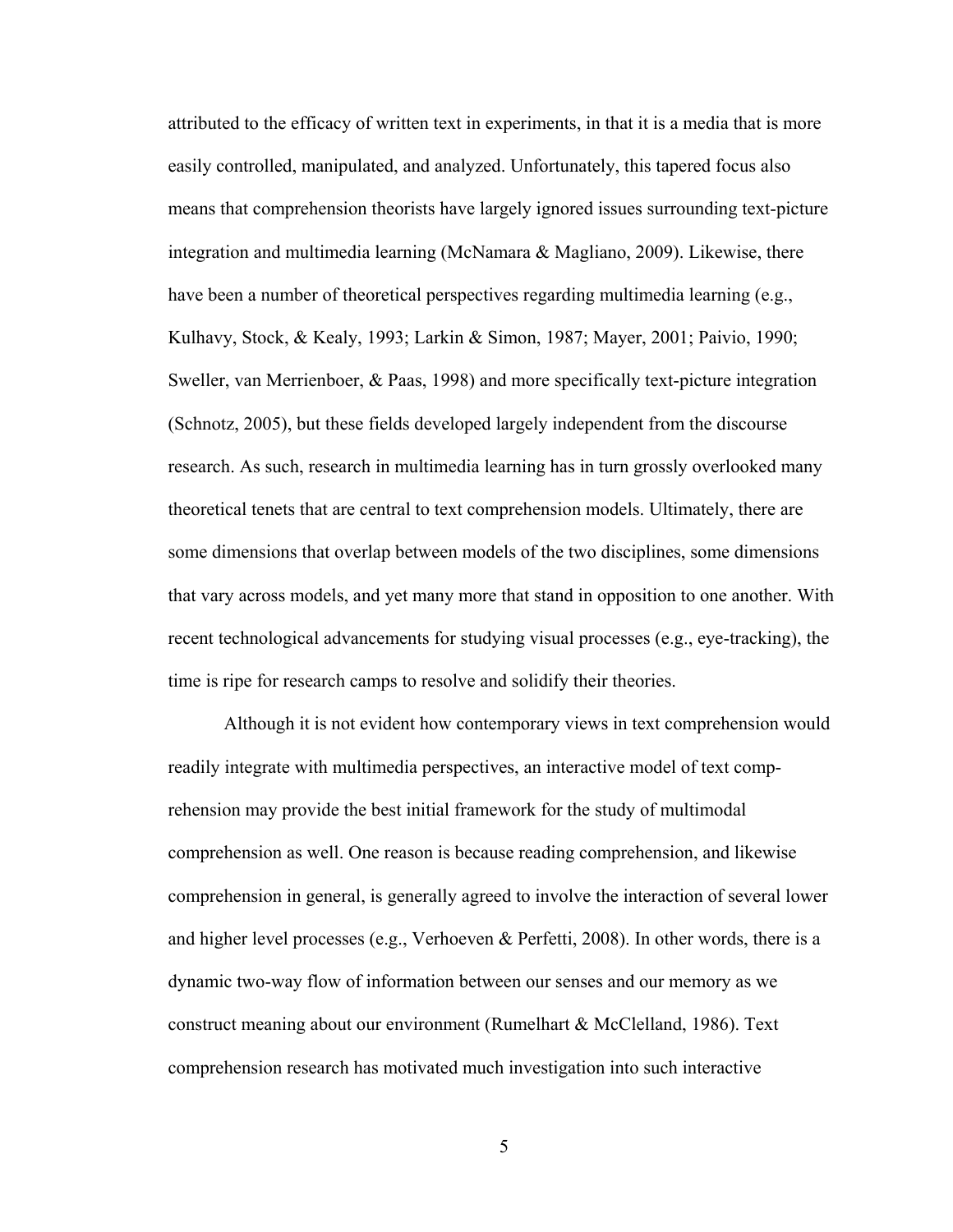attributed to the efficacy of written text in experiments, in that it is a media that is more easily controlled, manipulated, and analyzed. Unfortunately, this tapered focus also means that comprehension theorists have largely ignored issues surrounding text-picture integration and multimedia learning (McNamara & Magliano, 2009). Likewise, there have been a number of theoretical perspectives regarding multimedia learning (e.g., Kulhavy, Stock, & Kealy, 1993; Larkin & Simon, 1987; Mayer, 2001; Paivio, 1990; Sweller, van Merrienboer, & Paas, 1998) and more specifically text-picture integration (Schnotz, 2005), but these fields developed largely independent from the discourse research. As such, research in multimedia learning has in turn grossly overlooked many theoretical tenets that are central to text comprehension models. Ultimately, there are some dimensions that overlap between models of the two disciplines, some dimensions that vary across models, and yet many more that stand in opposition to one another. With recent technological advancements for studying visual processes (e.g., eye-tracking), the time is ripe for research camps to resolve and solidify their theories.

Although it is not evident how contemporary views in text comprehension would readily integrate with multimedia perspectives, an interactive model of text comprehension may provide the best initial framework for the study of multimodal comprehension as well. One reason is because reading comprehension, and likewise comprehension in general, is generally agreed to involve the interaction of several lower and higher level processes (e.g., Verhoeven & Perfetti, 2008). In other words, there is a dynamic two-way flow of information between our senses and our memory as we construct meaning about our environment (Rumelhart & McClelland, 1986). Text comprehension research has motivated much investigation into such interactive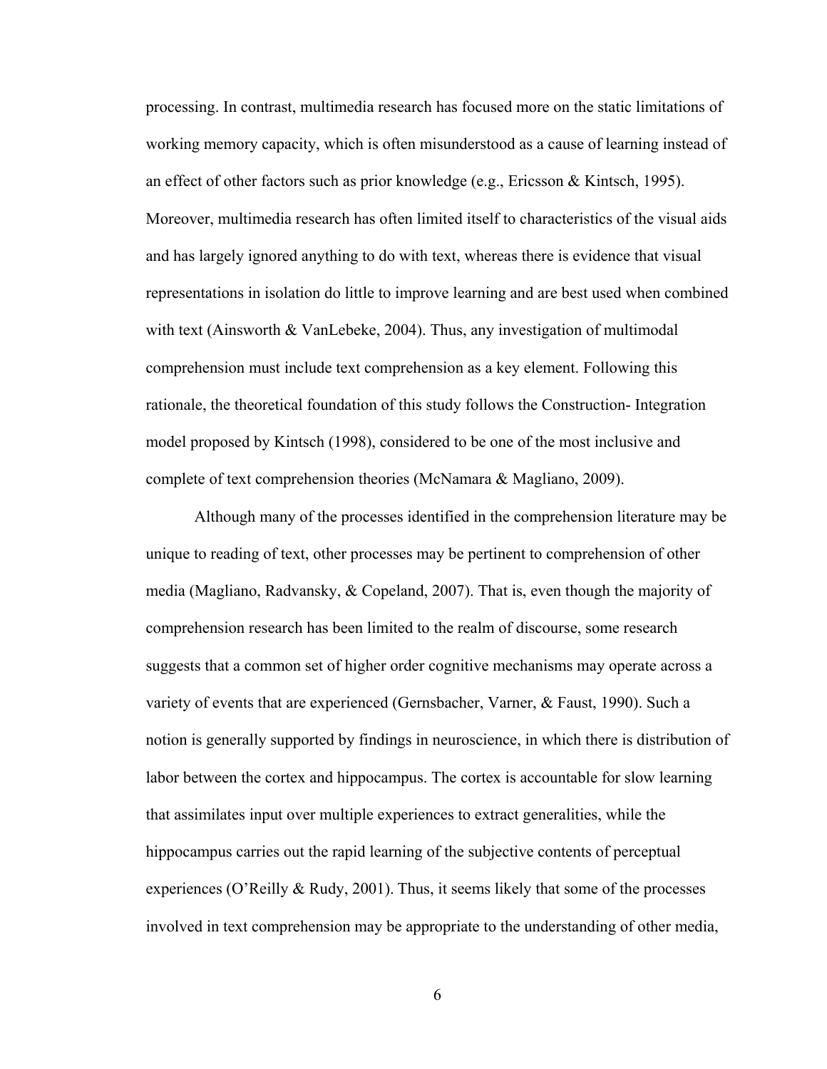processing. In contrast, multimedia research has focused more on the static limitations of working memory capacity, which is often misunderstood as a cause of learning instead of an effect of other factors such as prior knowledge (e.g., Ericsson & Kintsch, 1995). Moreover, multimedia research has often limited itself to characteristics of the visual aids and has largely ignored anything to do with text, whereas there is evidence that visual representations in isolation do little to improve learning and are best used when combined with text (Ainsworth & VanLebeke, 2004). Thus, any investigation of multimodal comprehension must include text comprehension as a key element. Following this rationale, the theoretical foundation of this study follows the Construction- Integration model proposed by Kintsch (1998), considered to be one of the most inclusive and complete of text comprehension theories (McNamara & Magliano, 2009).

Although many of the processes identified in the comprehension literature may be unique to reading of text, other processes may be pertinent to comprehension of other media (Magliano, Radvansky, & Copeland, 2007). That is, even though the majority of comprehension research has been limited to the realm of discourse, some research suggests that a common set of higher order cognitive mechanisms may operate across a variety of events that are experienced (Gernsbacher, Varner, & Faust, 1990). Such a notion is generally supported by findings in neuroscience, in which there is distribution of labor between the cortex and hippocampus. The cortex is accountable for slow learning that assimilates input over multiple experiences to extract generalities, while the hippocampus carries out the rapid learning of the subjective contents of perceptual experiences (O'Reilly & Rudy, 2001). Thus, it seems likely that some of the processes involved in text comprehension may be appropriate to the understanding of other media,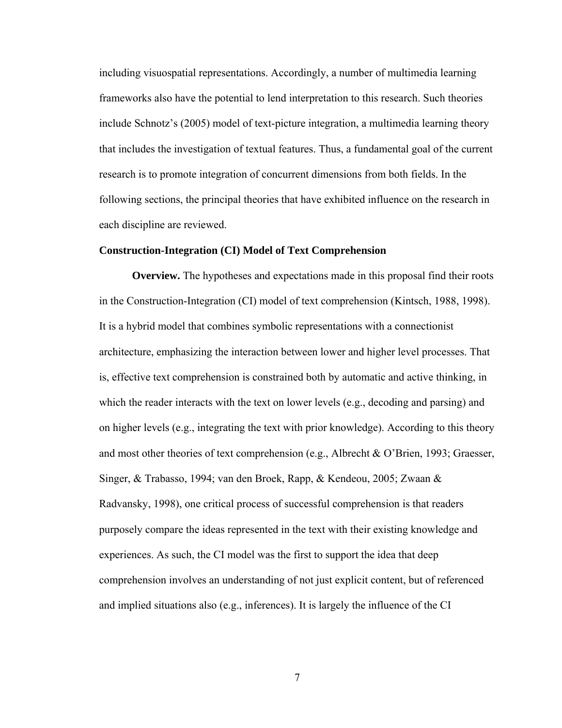including visuospatial representations. Accordingly, a number of multimedia learning frameworks also have the potential to lend interpretation to this research. Such theories include Schnotz's (2005) model of text-picture integration, a multimedia learning theory that includes the investigation of textual features. Thus, a fundamental goal of the current research is to promote integration of concurrent dimensions from both fields. In the following sections, the principal theories that have exhibited influence on the research in each discipline are reviewed.

## Construction-Integration (CI) Model of Text Comprehension

**Overview.** The hypotheses and expectations made in this proposal find their roots in the Construction-Integration (CI) model of text comprehension (Kintsch, 1988, 1998). It is a hybrid model that combines symbolic representations with a connectionist architecture, emphasizing the interaction between lower and higher level processes. That is, effective text comprehension is constrained both by automatic and active thinking, in which the reader interacts with the text on lower levels (e.g., decoding and parsing) and on higher levels (e.g., integrating the text with prior knowledge). According to this theory and most other theories of text comprehension (e.g., Albrecht & O'Brien, 1993; Graesser, Singer, & Trabasso, 1994; van den Broek, Rapp, & Kendeou, 2005; Zwaan & Radvansky, 1998), one critical process of successful comprehension is that readers purposely compare the ideas represented in the text with their existing knowledge and experiences. As such, the CI model was the first to support the idea that deep comprehension involves an understanding of not just explicit content, but of referenced and implied situations also (e.g., inferences). It is largely the influence of the CI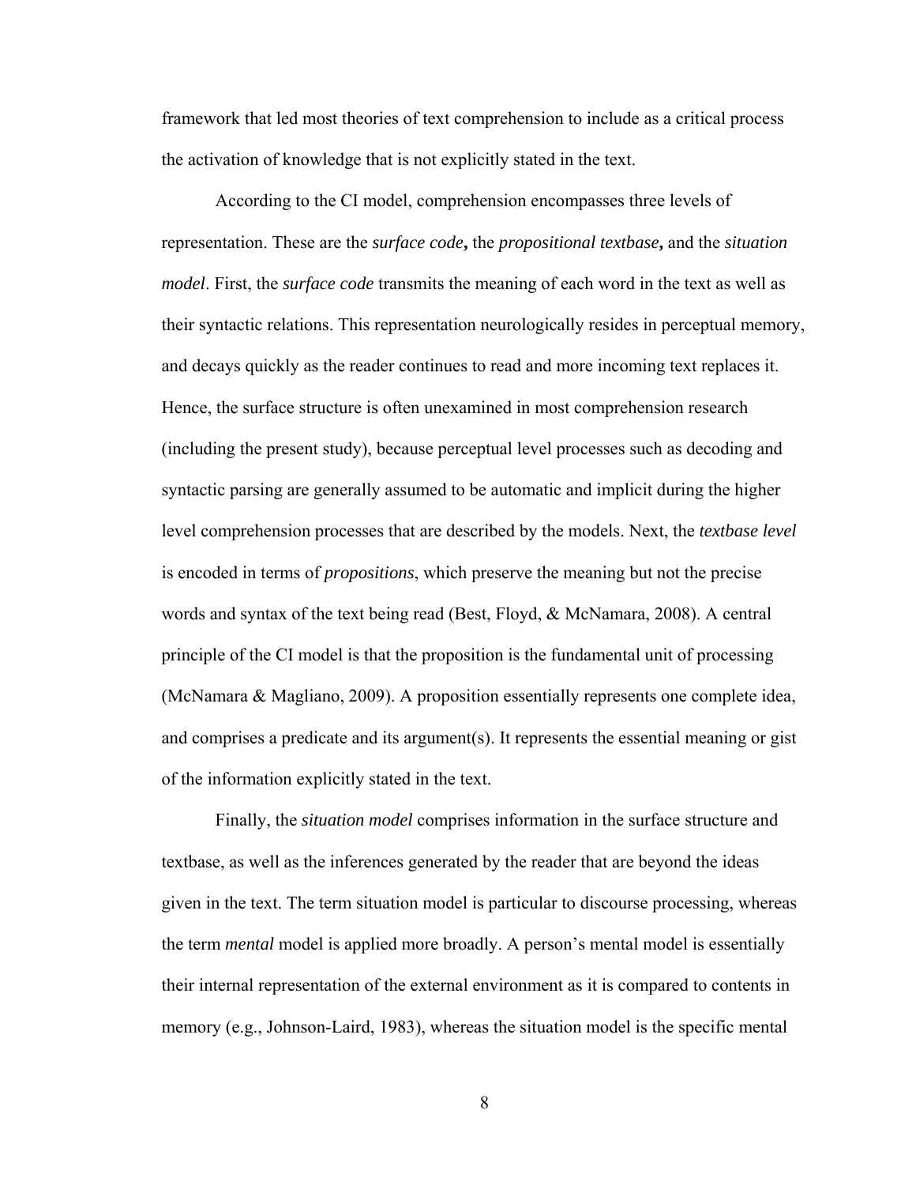framework that led most theories of text comprehension to include as a critical process the activation of knowledge that is not explicitly stated in the text.

According to the CI model, comprehension encompasses three levels of representation. These are the *surface code***,** the *propositional textbase***,** and the *situation model*. First, the *surface code* transmits the meaning of each word in the text as well as their syntactic relations. This representation neurologically resides in perceptual memory, and decays quickly as the reader continues to read and more incoming text replaces it. Hence, the surface structure is often unexamined in most comprehension research (including the present study), because perceptual level processes such as decoding and syntactic parsing are generally assumed to be automatic and implicit during the higher level comprehension processes that are described by the models. Next, the *textbase level* is encoded in terms of *propositions*, which preserve the meaning but not the precise words and syntax of the text being read (Best, Floyd, & McNamara, 2008). A central principle of the CI model is that the proposition is the fundamental unit of processing (McNamara & Magliano, 2009). A proposition essentially represents one complete idea, and comprises a predicate and its argument(s). It represents the essential meaning or gist of the information explicitly stated in the text.

Finally, the *situation model* comprises information in the surface structure and textbase, as well as the inferences generated by the reader that are beyond the ideas given in the text. The term situation model is particular to discourse processing, whereas the term *mental* model is applied more broadly. A person's mental model is essentially their internal representation of the external environment as it is compared to contents in memory (e.g., Johnson-Laird, 1983), whereas the situation model is the specific mental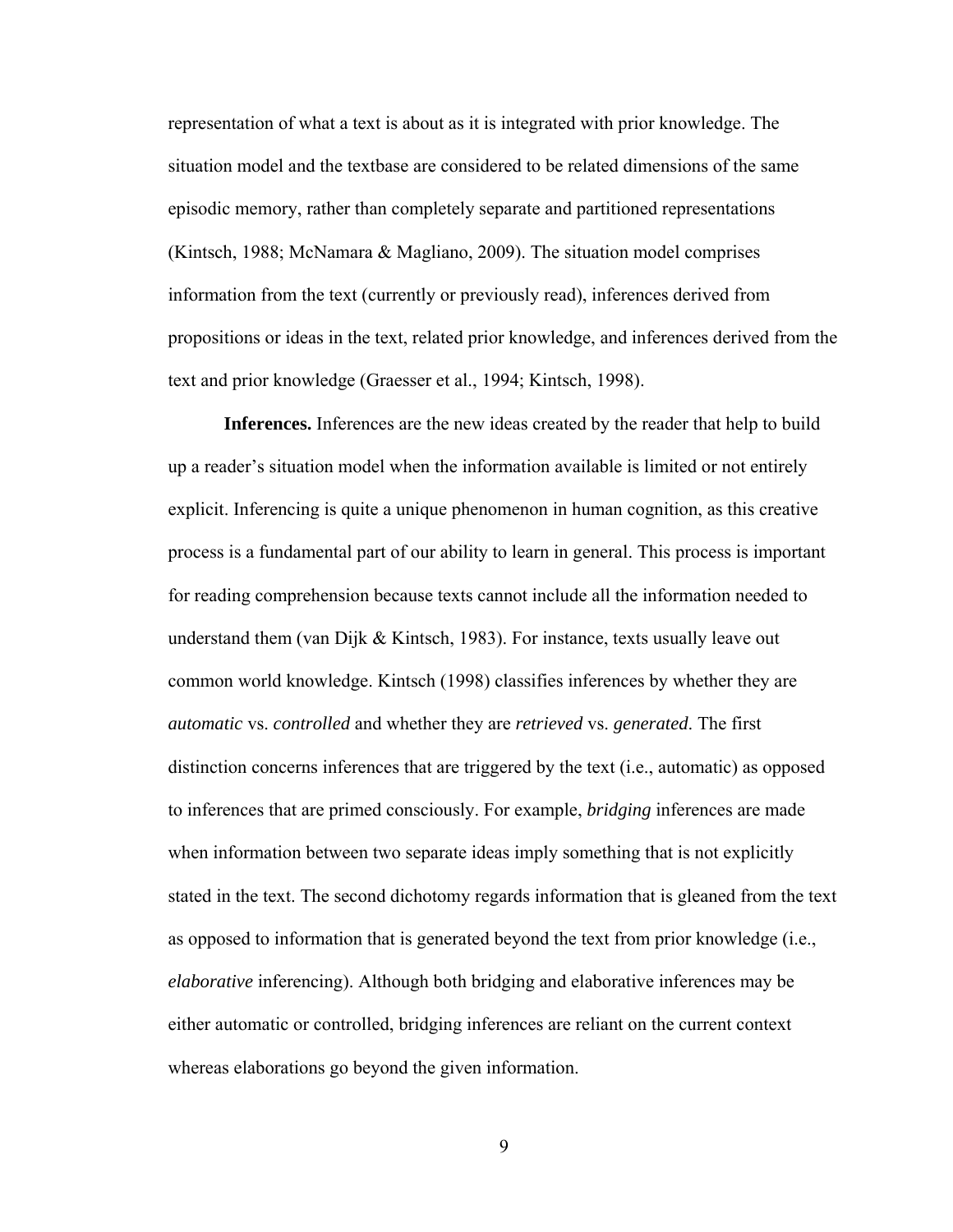representation of what a text is about as it is integrated with prior knowledge. The situation model and the textbase are considered to be related dimensions of the same episodic memory, rather than completely separate and partitioned representations (Kintsch, 1988; McNamara & Magliano, 2009). The situation model comprises information from the text (currently or previously read), inferences derived from propositions or ideas in the text, related prior knowledge, and inferences derived from the text and prior knowledge (Graesser et al., 1994; Kintsch, 1998).

**Inferences.** Inferences are the new ideas created by the reader that help to build up a reader's situation model when the information available is limited or not entirely explicit. Inferencing is quite a unique phenomenon in human cognition, as this creative process is a fundamental part of our ability to learn in general. This process is important for reading comprehension because texts cannot include all the information needed to understand them (van Dijk & Kintsch, 1983). For instance, texts usually leave out common world knowledge. Kintsch (1998) classifies inferences by whether they are *automatic* vs. *controlled* and whether they are *retrieved* vs. *generated*. The first distinction concerns inferences that are triggered by the text (i.e., automatic) as opposed to inferences that are primed consciously. For example, *bridging* inferences are made when information between two separate ideas imply something that is not explicitly stated in the text. The second dichotomy regards information that is gleaned from the text as opposed to information that is generated beyond the text from prior knowledge (i.e., *elaborative* inferencing). Although both bridging and elaborative inferences may be either automatic or controlled, bridging inferences are reliant on the current context whereas elaborations go beyond the given information.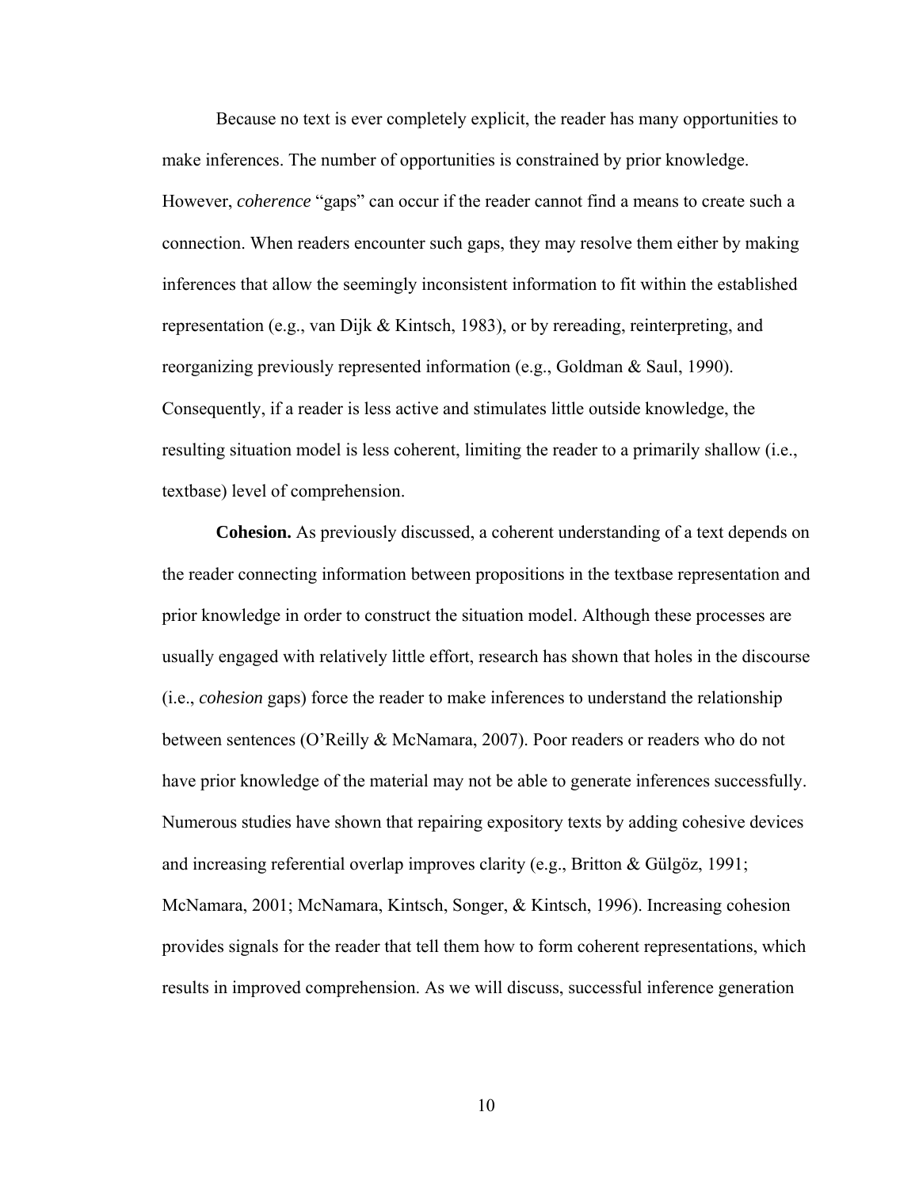Because no text is ever completely explicit, the reader has many opportunities to make inferences. The number of opportunities is constrained by prior knowledge. However, *coherence* "gaps" can occur if the reader cannot find a means to create such a connection. When readers encounter such gaps, they may resolve them either by making inferences that allow the seemingly inconsistent information to fit within the established representation (e.g., van Dijk & Kintsch, 1983), or by rereading, reinterpreting, and reorganizing previously represented information (e.g., Goldman & Saul, 1990). Consequently, if a reader is less active and stimulates little outside knowledge, the resulting situation model is less coherent, limiting the reader to a primarily shallow (i.e., textbase) level of comprehension.

**Cohesion.** As previously discussed, a coherent understanding of a text depends on the reader connecting information between propositions in the textbase representation and prior knowledge in order to construct the situation model. Although these processes are usually engaged with relatively little effort, research has shown that holes in the discourse (i.e., *cohesion* gaps) force the reader to make inferences to understand the relationship between sentences (O'Reilly & McNamara, 2007). Poor readers or readers who do not have prior knowledge of the material may not be able to generate inferences successfully. Numerous studies have shown that repairing expository texts by adding cohesive devices and increasing referential overlap improves clarity (e.g., Britton & Gülgöz, 1991; McNamara, 2001; McNamara, Kintsch, Songer, & Kintsch, 1996). Increasing cohesion provides signals for the reader that tell them how to form coherent representations, which results in improved comprehension. As we will discuss, successful inference generation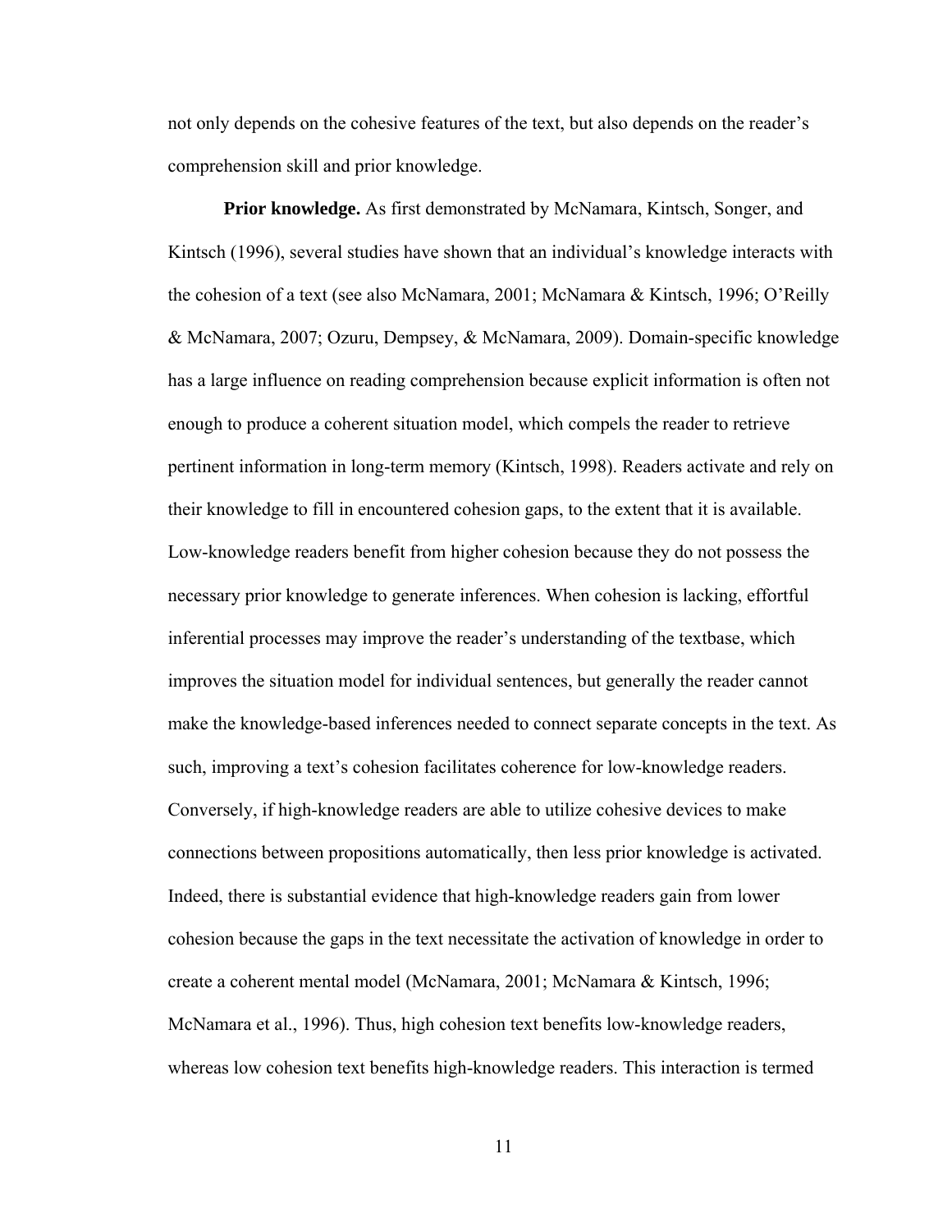not only depends on the cohesive features of the text, but also depends on the reader's comprehension skill and prior knowledge.

**Prior knowledge.** As first demonstrated by McNamara, Kintsch, Songer, and Kintsch (1996), several studies have shown that an individual's knowledge interacts with the cohesion of a text (see also McNamara, 2001; McNamara & Kintsch, 1996; O'Reilly & McNamara, 2007; Ozuru, Dempsey, & McNamara, 2009). Domain-specific knowledge has a large influence on reading comprehension because explicit information is often not enough to produce a coherent situation model, which compels the reader to retrieve pertinent information in long-term memory (Kintsch, 1998). Readers activate and rely on their knowledge to fill in encountered cohesion gaps, to the extent that it is available. Low-knowledge readers benefit from higher cohesion because they do not possess the necessary prior knowledge to generate inferences. When cohesion is lacking, effortful inferential processes may improve the reader's understanding of the textbase, which improves the situation model for individual sentences, but generally the reader cannot make the knowledge-based inferences needed to connect separate concepts in the text. As such, improving a text's cohesion facilitates coherence for low-knowledge readers. Conversely, if high-knowledge readers are able to utilize cohesive devices to make connections between propositions automatically, then less prior knowledge is activated. Indeed, there is substantial evidence that high-knowledge readers gain from lower cohesion because the gaps in the text necessitate the activation of knowledge in order to create a coherent mental model (McNamara, 2001; McNamara & Kintsch, 1996; McNamara et al., 1996). Thus, high cohesion text benefits low-knowledge readers, whereas low cohesion text benefits high-knowledge readers. This interaction is termed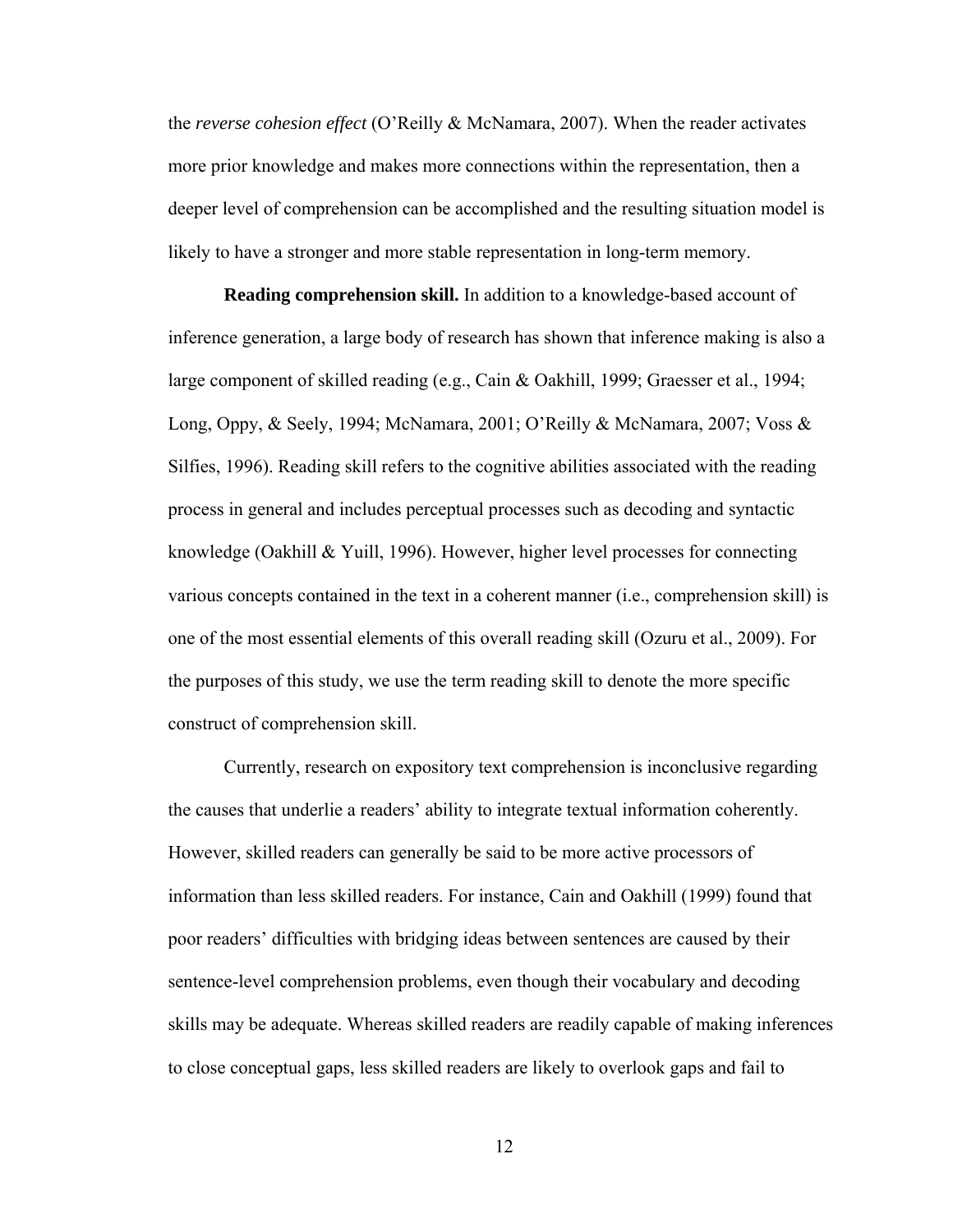the *reverse cohesion effect* (O'Reilly & McNamara, 2007). When the reader activates more prior knowledge and makes more connections within the representation, then a deeper level of comprehension can be accomplished and the resulting situation model is likely to have a stronger and more stable representation in long-term memory.

**Reading comprehension skill.** In addition to a knowledge-based account of inference generation, a large body of research has shown that inference making is also a large component of skilled reading (e.g., Cain & Oakhill, 1999; Graesser et al., 1994; Long, Oppy, & Seely, 1994; McNamara, 2001; O'Reilly & McNamara, 2007; Voss & Silfies, 1996). Reading skill refers to the cognitive abilities associated with the reading process in general and includes perceptual processes such as decoding and syntactic knowledge (Oakhill & Yuill, 1996). However, higher level processes for connecting various concepts contained in the text in a coherent manner (i.e., comprehension skill) is one of the most essential elements of this overall reading skill (Ozuru et al., 2009). For the purposes of this study, we use the term reading skill to denote the more specific construct of comprehension skill.

Currently, research on expository text comprehension is inconclusive regarding the causes that underlie a readers' ability to integrate textual information coherently. However, skilled readers can generally be said to be more active processors of information than less skilled readers. For instance, Cain and Oakhill (1999) found that poor readers' difficulties with bridging ideas between sentences are caused by their sentence-level comprehension problems, even though their vocabulary and decoding skills may be adequate. Whereas skilled readers are readily capable of making inferences to close conceptual gaps, less skilled readers are likely to overlook gaps and fail to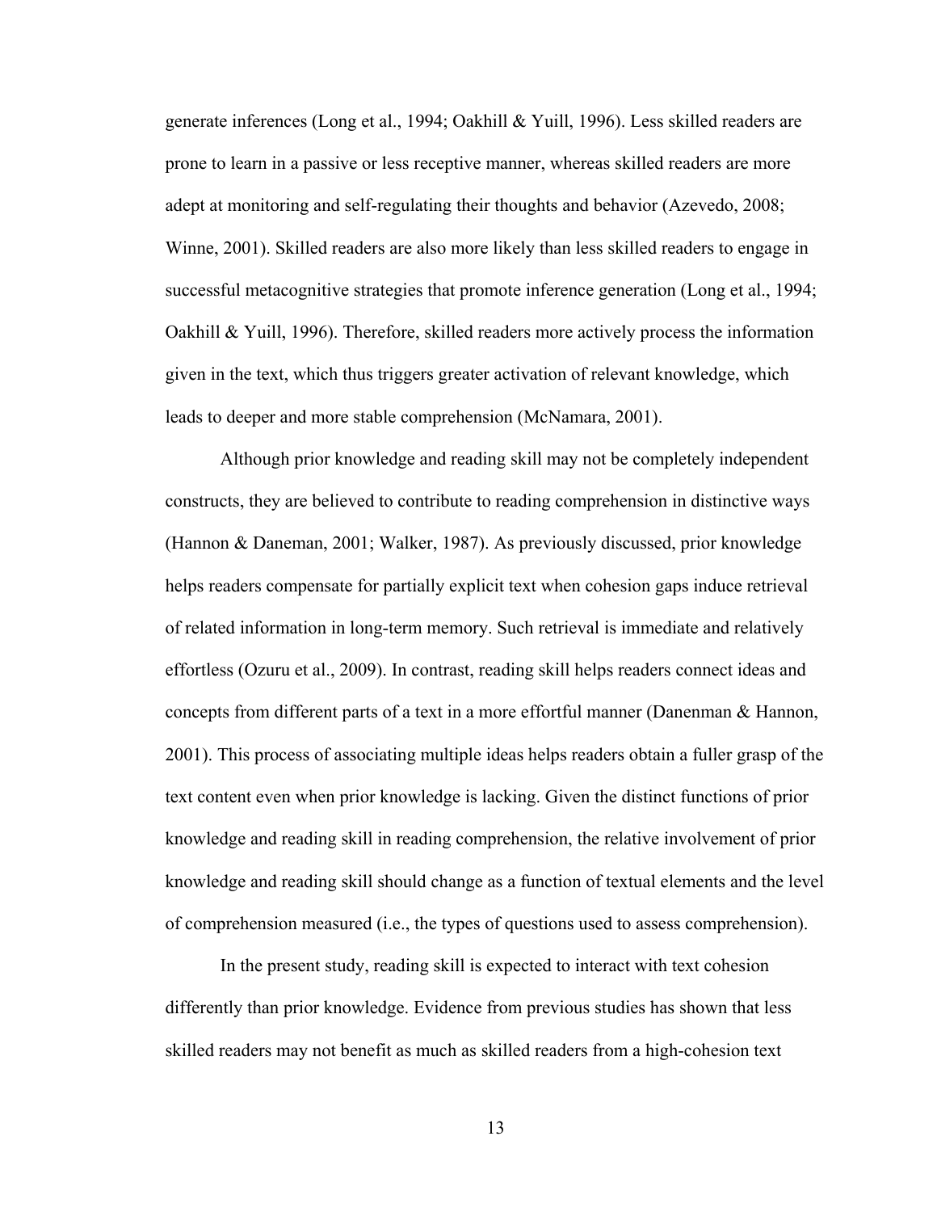generate inferences (Long et al., 1994; Oakhill & Yuill, 1996). Less skilled readers are prone to learn in a passive or less receptive manner, whereas skilled readers are more adept at monitoring and self-regulating their thoughts and behavior (Azevedo, 2008; Winne, 2001). Skilled readers are also more likely than less skilled readers to engage in successful metacognitive strategies that promote inference generation (Long et al., 1994; Oakhill & Yuill, 1996). Therefore, skilled readers more actively process the information given in the text, which thus triggers greater activation of relevant knowledge, which leads to deeper and more stable comprehension (McNamara, 2001).

Although prior knowledge and reading skill may not be completely independent constructs, they are believed to contribute to reading comprehension in distinctive ways (Hannon & Daneman, 2001; Walker, 1987). As previously discussed, prior knowledge helps readers compensate for partially explicit text when cohesion gaps induce retrieval of related information in long-term memory. Such retrieval is immediate and relatively effortless (Ozuru et al., 2009). In contrast, reading skill helps readers connect ideas and concepts from different parts of a text in a more effortful manner (Danenman & Hannon, 2001). This process of associating multiple ideas helps readers obtain a fuller grasp of the text content even when prior knowledge is lacking. Given the distinct functions of prior knowledge and reading skill in reading comprehension, the relative involvement of prior knowledge and reading skill should change as a function of textual elements and the level of comprehension measured (i.e., the types of questions used to assess comprehension).

In the present study, reading skill is expected to interact with text cohesion differently than prior knowledge. Evidence from previous studies has shown that less skilled readers may not benefit as much as skilled readers from a high-cohesion text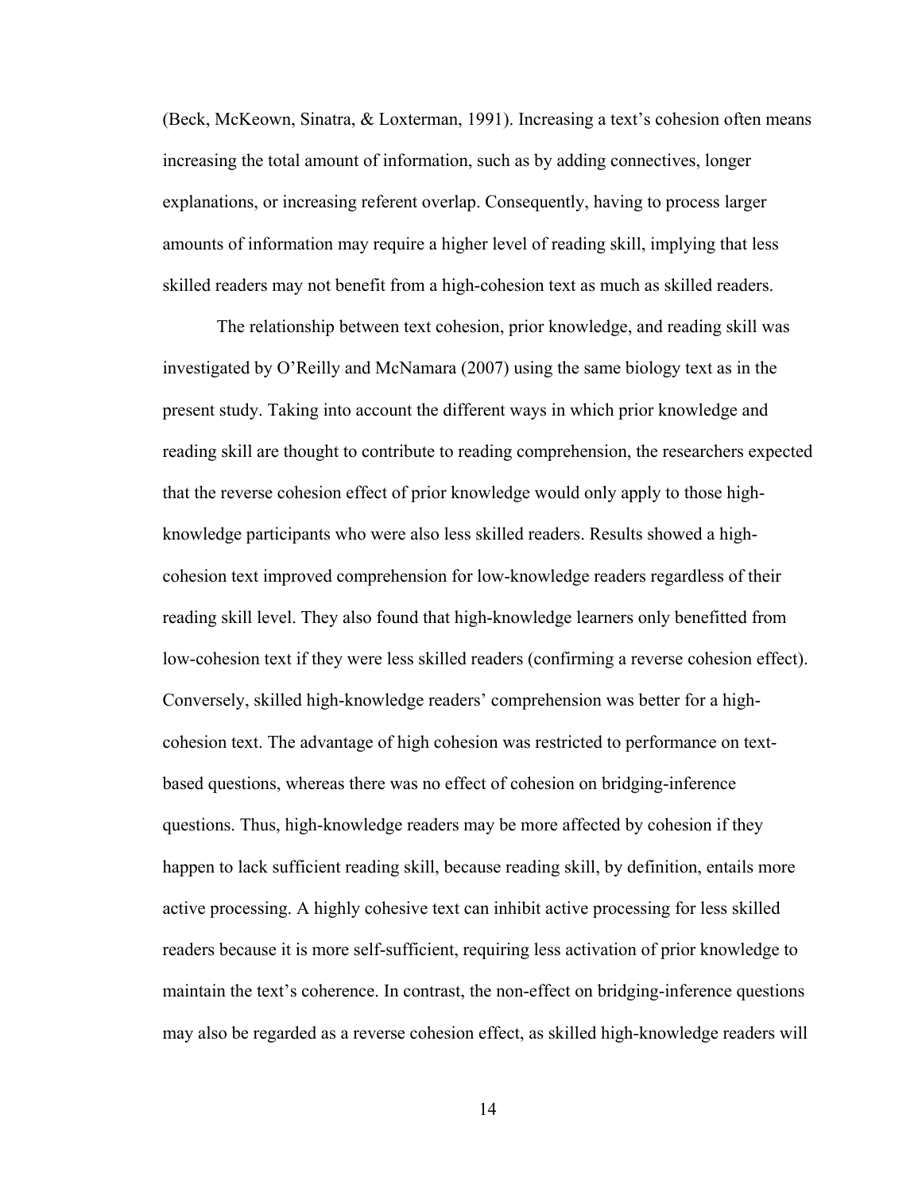(Beck, McKeown, Sinatra, & Loxterman, 1991). Increasing a text's cohesion often means increasing the total amount of information, such as by adding connectives, longer explanations, or increasing referent overlap. Consequently, having to process larger amounts of information may require a higher level of reading skill, implying that less skilled readers may not benefit from a high-cohesion text as much as skilled readers.

The relationship between text cohesion, prior knowledge, and reading skill was investigated by O'Reilly and McNamara (2007) using the same biology text as in the present study. Taking into account the different ways in which prior knowledge and reading skill are thought to contribute to reading comprehension, the researchers expected that the reverse cohesion effect of prior knowledge would only apply to those high-knowledge participants who were also less skilled readers. Results showed a high-cohesion text improved comprehension for low-knowledge readers regardless of their reading skill level. They also found that high-knowledge learners only benefitted from low-cohesion text if they were less skilled readers (confirming a reverse cohesion effect). Conversely, skilled high-knowledge readers' comprehension was better for a high-cohesion text. The advantage of high cohesion was restricted to performance on text-based questions, whereas there was no effect of cohesion on bridging-inference questions. Thus, high-knowledge readers may be more affected by cohesion if they happen to lack sufficient reading skill, because reading skill, by definition, entails more active processing. A highly cohesive text can inhibit active processing for less skilled readers because it is more self-sufficient, requiring less activation of prior knowledge to maintain the text's coherence. In contrast, the non-effect on bridging-inference questions may also be regarded as a reverse cohesion effect, as skilled high-knowledge readers will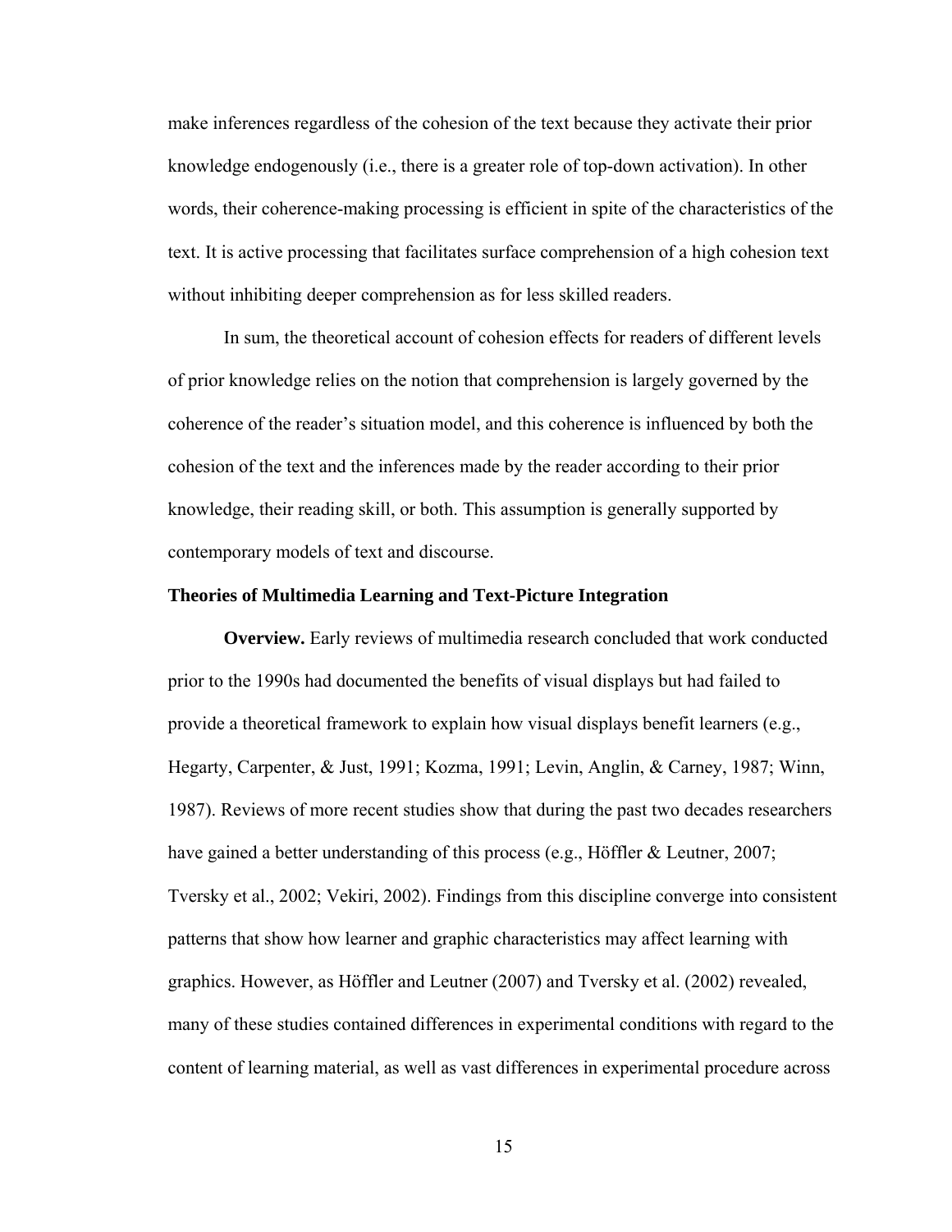make inferences regardless of the cohesion of the text because they activate their prior knowledge endogenously (i.e., there is a greater role of top-down activation). In other words, their coherence-making processing is efficient in spite of the characteristics of the text. It is active processing that facilitates surface comprehension of a high cohesion text without inhibiting deeper comprehension as for less skilled readers.

In sum, the theoretical account of cohesion effects for readers of different levels of prior knowledge relies on the notion that comprehension is largely governed by the coherence of the reader's situation model, and this coherence is influenced by both the cohesion of the text and the inferences made by the reader according to their prior knowledge, their reading skill, or both. This assumption is generally supported by contemporary models of text and discourse.

### Theories of Multimedia Learning and Text-Picture Integration

**Overview.** Early reviews of multimedia research concluded that work conducted prior to the 1990s had documented the benefits of visual displays but had failed to provide a theoretical framework to explain how visual displays benefit learners (e.g., Hegarty, Carpenter, & Just, 1991; Kozma, 1991; Levin, Anglin, & Carney, 1987; Winn, 1987). Reviews of more recent studies show that during the past two decades researchers have gained a better understanding of this process (e.g., Höffler & Leutner, 2007; Tversky et al., 2002; Vekiri, 2002). Findings from this discipline converge into consistent patterns that show how learner and graphic characteristics may affect learning with graphics. However, as Höffler and Leutner (2007) and Tversky et al. (2002) revealed, many of these studies contained differences in experimental conditions with regard to the content of learning material, as well as vast differences in experimental procedure across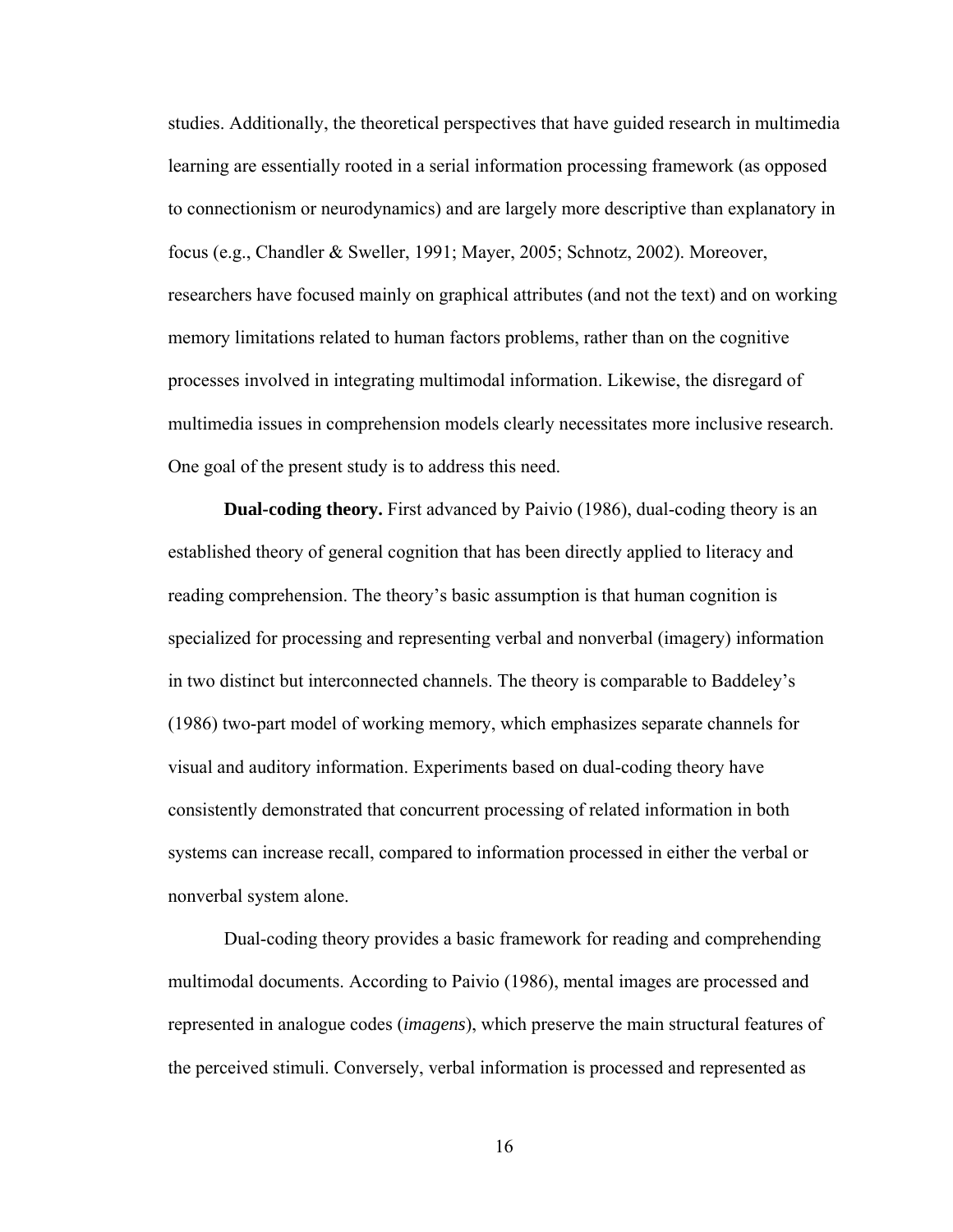studies. Additionally, the theoretical perspectives that have guided research in multimedia learning are essentially rooted in a serial information processing framework (as opposed to connectionism or neurodynamics) and are largely more descriptive than explanatory in focus (e.g., Chandler & Sweller, 1991; Mayer, 2005; Schnotz, 2002). Moreover, researchers have focused mainly on graphical attributes (and not the text) and on working memory limitations related to human factors problems, rather than on the cognitive processes involved in integrating multimodal information. Likewise, the disregard of multimedia issues in comprehension models clearly necessitates more inclusive research. One goal of the present study is to address this need.

**Dual-coding theory.** First advanced by Paivio (1986), dual-coding theory is an established theory of general cognition that has been directly applied to literacy and reading comprehension. The theory's basic assumption is that human cognition is specialized for processing and representing verbal and nonverbal (imagery) information in two distinct but interconnected channels. The theory is comparable to Baddeley's (1986) two-part model of working memory, which emphasizes separate channels for visual and auditory information. Experiments based on dual-coding theory have consistently demonstrated that concurrent processing of related information in both systems can increase recall, compared to information processed in either the verbal or nonverbal system alone.

Dual-coding theory provides a basic framework for reading and comprehending multimodal documents. According to Paivio (1986), mental images are processed and represented in analogue codes (*imagens*), which preserve the main structural features of the perceived stimuli. Conversely, verbal information is processed and represented as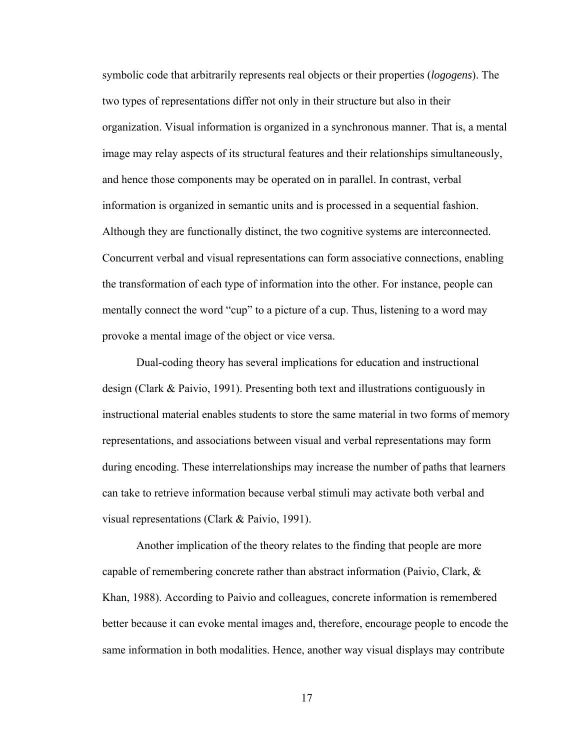symbolic code that arbitrarily represents real objects or their properties (*logogens*). The two types of representations differ not only in their structure but also in their organization. Visual information is organized in a synchronous manner. That is, a mental image may relay aspects of its structural features and their relationships simultaneously, and hence those components may be operated on in parallel. In contrast, verbal information is organized in semantic units and is processed in a sequential fashion. Although they are functionally distinct, the two cognitive systems are interconnected. Concurrent verbal and visual representations can form associative connections, enabling the transformation of each type of information into the other. For instance, people can mentally connect the word "cup" to a picture of a cup. Thus, listening to a word may provoke a mental image of the object or vice versa.

Dual-coding theory has several implications for education and instructional design (Clark & Paivio, 1991). Presenting both text and illustrations contiguously in instructional material enables students to store the same material in two forms of memory representations, and associations between visual and verbal representations may form during encoding. These interrelationships may increase the number of paths that learners can take to retrieve information because verbal stimuli may activate both verbal and visual representations (Clark & Paivio, 1991).

Another implication of the theory relates to the finding that people are more capable of remembering concrete rather than abstract information (Paivio, Clark, & Khan, 1988). According to Paivio and colleagues, concrete information is remembered better because it can evoke mental images and, therefore, encourage people to encode the same information in both modalities. Hence, another way visual displays may contribute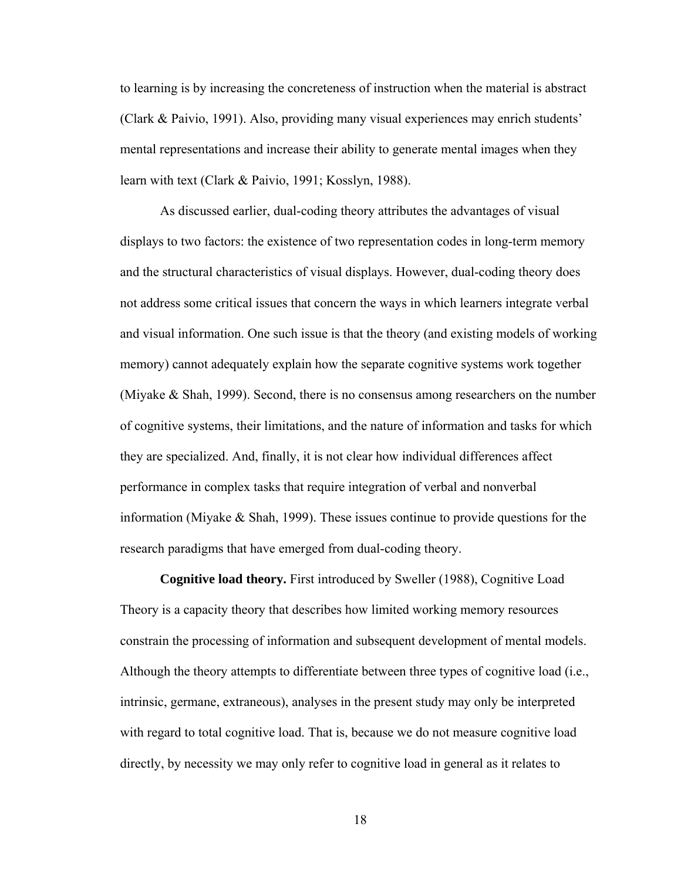to learning is by increasing the concreteness of instruction when the material is abstract (Clark & Paivio, 1991). Also, providing many visual experiences may enrich students' mental representations and increase their ability to generate mental images when they learn with text (Clark & Paivio, 1991; Kosslyn, 1988).

As discussed earlier, dual-coding theory attributes the advantages of visual displays to two factors: the existence of two representation codes in long-term memory and the structural characteristics of visual displays. However, dual-coding theory does not address some critical issues that concern the ways in which learners integrate verbal and visual information. One such issue is that the theory (and existing models of working memory) cannot adequately explain how the separate cognitive systems work together (Miyake & Shah, 1999). Second, there is no consensus among researchers on the number of cognitive systems, their limitations, and the nature of information and tasks for which they are specialized. And, finally, it is not clear how individual differences affect performance in complex tasks that require integration of verbal and nonverbal information (Miyake & Shah, 1999). These issues continue to provide questions for the research paradigms that have emerged from dual-coding theory.

**Cognitive load theory.** First introduced by Sweller (1988), Cognitive Load Theory is a capacity theory that describes how limited working memory resources constrain the processing of information and subsequent development of mental models. Although the theory attempts to differentiate between three types of cognitive load (i.e., intrinsic, germane, extraneous), analyses in the present study may only be interpreted with regard to total cognitive load. That is, because we do not measure cognitive load directly, by necessity we may only refer to cognitive load in general as it relates to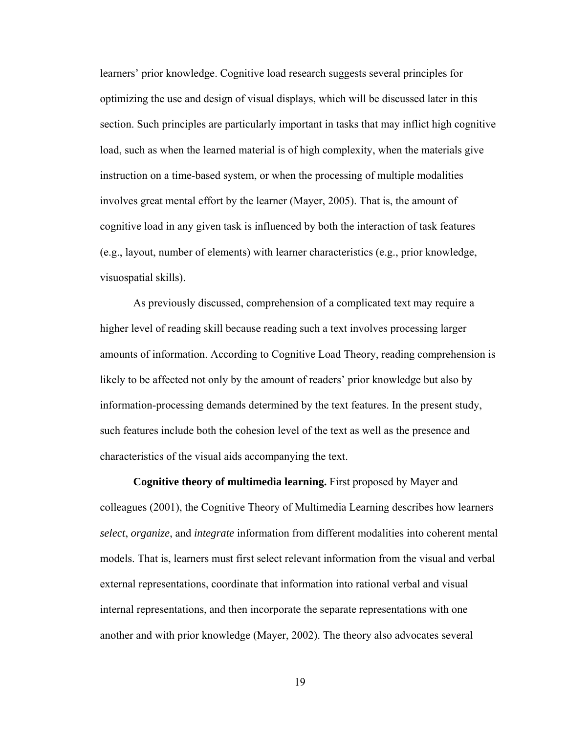learners' prior knowledge. Cognitive load research suggests several principles for optimizing the use and design of visual displays, which will be discussed later in this section. Such principles are particularly important in tasks that may inflict high cognitive load, such as when the learned material is of high complexity, when the materials give instruction on a time-based system, or when the processing of multiple modalities involves great mental effort by the learner (Mayer, 2005). That is, the amount of cognitive load in any given task is influenced by both the interaction of task features (e.g., layout, number of elements) with learner characteristics (e.g., prior knowledge, visuospatial skills).

As previously discussed, comprehension of a complicated text may require a higher level of reading skill because reading such a text involves processing larger amounts of information. According to Cognitive Load Theory, reading comprehension is likely to be affected not only by the amount of readers' prior knowledge but also by information-processing demands determined by the text features. In the present study, such features include both the cohesion level of the text as well as the presence and characteristics of the visual aids accompanying the text.

**Cognitive theory of multimedia learning.** First proposed by Mayer and colleagues (2001), the Cognitive Theory of Multimedia Learning describes how learners *select*, *organize*, and *integrate* information from different modalities into coherent mental models. That is, learners must first select relevant information from the visual and verbal external representations, coordinate that information into rational verbal and visual internal representations, and then incorporate the separate representations with one another and with prior knowledge (Mayer, 2002). The theory also advocates several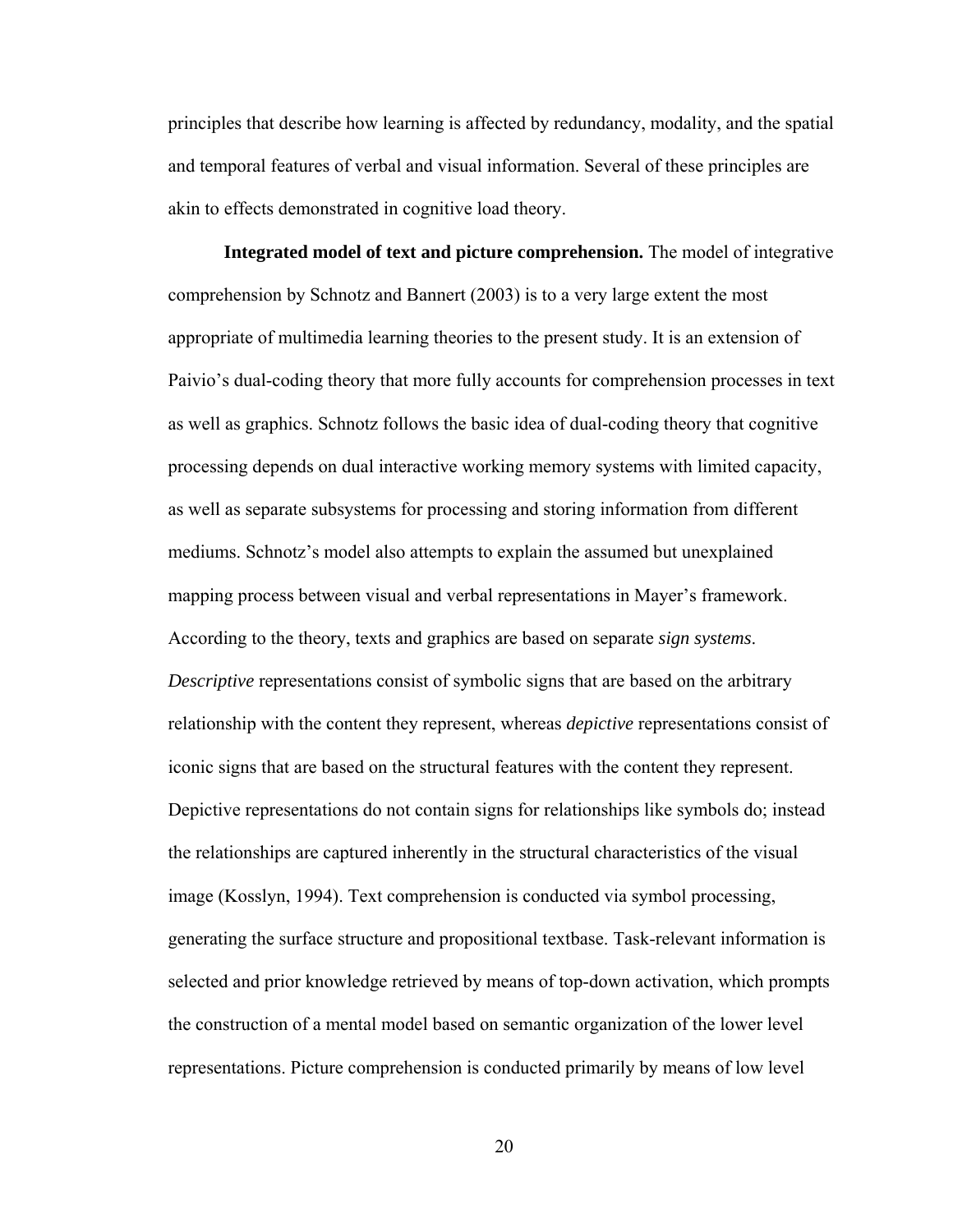principles that describe how learning is affected by redundancy, modality, and the spatial and temporal features of verbal and visual information. Several of these principles are akin to effects demonstrated in cognitive load theory.

**Integrated model of text and picture comprehension.** The model of integrative comprehension by Schnotz and Bannert (2003) is to a very large extent the most appropriate of multimedia learning theories to the present study. It is an extension of Paivio's dual-coding theory that more fully accounts for comprehension processes in text as well as graphics. Schnotz follows the basic idea of dual-coding theory that cognitive processing depends on dual interactive working memory systems with limited capacity, as well as separate subsystems for processing and storing information from different mediums. Schnotz's model also attempts to explain the assumed but unexplained mapping process between visual and verbal representations in Mayer's framework. According to the theory, texts and graphics are based on separate *sign systems*. *Descriptive* representations consist of symbolic signs that are based on the arbitrary relationship with the content they represent, whereas *depictive* representations consist of iconic signs that are based on the structural features with the content they represent. Depictive representations do not contain signs for relationships like symbols do; instead the relationships are captured inherently in the structural characteristics of the visual image (Kosslyn, 1994). Text comprehension is conducted via symbol processing, generating the surface structure and propositional textbase. Task-relevant information is selected and prior knowledge retrieved by means of top-down activation, which prompts the construction of a mental model based on semantic organization of the lower level representations. Picture comprehension is conducted primarily by means of low level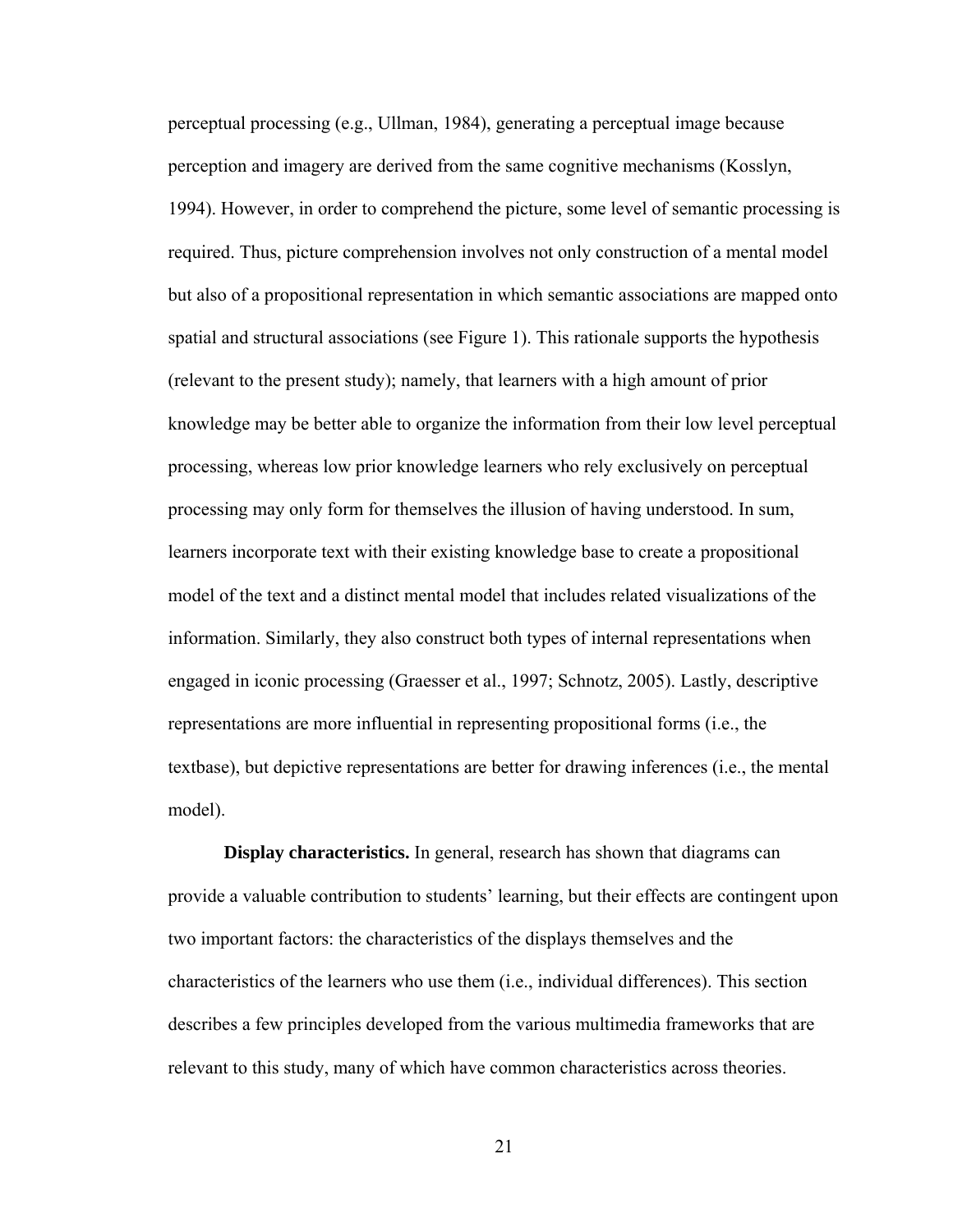perceptual processing (e.g., Ullman, 1984), generating a perceptual image because perception and imagery are derived from the same cognitive mechanisms (Kosslyn, 1994). However, in order to comprehend the picture, some level of semantic processing is required. Thus, picture comprehension involves not only construction of a mental model but also of a propositional representation in which semantic associations are mapped onto spatial and structural associations (see Figure 1). This rationale supports the hypothesis (relevant to the present study); namely, that learners with a high amount of prior knowledge may be better able to organize the information from their low level perceptual processing, whereas low prior knowledge learners who rely exclusively on perceptual processing may only form for themselves the illusion of having understood. In sum, learners incorporate text with their existing knowledge base to create a propositional model of the text and a distinct mental model that includes related visualizations of the information. Similarly, they also construct both types of internal representations when engaged in iconic processing (Graesser et al., 1997; Schnotz, 2005). Lastly, descriptive representations are more influential in representing propositional forms (i.e., the textbase), but depictive representations are better for drawing inferences (i.e., the mental model).

**Display characteristics.** In general, research has shown that diagrams can provide a valuable contribution to students' learning, but their effects are contingent upon two important factors: the characteristics of the displays themselves and the characteristics of the learners who use them (i.e., individual differences). This section describes a few principles developed from the various multimedia frameworks that are relevant to this study, many of which have common characteristics across theories.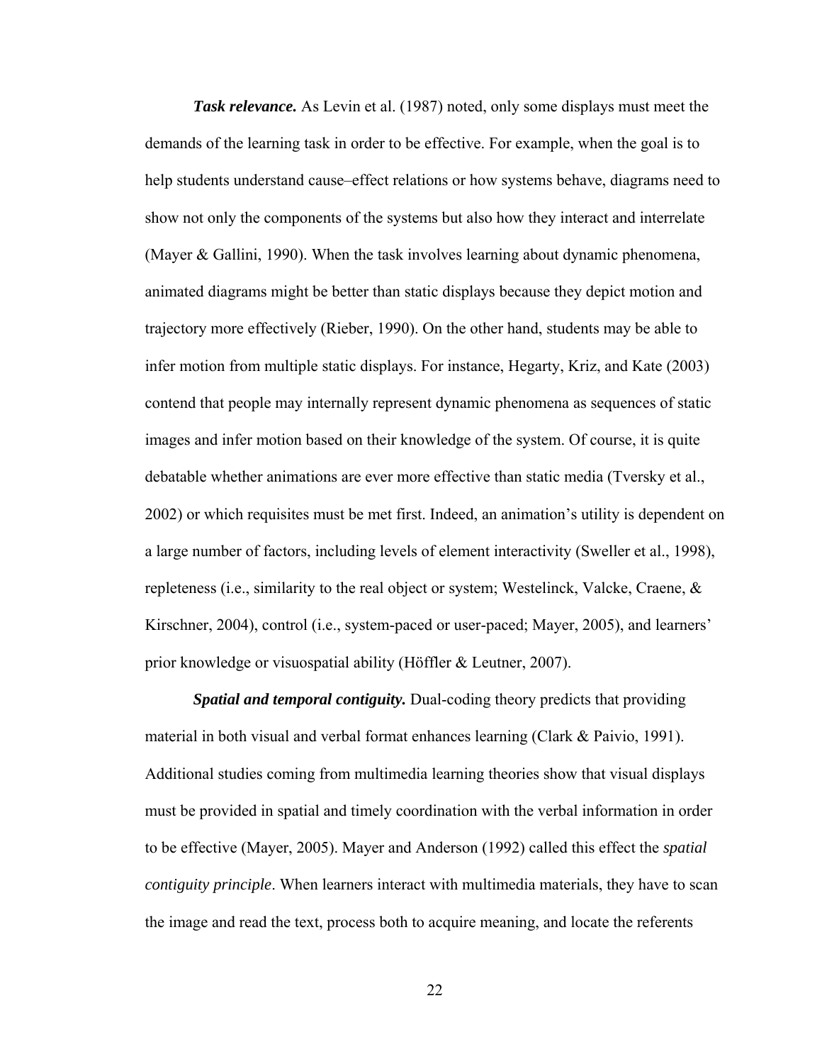***Task relevance.*** As Levin et al. (1987) noted, only some displays must meet the demands of the learning task in order to be effective. For example, when the goal is to help students understand cause–effect relations or how systems behave, diagrams need to show not only the components of the systems but also how they interact and interrelate (Mayer & Gallini, 1990). When the task involves learning about dynamic phenomena, animated diagrams might be better than static displays because they depict motion and trajectory more effectively (Rieber, 1990). On the other hand, students may be able to infer motion from multiple static displays. For instance, Hegarty, Kriz, and Kate (2003) contend that people may internally represent dynamic phenomena as sequences of static images and infer motion based on their knowledge of the system. Of course, it is quite debatable whether animations are ever more effective than static media (Tversky et al., 2002) or which requisites must be met first. Indeed, an animation's utility is dependent on a large number of factors, including levels of element interactivity (Sweller et al., 1998), repleteness (i.e., similarity to the real object or system; Westelinck, Valcke, Craene, & Kirschner, 2004), control (i.e., system-paced or user-paced; Mayer, 2005), and learners' prior knowledge or visuospatial ability (Höffler & Leutner, 2007).

***Spatial and temporal contiguity.*** Dual-coding theory predicts that providing material in both visual and verbal format enhances learning (Clark & Paivio, 1991). Additional studies coming from multimedia learning theories show that visual displays must be provided in spatial and timely coordination with the verbal information in order to be effective (Mayer, 2005). Mayer and Anderson (1992) called this effect the *spatial contiguity principle*. When learners interact with multimedia materials, they have to scan the image and read the text, process both to acquire meaning, and locate the referents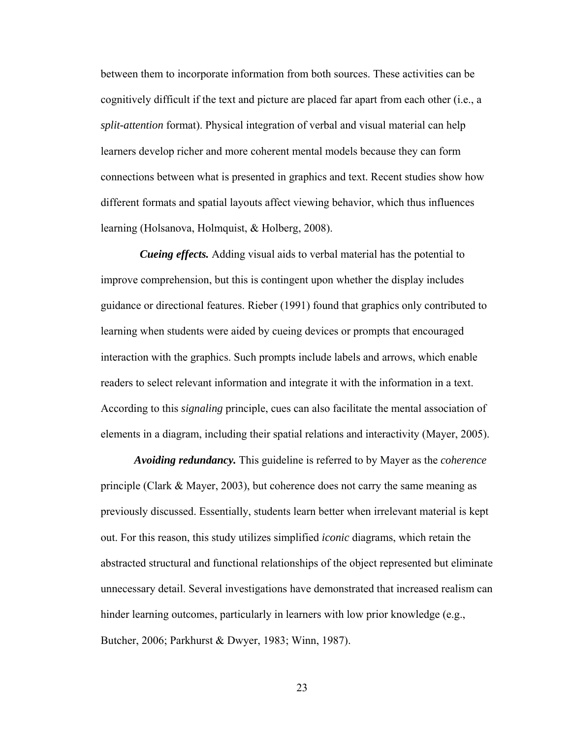between them to incorporate information from both sources. These activities can be cognitively difficult if the text and picture are placed far apart from each other (i.e., a *split-attention* format). Physical integration of verbal and visual material can help learners develop richer and more coherent mental models because they can form connections between what is presented in graphics and text. Recent studies show how different formats and spatial layouts affect viewing behavior, which thus influences learning (Holsanova, Holmquist, & Holberg, 2008).

***Cueing effects.*** Adding visual aids to verbal material has the potential to improve comprehension, but this is contingent upon whether the display includes guidance or directional features. Rieber (1991) found that graphics only contributed to learning when students were aided by cueing devices or prompts that encouraged interaction with the graphics. Such prompts include labels and arrows, which enable readers to select relevant information and integrate it with the information in a text. According to this *signaling* principle, cues can also facilitate the mental association of elements in a diagram, including their spatial relations and interactivity (Mayer, 2005).

***Avoiding redundancy.*** This guideline is referred to by Mayer as the *coherence* principle (Clark & Mayer, 2003), but coherence does not carry the same meaning as previously discussed. Essentially, students learn better when irrelevant material is kept out. For this reason, this study utilizes simplified *iconic* diagrams, which retain the abstracted structural and functional relationships of the object represented but eliminate unnecessary detail. Several investigations have demonstrated that increased realism can hinder learning outcomes, particularly in learners with low prior knowledge (e.g., Butcher, 2006; Parkhurst & Dwyer, 1983; Winn, 1987).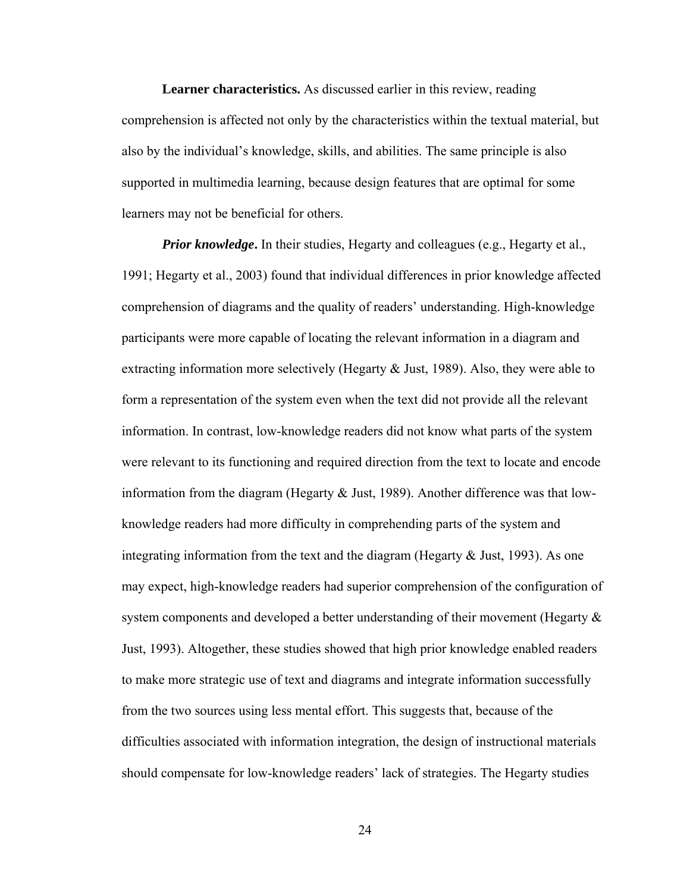**Learner characteristics.** As discussed earlier in this review, reading comprehension is affected not only by the characteristics within the textual material, but also by the individual's knowledge, skills, and abilities. The same principle is also supported in multimedia learning, because design features that are optimal for some learners may not be beneficial for others.

***Prior knowledge*.** In their studies, Hegarty and colleagues (e.g., Hegarty et al., 1991; Hegarty et al., 2003) found that individual differences in prior knowledge affected comprehension of diagrams and the quality of readers' understanding. High-knowledge participants were more capable of locating the relevant information in a diagram and extracting information more selectively (Hegarty & Just, 1989). Also, they were able to form a representation of the system even when the text did not provide all the relevant information. In contrast, low-knowledge readers did not know what parts of the system were relevant to its functioning and required direction from the text to locate and encode information from the diagram (Hegarty & Just, 1989). Another difference was that low-knowledge readers had more difficulty in comprehending parts of the system and integrating information from the text and the diagram (Hegarty & Just, 1993). As one may expect, high-knowledge readers had superior comprehension of the configuration of system components and developed a better understanding of their movement (Hegarty & Just, 1993). Altogether, these studies showed that high prior knowledge enabled readers to make more strategic use of text and diagrams and integrate information successfully from the two sources using less mental effort. This suggests that, because of the difficulties associated with information integration, the design of instructional materials should compensate for low-knowledge readers' lack of strategies. The Hegarty studies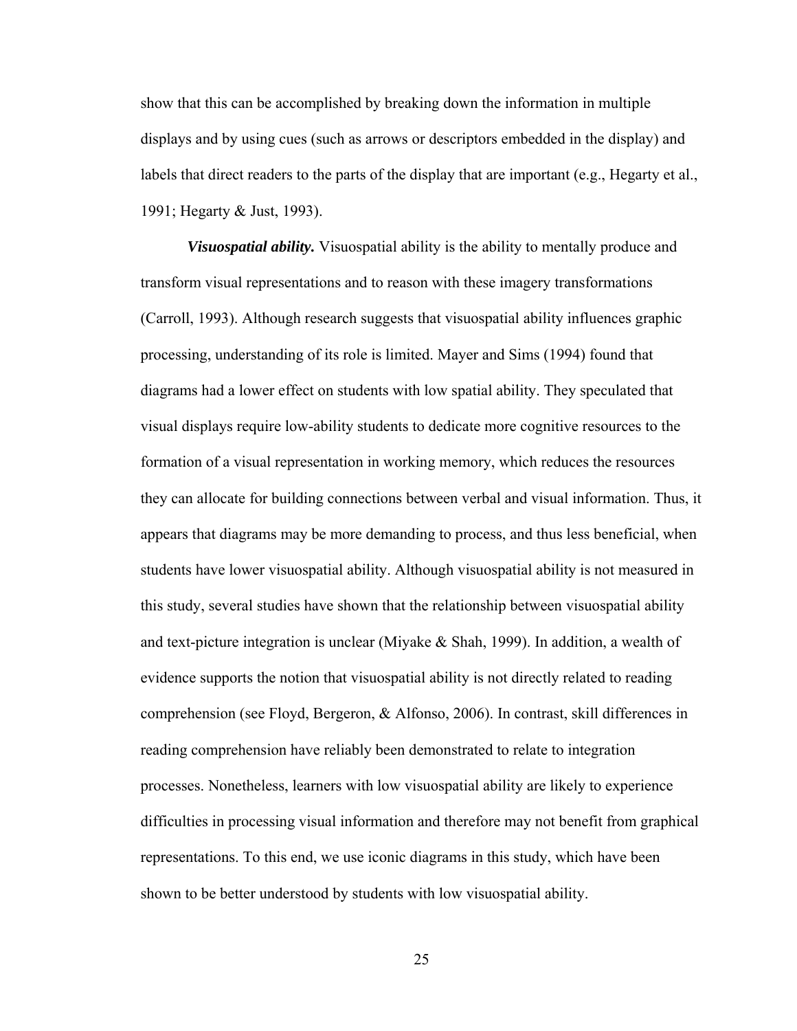show that this can be accomplished by breaking down the information in multiple displays and by using cues (such as arrows or descriptors embedded in the display) and labels that direct readers to the parts of the display that are important (e.g., Hegarty et al., 1991; Hegarty & Just, 1993).

***Visuospatial ability.*** Visuospatial ability is the ability to mentally produce and transform visual representations and to reason with these imagery transformations (Carroll, 1993). Although research suggests that visuospatial ability influences graphic processing, understanding of its role is limited. Mayer and Sims (1994) found that diagrams had a lower effect on students with low spatial ability. They speculated that visual displays require low-ability students to dedicate more cognitive resources to the formation of a visual representation in working memory, which reduces the resources they can allocate for building connections between verbal and visual information. Thus, it appears that diagrams may be more demanding to process, and thus less beneficial, when students have lower visuospatial ability. Although visuospatial ability is not measured in this study, several studies have shown that the relationship between visuospatial ability and text-picture integration is unclear (Miyake & Shah, 1999). In addition, a wealth of evidence supports the notion that visuospatial ability is not directly related to reading comprehension (see Floyd, Bergeron, & Alfonso, 2006). In contrast, skill differences in reading comprehension have reliably been demonstrated to relate to integration processes. Nonetheless, learners with low visuospatial ability are likely to experience difficulties in processing visual information and therefore may not benefit from graphical representations. To this end, we use iconic diagrams in this study, which have been shown to be better understood by students with low visuospatial ability.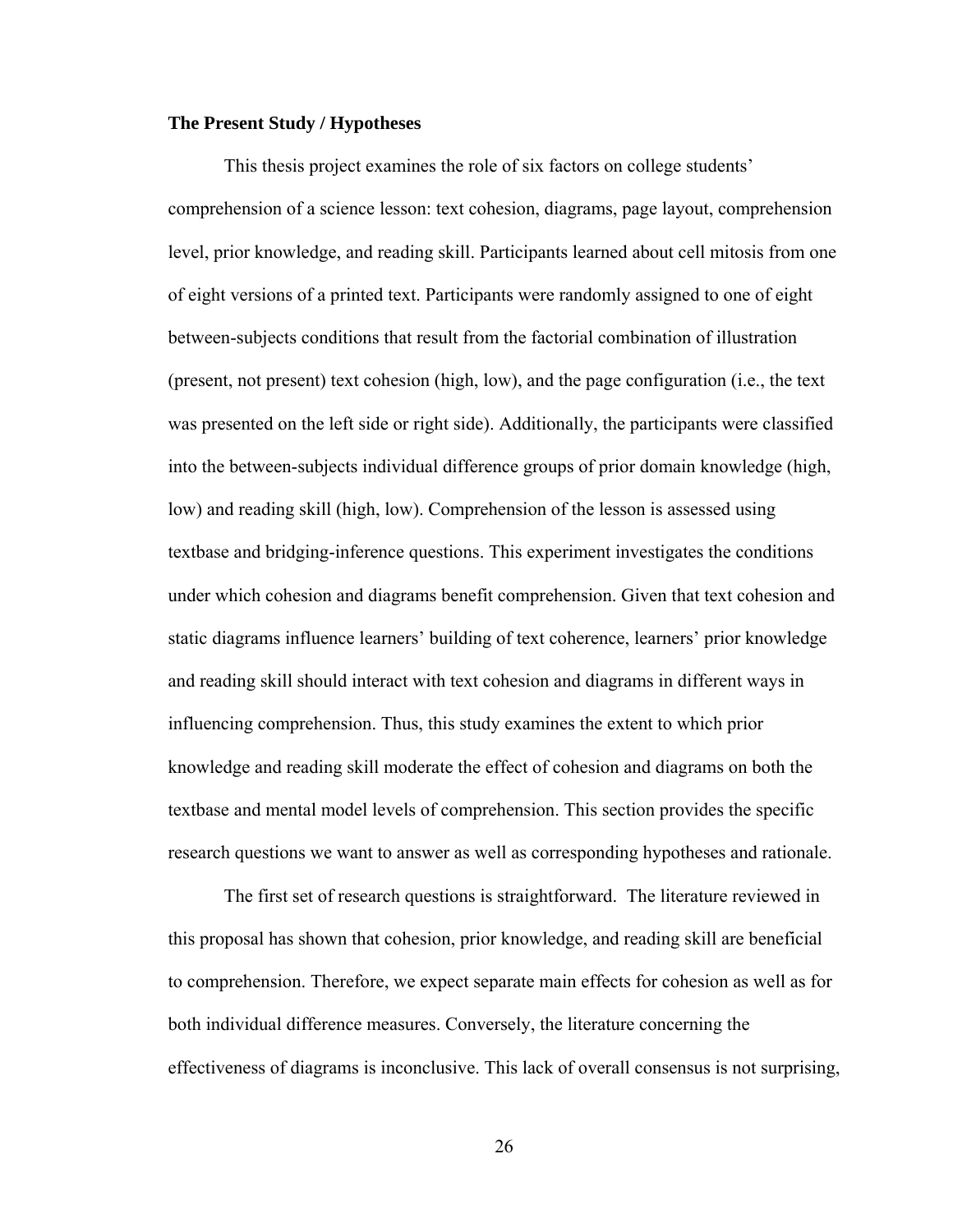**The Present Study / Hypotheses**

This thesis project examines the role of six factors on college students' comprehension of a science lesson: text cohesion, diagrams, page layout, comprehension level, prior knowledge, and reading skill. Participants learned about cell mitosis from one of eight versions of a printed text. Participants were randomly assigned to one of eight between-subjects conditions that result from the factorial combination of illustration (present, not present) text cohesion (high, low), and the page configuration (i.e., the text was presented on the left side or right side). Additionally, the participants were classified into the between-subjects individual difference groups of prior domain knowledge (high, low) and reading skill (high, low). Comprehension of the lesson is assessed using textbase and bridging-inference questions. This experiment investigates the conditions under which cohesion and diagrams benefit comprehension. Given that text cohesion and static diagrams influence learners' building of text coherence, learners' prior knowledge and reading skill should interact with text cohesion and diagrams in different ways in influencing comprehension. Thus, this study examines the extent to which prior knowledge and reading skill moderate the effect of cohesion and diagrams on both the textbase and mental model levels of comprehension. This section provides the specific research questions we want to answer as well as corresponding hypotheses and rationale.

The first set of research questions is straightforward. The literature reviewed in this proposal has shown that cohesion, prior knowledge, and reading skill are beneficial to comprehension. Therefore, we expect separate main effects for cohesion as well as for both individual difference measures. Conversely, the literature concerning the effectiveness of diagrams is inconclusive. This lack of overall consensus is not surprising,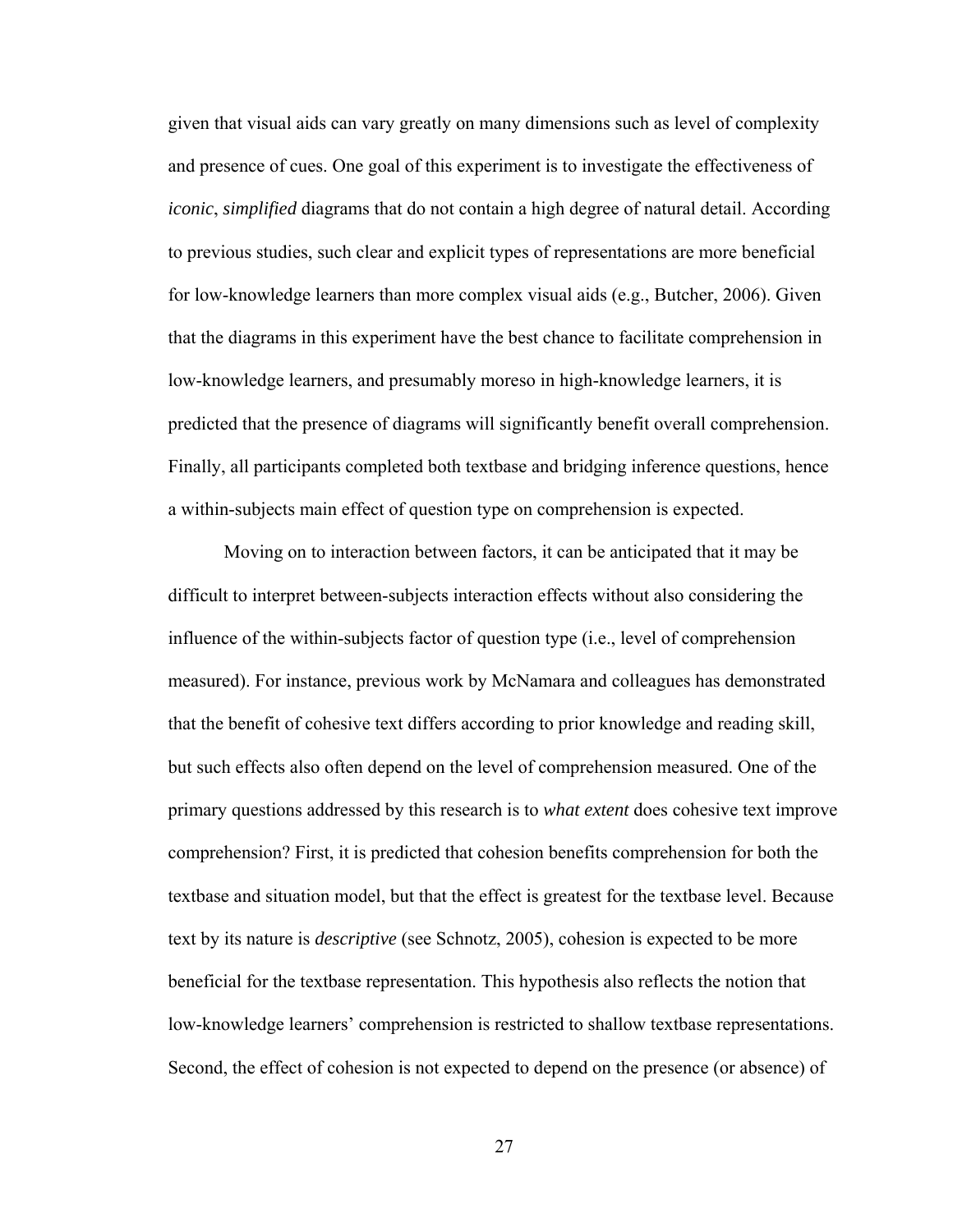given that visual aids can vary greatly on many dimensions such as level of complexity and presence of cues. One goal of this experiment is to investigate the effectiveness of *iconic*, *simplified* diagrams that do not contain a high degree of natural detail. According to previous studies, such clear and explicit types of representations are more beneficial for low-knowledge learners than more complex visual aids (e.g., Butcher, 2006). Given that the diagrams in this experiment have the best chance to facilitate comprehension in low-knowledge learners, and presumably moreso in high-knowledge learners, it is predicted that the presence of diagrams will significantly benefit overall comprehension. Finally, all participants completed both textbase and bridging inference questions, hence a within-subjects main effect of question type on comprehension is expected.

Moving on to interaction between factors, it can be anticipated that it may be difficult to interpret between-subjects interaction effects without also considering the influence of the within-subjects factor of question type (i.e., level of comprehension measured). For instance, previous work by McNamara and colleagues has demonstrated that the benefit of cohesive text differs according to prior knowledge and reading skill, but such effects also often depend on the level of comprehension measured. One of the primary questions addressed by this research is to *what extent* does cohesive text improve comprehension? First, it is predicted that cohesion benefits comprehension for both the textbase and situation model, but that the effect is greatest for the textbase level. Because text by its nature is *descriptive* (see Schnotz, 2005), cohesion is expected to be more beneficial for the textbase representation. This hypothesis also reflects the notion that low-knowledge learners' comprehension is restricted to shallow textbase representations. Second, the effect of cohesion is not expected to depend on the presence (or absence) of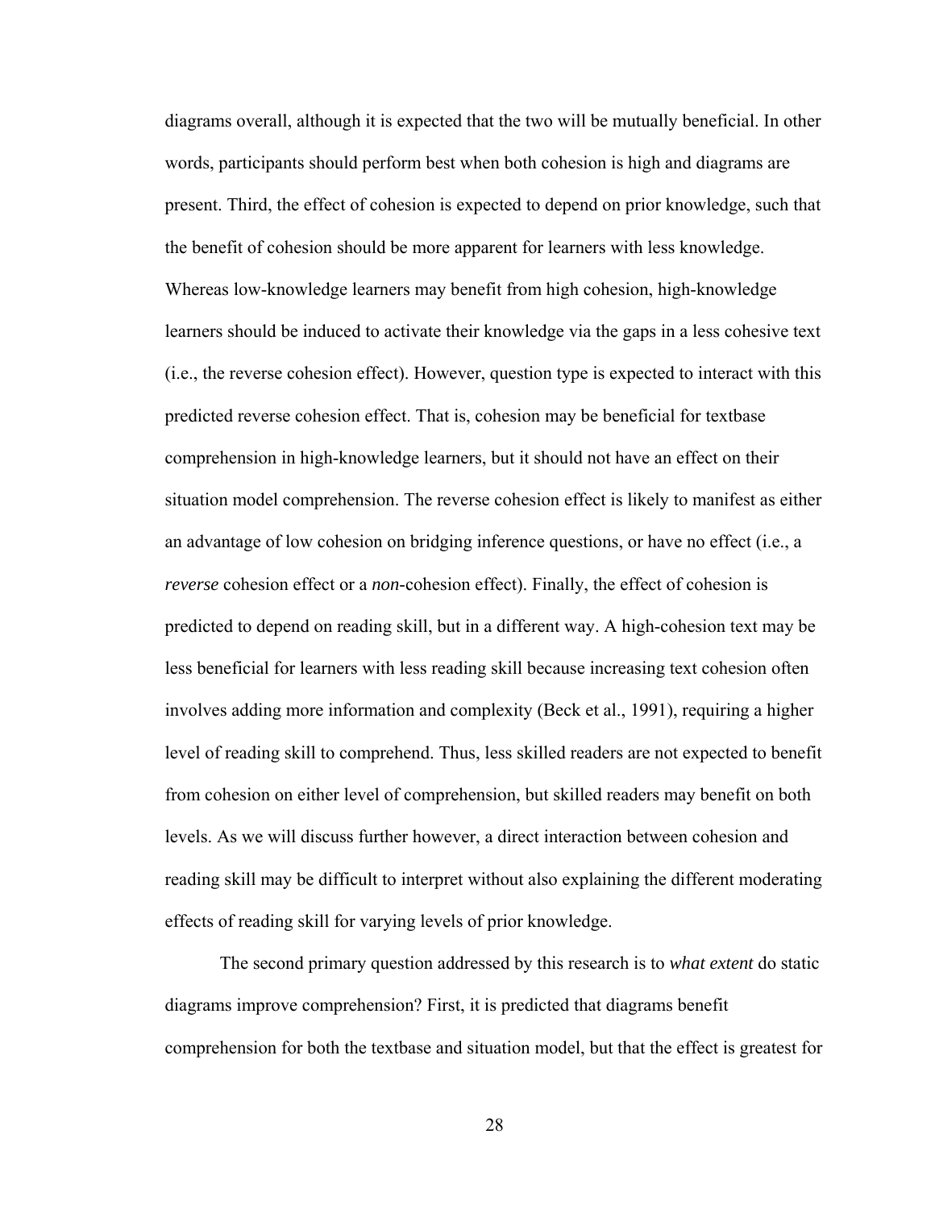diagrams overall, although it is expected that the two will be mutually beneficial. In other words, participants should perform best when both cohesion is high and diagrams are present. Third, the effect of cohesion is expected to depend on prior knowledge, such that the benefit of cohesion should be more apparent for learners with less knowledge. Whereas low-knowledge learners may benefit from high cohesion, high-knowledge learners should be induced to activate their knowledge via the gaps in a less cohesive text (i.e., the reverse cohesion effect). However, question type is expected to interact with this predicted reverse cohesion effect. That is, cohesion may be beneficial for textbase comprehension in high-knowledge learners, but it should not have an effect on their situation model comprehension. The reverse cohesion effect is likely to manifest as either an advantage of low cohesion on bridging inference questions, or have no effect (i.e., a *reverse* cohesion effect or a *non*-cohesion effect). Finally, the effect of cohesion is predicted to depend on reading skill, but in a different way. A high-cohesion text may be less beneficial for learners with less reading skill because increasing text cohesion often involves adding more information and complexity (Beck et al., 1991), requiring a higher level of reading skill to comprehend. Thus, less skilled readers are not expected to benefit from cohesion on either level of comprehension, but skilled readers may benefit on both levels. As we will discuss further however, a direct interaction between cohesion and reading skill may be difficult to interpret without also explaining the different moderating effects of reading skill for varying levels of prior knowledge.

The second primary question addressed by this research is to *what extent* do static diagrams improve comprehension? First, it is predicted that diagrams benefit comprehension for both the textbase and situation model, but that the effect is greatest for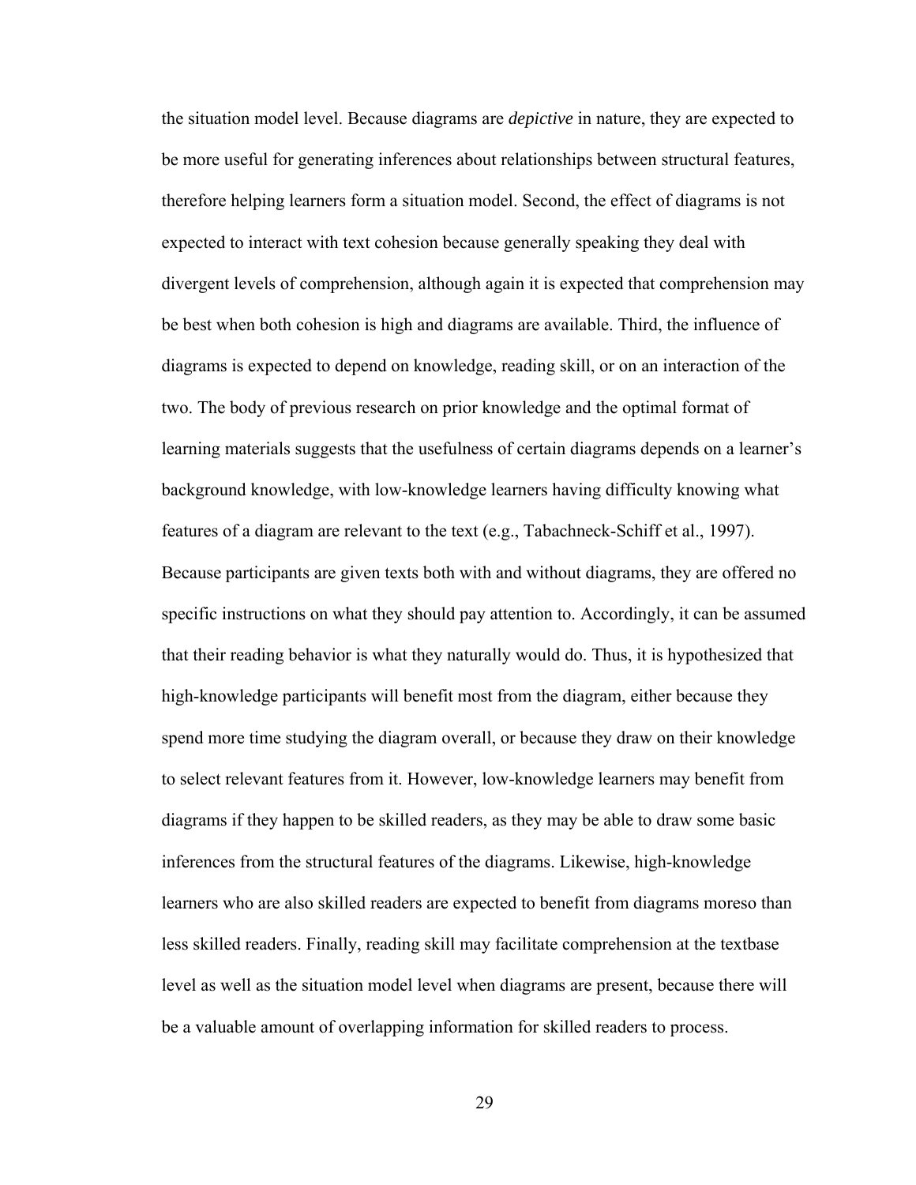the situation model level. Because diagrams are *depictive* in nature, they are expected to be more useful for generating inferences about relationships between structural features, therefore helping learners form a situation model. Second, the effect of diagrams is not expected to interact with text cohesion because generally speaking they deal with divergent levels of comprehension, although again it is expected that comprehension may be best when both cohesion is high and diagrams are available. Third, the influence of diagrams is expected to depend on knowledge, reading skill, or on an interaction of the two. The body of previous research on prior knowledge and the optimal format of learning materials suggests that the usefulness of certain diagrams depends on a learner's background knowledge, with low-knowledge learners having difficulty knowing what features of a diagram are relevant to the text (e.g., Tabachneck-Schiff et al., 1997). Because participants are given texts both with and without diagrams, they are offered no specific instructions on what they should pay attention to. Accordingly, it can be assumed that their reading behavior is what they naturally would do. Thus, it is hypothesized that high-knowledge participants will benefit most from the diagram, either because they spend more time studying the diagram overall, or because they draw on their knowledge to select relevant features from it. However, low-knowledge learners may benefit from diagrams if they happen to be skilled readers, as they may be able to draw some basic inferences from the structural features of the diagrams. Likewise, high-knowledge learners who are also skilled readers are expected to benefit from diagrams moreso than less skilled readers. Finally, reading skill may facilitate comprehension at the textbase level as well as the situation model level when diagrams are present, because there will be a valuable amount of overlapping information for skilled readers to process.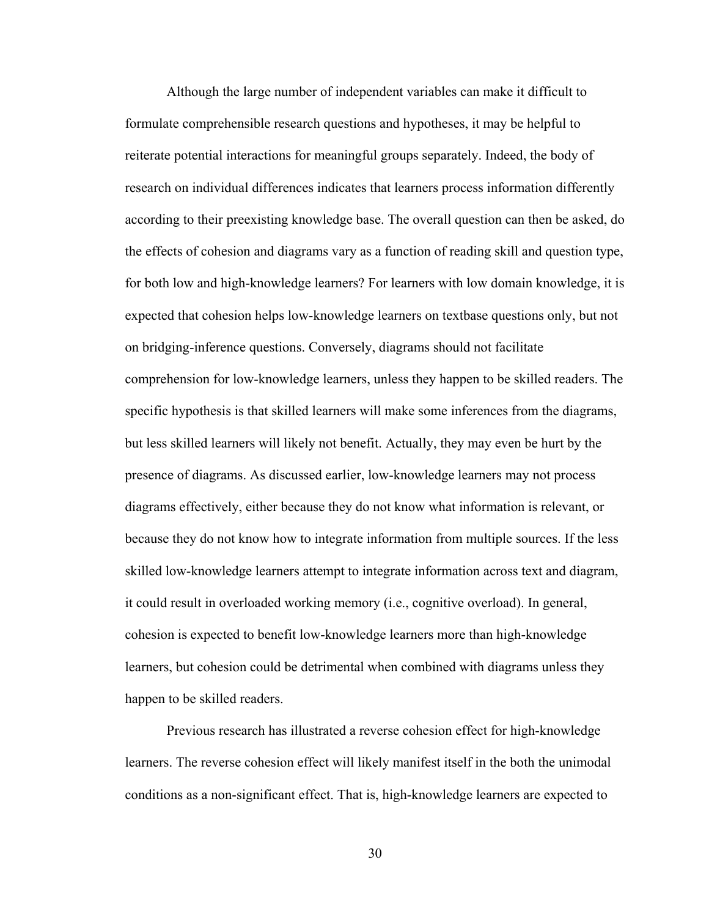Although the large number of independent variables can make it difficult to formulate comprehensible research questions and hypotheses, it may be helpful to reiterate potential interactions for meaningful groups separately. Indeed, the body of research on individual differences indicates that learners process information differently according to their preexisting knowledge base. The overall question can then be asked, do the effects of cohesion and diagrams vary as a function of reading skill and question type, for both low and high-knowledge learners? For learners with low domain knowledge, it is expected that cohesion helps low-knowledge learners on textbase questions only, but not on bridging-inference questions. Conversely, diagrams should not facilitate comprehension for low-knowledge learners, unless they happen to be skilled readers. The specific hypothesis is that skilled learners will make some inferences from the diagrams, but less skilled learners will likely not benefit. Actually, they may even be hurt by the presence of diagrams. As discussed earlier, low-knowledge learners may not process diagrams effectively, either because they do not know what information is relevant, or because they do not know how to integrate information from multiple sources. If the less skilled low-knowledge learners attempt to integrate information across text and diagram, it could result in overloaded working memory (i.e., cognitive overload). In general, cohesion is expected to benefit low-knowledge learners more than high-knowledge learners, but cohesion could be detrimental when combined with diagrams unless they happen to be skilled readers.

Previous research has illustrated a reverse cohesion effect for high-knowledge learners. The reverse cohesion effect will likely manifest itself in the both the unimodal conditions as a non-significant effect. That is, high-knowledge learners are expected to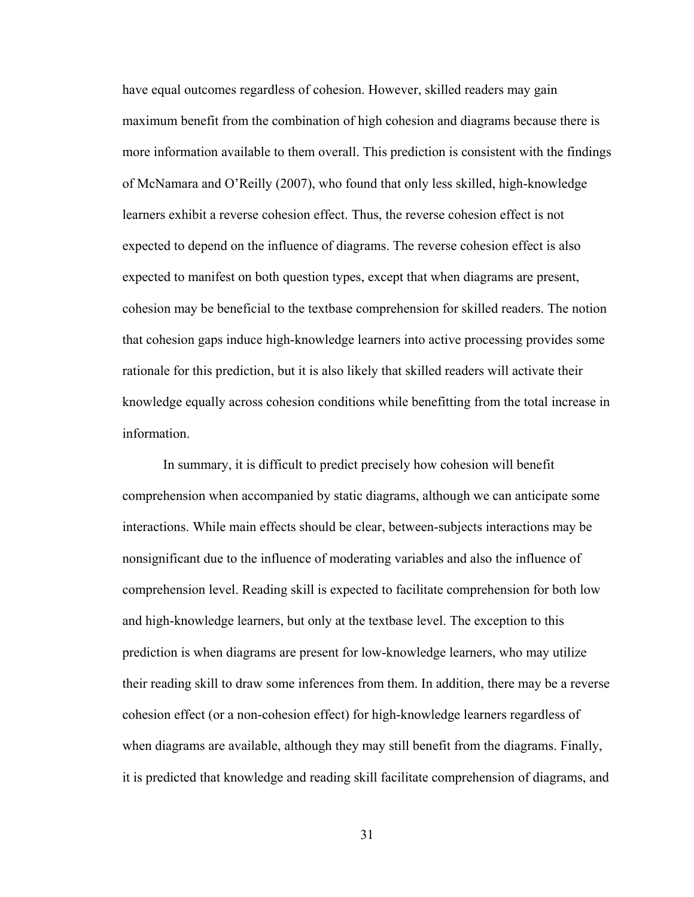have equal outcomes regardless of cohesion. However, skilled readers may gain maximum benefit from the combination of high cohesion and diagrams because there is more information available to them overall. This prediction is consistent with the findings of McNamara and O'Reilly (2007), who found that only less skilled, high-knowledge learners exhibit a reverse cohesion effect. Thus, the reverse cohesion effect is not expected to depend on the influence of diagrams. The reverse cohesion effect is also expected to manifest on both question types, except that when diagrams are present, cohesion may be beneficial to the textbase comprehension for skilled readers. The notion that cohesion gaps induce high-knowledge learners into active processing provides some rationale for this prediction, but it is also likely that skilled readers will activate their knowledge equally across cohesion conditions while benefitting from the total increase in information.

In summary, it is difficult to predict precisely how cohesion will benefit comprehension when accompanied by static diagrams, although we can anticipate some interactions. While main effects should be clear, between-subjects interactions may be nonsignificant due to the influence of moderating variables and also the influence of comprehension level. Reading skill is expected to facilitate comprehension for both low and high-knowledge learners, but only at the textbase level. The exception to this prediction is when diagrams are present for low-knowledge learners, who may utilize their reading skill to draw some inferences from them. In addition, there may be a reverse cohesion effect (or a non-cohesion effect) for high-knowledge learners regardless of when diagrams are available, although they may still benefit from the diagrams. Finally, it is predicted that knowledge and reading skill facilitate comprehension of diagrams, and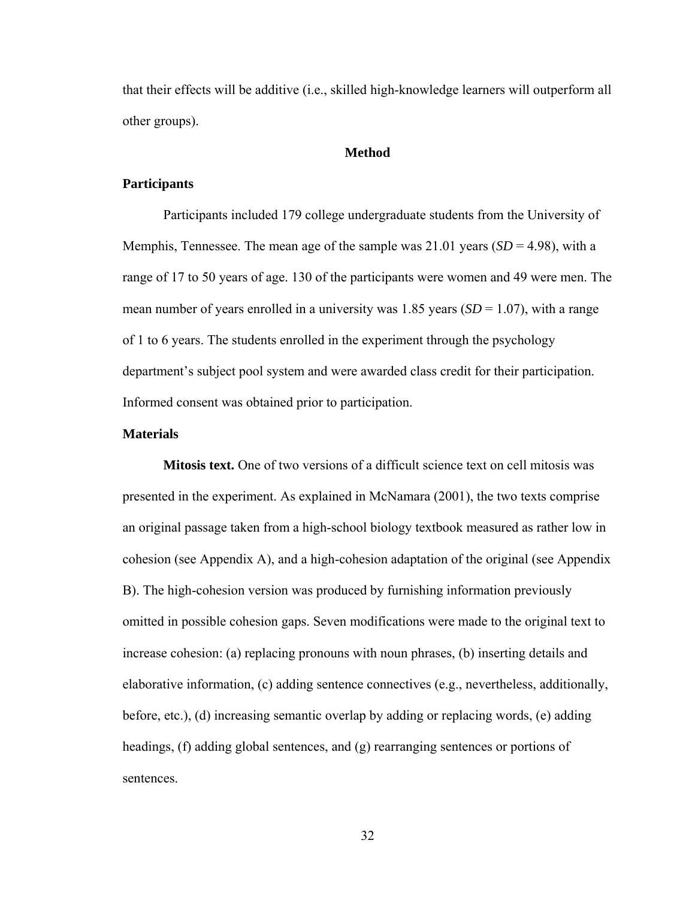that their effects will be additive (i.e., skilled high-knowledge learners will outperform all other groups).

# Method

## Participants

Participants included 179 college undergraduate students from the University of Memphis, Tennessee. The mean age of the sample was 21.01 years (*SD* = 4.98), with a range of 17 to 50 years of age. 130 of the participants were women and 49 were men. The mean number of years enrolled in a university was 1.85 years (*SD* = 1.07), with a range of 1 to 6 years. The students enrolled in the experiment through the psychology department's subject pool system and were awarded class credit for their participation. Informed consent was obtained prior to participation.

## Materials

**Mitosis text.** One of two versions of a difficult science text on cell mitosis was presented in the experiment. As explained in McNamara (2001), the two texts comprise an original passage taken from a high-school biology textbook measured as rather low in cohesion (see Appendix A), and a high-cohesion adaptation of the original (see Appendix B). The high-cohesion version was produced by furnishing information previously omitted in possible cohesion gaps. Seven modifications were made to the original text to increase cohesion: (a) replacing pronouns with noun phrases, (b) inserting details and elaborative information, (c) adding sentence connectives (e.g., nevertheless, additionally, before, etc.), (d) increasing semantic overlap by adding or replacing words, (e) adding headings, (f) adding global sentences, and (g) rearranging sentences or portions of sentences.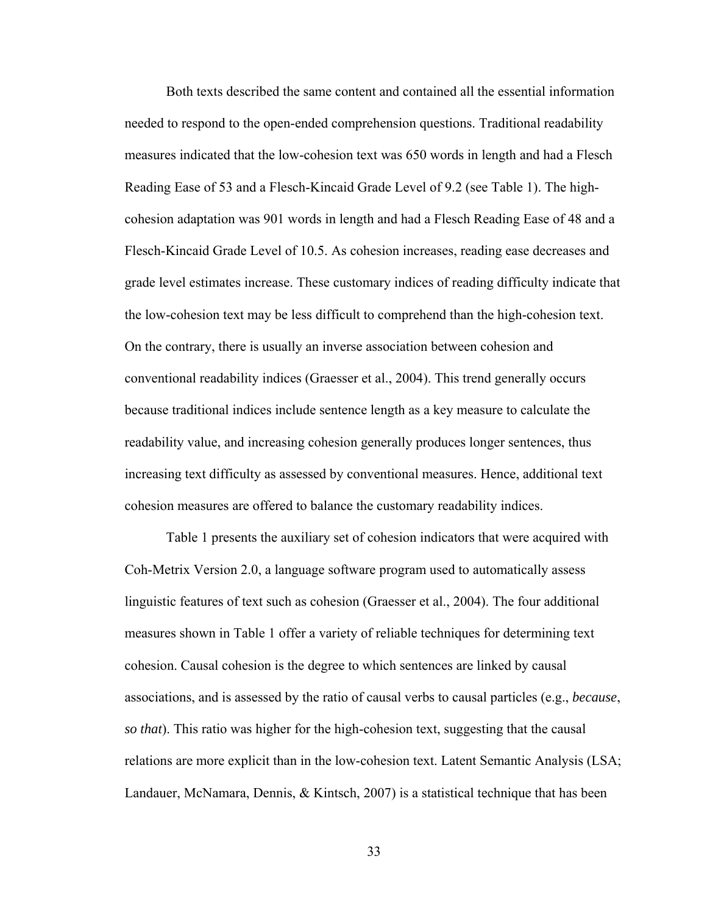Both texts described the same content and contained all the essential information needed to respond to the open-ended comprehension questions. Traditional readability measures indicated that the low-cohesion text was 650 words in length and had a Flesch Reading Ease of 53 and a Flesch-Kincaid Grade Level of 9.2 (see Table 1). The high-cohesion adaptation was 901 words in length and had a Flesch Reading Ease of 48 and a Flesch-Kincaid Grade Level of 10.5. As cohesion increases, reading ease decreases and grade level estimates increase. These customary indices of reading difficulty indicate that the low-cohesion text may be less difficult to comprehend than the high-cohesion text. On the contrary, there is usually an inverse association between cohesion and conventional readability indices (Graesser et al., 2004). This trend generally occurs because traditional indices include sentence length as a key measure to calculate the readability value, and increasing cohesion generally produces longer sentences, thus increasing text difficulty as assessed by conventional measures. Hence, additional text cohesion measures are offered to balance the customary readability indices.

Table 1 presents the auxiliary set of cohesion indicators that were acquired with Coh-Metrix Version 2.0, a language software program used to automatically assess linguistic features of text such as cohesion (Graesser et al., 2004). The four additional measures shown in Table 1 offer a variety of reliable techniques for determining text cohesion. Causal cohesion is the degree to which sentences are linked by causal associations, and is assessed by the ratio of causal verbs to causal particles (e.g., *because*, *so that*). This ratio was higher for the high-cohesion text, suggesting that the causal relations are more explicit than in the low-cohesion text. Latent Semantic Analysis (LSA; Landauer, McNamara, Dennis, & Kintsch, 2007) is a statistical technique that has been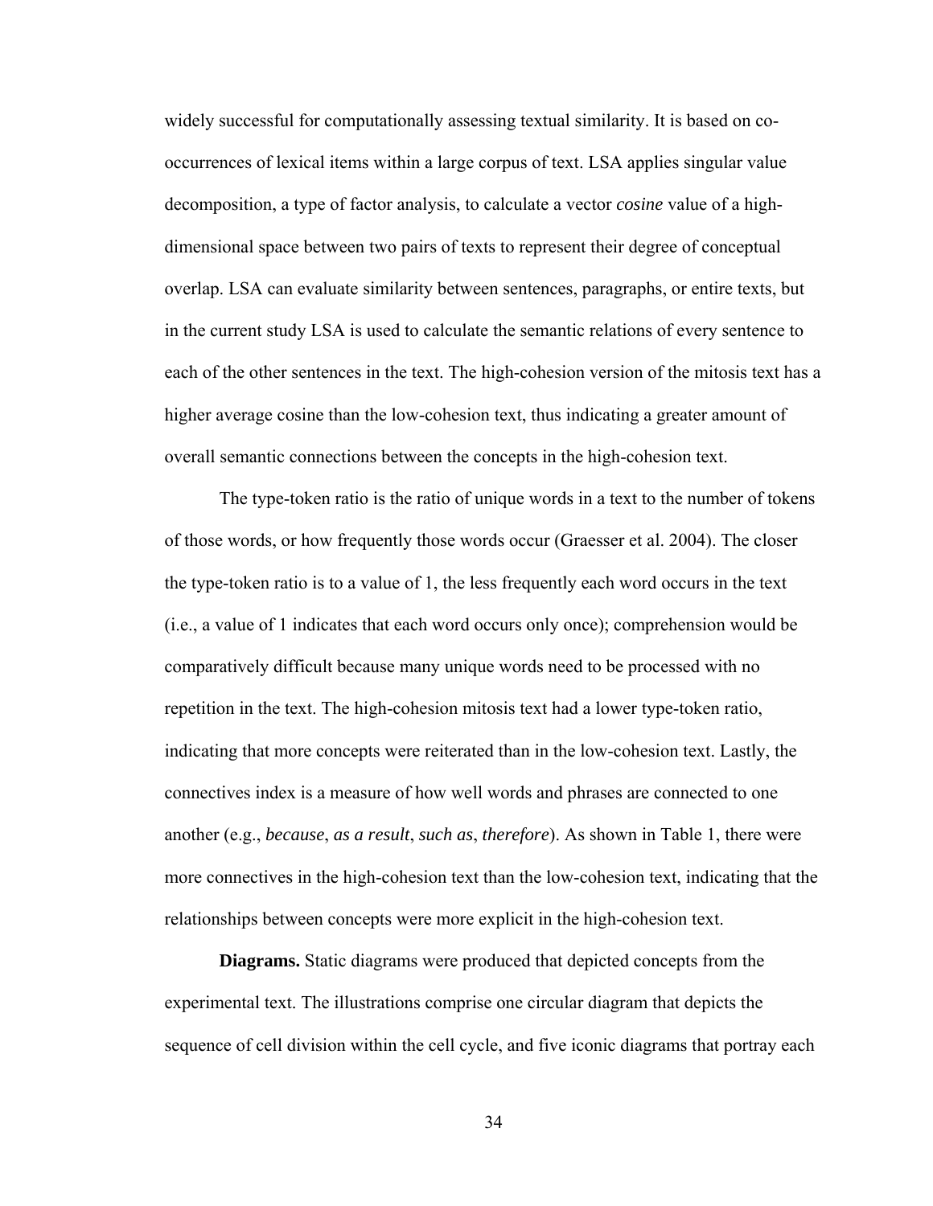widely successful for computationally assessing textual similarity. It is based on co-occurrences of lexical items within a large corpus of text. LSA applies singular value decomposition, a type of factor analysis, to calculate a vector *cosine* value of a high-dimensional space between two pairs of texts to represent their degree of conceptual overlap. LSA can evaluate similarity between sentences, paragraphs, or entire texts, but in the current study LSA is used to calculate the semantic relations of every sentence to each of the other sentences in the text. The high-cohesion version of the mitosis text has a higher average cosine than the low-cohesion text, thus indicating a greater amount of overall semantic connections between the concepts in the high-cohesion text.

The type-token ratio is the ratio of unique words in a text to the number of tokens of those words, or how frequently those words occur (Graesser et al. 2004). The closer the type-token ratio is to a value of 1, the less frequently each word occurs in the text (i.e., a value of 1 indicates that each word occurs only once); comprehension would be comparatively difficult because many unique words need to be processed with no repetition in the text. The high-cohesion mitosis text had a lower type-token ratio, indicating that more concepts were reiterated than in the low-cohesion text. Lastly, the connectives index is a measure of how well words and phrases are connected to one another (e.g., *because*, *as a result*, *such as*, *therefore*). As shown in Table 1, there were more connectives in the high-cohesion text than the low-cohesion text, indicating that the relationships between concepts were more explicit in the high-cohesion text.

**Diagrams.** Static diagrams were produced that depicted concepts from the experimental text. The illustrations comprise one circular diagram that depicts the sequence of cell division within the cell cycle, and five iconic diagrams that portray each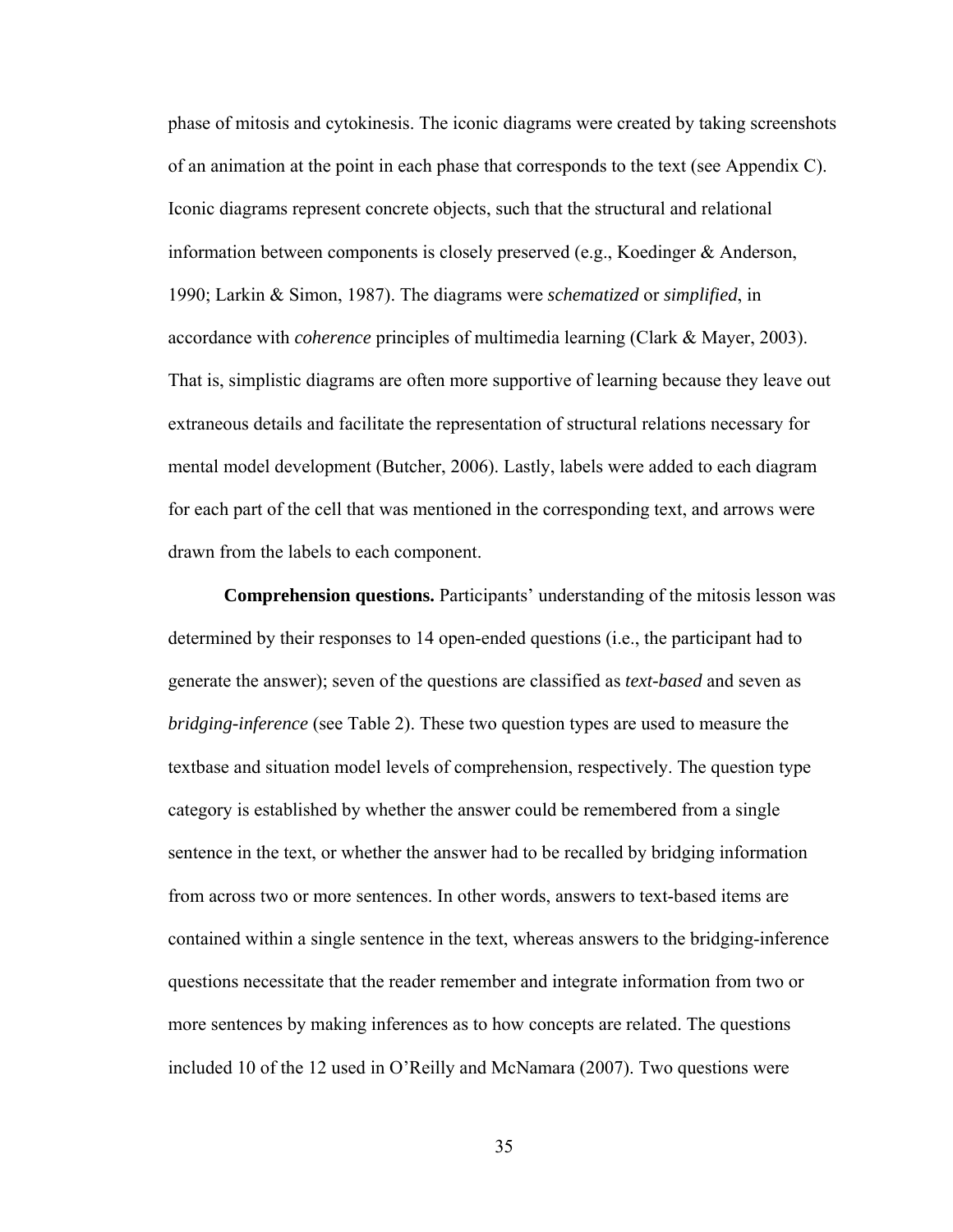phase of mitosis and cytokinesis. The iconic diagrams were created by taking screenshots of an animation at the point in each phase that corresponds to the text (see Appendix C). Iconic diagrams represent concrete objects, such that the structural and relational information between components is closely preserved (e.g., Koedinger & Anderson, 1990; Larkin & Simon, 1987). The diagrams were *schematized* or *simplified*, in accordance with *coherence* principles of multimedia learning (Clark & Mayer, 2003). That is, simplistic diagrams are often more supportive of learning because they leave out extraneous details and facilitate the representation of structural relations necessary for mental model development (Butcher, 2006). Lastly, labels were added to each diagram for each part of the cell that was mentioned in the corresponding text, and arrows were drawn from the labels to each component.

**Comprehension questions.** Participants' understanding of the mitosis lesson was determined by their responses to 14 open-ended questions (i.e., the participant had to generate the answer); seven of the questions are classified as *text-based* and seven as *bridging-inference* (see Table 2). These two question types are used to measure the textbase and situation model levels of comprehension, respectively. The question type category is established by whether the answer could be remembered from a single sentence in the text, or whether the answer had to be recalled by bridging information from across two or more sentences. In other words, answers to text-based items are contained within a single sentence in the text, whereas answers to the bridging-inference questions necessitate that the reader remember and integrate information from two or more sentences by making inferences as to how concepts are related. The questions included 10 of the 12 used in O'Reilly and McNamara (2007). Two questions were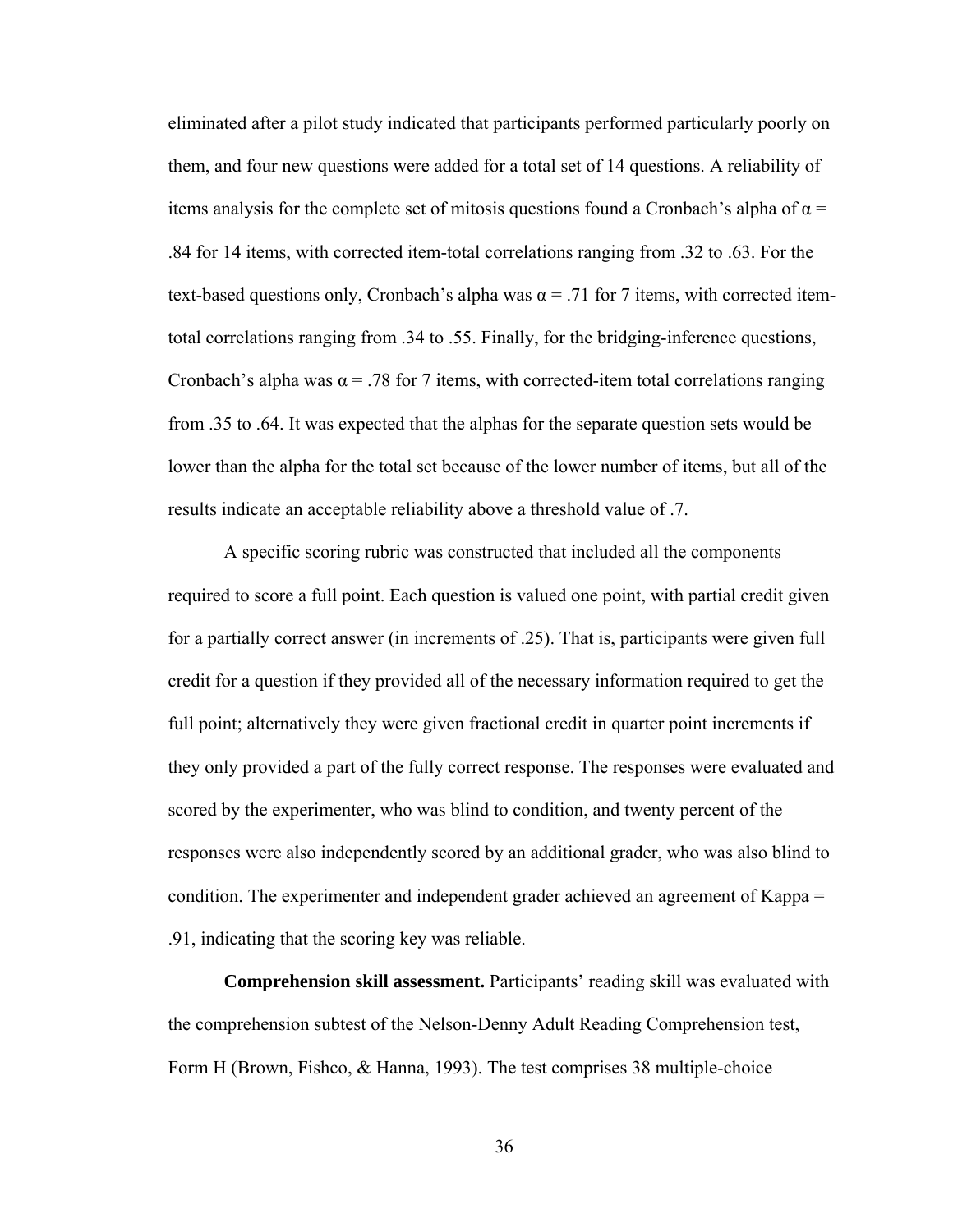eliminated after a pilot study indicated that participants performed particularly poorly on them, and four new questions were added for a total set of 14 questions. A reliability of items analysis for the complete set of mitosis questions found a Cronbach's alpha of $\alpha = .84$ for 14 items, with corrected item-total correlations ranging from .32 to .63. For the text-based questions only, Cronbach's alpha was $\alpha = .71$ for 7 items, with corrected item-total correlations ranging from .34 to .55. Finally, for the bridging-inference questions, Cronbach's alpha was $\alpha = .78$ for 7 items, with corrected-item total correlations ranging from .35 to .64. It was expected that the alphas for the separate question sets would be lower than the alpha for the total set because of the lower number of items, but all of the results indicate an acceptable reliability above a threshold value of .7.

A specific scoring rubric was constructed that included all the components required to score a full point. Each question is valued one point, with partial credit given for a partially correct answer (in increments of .25). That is, participants were given full credit for a question if they provided all of the necessary information required to get the full point; alternatively they were given fractional credit in quarter point increments if they only provided a part of the fully correct response. The responses were evaluated and scored by the experimenter, who was blind to condition, and twenty percent of the responses were also independently scored by an additional grader, who was also blind to condition. The experimenter and independent grader achieved an agreement of Kappa = .91, indicating that the scoring key was reliable.

**Comprehension skill assessment.** Participants' reading skill was evaluated with the comprehension subtest of the Nelson-Denny Adult Reading Comprehension test, Form H (Brown, Fishco, & Hanna, 1993). The test comprises 38 multiple-choice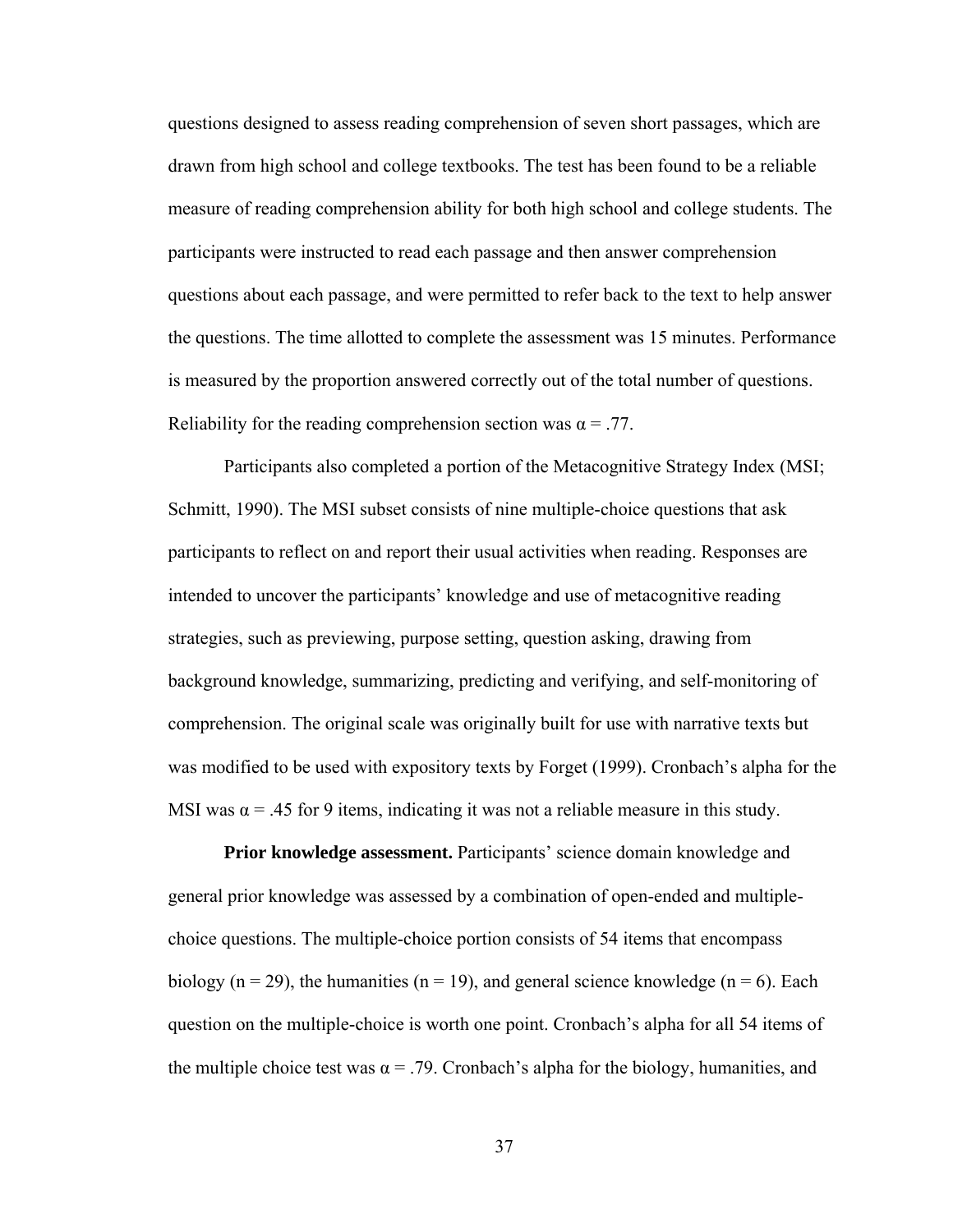questions designed to assess reading comprehension of seven short passages, which are drawn from high school and college textbooks. The test has been found to be a reliable measure of reading comprehension ability for both high school and college students. The participants were instructed to read each passage and then answer comprehension questions about each passage, and were permitted to refer back to the text to help answer the questions. The time allotted to complete the assessment was 15 minutes. Performance is measured by the proportion answered correctly out of the total number of questions. Reliability for the reading comprehension section was $\alpha = .77$.

Participants also completed a portion of the Metacognitive Strategy Index (MSI; Schmitt, 1990). The MSI subset consists of nine multiple-choice questions that ask participants to reflect on and report their usual activities when reading. Responses are intended to uncover the participants' knowledge and use of metacognitive reading strategies, such as previewing, purpose setting, question asking, drawing from background knowledge, summarizing, predicting and verifying, and self-monitoring of comprehension. The original scale was originally built for use with narrative texts but was modified to be used with expository texts by Forget (1999). Cronbach's alpha for the MSI was $\alpha = .45$ for 9 items, indicating it was not a reliable measure in this study.

**Prior knowledge assessment.** Participants' science domain knowledge and general prior knowledge was assessed by a combination of open-ended and multiple-choice questions. The multiple-choice portion consists of 54 items that encompass biology ($n = 29$), the humanities ($n = 19$), and general science knowledge ($n = 6$). Each question on the multiple-choice is worth one point. Cronbach's alpha for all 54 items of the multiple choice test was $\alpha = .79$. Cronbach's alpha for the biology, humanities, and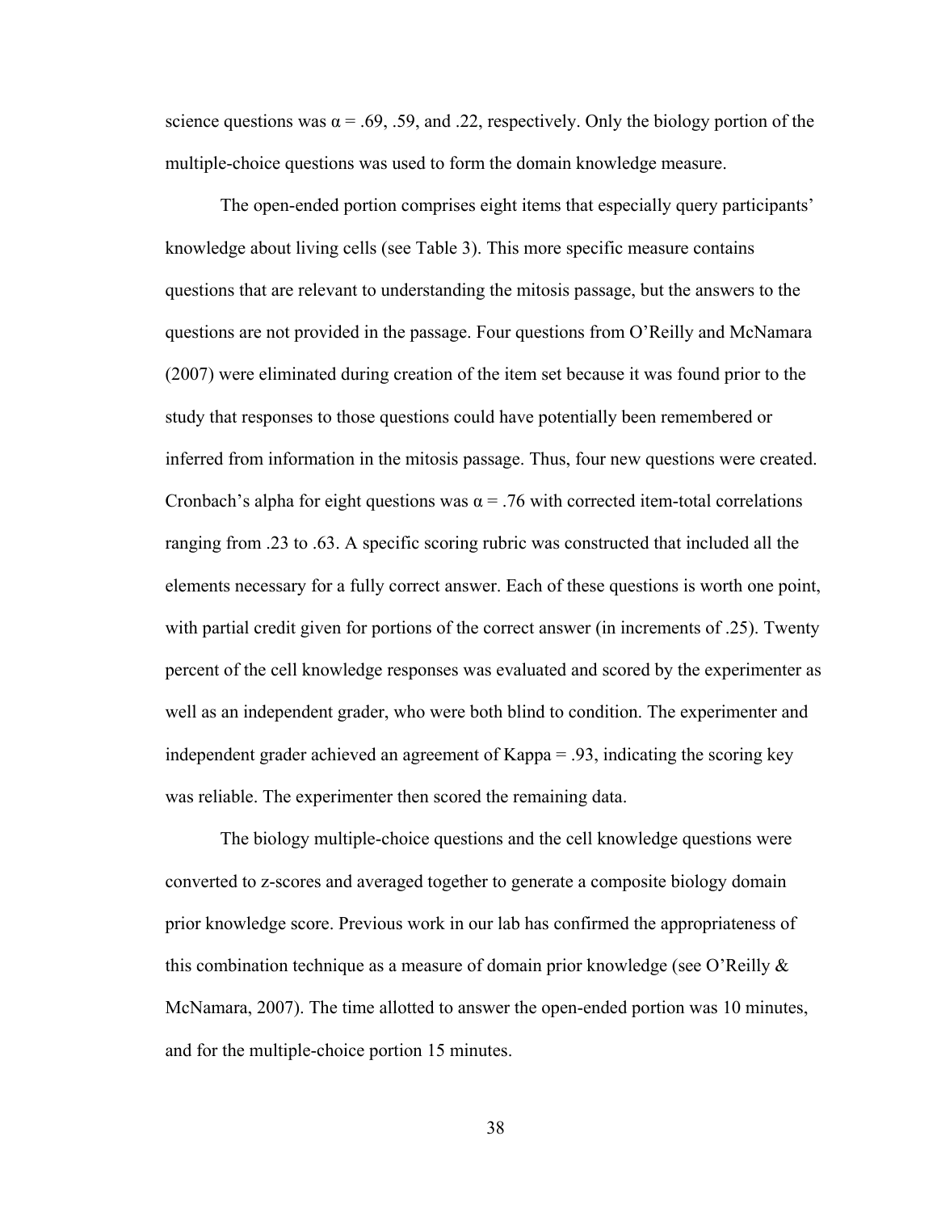science questions was $\alpha = .69$, .59, and .22, respectively. Only the biology portion of the multiple-choice questions was used to form the domain knowledge measure.

The open-ended portion comprises eight items that especially query participants' knowledge about living cells (see Table 3). This more specific measure contains questions that are relevant to understanding the mitosis passage, but the answers to the questions are not provided in the passage. Four questions from O'Reilly and McNamara (2007) were eliminated during creation of the item set because it was found prior to the study that responses to those questions could have potentially been remembered or inferred from information in the mitosis passage. Thus, four new questions were created. Cronbach's alpha for eight questions was $\alpha = .76$ with corrected item-total correlations ranging from .23 to .63. A specific scoring rubric was constructed that included all the elements necessary for a fully correct answer. Each of these questions is worth one point, with partial credit given for portions of the correct answer (in increments of .25). Twenty percent of the cell knowledge responses was evaluated and scored by the experimenter as well as an independent grader, who were both blind to condition. The experimenter and independent grader achieved an agreement of Kappa = .93, indicating the scoring key was reliable. The experimenter then scored the remaining data.

The biology multiple-choice questions and the cell knowledge questions were converted to z-scores and averaged together to generate a composite biology domain prior knowledge score. Previous work in our lab has confirmed the appropriateness of this combination technique as a measure of domain prior knowledge (see O'Reilly & McNamara, 2007). The time allotted to answer the open-ended portion was 10 minutes, and for the multiple-choice portion 15 minutes.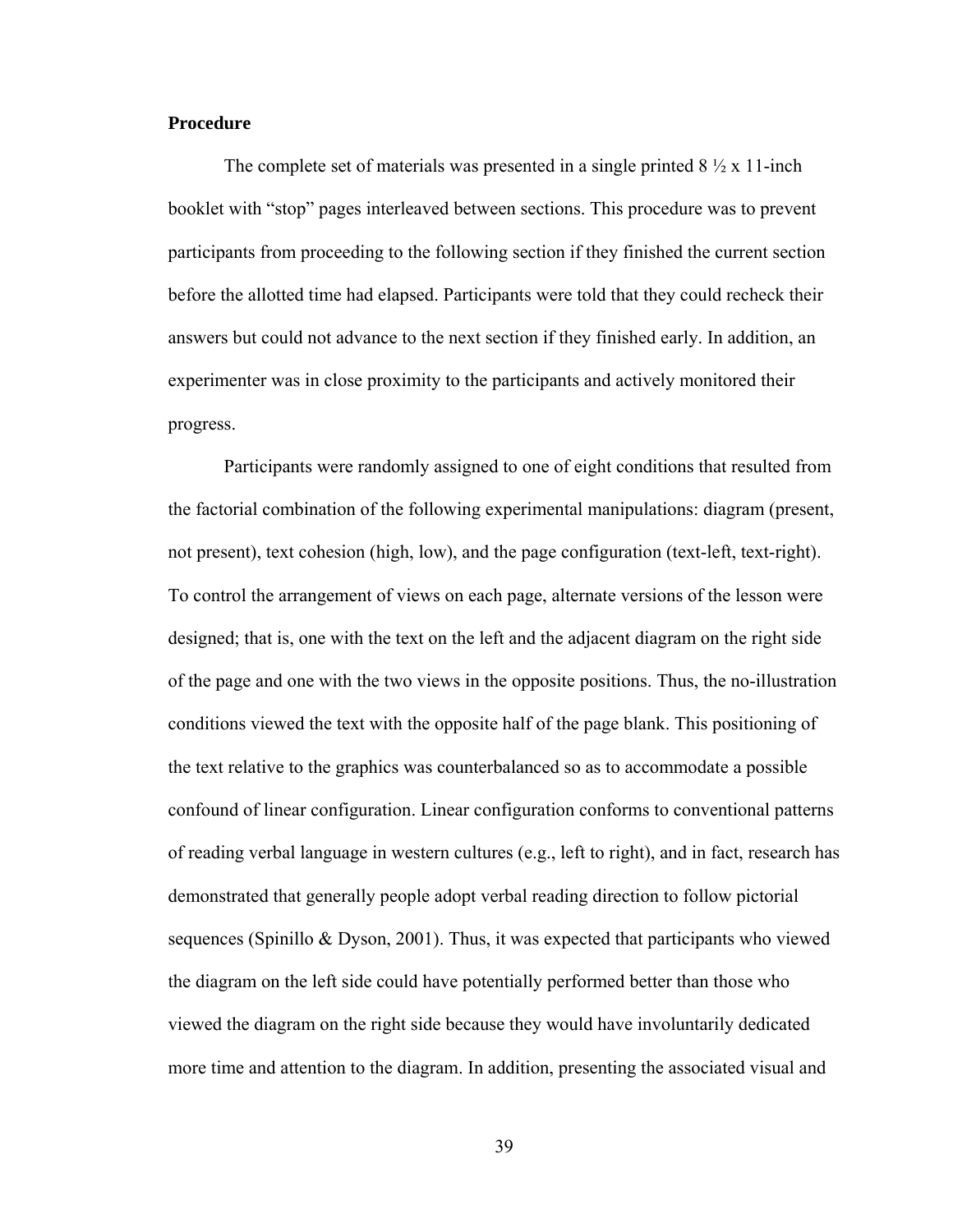**Procedure**

The complete set of materials was presented in a single printed 8 ½ x 11-inch booklet with "stop" pages interleaved between sections. This procedure was to prevent participants from proceeding to the following section if they finished the current section before the allotted time had elapsed. Participants were told that they could recheck their answers but could not advance to the next section if they finished early. In addition, an experimenter was in close proximity to the participants and actively monitored their progress.

Participants were randomly assigned to one of eight conditions that resulted from the factorial combination of the following experimental manipulations: diagram (present, not present), text cohesion (high, low), and the page configuration (text-left, text-right). To control the arrangement of views on each page, alternate versions of the lesson were designed; that is, one with the text on the left and the adjacent diagram on the right side of the page and one with the two views in the opposite positions. Thus, the no-illustration conditions viewed the text with the opposite half of the page blank. This positioning of the text relative to the graphics was counterbalanced so as to accommodate a possible confound of linear configuration. Linear configuration conforms to conventional patterns of reading verbal language in western cultures (e.g., left to right), and in fact, research has demonstrated that generally people adopt verbal reading direction to follow pictorial sequences (Spinillo & Dyson, 2001). Thus, it was expected that participants who viewed the diagram on the left side could have potentially performed better than those who viewed the diagram on the right side because they would have involuntarily dedicated more time and attention to the diagram. In addition, presenting the associated visual and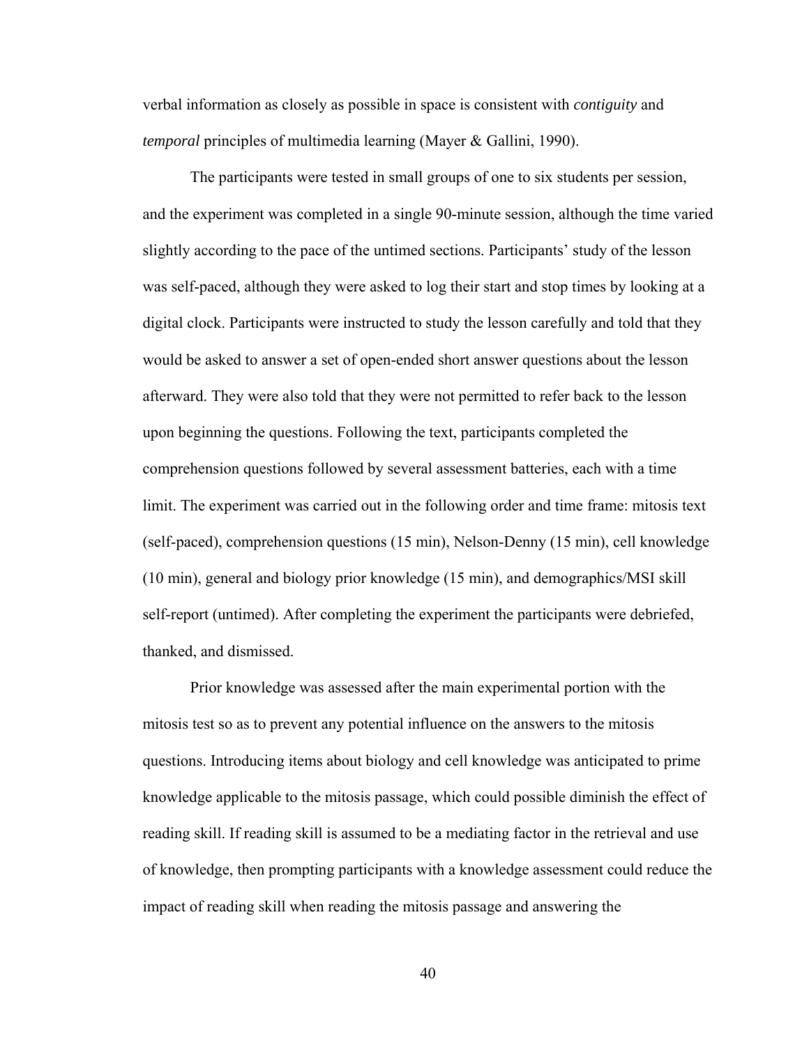verbal information as closely as possible in space is consistent with *contiguity* and *temporal* principles of multimedia learning (Mayer & Gallini, 1990).

The participants were tested in small groups of one to six students per session, and the experiment was completed in a single 90-minute session, although the time varied slightly according to the pace of the untimed sections. Participants' study of the lesson was self-paced, although they were asked to log their start and stop times by looking at a digital clock. Participants were instructed to study the lesson carefully and told that they would be asked to answer a set of open-ended short answer questions about the lesson afterward. They were also told that they were not permitted to refer back to the lesson upon beginning the questions. Following the text, participants completed the comprehension questions followed by several assessment batteries, each with a time limit. The experiment was carried out in the following order and time frame: mitosis text (self-paced), comprehension questions (15 min), Nelson-Denny (15 min), cell knowledge (10 min), general and biology prior knowledge (15 min), and demographics/MSI skill self-report (untimed). After completing the experiment the participants were debriefed, thanked, and dismissed.

Prior knowledge was assessed after the main experimental portion with the mitosis test so as to prevent any potential influence on the answers to the mitosis questions. Introducing items about biology and cell knowledge was anticipated to prime knowledge applicable to the mitosis passage, which could possible diminish the effect of reading skill. If reading skill is assumed to be a mediating factor in the retrieval and use of knowledge, then prompting participants with a knowledge assessment could reduce the impact of reading skill when reading the mitosis passage and answering the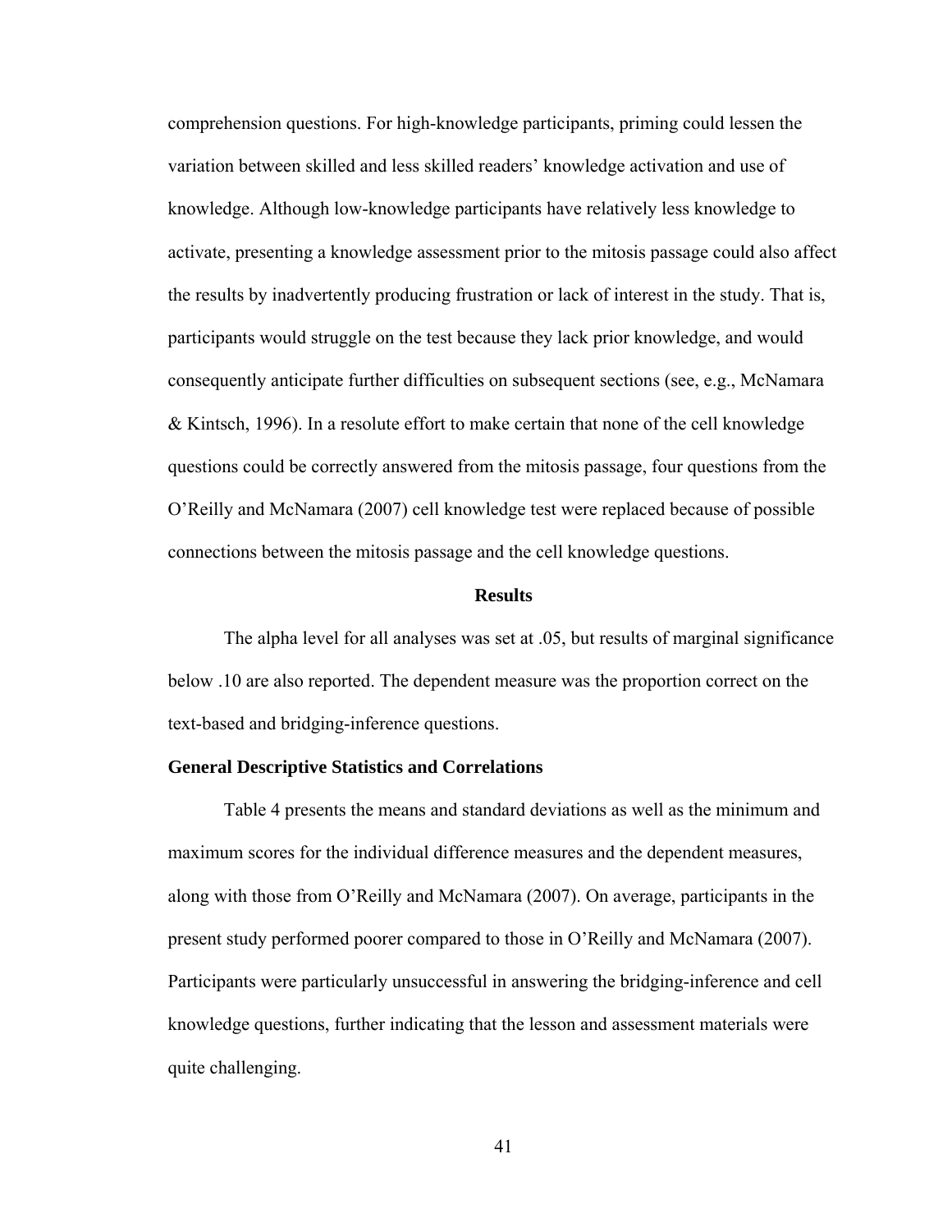comprehension questions. For high-knowledge participants, priming could lessen the variation between skilled and less skilled readers' knowledge activation and use of knowledge. Although low-knowledge participants have relatively less knowledge to activate, presenting a knowledge assessment prior to the mitosis passage could also affect the results by inadvertently producing frustration or lack of interest in the study. That is, participants would struggle on the test because they lack prior knowledge, and would consequently anticipate further difficulties on subsequent sections (see, e.g., McNamara & Kintsch, 1996). In a resolute effort to make certain that none of the cell knowledge questions could be correctly answered from the mitosis passage, four questions from the O'Reilly and McNamara (2007) cell knowledge test were replaced because of possible connections between the mitosis passage and the cell knowledge questions.

## Results

The alpha level for all analyses was set at .05, but results of marginal significance below .10 are also reported. The dependent measure was the proportion correct on the text-based and bridging-inference questions.

### General Descriptive Statistics and Correlations

Table 4 presents the means and standard deviations as well as the minimum and maximum scores for the individual difference measures and the dependent measures, along with those from O'Reilly and McNamara (2007). On average, participants in the present study performed poorer compared to those in O'Reilly and McNamara (2007). Participants were particularly unsuccessful in answering the bridging-inference and cell knowledge questions, further indicating that the lesson and assessment materials were quite challenging.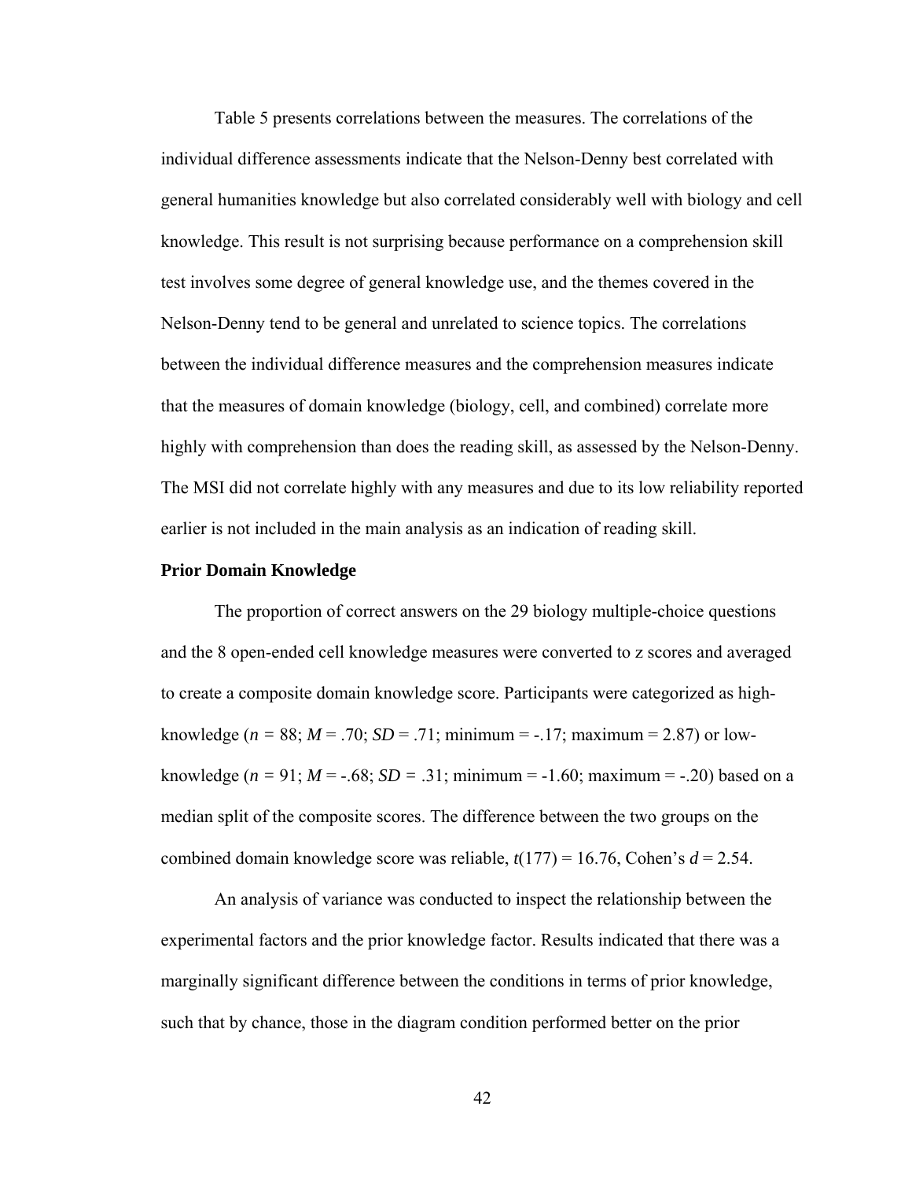Table 5 presents correlations between the measures. The correlations of the individual difference assessments indicate that the Nelson-Denny best correlated with general humanities knowledge but also correlated considerably well with biology and cell knowledge. This result is not surprising because performance on a comprehension skill test involves some degree of general knowledge use, and the themes covered in the Nelson-Denny tend to be general and unrelated to science topics. The correlations between the individual difference measures and the comprehension measures indicate that the measures of domain knowledge (biology, cell, and combined) correlate more highly with comprehension than does the reading skill, as assessed by the Nelson-Denny. The MSI did not correlate highly with any measures and due to its low reliability reported earlier is not included in the main analysis as an indication of reading skill.

**Prior Domain Knowledge**

The proportion of correct answers on the 29 biology multiple-choice questions and the 8 open-ended cell knowledge measures were converted to *z* scores and averaged to create a composite domain knowledge score. Participants were categorized as high-knowledge ($n$ = 88; $M$ = .70; $SD$ = .71; minimum = -.17; maximum = 2.87) or low-knowledge ($n$ = 91; $M$ = -.68; $SD$ = .31; minimum = -1.60; maximum = -.20) based on a median split of the composite scores. The difference between the two groups on the combined domain knowledge score was reliable, $t(177) = 16.76$, Cohen's $d = 2.54$.

An analysis of variance was conducted to inspect the relationship between the experimental factors and the prior knowledge factor. Results indicated that there was a marginally significant difference between the conditions in terms of prior knowledge, such that by chance, those in the diagram condition performed better on the prior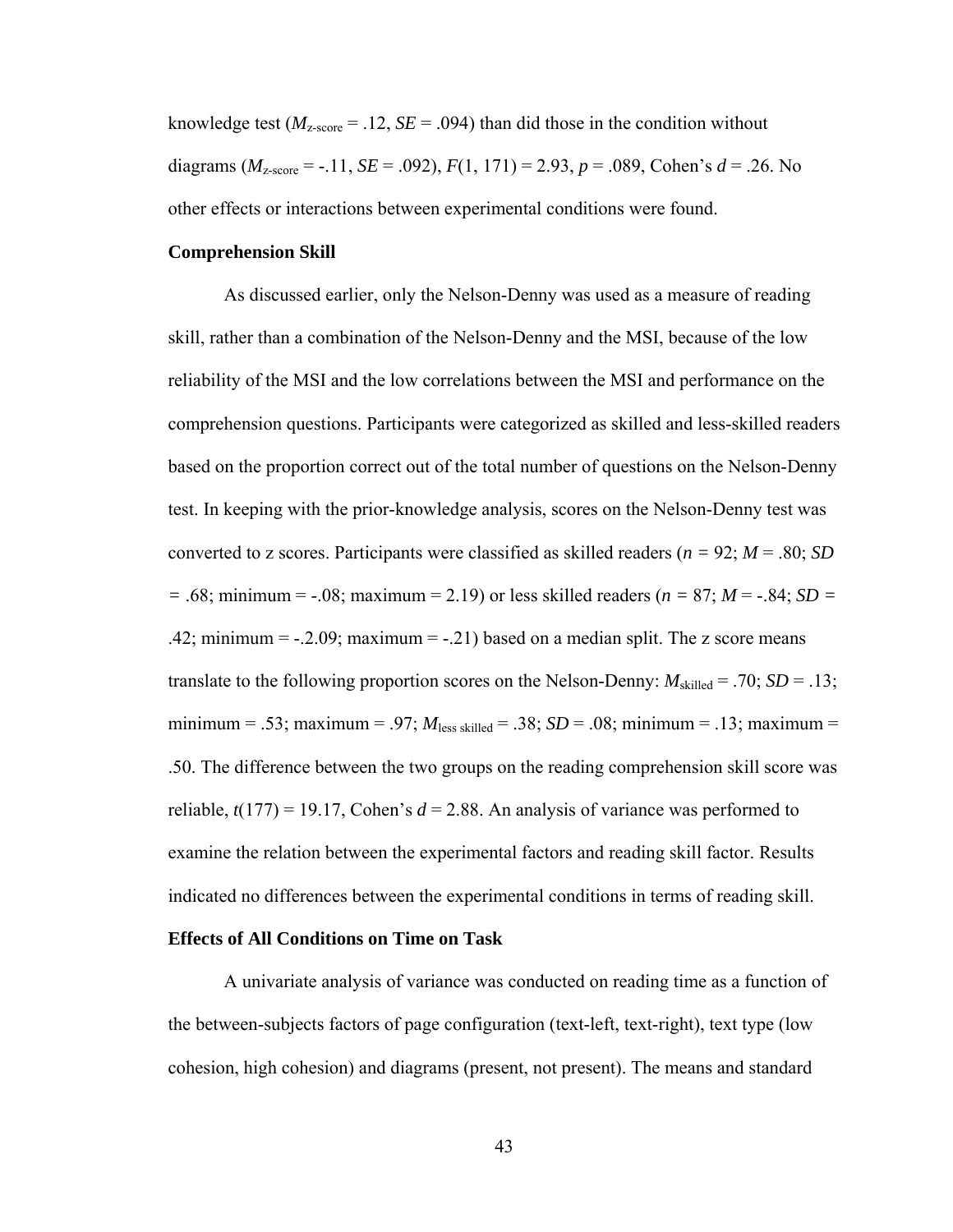knowledge test ($M_{z\text{-score}}$ = .12, $SE$ = .094) than did those in the condition without diagrams ($M_{z\text{-score}}$ = -.11, $SE$ = .092), $F(1, 171) = 2.93$, $p = .089$, Cohen's $d = .26$. No other effects or interactions between experimental conditions were found.

**Comprehension Skill**

As discussed earlier, only the Nelson-Denny was used as a measure of reading skill, rather than a combination of the Nelson-Denny and the MSI, because of the low reliability of the MSI and the low correlations between the MSI and performance on the comprehension questions. Participants were categorized as skilled and less-skilled readers based on the proportion correct out of the total number of questions on the Nelson-Denny test. In keeping with the prior-knowledge analysis, scores on the Nelson-Denny test was converted to z scores. Participants were classified as skilled readers ($n$ = 92; $M$ = .80; $SD$ = .68; minimum = -.08; maximum = 2.19) or less skilled readers ($n$ = 87; $M$ = -.84; $SD$ = .42; minimum = -.2.09; maximum = -.21) based on a median split. The z score means translate to the following proportion scores on the Nelson-Denny: $M_{\text{skilled}}$ = .70; $SD$ = .13; minimum = .53; maximum = .97; $M_{\text{less skilled}}$ = .38; $SD$ = .08; minimum = .13; maximum = .50. The difference between the two groups on the reading comprehension skill score was reliable, $t(177) = 19.17$, Cohen's $d = 2.88$. An analysis of variance was performed to examine the relation between the experimental factors and reading skill factor. Results indicated no differences between the experimental conditions in terms of reading skill.

**Effects of All Conditions on Time on Task**

A univariate analysis of variance was conducted on reading time as a function of the between-subjects factors of page configuration (text-left, text-right), text type (low cohesion, high cohesion) and diagrams (present, not present). The means and standard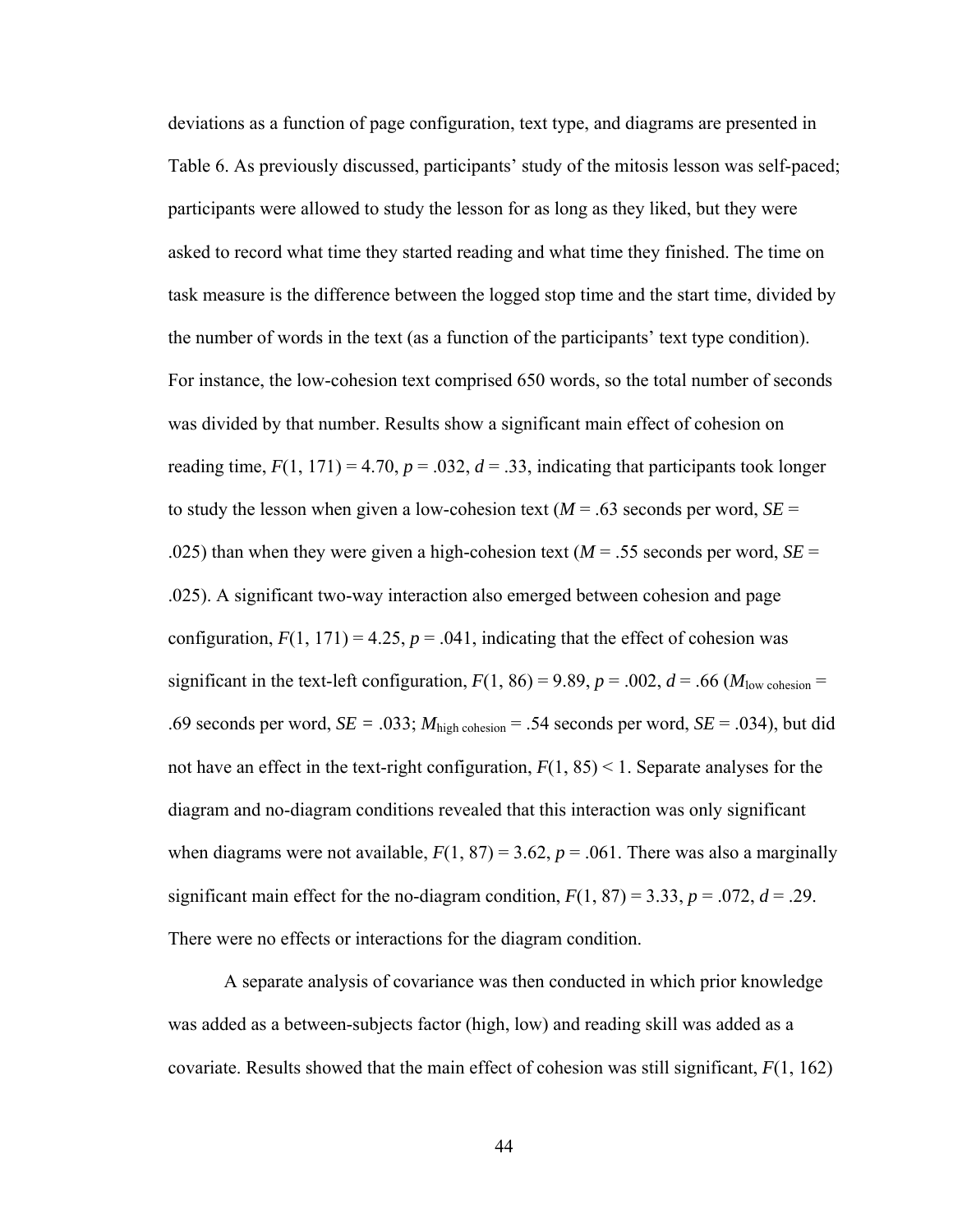deviations as a function of page configuration, text type, and diagrams are presented in Table 6. As previously discussed, participants' study of the mitosis lesson was self-paced; participants were allowed to study the lesson for as long as they liked, but they were asked to record what time they started reading and what time they finished. The time on task measure is the difference between the logged stop time and the start time, divided by the number of words in the text (as a function of the participants' text type condition). For instance, the low-cohesion text comprised 650 words, so the total number of seconds was divided by that number. Results show a significant main effect of cohesion on reading time, $F(1, 171) = 4.70$, $p = .032$, $d = .33$, indicating that participants took longer to study the lesson when given a low-cohesion text ($M = .63$ seconds per word, $SE = .025$) than when they were given a high-cohesion text ($M = .55$ seconds per word, $SE = .025$). A significant two-way interaction also emerged between cohesion and page configuration, $F(1, 171) = 4.25$, $p = .041$, indicating that the effect of cohesion was significant in the text-left configuration, $F(1, 86) = 9.89$, $p = .002$, $d = .66$ ($M_{\text{low cohesion}} = .69$ seconds per word, $SE = .033$; $M_{\text{high cohesion}} = .54$ seconds per word, $SE = .034$), but did not have an effect in the text-right configuration, $F(1, 85) < 1$. Separate analyses for the diagram and no-diagram conditions revealed that this interaction was only significant when diagrams were not available, $F(1, 87) = 3.62$, $p = .061$. There was also a marginally significant main effect for the no-diagram condition, $F(1, 87) = 3.33$, $p = .072$, $d = .29$. There were no effects or interactions for the diagram condition.

A separate analysis of covariance was then conducted in which prior knowledge was added as a between-subjects factor (high, low) and reading skill was added as a covariate. Results showed that the main effect of cohesion was still significant, $F(1, 162)$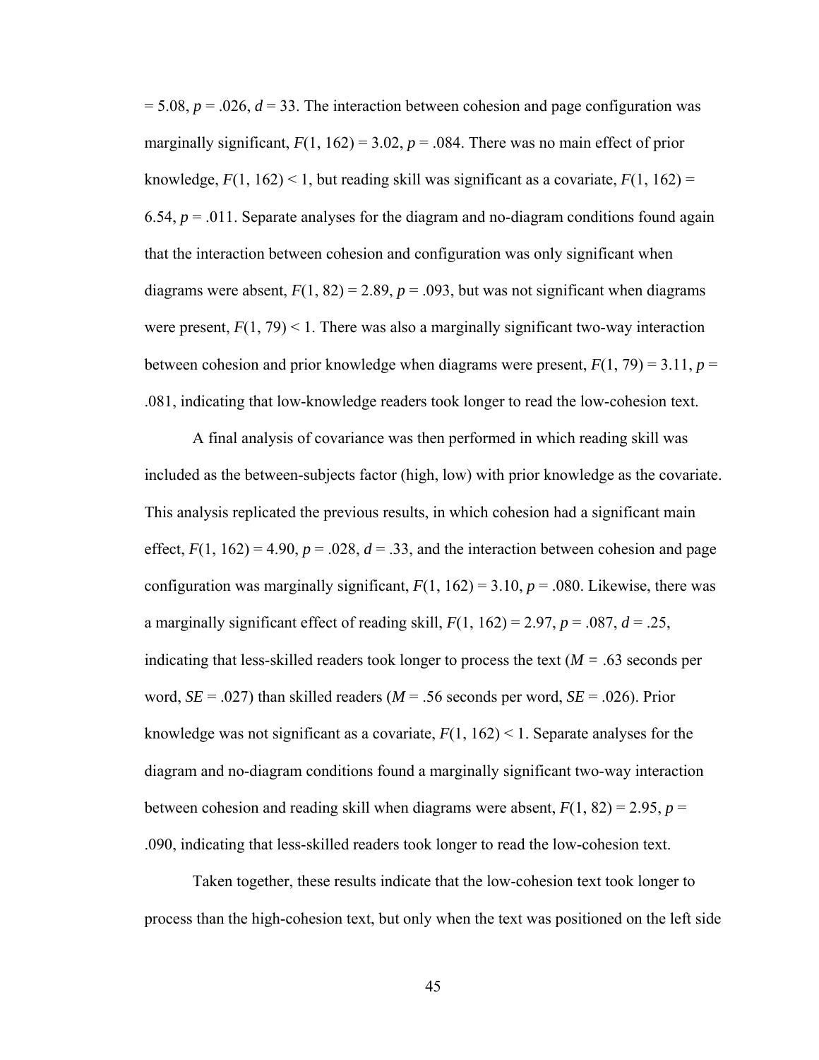$= 5.08$, $p = .026$, $d = 33$. The interaction between cohesion and page configuration was marginally significant, $F(1, 162) = 3.02$, $p = .084$. There was no main effect of prior knowledge, $F(1, 162) < 1$, but reading skill was significant as a covariate, $F(1, 162) = 6.54$, $p = .011$. Separate analyses for the diagram and no-diagram conditions found again that the interaction between cohesion and configuration was only significant when diagrams were absent, $F(1, 82) = 2.89$, $p = .093$, but was not significant when diagrams were present, $F(1, 79) < 1$. There was also a marginally significant two-way interaction between cohesion and prior knowledge when diagrams were present, $F(1, 79) = 3.11$, $p = .081$, indicating that low-knowledge readers took longer to read the low-cohesion text.

A final analysis of covariance was then performed in which reading skill was included as the between-subjects factor (high, low) with prior knowledge as the covariate. This analysis replicated the previous results, in which cohesion had a significant main effect, $F(1, 162) = 4.90$, $p = .028$, $d = .33$, and the interaction between cohesion and page configuration was marginally significant, $F(1, 162) = 3.10$, $p = .080$. Likewise, there was a marginally significant effect of reading skill, $F(1, 162) = 2.97$, $p = .087$, $d = .25$, indicating that less-skilled readers took longer to process the text ($M = .63$ seconds per word, $SE = .027$) than skilled readers ($M = .56$ seconds per word, $SE = .026$). Prior knowledge was not significant as a covariate, $F(1, 162) < 1$. Separate analyses for the diagram and no-diagram conditions found a marginally significant two-way interaction between cohesion and reading skill when diagrams were absent, $F(1, 82) = 2.95$, $p = .090$, indicating that less-skilled readers took longer to read the low-cohesion text.

Taken together, these results indicate that the low-cohesion text took longer to process than the high-cohesion text, but only when the text was positioned on the left side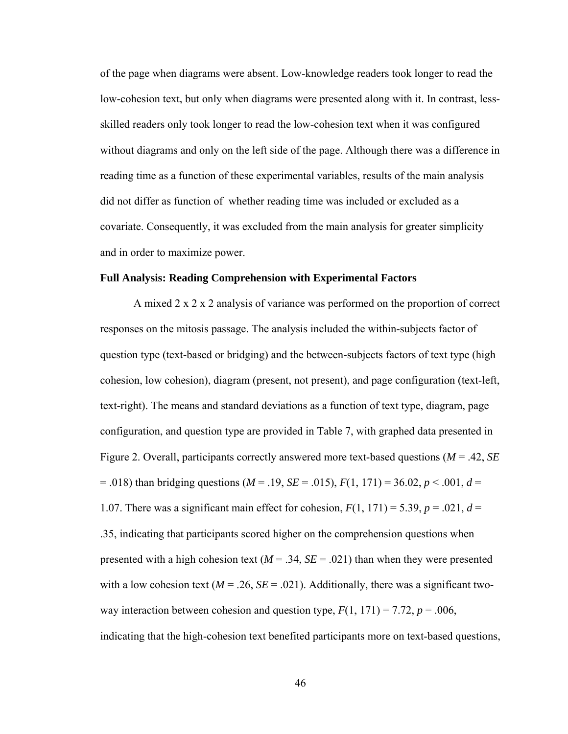of the page when diagrams were absent. Low-knowledge readers took longer to read the low-cohesion text, but only when diagrams were presented along with it. In contrast, less-skilled readers only took longer to read the low-cohesion text when it was configured without diagrams and only on the left side of the page. Although there was a difference in reading time as a function of these experimental variables, results of the main analysis did not differ as function of  whether reading time was included or excluded as a covariate. Consequently, it was excluded from the main analysis for greater simplicity and in order to maximize power.

### Full Analysis: Reading Comprehension with Experimental Factors

A mixed 2 x 2 x 2 analysis of variance was performed on the proportion of correct responses on the mitosis passage. The analysis included the within-subjects factor of question type (text-based or bridging) and the between-subjects factors of text type (high cohesion, low cohesion), diagram (present, not present), and page configuration (text-left, text-right). The means and standard deviations as a function of text type, diagram, page configuration, and question type are provided in Table 7, with graphed data presented in Figure 2. Overall, participants correctly answered more text-based questions ($M$ = .42, $SE$ = .018) than bridging questions ($M$ = .19, $SE$ = .015), $F(1, 171) = 36.02$, $p < .001$, $d$ = 1.07. There was a significant main effect for cohesion, $F(1, 171) = 5.39$, $p = .021$, $d$ = .35, indicating that participants scored higher on the comprehension questions when presented with a high cohesion text ($M$ = .34, $SE$ = .021) than when they were presented with a low cohesion text ($M$ = .26, $SE$ = .021). Additionally, there was a significant two-way interaction between cohesion and question type, $F(1, 171) = 7.72$, $p = .006$, indicating that the high-cohesion text benefited participants more on text-based questions,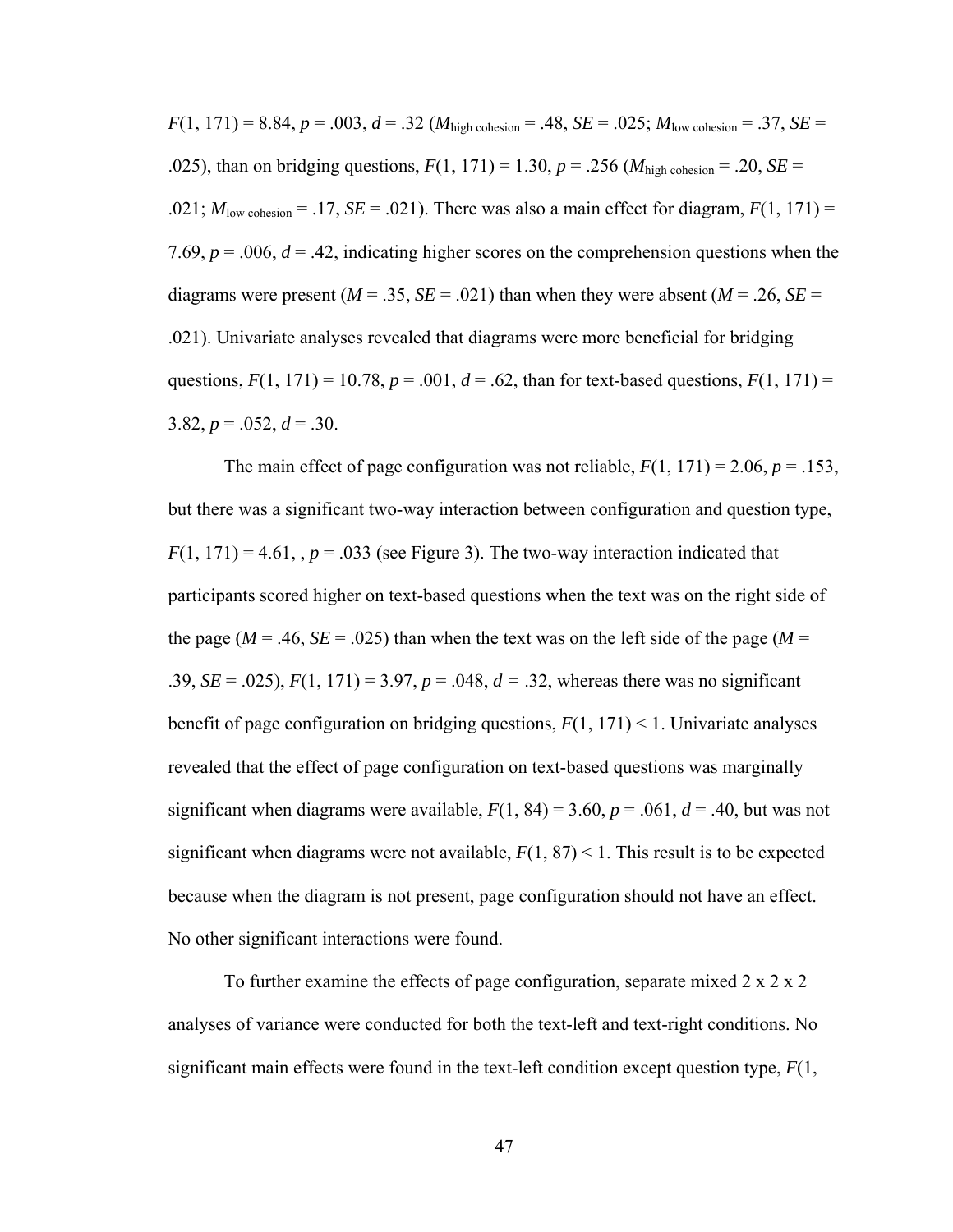$F(1, 171) = 8.84$, $p = .003$, $d = .32$ ($M_{\text{high cohesion}} = .48$, $SE = .025$; $M_{\text{low cohesion}} = .37$, $SE = .025$), than on bridging questions, $F(1, 171) = 1.30$, $p = .256$ ($M_{\text{high cohesion}} = .20$, $SE = .021$; $M_{\text{low cohesion}} = .17$, $SE = .021$). There was also a main effect for diagram, $F(1, 171) = 7.69$, $p = .006$, $d = .42$, indicating higher scores on the comprehension questions when the diagrams were present ($M = .35$, $SE = .021$) than when they were absent ($M = .26$, $SE = .021$). Univariate analyses revealed that diagrams were more beneficial for bridging questions, $F(1, 171) = 10.78$, $p = .001$, $d = .62$, than for text-based questions, $F(1, 171) = 3.82$, $p = .052$, $d = .30$.

The main effect of page configuration was not reliable, $F(1, 171) = 2.06$, $p = .153$, but there was a significant two-way interaction between configuration and question type, $F(1, 171) = 4.61$, , $p = .033$ (see Figure 3). The two-way interaction indicated that participants scored higher on text-based questions when the text was on the right side of the page ($M = .46$, $SE = .025$) than when the text was on the left side of the page ($M = .39$, $SE = .025$), $F(1, 171) = 3.97$, $p = .048$, $d = .32$, whereas there was no significant benefit of page configuration on bridging questions, $F(1, 171) < 1$. Univariate analyses revealed that the effect of page configuration on text-based questions was marginally significant when diagrams were available, $F(1, 84) = 3.60$, $p = .061$, $d = .40$, but was not significant when diagrams were not available, $F(1, 87) < 1$. This result is to be expected because when the diagram is not present, page configuration should not have an effect. No other significant interactions were found.

To further examine the effects of page configuration, separate mixed 2 x 2 x 2 analyses of variance were conducted for both the text-left and text-right conditions. No significant main effects were found in the text-left condition except question type, $F(1,$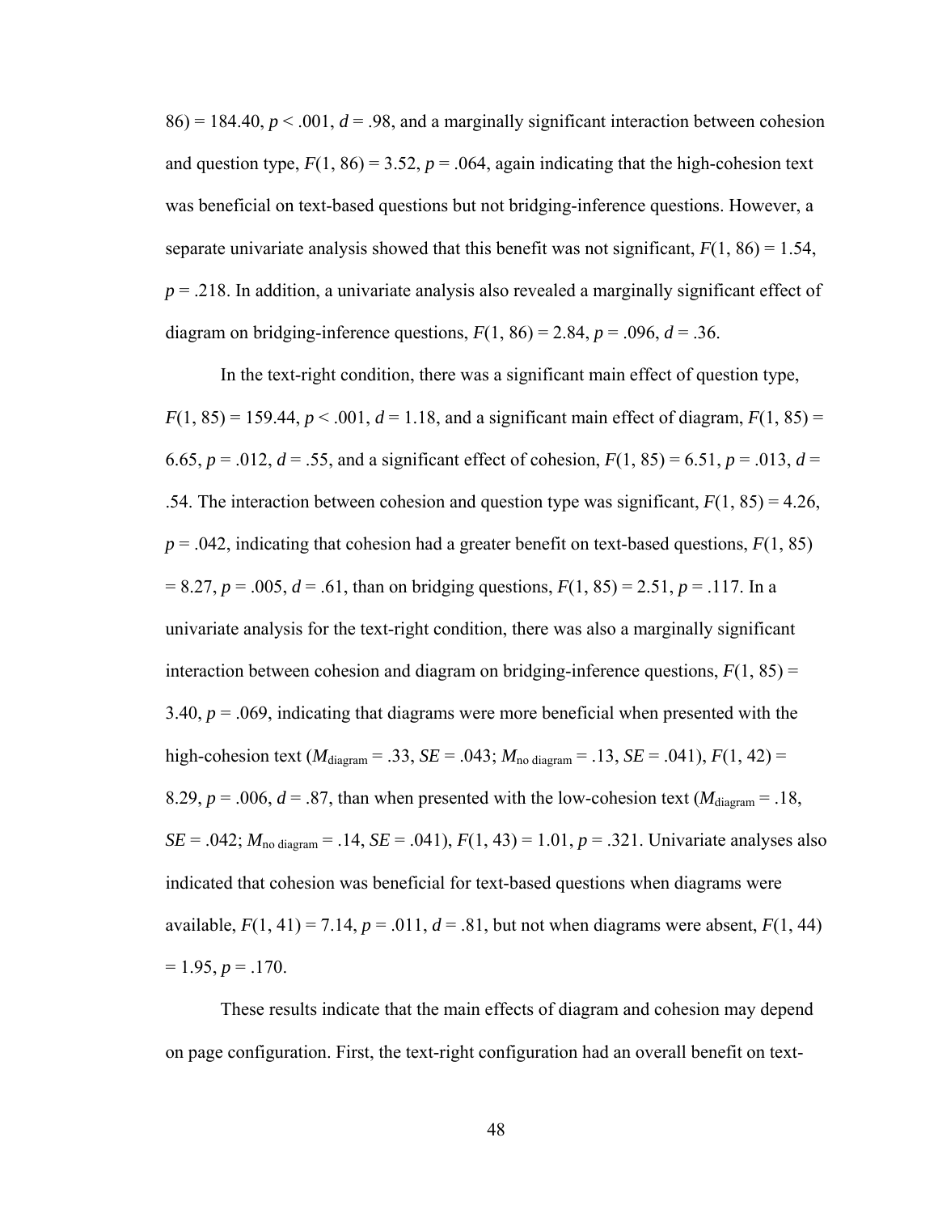86) = 184.40, $p < .001$, $d = .98$, and a marginally significant interaction between cohesion and question type, $F(1, 86) = 3.52$, $p = .064$, again indicating that the high-cohesion text was beneficial on text-based questions but not bridging-inference questions. However, a separate univariate analysis showed that this benefit was not significant, $F(1, 86) = 1.54$, $p = .218$. In addition, a univariate analysis also revealed a marginally significant effect of diagram on bridging-inference questions, $F(1, 86) = 2.84$, $p = .096$, $d = .36$.

In the text-right condition, there was a significant main effect of question type, $F(1, 85) = 159.44$, $p < .001$, $d = 1.18$, and a significant main effect of diagram, $F(1, 85) = 6.65$, $p = .012$, $d = .55$, and a significant effect of cohesion, $F(1, 85) = 6.51$, $p = .013$, $d = .54$. The interaction between cohesion and question type was significant, $F(1, 85) = 4.26$, $p = .042$, indicating that cohesion had a greater benefit on text-based questions, $F(1, 85) = 8.27$, $p = .005$, $d = .61$, than on bridging questions, $F(1, 85) = 2.51$, $p = .117$. In a univariate analysis for the text-right condition, there was also a marginally significant interaction between cohesion and diagram on bridging-inference questions, $F(1, 85) = 3.40$, $p = .069$, indicating that diagrams were more beneficial when presented with the high-cohesion text ($M_{\text{diagram}} = .33$, $SE = .043$; $M_{\text{no diagram}} = .13$, $SE = .041$), $F(1, 42) = 8.29$, $p = .006$, $d = .87$, than when presented with the low-cohesion text ($M_{\text{diagram}} = .18$, $SE = .042$; $M_{\text{no diagram}} = .14$, $SE = .041$), $F(1, 43) = 1.01$, $p = .321$. Univariate analyses also indicated that cohesion was beneficial for text-based questions when diagrams were available, $F(1, 41) = 7.14$, $p = .011$, $d = .81$, but not when diagrams were absent, $F(1, 44) = 1.95$, $p = .170$.

These results indicate that the main effects of diagram and cohesion may depend on page configuration. First, the text-right configuration had an overall benefit on text-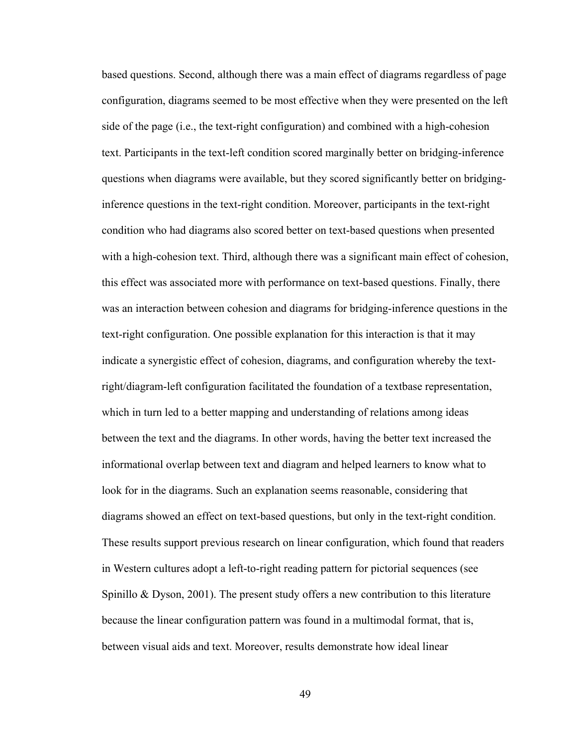based questions. Second, although there was a main effect of diagrams regardless of page configuration, diagrams seemed to be most effective when they were presented on the left side of the page (i.e., the text-right configuration) and combined with a high-cohesion text. Participants in the text-left condition scored marginally better on bridging-inference questions when diagrams were available, but they scored significantly better on bridging-inference questions in the text-right condition. Moreover, participants in the text-right condition who had diagrams also scored better on text-based questions when presented with a high-cohesion text. Third, although there was a significant main effect of cohesion, this effect was associated more with performance on text-based questions. Finally, there was an interaction between cohesion and diagrams for bridging-inference questions in the text-right configuration. One possible explanation for this interaction is that it may indicate a synergistic effect of cohesion, diagrams, and configuration whereby the text-right/diagram-left configuration facilitated the foundation of a textbase representation, which in turn led to a better mapping and understanding of relations among ideas between the text and the diagrams. In other words, having the better text increased the informational overlap between text and diagram and helped learners to know what to look for in the diagrams. Such an explanation seems reasonable, considering that diagrams showed an effect on text-based questions, but only in the text-right condition. These results support previous research on linear configuration, which found that readers in Western cultures adopt a left-to-right reading pattern for pictorial sequences (see Spinillo & Dyson, 2001). The present study offers a new contribution to this literature because the linear configuration pattern was found in a multimodal format, that is, between visual aids and text. Moreover, results demonstrate how ideal linear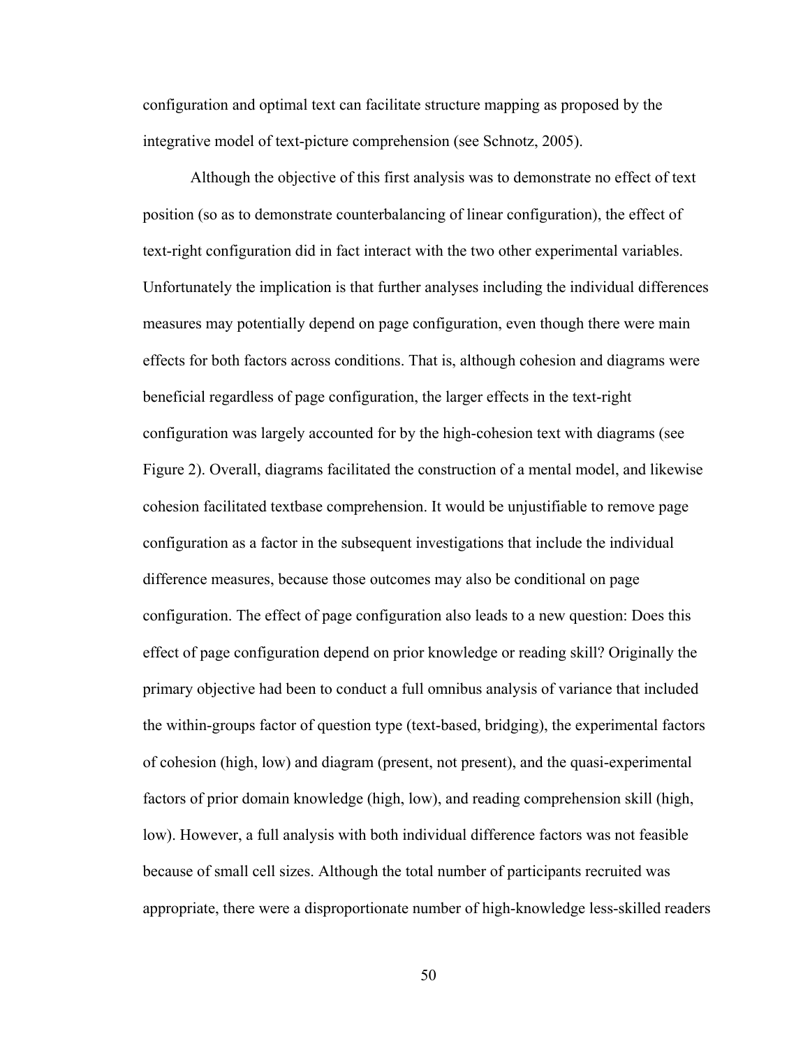configuration and optimal text can facilitate structure mapping as proposed by the integrative model of text-picture comprehension (see Schnotz, 2005).

Although the objective of this first analysis was to demonstrate no effect of text position (so as to demonstrate counterbalancing of linear configuration), the effect of text-right configuration did in fact interact with the two other experimental variables. Unfortunately the implication is that further analyses including the individual differences measures may potentially depend on page configuration, even though there were main effects for both factors across conditions. That is, although cohesion and diagrams were beneficial regardless of page configuration, the larger effects in the text-right configuration was largely accounted for by the high-cohesion text with diagrams (see Figure 2). Overall, diagrams facilitated the construction of a mental model, and likewise cohesion facilitated textbase comprehension. It would be unjustifiable to remove page configuration as a factor in the subsequent investigations that include the individual difference measures, because those outcomes may also be conditional on page configuration. The effect of page configuration also leads to a new question: Does this effect of page configuration depend on prior knowledge or reading skill? Originally the primary objective had been to conduct a full omnibus analysis of variance that included the within-groups factor of question type (text-based, bridging), the experimental factors of cohesion (high, low) and diagram (present, not present), and the quasi-experimental factors of prior domain knowledge (high, low), and reading comprehension skill (high, low). However, a full analysis with both individual difference factors was not feasible because of small cell sizes. Although the total number of participants recruited was appropriate, there were a disproportionate number of high-knowledge less-skilled readers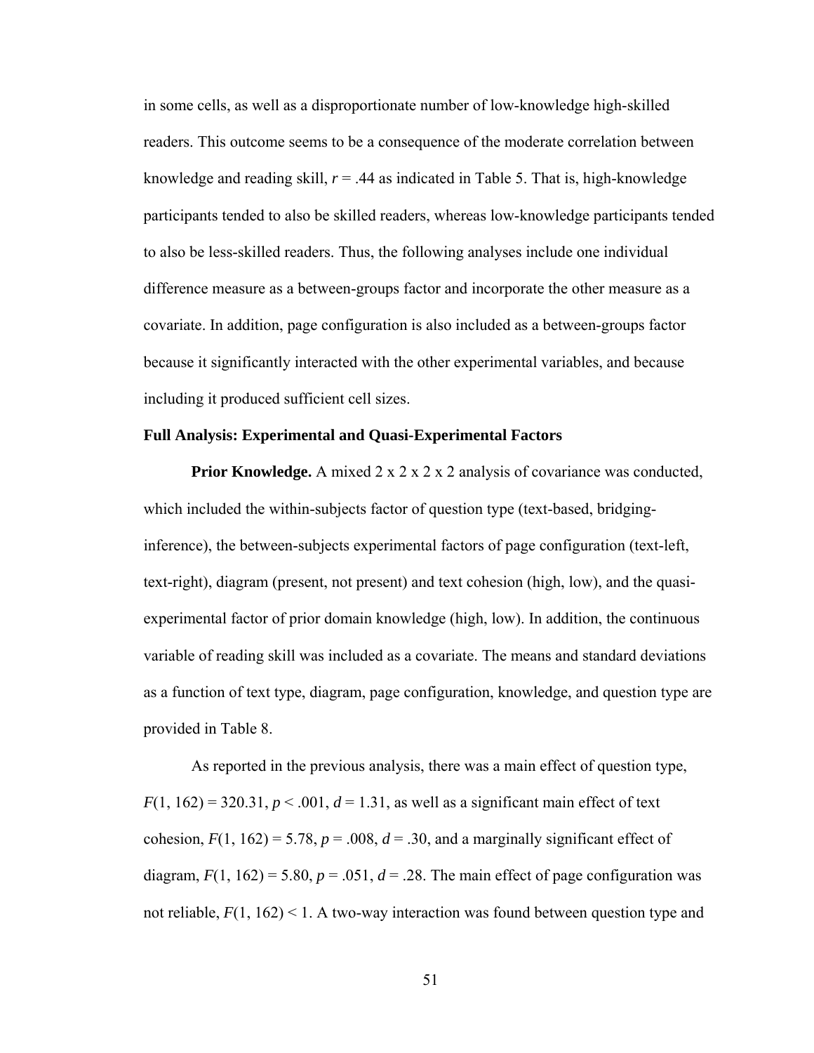in some cells, as well as a disproportionate number of low-knowledge high-skilled readers. This outcome seems to be a consequence of the moderate correlation between knowledge and reading skill, $r = .44$ as indicated in Table 5. That is, high-knowledge participants tended to also be skilled readers, whereas low-knowledge participants tended to also be less-skilled readers. Thus, the following analyses include one individual difference measure as a between-groups factor and incorporate the other measure as a covariate. In addition, page configuration is also included as a between-groups factor because it significantly interacted with the other experimental variables, and because including it produced sufficient cell sizes.

### Full Analysis: Experimental and Quasi-Experimental Factors

**Prior Knowledge.** A mixed 2 x 2 x 2 x 2 analysis of covariance was conducted, which included the within-subjects factor of question type (text-based, bridging-inference), the between-subjects experimental factors of page configuration (text-left, text-right), diagram (present, not present) and text cohesion (high, low), and the quasi-experimental factor of prior domain knowledge (high, low). In addition, the continuous variable of reading skill was included as a covariate. The means and standard deviations as a function of text type, diagram, page configuration, knowledge, and question type are provided in Table 8.

As reported in the previous analysis, there was a main effect of question type, $F(1, 162) = 320.31$, $p < .001$, $d = 1.31$, as well as a significant main effect of text cohesion, $F(1, 162) = 5.78$, $p = .008$, $d = .30$, and a marginally significant effect of diagram, $F(1, 162) = 5.80$, $p = .051$, $d = .28$. The main effect of page configuration was not reliable, $F(1, 162) < 1$. A two-way interaction was found between question type and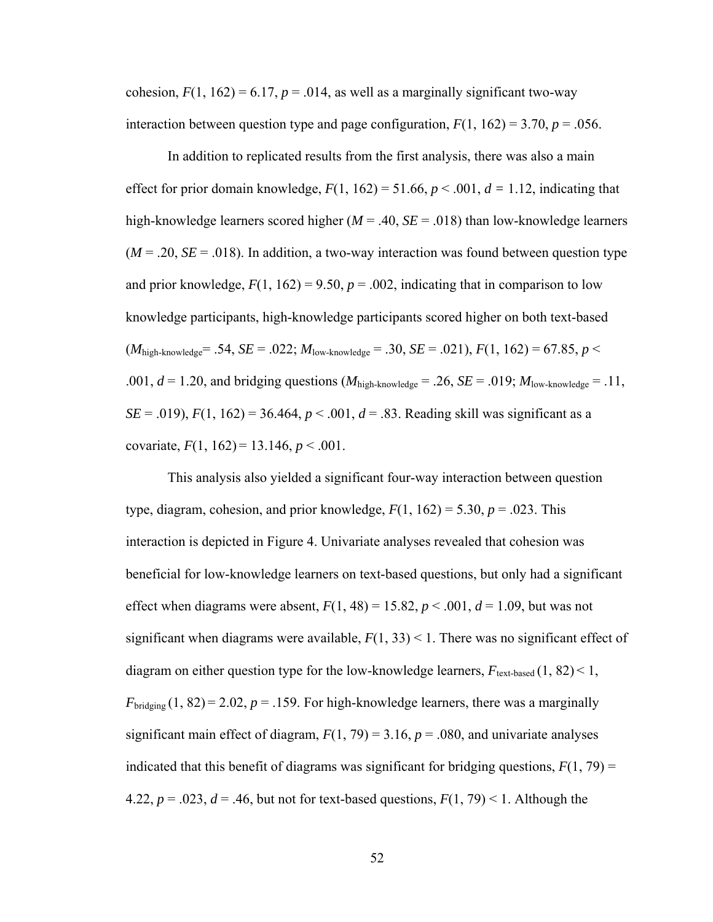cohesion, $F(1, 162) = 6.17$, $p = .014$, as well as a marginally significant two-way interaction between question type and page configuration, $F(1, 162) = 3.70$, $p = .056$.

In addition to replicated results from the first analysis, there was also a main effect for prior domain knowledge, $F(1, 162) = 51.66$, $p < .001$, $d = 1.12$, indicating that high-knowledge learners scored higher ($M = .40$, $SE = .018$) than low-knowledge learners ($M = .20$, $SE = .018$). In addition, a two-way interaction was found between question type and prior knowledge, $F(1, 162) = 9.50$, $p = .002$, indicating that in comparison to low knowledge participants, high-knowledge participants scored higher on both text-based ($M_{\text{high-knowledge}} = .54$, $SE = .022$; $M_{\text{low-knowledge}} = .30$, $SE = .021$), $F(1, 162) = 67.85$, $p < .001$, $d = 1.20$, and bridging questions ($M_{\text{high-knowledge}} = .26$, $SE = .019$; $M_{\text{low-knowledge}} = .11$, $SE = .019$), $F(1, 162) = 36.464$, $p < .001$, $d = .83$. Reading skill was significant as a covariate, $F(1, 162) = 13.146$, $p < .001$.

This analysis also yielded a significant four-way interaction between question type, diagram, cohesion, and prior knowledge, $F(1, 162) = 5.30$, $p = .023$. This interaction is depicted in Figure 4. Univariate analyses revealed that cohesion was beneficial for low-knowledge learners on text-based questions, but only had a significant effect when diagrams were absent, $F(1, 48) = 15.82$, $p < .001$, $d = 1.09$, but was not significant when diagrams were available, $F(1, 33) < 1$. There was no significant effect of diagram on either question type for the low-knowledge learners, $F_{\text{text-based}}(1, 82) < 1$, $F_{\text{bridging}}(1, 82) = 2.02$, $p = .159$. For high-knowledge learners, there was a marginally significant main effect of diagram, $F(1, 79) = 3.16$, $p = .080$, and univariate analyses indicated that this benefit of diagrams was significant for bridging questions, $F(1, 79) = 4.22$, $p = .023$, $d = .46$, but not for text-based questions, $F(1, 79) < 1$. Although the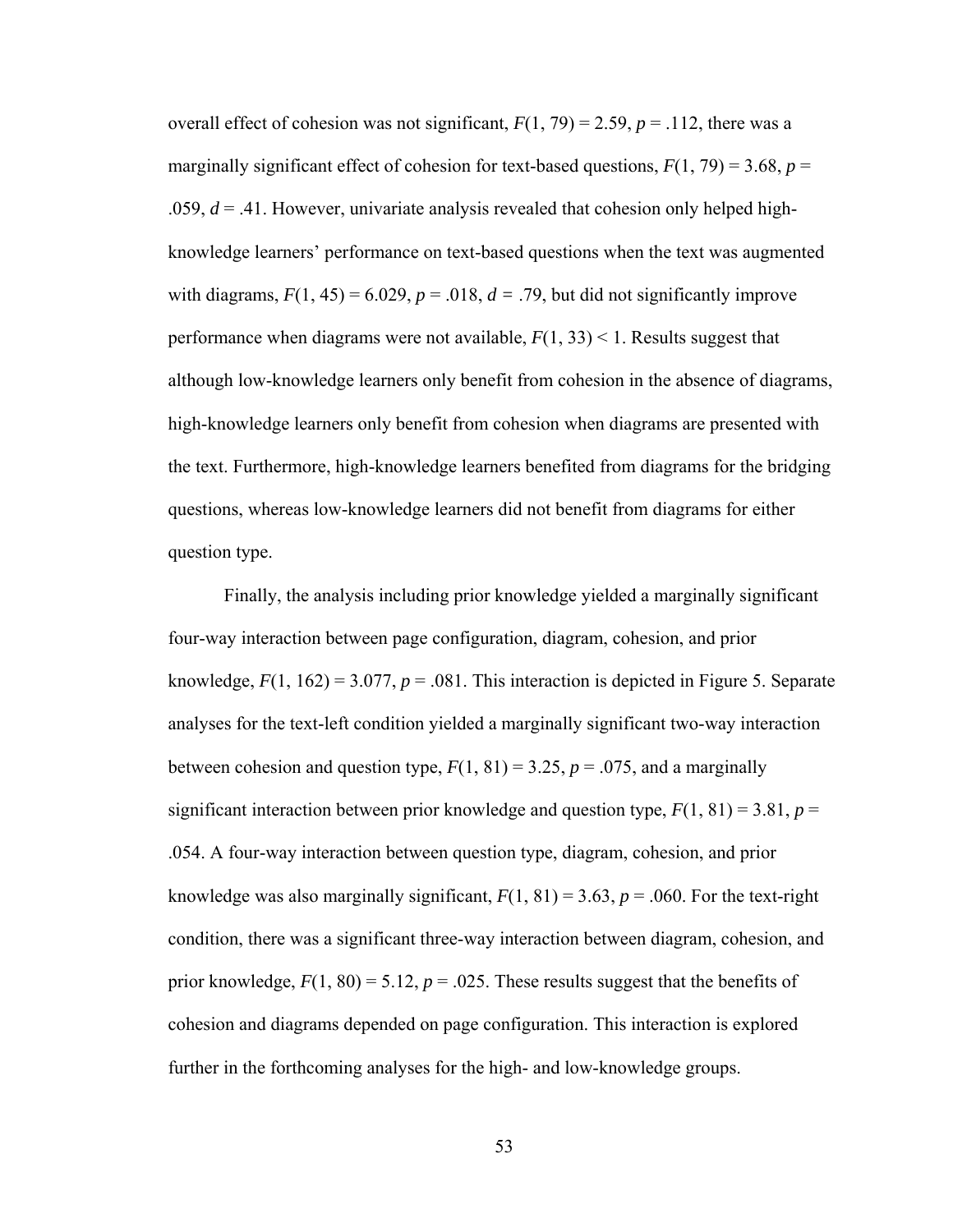overall effect of cohesion was not significant, $F(1, 79) = 2.59$, $p = .112$, there was a marginally significant effect of cohesion for text-based questions, $F(1, 79) = 3.68$, $p = .059$, $d = .41$. However, univariate analysis revealed that cohesion only helped high-knowledge learners' performance on text-based questions when the text was augmented with diagrams, $F(1, 45) = 6.029$, $p = .018$, $d = .79$, but did not significantly improve performance when diagrams were not available, $F(1, 33) < 1$. Results suggest that although low-knowledge learners only benefit from cohesion in the absence of diagrams, high-knowledge learners only benefit from cohesion when diagrams are presented with the text. Furthermore, high-knowledge learners benefited from diagrams for the bridging questions, whereas low-knowledge learners did not benefit from diagrams for either question type.

Finally, the analysis including prior knowledge yielded a marginally significant four-way interaction between page configuration, diagram, cohesion, and prior knowledge, $F(1, 162) = 3.077$, $p = .081$. This interaction is depicted in Figure 5. Separate analyses for the text-left condition yielded a marginally significant two-way interaction between cohesion and question type, $F(1, 81) = 3.25$, $p = .075$, and a marginally significant interaction between prior knowledge and question type, $F(1, 81) = 3.81$, $p = .054$. A four-way interaction between question type, diagram, cohesion, and prior knowledge was also marginally significant, $F(1, 81) = 3.63$, $p = .060$. For the text-right condition, there was a significant three-way interaction between diagram, cohesion, and prior knowledge, $F(1, 80) = 5.12$, $p = .025$. These results suggest that the benefits of cohesion and diagrams depended on page configuration. This interaction is explored further in the forthcoming analyses for the high- and low-knowledge groups.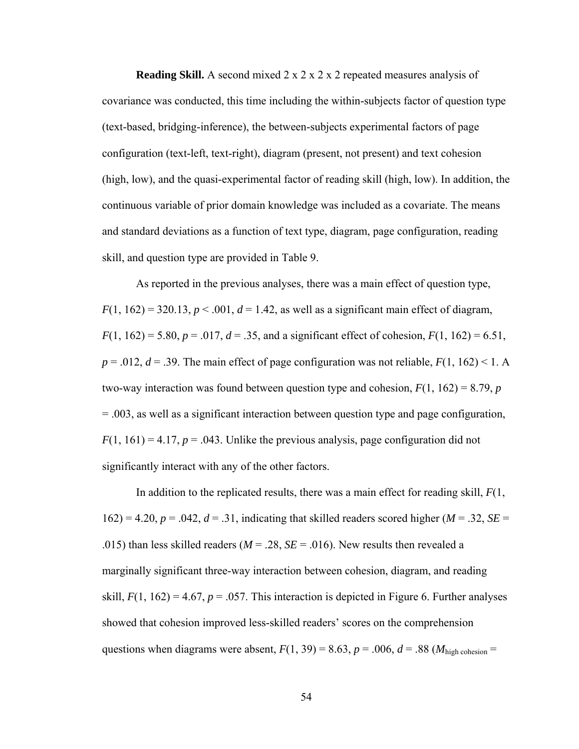**Reading Skill.** A second mixed 2 x 2 x 2 x 2 repeated measures analysis of covariance was conducted, this time including the within-subjects factor of question type (text-based, bridging-inference), the between-subjects experimental factors of page configuration (text-left, text-right), diagram (present, not present) and text cohesion (high, low), and the quasi-experimental factor of reading skill (high, low). In addition, the continuous variable of prior domain knowledge was included as a covariate. The means and standard deviations as a function of text type, diagram, page configuration, reading skill, and question type are provided in Table 9.

As reported in the previous analyses, there was a main effect of question type, $F(1, 162) = 320.13$, $p < .001$, $d = 1.42$, as well as a significant main effect of diagram, $F(1, 162) = 5.80$, $p = .017$, $d = .35$, and a significant effect of cohesion, $F(1, 162) = 6.51$, $p = .012$, $d = .39$. The main effect of page configuration was not reliable, $F(1, 162) < 1$. A two-way interaction was found between question type and cohesion, $F(1, 162) = 8.79$, $p = .003$, as well as a significant interaction between question type and page configuration, $F(1, 161) = 4.17$, $p = .043$. Unlike the previous analysis, page configuration did not significantly interact with any of the other factors.

In addition to the replicated results, there was a main effect for reading skill, $F(1, 162) = 4.20$, $p = .042$, $d = .31$, indicating that skilled readers scored higher ($M = .32$, $SE = .015$) than less skilled readers ($M = .28$, $SE = .016$). New results then revealed a marginally significant three-way interaction between cohesion, diagram, and reading skill, $F(1, 162) = 4.67$, $p = .057$. This interaction is depicted in Figure 6. Further analyses showed that cohesion improved less-skilled readers' scores on the comprehension questions when diagrams were absent, $F(1, 39) = 8.63$, $p = .006$, $d = .88$ ($M_{\text{high cohesion}} =$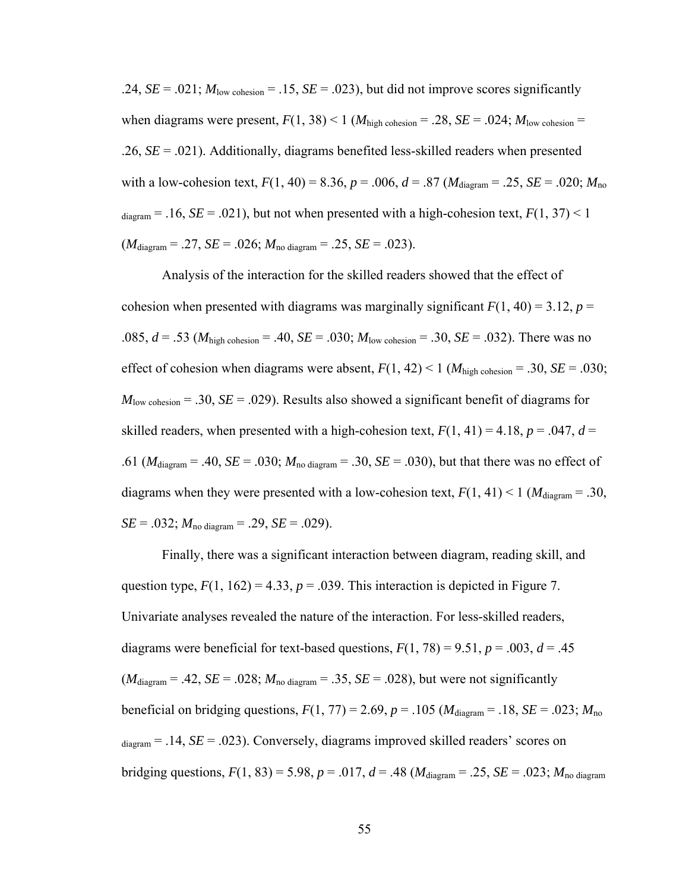.24, $SE$ = .021; $M_{\text{low cohesion}}$ = .15, $SE$ = .023), but did not improve scores significantly when diagrams were present, $F(1, 38) < 1$ ($M_{\text{high cohesion}}$ = .28, $SE$ = .024; $M_{\text{low cohesion}}$ = .26, $SE$ = .021). Additionally, diagrams benefited less-skilled readers when presented with a low-cohesion text, $F(1, 40) = 8.36$, $p = .006$, $d = .87$ ($M_{\text{diagram}}$ = .25, $SE$ = .020; $M_{\text{no diagram}}$ = .16, $SE$ = .021), but not when presented with a high-cohesion text, $F(1, 37) < 1$ ($M_{\text{diagram}}$ = .27, $SE$ = .026; $M_{\text{no diagram}}$ = .25, $SE$ = .023).

Analysis of the interaction for the skilled readers showed that the effect of cohesion when presented with diagrams was marginally significant $F(1, 40) = 3.12$, $p = .085$, $d = .53$ ($M_{\text{high cohesion}}$ = .40, $SE$ = .030; $M_{\text{low cohesion}}$ = .30, $SE$ = .032). There was no effect of cohesion when diagrams were absent, $F(1, 42) < 1$ ($M_{\text{high cohesion}}$ = .30, $SE$ = .030; $M_{\text{low cohesion}}$ = .30, $SE$ = .029). Results also showed a significant benefit of diagrams for skilled readers, when presented with a high-cohesion text, $F(1, 41) = 4.18$, $p = .047$, $d = .61$ ($M_{\text{diagram}}$ = .40, $SE$ = .030; $M_{\text{no diagram}}$ = .30, $SE$ = .030), but that there was no effect of diagrams when they were presented with a low-cohesion text, $F(1, 41) < 1$ ($M_{\text{diagram}}$ = .30, $SE$ = .032; $M_{\text{no diagram}}$ = .29, $SE$ = .029).

Finally, there was a significant interaction between diagram, reading skill, and question type, $F(1, 162) = 4.33$, $p = .039$. This interaction is depicted in Figure 7. Univariate analyses revealed the nature of the interaction. For less-skilled readers, diagrams were beneficial for text-based questions, $F(1, 78) = 9.51$, $p = .003$, $d = .45$ ($M_{\text{diagram}}$ = .42, $SE$ = .028; $M_{\text{no diagram}}$ = .35, $SE$ = .028), but were not significantly beneficial on bridging questions, $F(1, 77) = 2.69$, $p = .105$ ($M_{\text{diagram}}$ = .18, $SE$ = .023; $M_{\text{no diagram}}$ = .14, $SE$ = .023). Conversely, diagrams improved skilled readers' scores on bridging questions, $F(1, 83) = 5.98$, $p = .017$, $d = .48$ ($M_{\text{diagram}}$ = .25, $SE$ = .023; $M_{\text{no diagram}}$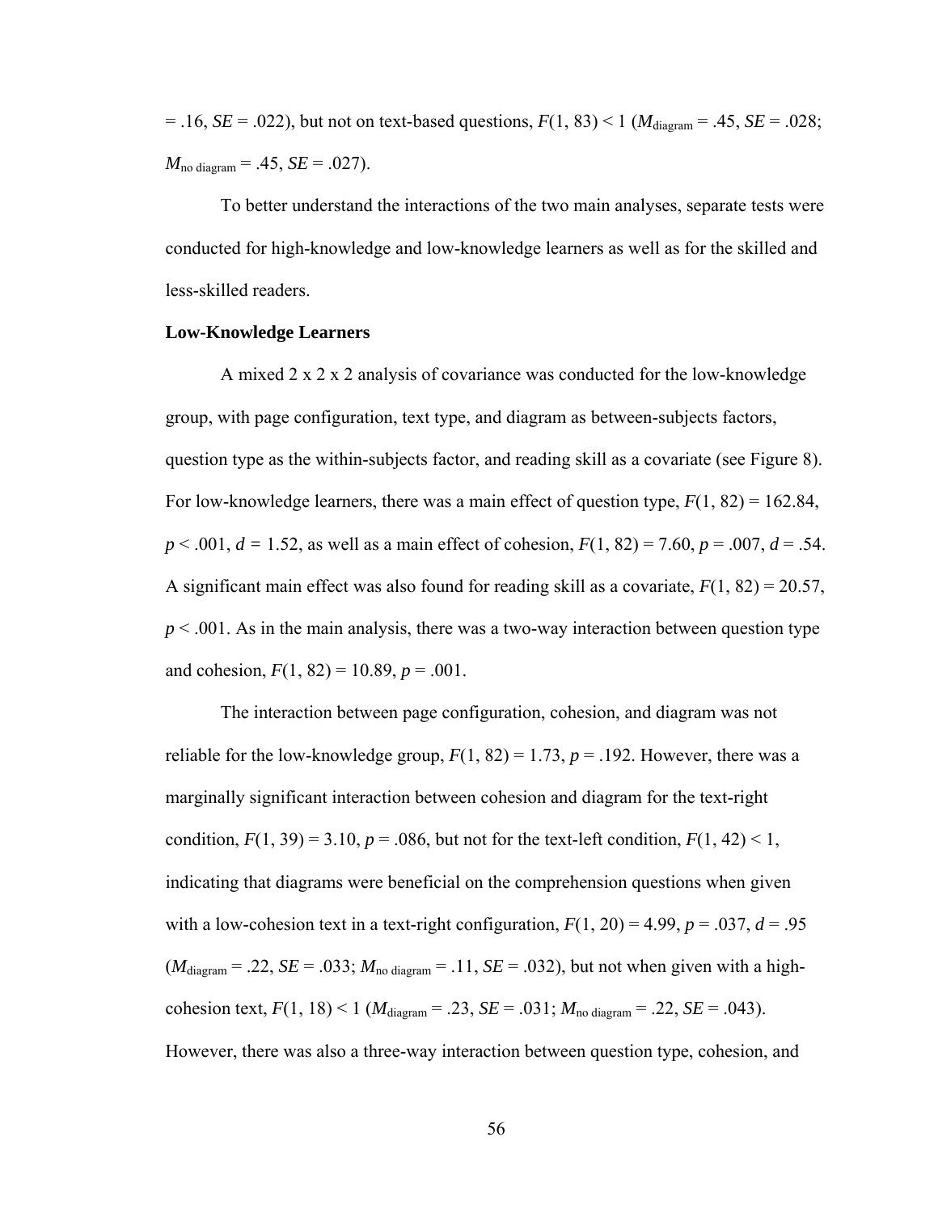= .16, *SE* = .022), but not on text-based questions, $F(1, 83) < 1$ ($M_{\text{diagram}}$ = .45, *SE* = .028; $M_{\text{no diagram}}$ = .45, *SE* = .027).

To better understand the interactions of the two main analyses, separate tests were conducted for high-knowledge and low-knowledge learners as well as for the skilled and less-skilled readers.

**Low-Knowledge Learners**

A mixed 2 x 2 x 2 analysis of covariance was conducted for the low-knowledge group, with page configuration, text type, and diagram as between-subjects factors, question type as the within-subjects factor, and reading skill as a covariate (see Figure 8). For low-knowledge learners, there was a main effect of question type, $F(1, 82) = 162.84$, $p < .001$, $d = 1.52$, as well as a main effect of cohesion, $F(1, 82) = 7.60$, $p = .007$, $d = .54$. A significant main effect was also found for reading skill as a covariate, $F(1, 82) = 20.57$, $p < .001$. As in the main analysis, there was a two-way interaction between question type and cohesion, $F(1, 82) = 10.89$, $p = .001$.

The interaction between page configuration, cohesion, and diagram was not reliable for the low-knowledge group, $F(1, 82) = 1.73$, $p = .192$. However, there was a marginally significant interaction between cohesion and diagram for the text-right condition, $F(1, 39) = 3.10$, $p = .086$, but not for the text-left condition, $F(1, 42) < 1$, indicating that diagrams were beneficial on the comprehension questions when given with a low-cohesion text in a text-right configuration, $F(1, 20) = 4.99$, $p = .037$, $d = .95$ ($M_{\text{diagram}}$ = .22, *SE* = .033; $M_{\text{no diagram}}$ = .11, *SE* = .032), but not when given with a high-cohesion text, $F(1, 18) < 1$ ($M_{\text{diagram}}$ = .23, *SE* = .031; $M_{\text{no diagram}}$ = .22, *SE* = .043). However, there was also a three-way interaction between question type, cohesion, and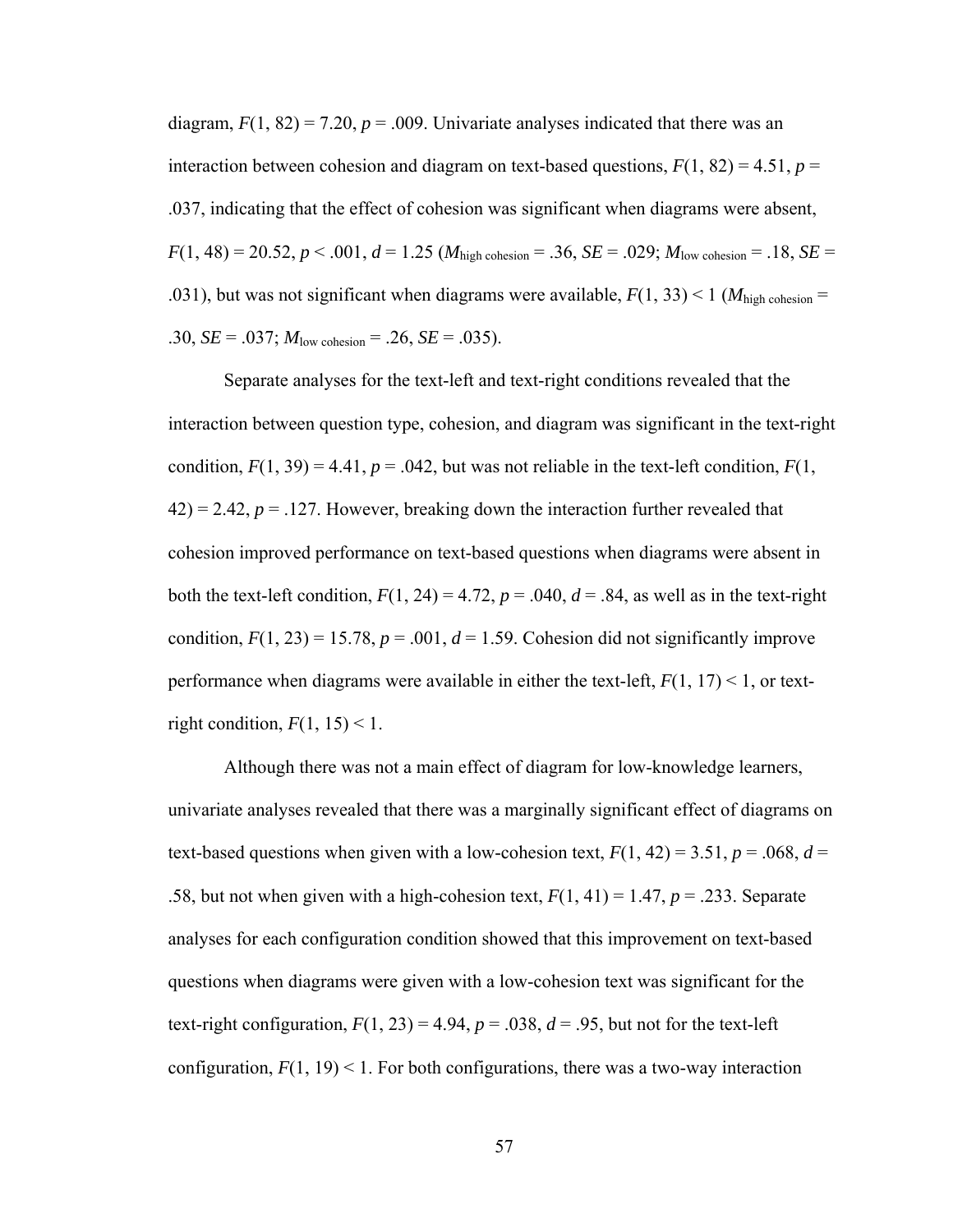diagram, $F(1, 82) = 7.20$, $p = .009$. Univariate analyses indicated that there was an interaction between cohesion and diagram on text-based questions, $F(1, 82) = 4.51$, $p = .037$, indicating that the effect of cohesion was significant when diagrams were absent, $F(1, 48) = 20.52$, $p < .001$, $d = 1.25$ ($M_{\text{high cohesion}} = .36$, $SE = .029$; $M_{\text{low cohesion}} = .18$, $SE = .031$), but was not significant when diagrams were available, $F(1, 33) < 1$ ($M_{\text{high cohesion}} = .30$, $SE = .037$; $M_{\text{low cohesion}} = .26$, $SE = .035$).

Separate analyses for the text-left and text-right conditions revealed that the interaction between question type, cohesion, and diagram was significant in the text-right condition, $F(1, 39) = 4.41$, $p = .042$, but was not reliable in the text-left condition, $F(1, 42) = 2.42$, $p = .127$. However, breaking down the interaction further revealed that cohesion improved performance on text-based questions when diagrams were absent in both the text-left condition, $F(1, 24) = 4.72$, $p = .040$, $d = .84$, as well as in the text-right condition, $F(1, 23) = 15.78$, $p = .001$, $d = 1.59$. Cohesion did not significantly improve performance when diagrams were available in either the text-left, $F(1, 17) < 1$, or text-right condition, $F(1, 15) < 1$.

Although there was not a main effect of diagram for low-knowledge learners, univariate analyses revealed that there was a marginally significant effect of diagrams on text-based questions when given with a low-cohesion text, $F(1, 42) = 3.51$, $p = .068$, $d = .58$, but not when given with a high-cohesion text, $F(1, 41) = 1.47$, $p = .233$. Separate analyses for each configuration condition showed that this improvement on text-based questions when diagrams were given with a low-cohesion text was significant for the text-right configuration, $F(1, 23) = 4.94$, $p = .038$, $d = .95$, but not for the text-left configuration, $F(1, 19) < 1$. For both configurations, there was a two-way interaction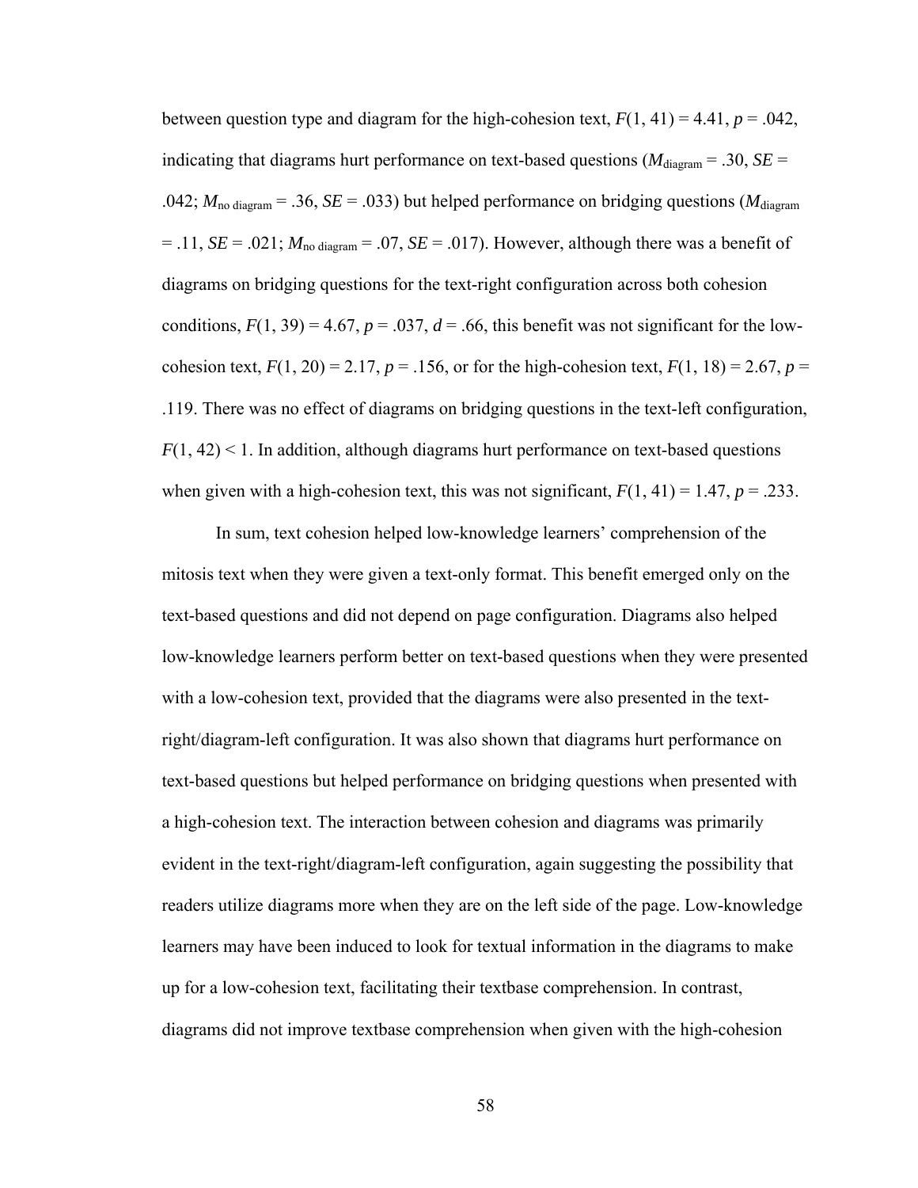between question type and diagram for the high-cohesion text, $F(1, 41) = 4.41$, $p = .042$, indicating that diagrams hurt performance on text-based questions ($M_{\text{diagram}} = .30$, $SE = .042$; $M_{\text{no diagram}} = .36$, $SE = .033$) but helped performance on bridging questions ($M_{\text{diagram}} = .11$, $SE = .021$; $M_{\text{no diagram}} = .07$, $SE = .017$). However, although there was a benefit of diagrams on bridging questions for the text-right configuration across both cohesion conditions, $F(1, 39) = 4.67$, $p = .037$, $d = .66$, this benefit was not significant for the low-cohesion text, $F(1, 20) = 2.17$, $p = .156$, or for the high-cohesion text, $F(1, 18) = 2.67$, $p = .119$. There was no effect of diagrams on bridging questions in the text-left configuration, $F(1, 42) < 1$. In addition, although diagrams hurt performance on text-based questions when given with a high-cohesion text, this was not significant, $F(1, 41) = 1.47$, $p = .233$.

In sum, text cohesion helped low-knowledge learners' comprehension of the mitosis text when they were given a text-only format. This benefit emerged only on the text-based questions and did not depend on page configuration. Diagrams also helped low-knowledge learners perform better on text-based questions when they were presented with a low-cohesion text, provided that the diagrams were also presented in the text-right/diagram-left configuration. It was also shown that diagrams hurt performance on text-based questions but helped performance on bridging questions when presented with a high-cohesion text. The interaction between cohesion and diagrams was primarily evident in the text-right/diagram-left configuration, again suggesting the possibility that readers utilize diagrams more when they are on the left side of the page. Low-knowledge learners may have been induced to look for textual information in the diagrams to make up for a low-cohesion text, facilitating their textbase comprehension. In contrast, diagrams did not improve textbase comprehension when given with the high-cohesion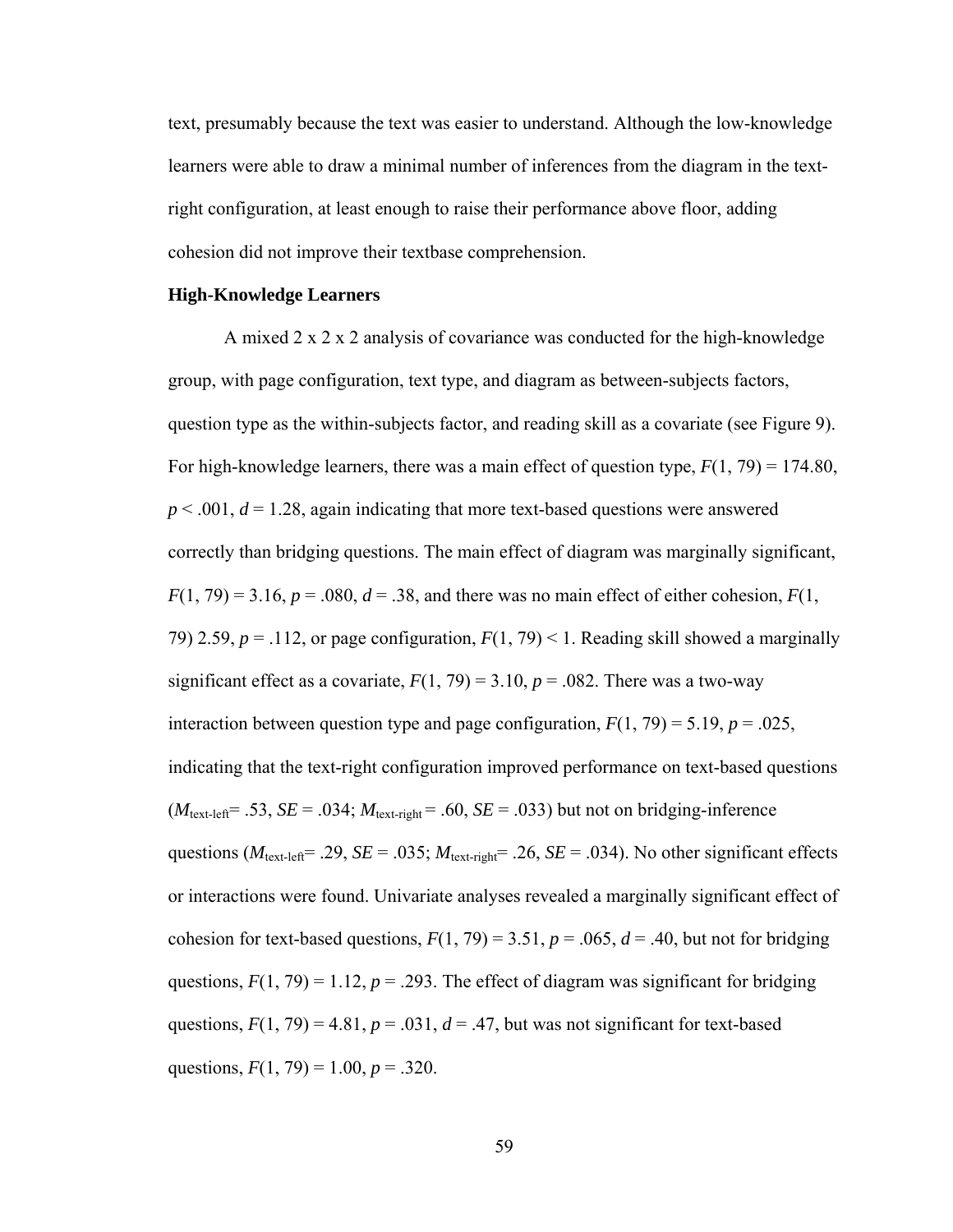text, presumably because the text was easier to understand. Although the low-knowledge learners were able to draw a minimal number of inferences from the diagram in the text-right configuration, at least enough to raise their performance above floor, adding cohesion did not improve their textbase comprehension.

### High-Knowledge Learners

A mixed 2 x 2 x 2 analysis of covariance was conducted for the high-knowledge group, with page configuration, text type, and diagram as between-subjects factors, question type as the within-subjects factor, and reading skill as a covariate (see Figure 9). For high-knowledge learners, there was a main effect of question type, $F(1, 79) = 174.80$, $p < .001$, $d = 1.28$, again indicating that more text-based questions were answered correctly than bridging questions. The main effect of diagram was marginally significant, $F(1, 79) = 3.16$, $p = .080$, $d = .38$, and there was no main effect of either cohesion, $F(1, 79)$ 2.59, $p = .112$, or page configuration, $F(1, 79) < 1$. Reading skill showed a marginally significant effect as a covariate, $F(1, 79) = 3.10$, $p = .082$. There was a two-way interaction between question type and page configuration, $F(1, 79) = 5.19$, $p = .025$, indicating that the text-right configuration improved performance on text-based questions ($M_{\text{text-left}} = .53$, $SE = .034$; $M_{\text{text-right}} = .60$, $SE = .033$) but not on bridging-inference questions ($M_{\text{text-left}} = .29$, $SE = .035$; $M_{\text{text-right}} = .26$, $SE = .034$). No other significant effects or interactions were found. Univariate analyses revealed a marginally significant effect of cohesion for text-based questions, $F(1, 79) = 3.51$, $p = .065$, $d = .40$, but not for bridging questions, $F(1, 79) = 1.12$, $p = .293$. The effect of diagram was significant for bridging questions, $F(1, 79) = 4.81$, $p = .031$, $d = .47$, but was not significant for text-based questions, $F(1, 79) = 1.00$, $p = .320$.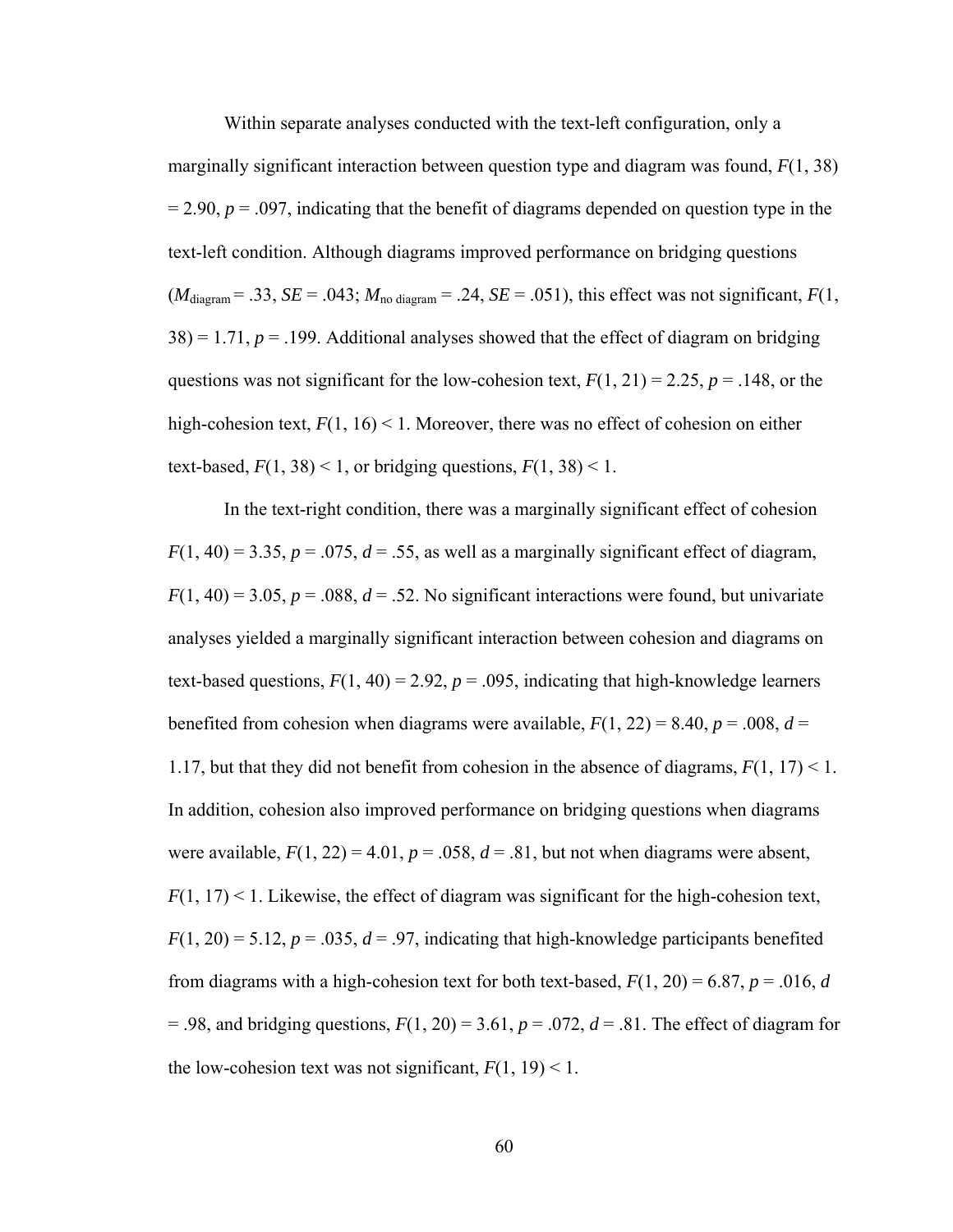Within separate analyses conducted with the text-left configuration, only a marginally significant interaction between question type and diagram was found, $F(1, 38) = 2.90$, $p = .097$, indicating that the benefit of diagrams depended on question type in the text-left condition. Although diagrams improved performance on bridging questions ($M_{\text{diagram}} = .33$, $SE = .043$; $M_{\text{no diagram}} = .24$, $SE = .051$), this effect was not significant, $F(1, 38) = 1.71$, $p = .199$. Additional analyses showed that the effect of diagram on bridging questions was not significant for the low-cohesion text, $F(1, 21) = 2.25$, $p = .148$, or the high-cohesion text, $F(1, 16) < 1$. Moreover, there was no effect of cohesion on either text-based, $F(1, 38) < 1$, or bridging questions, $F(1, 38) < 1$.

In the text-right condition, there was a marginally significant effect of cohesion $F(1, 40) = 3.35$, $p = .075$, $d = .55$, as well as a marginally significant effect of diagram, $F(1, 40) = 3.05$, $p = .088$, $d = .52$. No significant interactions were found, but univariate analyses yielded a marginally significant interaction between cohesion and diagrams on text-based questions, $F(1, 40) = 2.92$, $p = .095$, indicating that high-knowledge learners benefited from cohesion when diagrams were available, $F(1, 22) = 8.40$, $p = .008$, $d = 1.17$, but that they did not benefit from cohesion in the absence of diagrams, $F(1, 17) < 1$. In addition, cohesion also improved performance on bridging questions when diagrams were available, $F(1, 22) = 4.01$, $p = .058$, $d = .81$, but not when diagrams were absent, $F(1, 17) < 1$. Likewise, the effect of diagram was significant for the high-cohesion text, $F(1, 20) = 5.12$, $p = .035$, $d = .97$, indicating that high-knowledge participants benefited from diagrams with a high-cohesion text for both text-based, $F(1, 20) = 6.87$, $p = .016$, $d = .98$, and bridging questions, $F(1, 20) = 3.61$, $p = .072$, $d = .81$. The effect of diagram for the low-cohesion text was not significant, $F(1, 19) < 1$.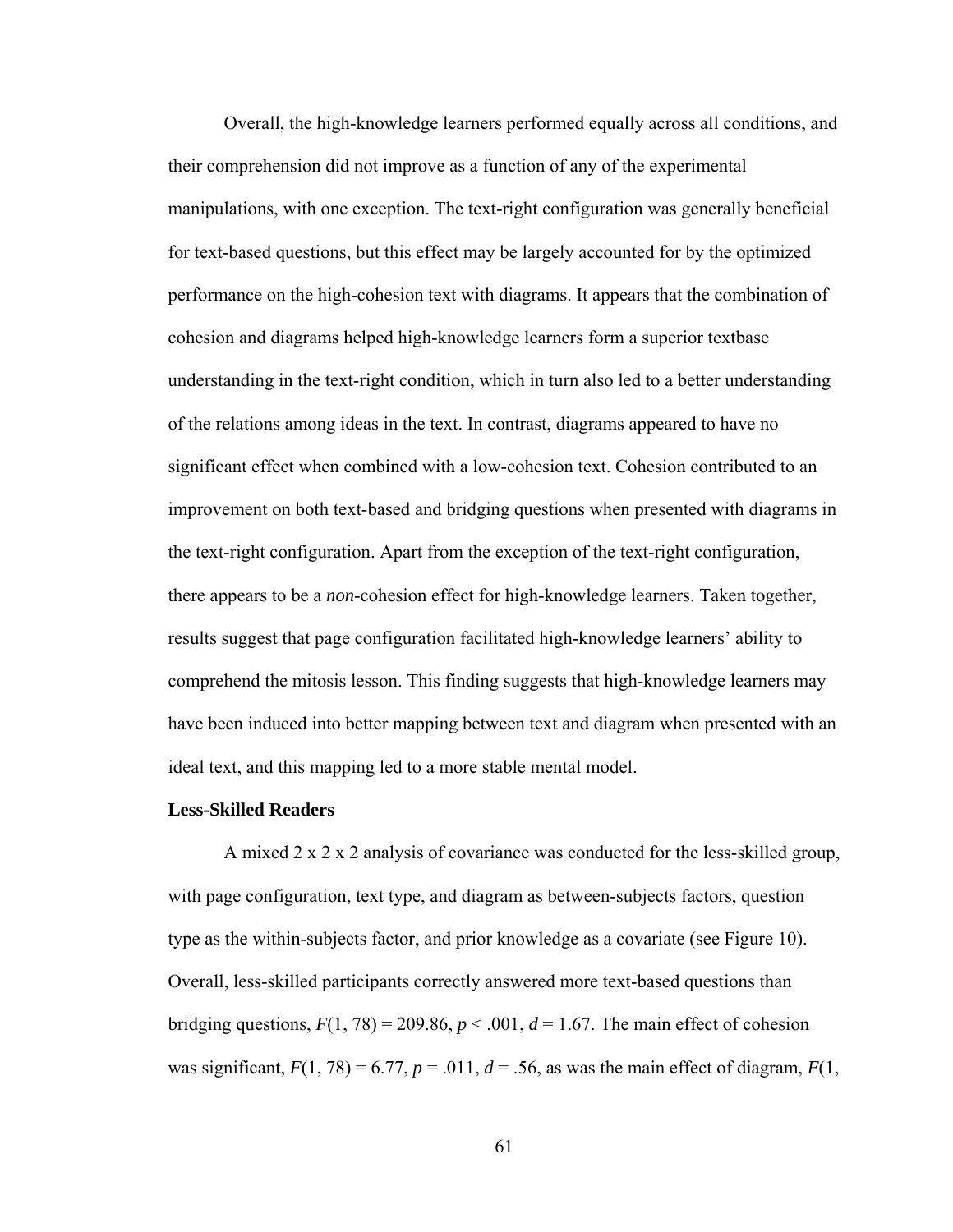Overall, the high-knowledge learners performed equally across all conditions, and their comprehension did not improve as a function of any of the experimental manipulations, with one exception. The text-right configuration was generally beneficial for text-based questions, but this effect may be largely accounted for by the optimized performance on the high-cohesion text with diagrams. It appears that the combination of cohesion and diagrams helped high-knowledge learners form a superior textbase understanding in the text-right condition, which in turn also led to a better understanding of the relations among ideas in the text. In contrast, diagrams appeared to have no significant effect when combined with a low-cohesion text. Cohesion contributed to an improvement on both text-based and bridging questions when presented with diagrams in the text-right configuration. Apart from the exception of the text-right configuration, there appears to be a *non*-cohesion effect for high-knowledge learners. Taken together, results suggest that page configuration facilitated high-knowledge learners' ability to comprehend the mitosis lesson. This finding suggests that high-knowledge learners may have been induced into better mapping between text and diagram when presented with an ideal text, and this mapping led to a more stable mental model.

**Less-Skilled Readers**

A mixed 2 x 2 x 2 analysis of covariance was conducted for the less-skilled group, with page configuration, text type, and diagram as between-subjects factors, question type as the within-subjects factor, and prior knowledge as a covariate (see Figure 10). Overall, less-skilled participants correctly answered more text-based questions than bridging questions, $F(1, 78) = 209.86$, $p < .001$, $d = 1.67$. The main effect of cohesion was significant, $F(1, 78) = 6.77$, $p = .011$, $d = .56$, as was the main effect of diagram, $F$(1,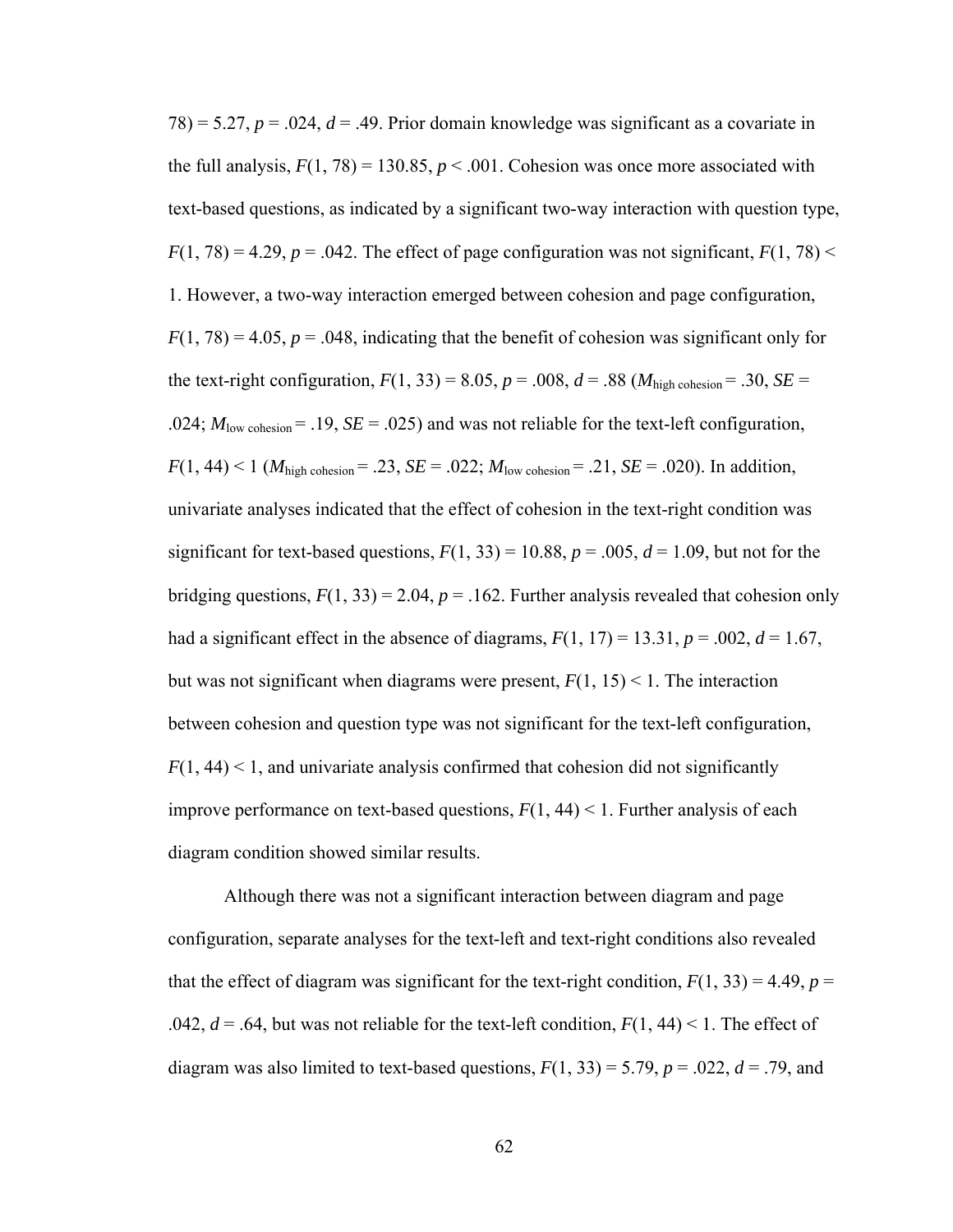78) = 5.27, $p = .024$, $d = .49$. Prior domain knowledge was significant as a covariate in the full analysis, $F(1, 78) = 130.85$, $p < .001$. Cohesion was once more associated with text-based questions, as indicated by a significant two-way interaction with question type, $F(1, 78) = 4.29$, $p = .042$. The effect of page configuration was not significant, $F(1, 78) < 1$. However, a two-way interaction emerged between cohesion and page configuration, $F(1, 78) = 4.05$, $p = .048$, indicating that the benefit of cohesion was significant only for the text-right configuration, $F(1, 33) = 8.05$, $p = .008$, $d = .88$ ($M_{\text{high cohesion}} = .30$, $SE = .024$; $M_{\text{low cohesion}} = .19$, $SE = .025$) and was not reliable for the text-left configuration, $F(1, 44) < 1$ ($M_{\text{high cohesion}} = .23$, $SE = .022$; $M_{\text{low cohesion}} = .21$, $SE = .020$). In addition, univariate analyses indicated that the effect of cohesion in the text-right condition was significant for text-based questions, $F(1, 33) = 10.88$, $p = .005$, $d = 1.09$, but not for the bridging questions, $F(1, 33) = 2.04$, $p = .162$. Further analysis revealed that cohesion only had a significant effect in the absence of diagrams, $F(1, 17) = 13.31$, $p = .002$, $d = 1.67$, but was not significant when diagrams were present, $F(1, 15) < 1$. The interaction between cohesion and question type was not significant for the text-left configuration, $F(1, 44) < 1$, and univariate analysis confirmed that cohesion did not significantly improve performance on text-based questions, $F(1, 44) < 1$. Further analysis of each diagram condition showed similar results.

Although there was not a significant interaction between diagram and page configuration, separate analyses for the text-left and text-right conditions also revealed that the effect of diagram was significant for the text-right condition, $F(1, 33) = 4.49$, $p = .042$, $d = .64$, but was not reliable for the text-left condition, $F(1, 44) < 1$. The effect of diagram was also limited to text-based questions, $F(1, 33) = 5.79$, $p = .022$, $d = .79$, and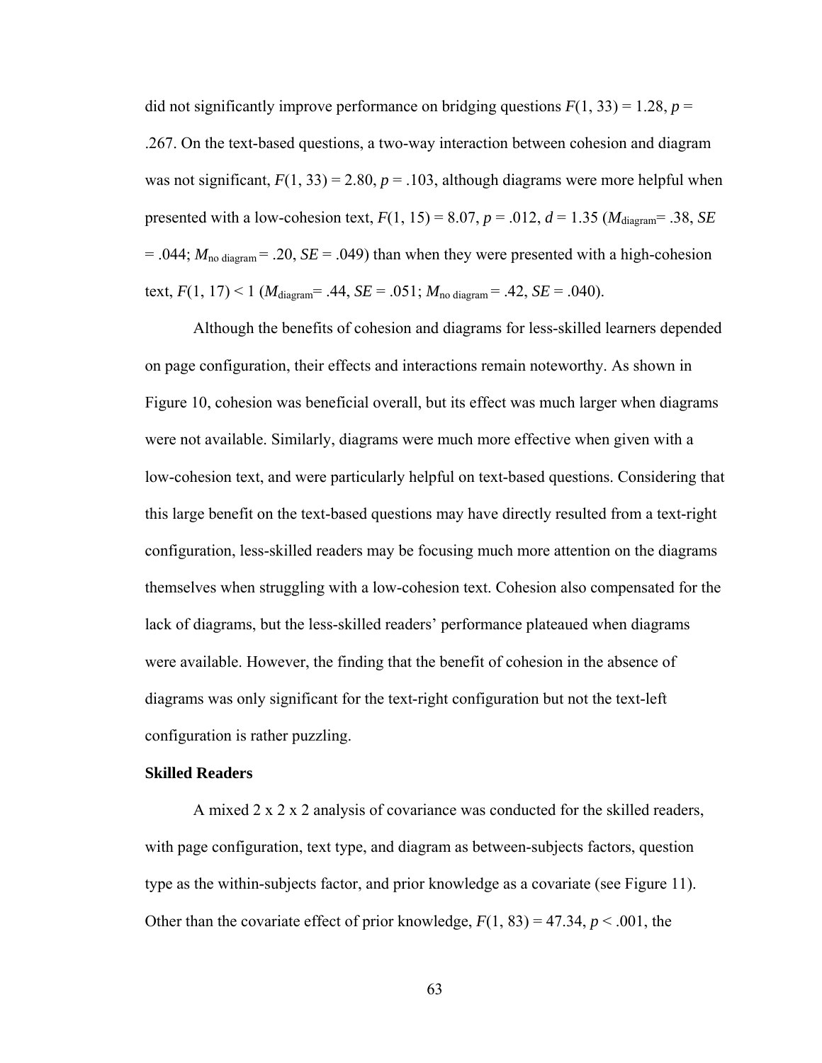did not significantly improve performance on bridging questions $F(1, 33) = 1.28$, $p = .267$. On the text-based questions, a two-way interaction between cohesion and diagram was not significant, $F(1, 33) = 2.80$, $p = .103$, although diagrams were more helpful when presented with a low-cohesion text, $F(1, 15) = 8.07$, $p = .012$, $d = 1.35$ ($M_{\text{diagram}} = .38$, $SE = .044$; $M_{\text{no diagram}} = .20$, $SE = .049$) than when they were presented with a high-cohesion text, $F(1, 17) < 1$ ($M_{\text{diagram}} = .44$, $SE = .051$; $M_{\text{no diagram}} = .42$, $SE = .040$).

Although the benefits of cohesion and diagrams for less-skilled learners depended on page configuration, their effects and interactions remain noteworthy. As shown in Figure 10, cohesion was beneficial overall, but its effect was much larger when diagrams were not available. Similarly, diagrams were much more effective when given with a low-cohesion text, and were particularly helpful on text-based questions. Considering that this large benefit on the text-based questions may have directly resulted from a text-right configuration, less-skilled readers may be focusing much more attention on the diagrams themselves when struggling with a low-cohesion text. Cohesion also compensated for the lack of diagrams, but the less-skilled readers' performance plateaued when diagrams were available. However, the finding that the benefit of cohesion in the absence of diagrams was only significant for the text-right configuration but not the text-left configuration is rather puzzling.

**Skilled Readers**

A mixed 2 x 2 x 2 analysis of covariance was conducted for the skilled readers, with page configuration, text type, and diagram as between-subjects factors, question type as the within-subjects factor, and prior knowledge as a covariate (see Figure 11). Other than the covariate effect of prior knowledge, $F(1, 83) = 47.34$, $p < .001$, the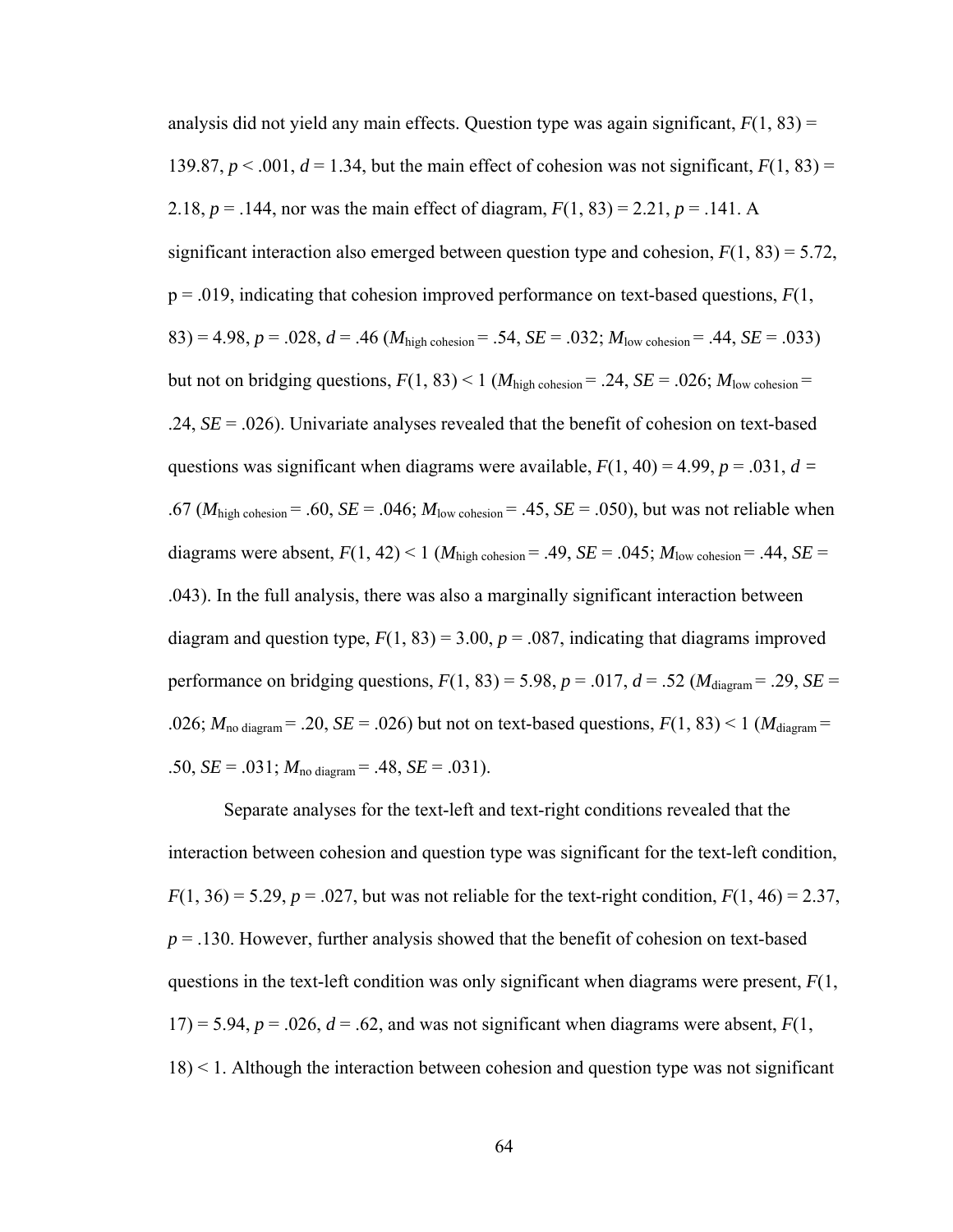analysis did not yield any main effects. Question type was again significant, $F(1, 83) = 139.87$, $p < .001$, $d = 1.34$, but the main effect of cohesion was not significant, $F(1, 83) = 2.18$, $p = .144$, nor was the main effect of diagram, $F(1, 83) = 2.21$, $p = .141$. A significant interaction also emerged between question type and cohesion, $F(1, 83) = 5.72$, p = .019, indicating that cohesion improved performance on text-based questions, $F(1, 83) = 4.98$, $p = .028$, $d = .46$ ($M_{\text{high cohesion}} = .54$, $SE = .032$; $M_{\text{low cohesion}} = .44$, $SE = .033$) but not on bridging questions, $F(1, 83) < 1$ ($M_{\text{high cohesion}} = .24$, $SE = .026$; $M_{\text{low cohesion}} = .24$, $SE = .026$). Univariate analyses revealed that the benefit of cohesion on text-based questions was significant when diagrams were available, $F(1, 40) = 4.99$, $p = .031$, $d = .67$ ($M_{\text{high cohesion}} = .60$, $SE = .046$; $M_{\text{low cohesion}} = .45$, $SE = .050$), but was not reliable when diagrams were absent, $F(1, 42) < 1$ ($M_{\text{high cohesion}} = .49$, $SE = .045$; $M_{\text{low cohesion}} = .44$, $SE = .043$). In the full analysis, there was also a marginally significant interaction between diagram and question type, $F(1, 83) = 3.00$, $p = .087$, indicating that diagrams improved performance on bridging questions, $F(1, 83) = 5.98$, $p = .017$, $d = .52$ ($M_{\text{diagram}} = .29$, $SE = .026$; $M_{\text{no diagram}} = .20$, $SE = .026$) but not on text-based questions, $F(1, 83) < 1$ ($M_{\text{diagram}} = .50$, $SE = .031$; $M_{\text{no diagram}} = .48$, $SE = .031$).

Separate analyses for the text-left and text-right conditions revealed that the interaction between cohesion and question type was significant for the text-left condition, $F(1, 36) = 5.29$, $p = .027$, but was not reliable for the text-right condition, $F(1, 46) = 2.37$, $p = .130$. However, further analysis showed that the benefit of cohesion on text-based questions in the text-left condition was only significant when diagrams were present, $F(1, 17) = 5.94$, $p = .026$, $d = .62$, and was not significant when diagrams were absent, $F(1, 18) < 1$. Although the interaction between cohesion and question type was not significant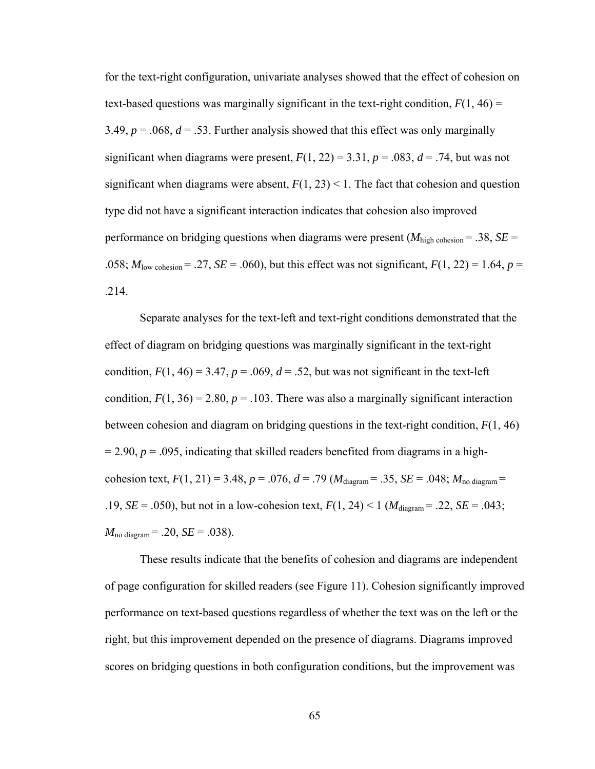for the text-right configuration, univariate analyses showed that the effect of cohesion on text-based questions was marginally significant in the text-right condition, $F(1, 46) = 3.49$, $p = .068$, $d = .53$. Further analysis showed that this effect was only marginally significant when diagrams were present, $F(1, 22) = 3.31$, $p = .083$, $d = .74$, but was not significant when diagrams were absent, $F(1, 23) < 1$. The fact that cohesion and question type did not have a significant interaction indicates that cohesion also improved performance on bridging questions when diagrams were present ($M_{\text{high cohesion}} = .38$, $SE = .058$; $M_{\text{low cohesion}} = .27$, $SE = .060$), but this effect was not significant, $F(1, 22) = 1.64$, $p = .214$.

Separate analyses for the text-left and text-right conditions demonstrated that the effect of diagram on bridging questions was marginally significant in the text-right condition, $F(1, 46) = 3.47$, $p = .069$, $d = .52$, but was not significant in the text-left condition, $F(1, 36) = 2.80$, $p = .103$. There was also a marginally significant interaction between cohesion and diagram on bridging questions in the text-right condition, $F(1, 46) = 2.90$, $p = .095$, indicating that skilled readers benefited from diagrams in a high-cohesion text, $F(1, 21) = 3.48$, $p = .076$, $d = .79$ ($M_{\text{diagram}} = .35$, $SE = .048$; $M_{\text{no diagram}} = .19$, $SE = .050$), but not in a low-cohesion text, $F(1, 24) < 1$ ($M_{\text{diagram}} = .22$, $SE = .043$; $M_{\text{no diagram}} = .20$, $SE = .038$).

These results indicate that the benefits of cohesion and diagrams are independent of page configuration for skilled readers (see Figure 11). Cohesion significantly improved performance on text-based questions regardless of whether the text was on the left or the right, but this improvement depended on the presence of diagrams. Diagrams improved scores on bridging questions in both configuration conditions, but the improvement was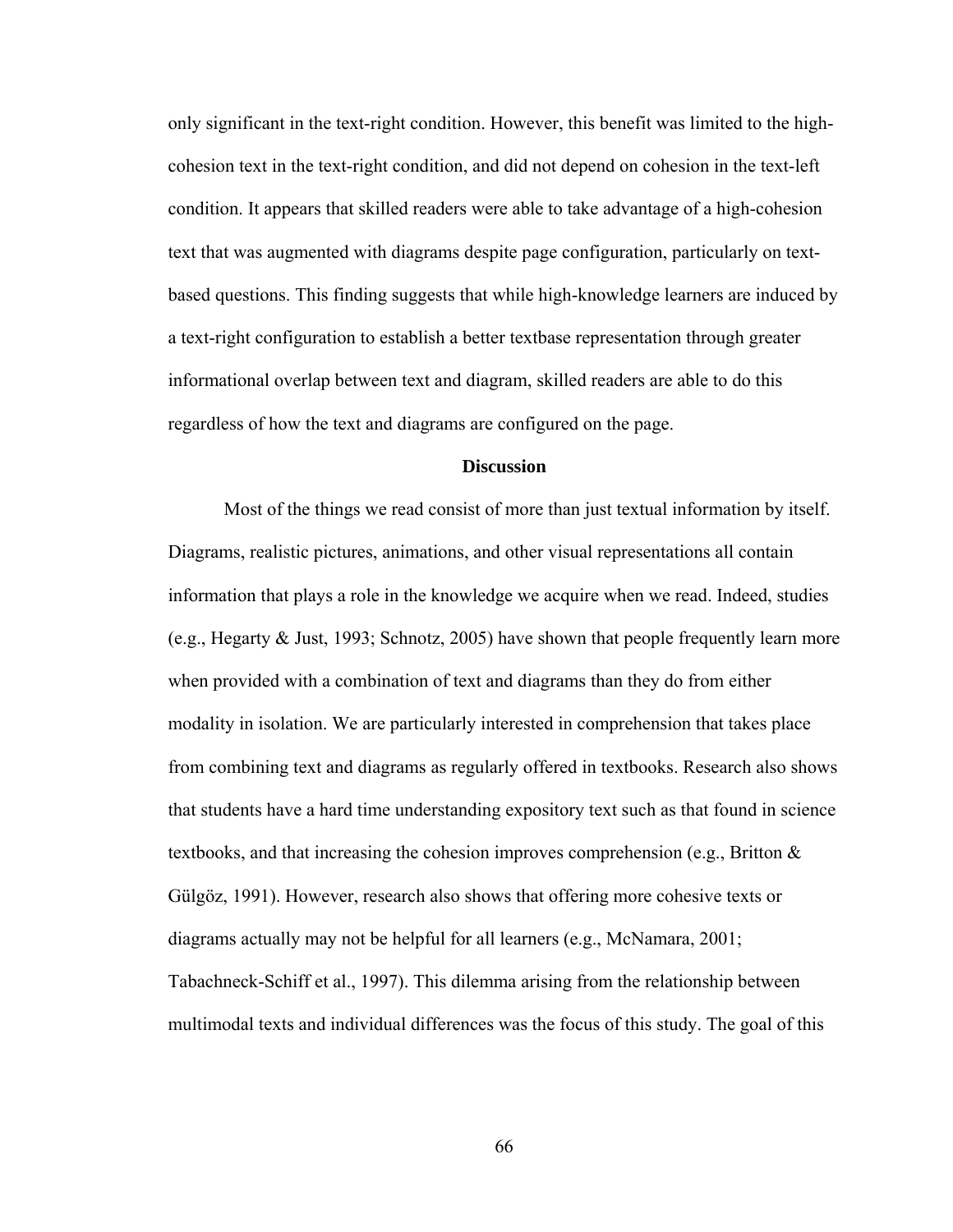only significant in the text-right condition. However, this benefit was limited to the high-cohesion text in the text-right condition, and did not depend on cohesion in the text-left condition. It appears that skilled readers were able to take advantage of a high-cohesion text that was augmented with diagrams despite page configuration, particularly on text-based questions. This finding suggests that while high-knowledge learners are induced by a text-right configuration to establish a better textbase representation through greater informational overlap between text and diagram, skilled readers are able to do this regardless of how the text and diagrams are configured on the page.

## Discussion

Most of the things we read consist of more than just textual information by itself. Diagrams, realistic pictures, animations, and other visual representations all contain information that plays a role in the knowledge we acquire when we read. Indeed, studies (e.g., Hegarty & Just, 1993; Schnotz, 2005) have shown that people frequently learn more when provided with a combination of text and diagrams than they do from either modality in isolation. We are particularly interested in comprehension that takes place from combining text and diagrams as regularly offered in textbooks. Research also shows that students have a hard time understanding expository text such as that found in science textbooks, and that increasing the cohesion improves comprehension (e.g., Britton & Gülgöz, 1991). However, research also shows that offering more cohesive texts or diagrams actually may not be helpful for all learners (e.g., McNamara, 2001; Tabachneck-Schiff et al., 1997). This dilemma arising from the relationship between multimodal texts and individual differences was the focus of this study. The goal of this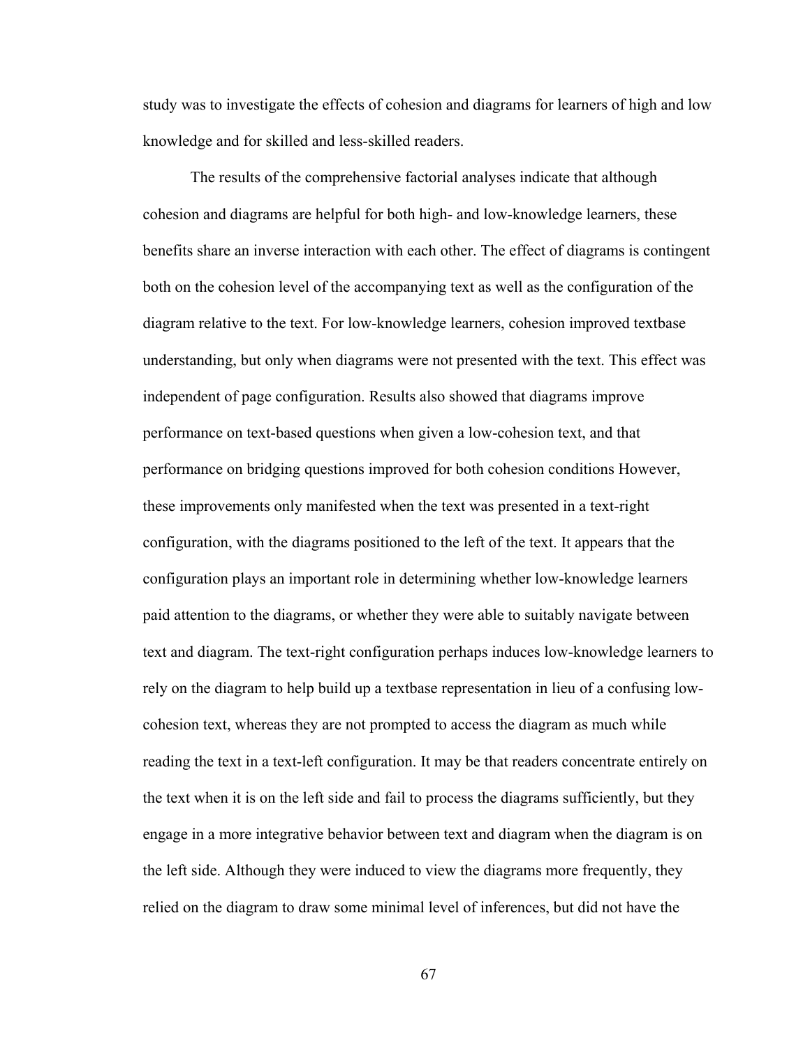study was to investigate the effects of cohesion and diagrams for learners of high and low knowledge and for skilled and less-skilled readers.

The results of the comprehensive factorial analyses indicate that although cohesion and diagrams are helpful for both high- and low-knowledge learners, these benefits share an inverse interaction with each other. The effect of diagrams is contingent both on the cohesion level of the accompanying text as well as the configuration of the diagram relative to the text. For low-knowledge learners, cohesion improved textbase understanding, but only when diagrams were not presented with the text. This effect was independent of page configuration. Results also showed that diagrams improve performance on text-based questions when given a low-cohesion text, and that performance on bridging questions improved for both cohesion conditions However, these improvements only manifested when the text was presented in a text-right configuration, with the diagrams positioned to the left of the text. It appears that the configuration plays an important role in determining whether low-knowledge learners paid attention to the diagrams, or whether they were able to suitably navigate between text and diagram. The text-right configuration perhaps induces low-knowledge learners to rely on the diagram to help build up a textbase representation in lieu of a confusing low-cohesion text, whereas they are not prompted to access the diagram as much while reading the text in a text-left configuration. It may be that readers concentrate entirely on the text when it is on the left side and fail to process the diagrams sufficiently, but they engage in a more integrative behavior between text and diagram when the diagram is on the left side. Although they were induced to view the diagrams more frequently, they relied on the diagram to draw some minimal level of inferences, but did not have the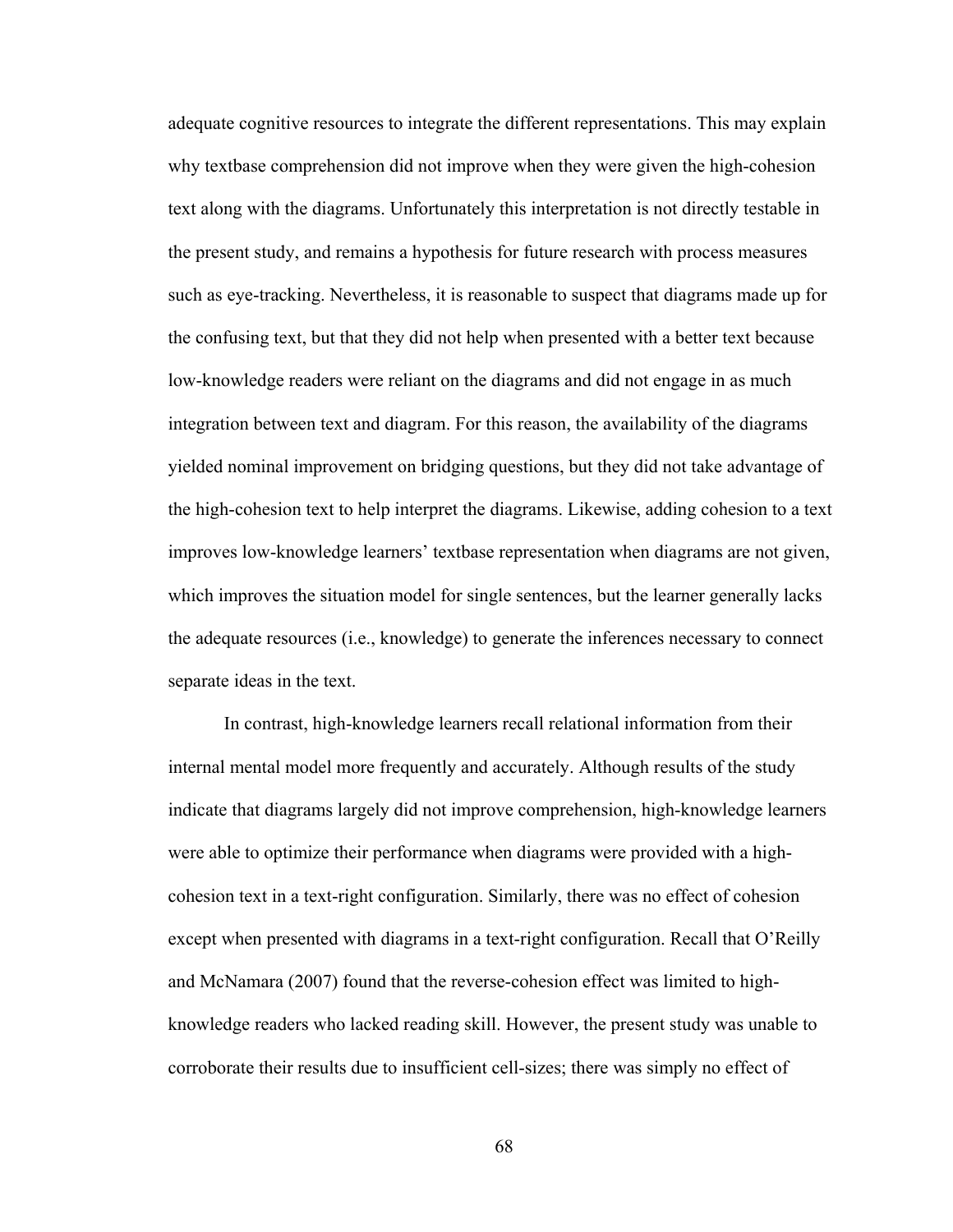adequate cognitive resources to integrate the different representations. This may explain why textbase comprehension did not improve when they were given the high-cohesion text along with the diagrams. Unfortunately this interpretation is not directly testable in the present study, and remains a hypothesis for future research with process measures such as eye-tracking. Nevertheless, it is reasonable to suspect that diagrams made up for the confusing text, but that they did not help when presented with a better text because low-knowledge readers were reliant on the diagrams and did not engage in as much integration between text and diagram. For this reason, the availability of the diagrams yielded nominal improvement on bridging questions, but they did not take advantage of the high-cohesion text to help interpret the diagrams. Likewise, adding cohesion to a text improves low-knowledge learners' textbase representation when diagrams are not given, which improves the situation model for single sentences, but the learner generally lacks the adequate resources (i.e., knowledge) to generate the inferences necessary to connect separate ideas in the text.

In contrast, high-knowledge learners recall relational information from their internal mental model more frequently and accurately. Although results of the study indicate that diagrams largely did not improve comprehension, high-knowledge learners were able to optimize their performance when diagrams were provided with a high-cohesion text in a text-right configuration. Similarly, there was no effect of cohesion except when presented with diagrams in a text-right configuration. Recall that O'Reilly and McNamara (2007) found that the reverse-cohesion effect was limited to high-knowledge readers who lacked reading skill. However, the present study was unable to corroborate their results due to insufficient cell-sizes; there was simply no effect of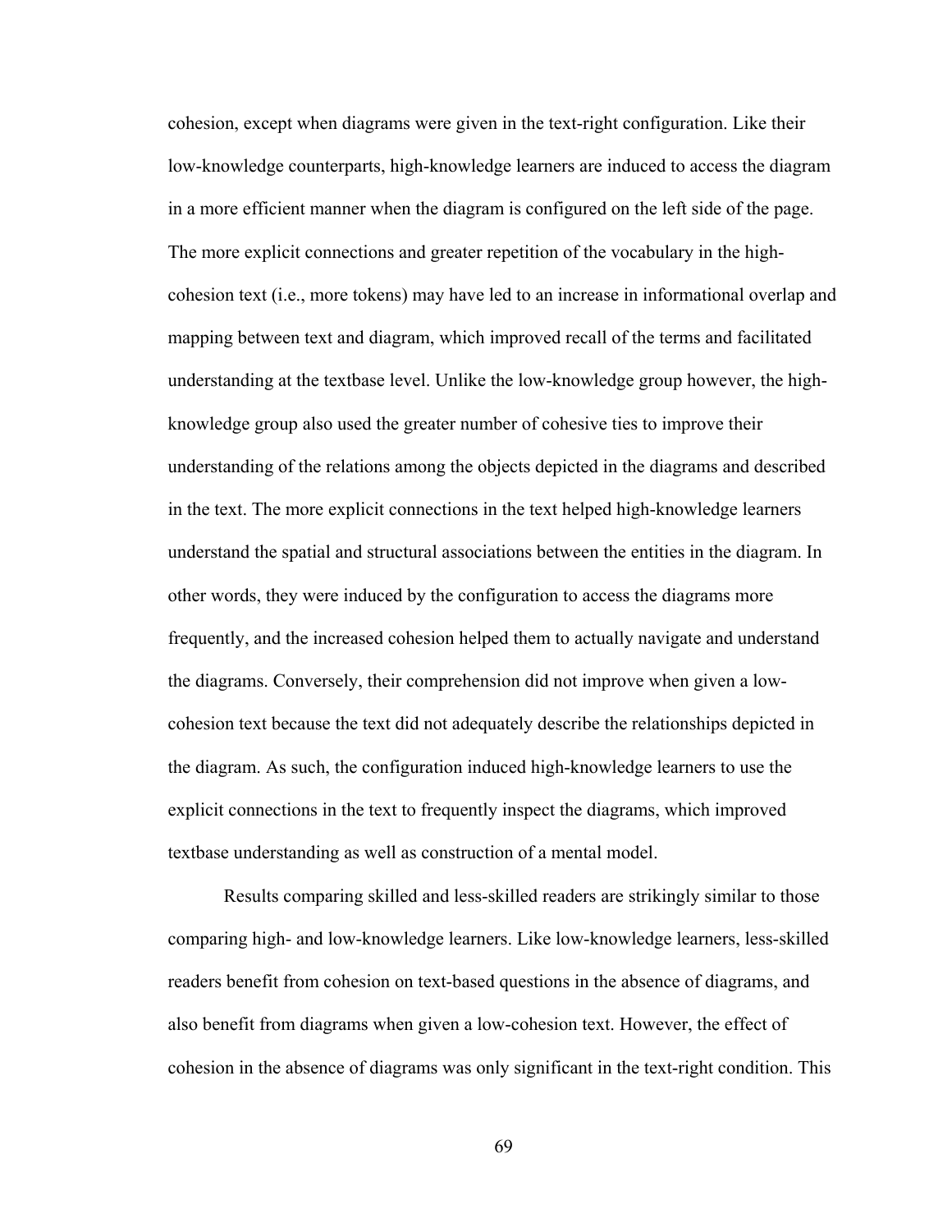cohesion, except when diagrams were given in the text-right configuration. Like their low-knowledge counterparts, high-knowledge learners are induced to access the diagram in a more efficient manner when the diagram is configured on the left side of the page. The more explicit connections and greater repetition of the vocabulary in the high-cohesion text (i.e., more tokens) may have led to an increase in informational overlap and mapping between text and diagram, which improved recall of the terms and facilitated understanding at the textbase level. Unlike the low-knowledge group however, the high-knowledge group also used the greater number of cohesive ties to improve their understanding of the relations among the objects depicted in the diagrams and described in the text. The more explicit connections in the text helped high-knowledge learners understand the spatial and structural associations between the entities in the diagram. In other words, they were induced by the configuration to access the diagrams more frequently, and the increased cohesion helped them to actually navigate and understand the diagrams. Conversely, their comprehension did not improve when given a low-cohesion text because the text did not adequately describe the relationships depicted in the diagram. As such, the configuration induced high-knowledge learners to use the explicit connections in the text to frequently inspect the diagrams, which improved textbase understanding as well as construction of a mental model.

Results comparing skilled and less-skilled readers are strikingly similar to those comparing high- and low-knowledge learners. Like low-knowledge learners, less-skilled readers benefit from cohesion on text-based questions in the absence of diagrams, and also benefit from diagrams when given a low-cohesion text. However, the effect of cohesion in the absence of diagrams was only significant in the text-right condition. This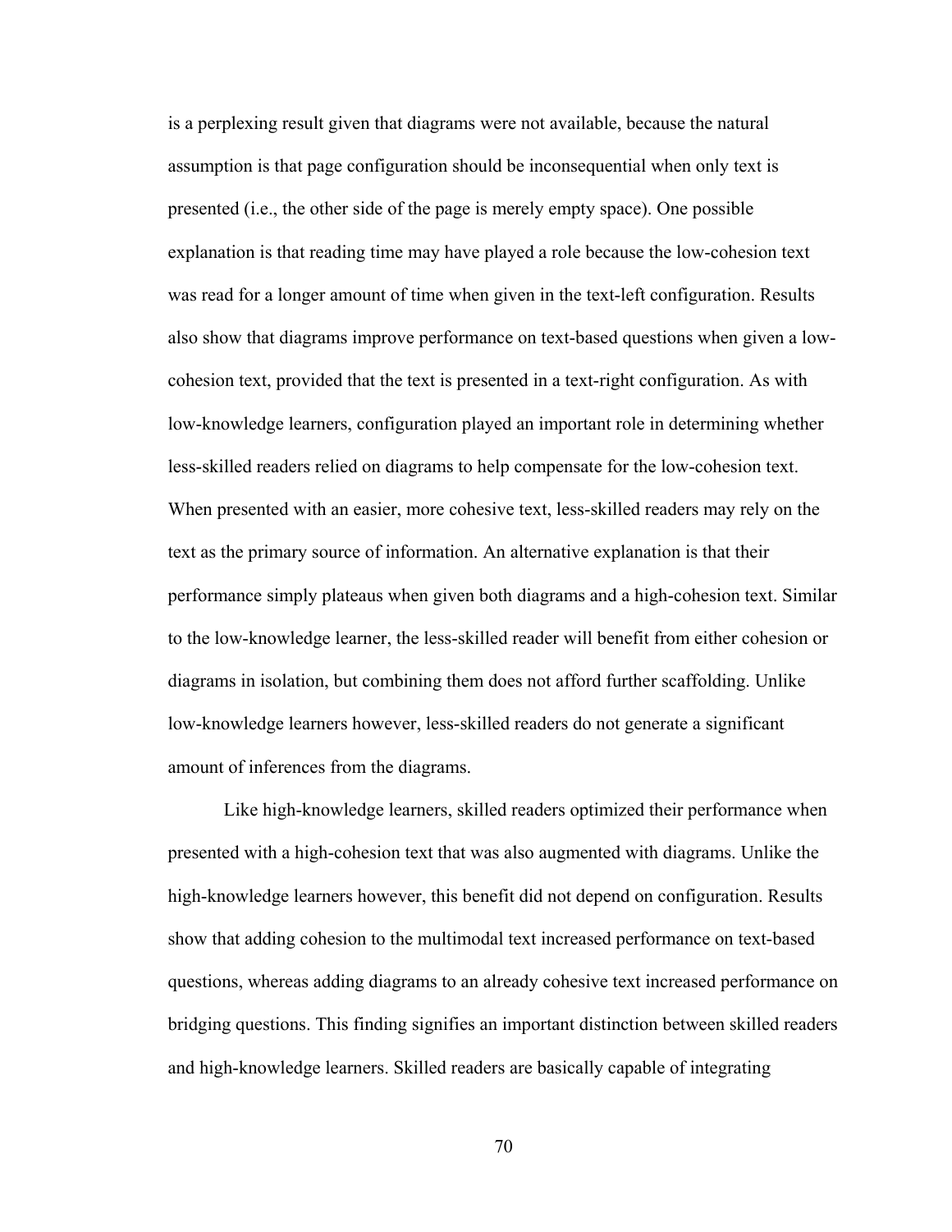is a perplexing result given that diagrams were not available, because the natural assumption is that page configuration should be inconsequential when only text is presented (i.e., the other side of the page is merely empty space). One possible explanation is that reading time may have played a role because the low-cohesion text was read for a longer amount of time when given in the text-left configuration. Results also show that diagrams improve performance on text-based questions when given a low-cohesion text, provided that the text is presented in a text-right configuration. As with low-knowledge learners, configuration played an important role in determining whether less-skilled readers relied on diagrams to help compensate for the low-cohesion text. When presented with an easier, more cohesive text, less-skilled readers may rely on the text as the primary source of information. An alternative explanation is that their performance simply plateaus when given both diagrams and a high-cohesion text. Similar to the low-knowledge learner, the less-skilled reader will benefit from either cohesion or diagrams in isolation, but combining them does not afford further scaffolding. Unlike low-knowledge learners however, less-skilled readers do not generate a significant amount of inferences from the diagrams.

Like high-knowledge learners, skilled readers optimized their performance when presented with a high-cohesion text that was also augmented with diagrams. Unlike the high-knowledge learners however, this benefit did not depend on configuration. Results show that adding cohesion to the multimodal text increased performance on text-based questions, whereas adding diagrams to an already cohesive text increased performance on bridging questions. This finding signifies an important distinction between skilled readers and high-knowledge learners. Skilled readers are basically capable of integrating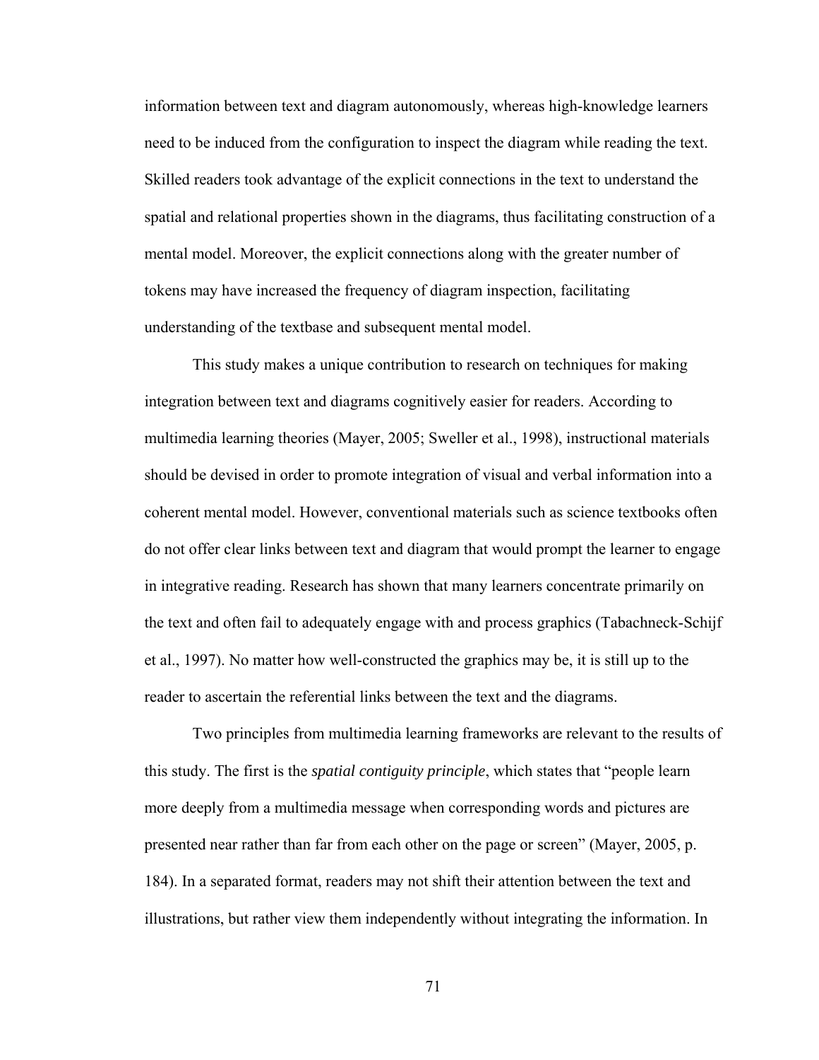information between text and diagram autonomously, whereas high-knowledge learners need to be induced from the configuration to inspect the diagram while reading the text. Skilled readers took advantage of the explicit connections in the text to understand the spatial and relational properties shown in the diagrams, thus facilitating construction of a mental model. Moreover, the explicit connections along with the greater number of tokens may have increased the frequency of diagram inspection, facilitating understanding of the textbase and subsequent mental model.

This study makes a unique contribution to research on techniques for making integration between text and diagrams cognitively easier for readers. According to multimedia learning theories (Mayer, 2005; Sweller et al., 1998), instructional materials should be devised in order to promote integration of visual and verbal information into a coherent mental model. However, conventional materials such as science textbooks often do not offer clear links between text and diagram that would prompt the learner to engage in integrative reading. Research has shown that many learners concentrate primarily on the text and often fail to adequately engage with and process graphics (Tabachneck-Schijf et al., 1997). No matter how well-constructed the graphics may be, it is still up to the reader to ascertain the referential links between the text and the diagrams.

Two principles from multimedia learning frameworks are relevant to the results of this study. The first is the *spatial contiguity principle*, which states that "people learn more deeply from a multimedia message when corresponding words and pictures are presented near rather than far from each other on the page or screen" (Mayer, 2005, p. 184). In a separated format, readers may not shift their attention between the text and illustrations, but rather view them independently without integrating the information. In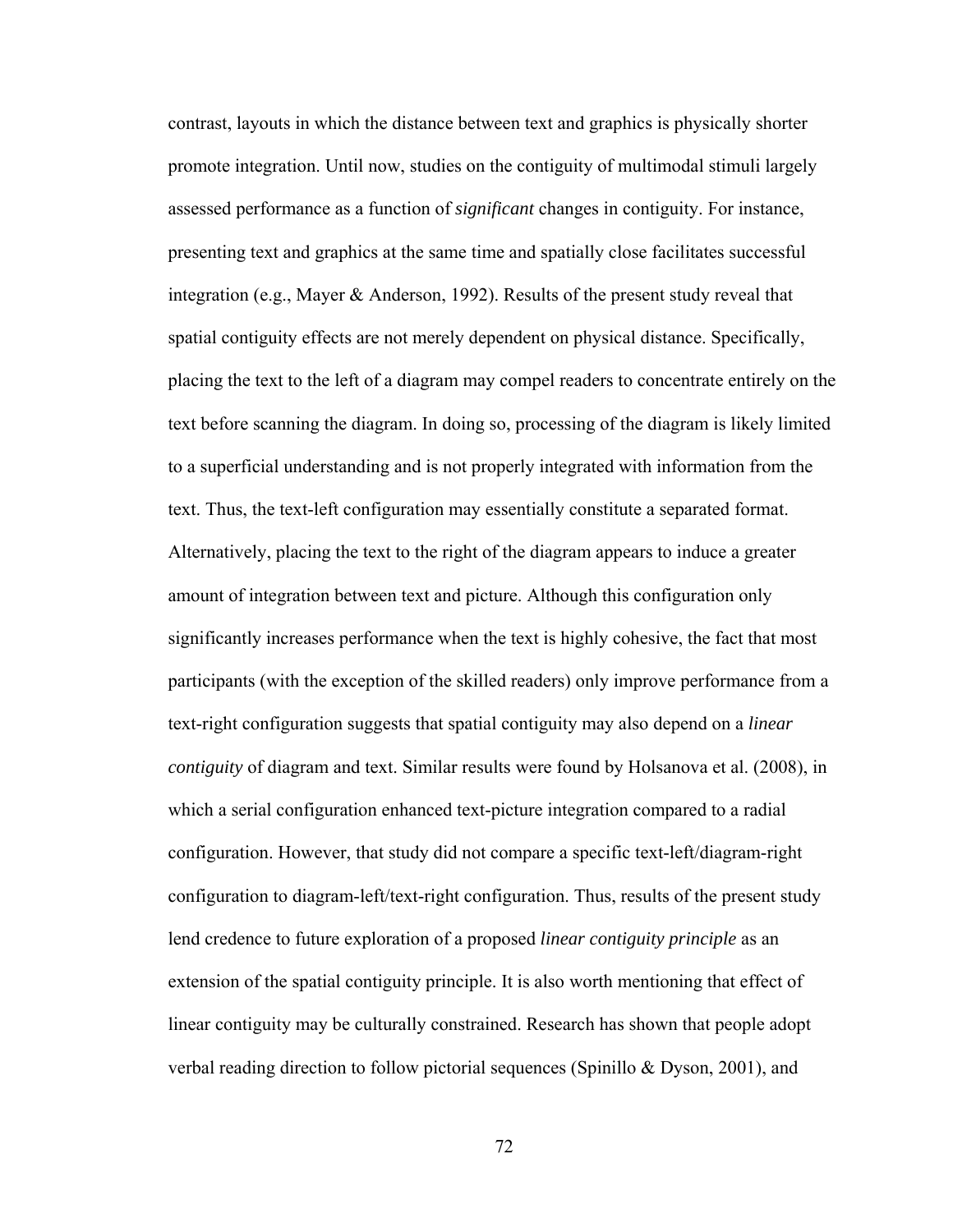contrast, layouts in which the distance between text and graphics is physically shorter promote integration. Until now, studies on the contiguity of multimodal stimuli largely assessed performance as a function of *significant* changes in contiguity. For instance, presenting text and graphics at the same time and spatially close facilitates successful integration (e.g., Mayer & Anderson, 1992). Results of the present study reveal that spatial contiguity effects are not merely dependent on physical distance. Specifically, placing the text to the left of a diagram may compel readers to concentrate entirely on the text before scanning the diagram. In doing so, processing of the diagram is likely limited to a superficial understanding and is not properly integrated with information from the text. Thus, the text-left configuration may essentially constitute a separated format. Alternatively, placing the text to the right of the diagram appears to induce a greater amount of integration between text and picture. Although this configuration only significantly increases performance when the text is highly cohesive, the fact that most participants (with the exception of the skilled readers) only improve performance from a text-right configuration suggests that spatial contiguity may also depend on a *linear contiguity* of diagram and text. Similar results were found by Holsanova et al. (2008), in which a serial configuration enhanced text-picture integration compared to a radial configuration. However, that study did not compare a specific text-left/diagram-right configuration to diagram-left/text-right configuration. Thus, results of the present study lend credence to future exploration of a proposed *linear contiguity principle* as an extension of the spatial contiguity principle. It is also worth mentioning that effect of linear contiguity may be culturally constrained. Research has shown that people adopt verbal reading direction to follow pictorial sequences (Spinillo & Dyson, 2001), and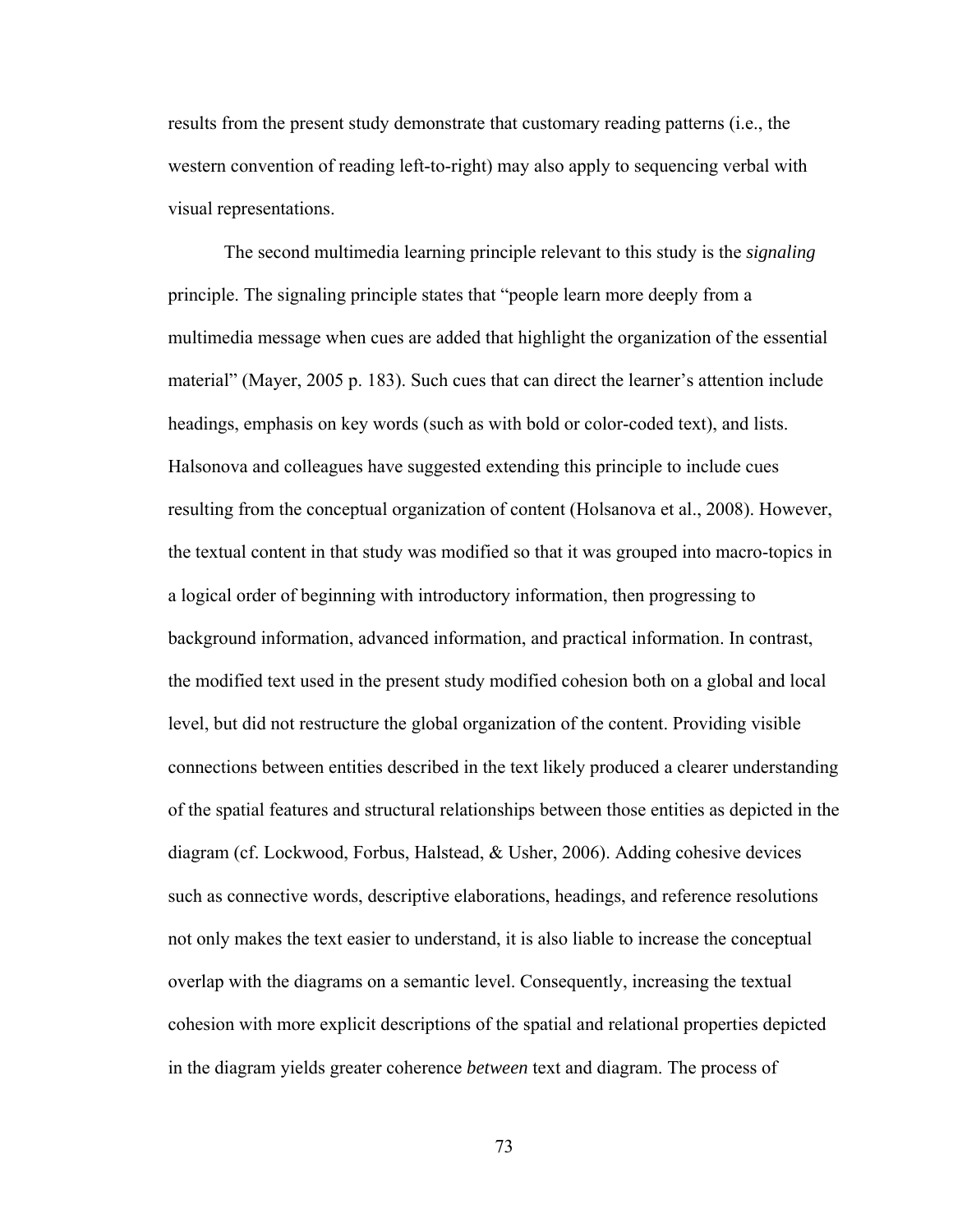results from the present study demonstrate that customary reading patterns (i.e., the western convention of reading left-to-right) may also apply to sequencing verbal with visual representations.

The second multimedia learning principle relevant to this study is the *signaling* principle. The signaling principle states that "people learn more deeply from a multimedia message when cues are added that highlight the organization of the essential material" (Mayer, 2005 p. 183). Such cues that can direct the learner's attention include headings, emphasis on key words (such as with bold or color-coded text), and lists. Halsonova and colleagues have suggested extending this principle to include cues resulting from the conceptual organization of content (Holsanova et al., 2008). However, the textual content in that study was modified so that it was grouped into macro-topics in a logical order of beginning with introductory information, then progressing to background information, advanced information, and practical information. In contrast, the modified text used in the present study modified cohesion both on a global and local level, but did not restructure the global organization of the content. Providing visible connections between entities described in the text likely produced a clearer understanding of the spatial features and structural relationships between those entities as depicted in the diagram (cf. Lockwood, Forbus, Halstead, & Usher, 2006). Adding cohesive devices such as connective words, descriptive elaborations, headings, and reference resolutions not only makes the text easier to understand, it is also liable to increase the conceptual overlap with the diagrams on a semantic level. Consequently, increasing the textual cohesion with more explicit descriptions of the spatial and relational properties depicted in the diagram yields greater coherence *between* text and diagram. The process of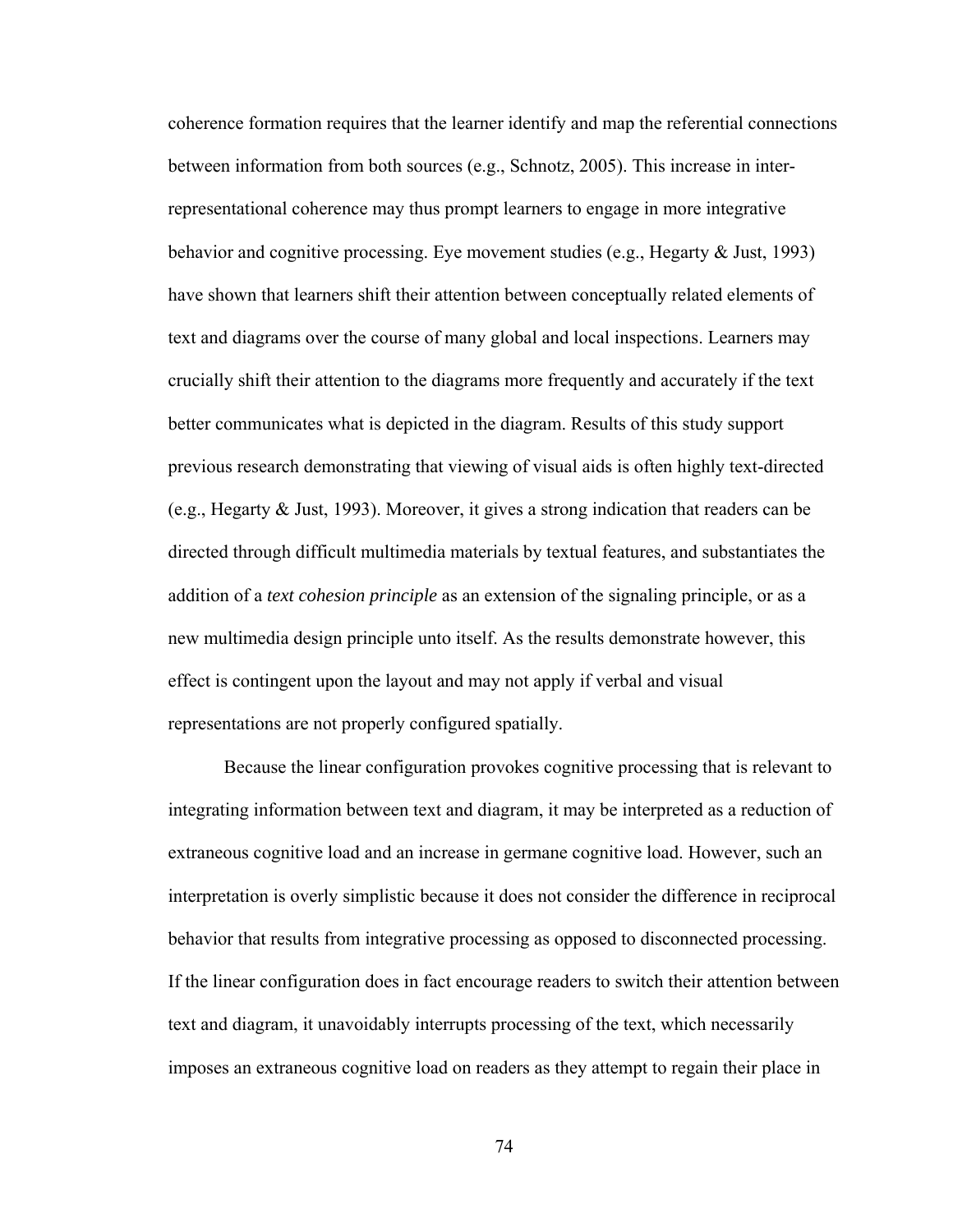coherence formation requires that the learner identify and map the referential connections between information from both sources (e.g., Schnotz, 2005). This increase in inter-representational coherence may thus prompt learners to engage in more integrative behavior and cognitive processing. Eye movement studies (e.g., Hegarty & Just, 1993) have shown that learners shift their attention between conceptually related elements of text and diagrams over the course of many global and local inspections. Learners may crucially shift their attention to the diagrams more frequently and accurately if the text better communicates what is depicted in the diagram. Results of this study support previous research demonstrating that viewing of visual aids is often highly text-directed (e.g., Hegarty & Just, 1993). Moreover, it gives a strong indication that readers can be directed through difficult multimedia materials by textual features, and substantiates the addition of a *text cohesion principle* as an extension of the signaling principle, or as a new multimedia design principle unto itself. As the results demonstrate however, this effect is contingent upon the layout and may not apply if verbal and visual representations are not properly configured spatially.

Because the linear configuration provokes cognitive processing that is relevant to integrating information between text and diagram, it may be interpreted as a reduction of extraneous cognitive load and an increase in germane cognitive load. However, such an interpretation is overly simplistic because it does not consider the difference in reciprocal behavior that results from integrative processing as opposed to disconnected processing. If the linear configuration does in fact encourage readers to switch their attention between text and diagram, it unavoidably interrupts processing of the text, which necessarily imposes an extraneous cognitive load on readers as they attempt to regain their place in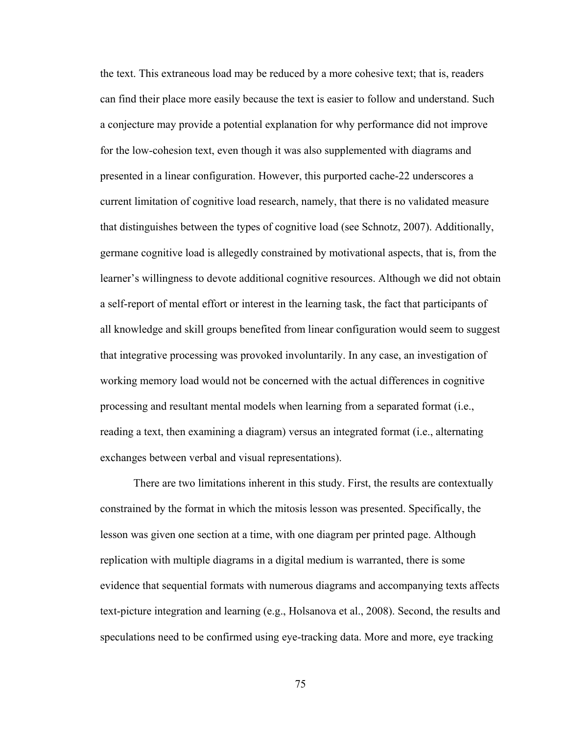the text. This extraneous load may be reduced by a more cohesive text; that is, readers can find their place more easily because the text is easier to follow and understand. Such a conjecture may provide a potential explanation for why performance did not improve for the low-cohesion text, even though it was also supplemented with diagrams and presented in a linear configuration. However, this purported cache-22 underscores a current limitation of cognitive load research, namely, that there is no validated measure that distinguishes between the types of cognitive load (see Schnotz, 2007). Additionally, germane cognitive load is allegedly constrained by motivational aspects, that is, from the learner's willingness to devote additional cognitive resources. Although we did not obtain a self-report of mental effort or interest in the learning task, the fact that participants of all knowledge and skill groups benefited from linear configuration would seem to suggest that integrative processing was provoked involuntarily. In any case, an investigation of working memory load would not be concerned with the actual differences in cognitive processing and resultant mental models when learning from a separated format (i.e., reading a text, then examining a diagram) versus an integrated format (i.e., alternating exchanges between verbal and visual representations).

There are two limitations inherent in this study. First, the results are contextually constrained by the format in which the mitosis lesson was presented. Specifically, the lesson was given one section at a time, with one diagram per printed page. Although replication with multiple diagrams in a digital medium is warranted, there is some evidence that sequential formats with numerous diagrams and accompanying texts affects text-picture integration and learning (e.g., Holsanova et al., 2008). Second, the results and speculations need to be confirmed using eye-tracking data. More and more, eye tracking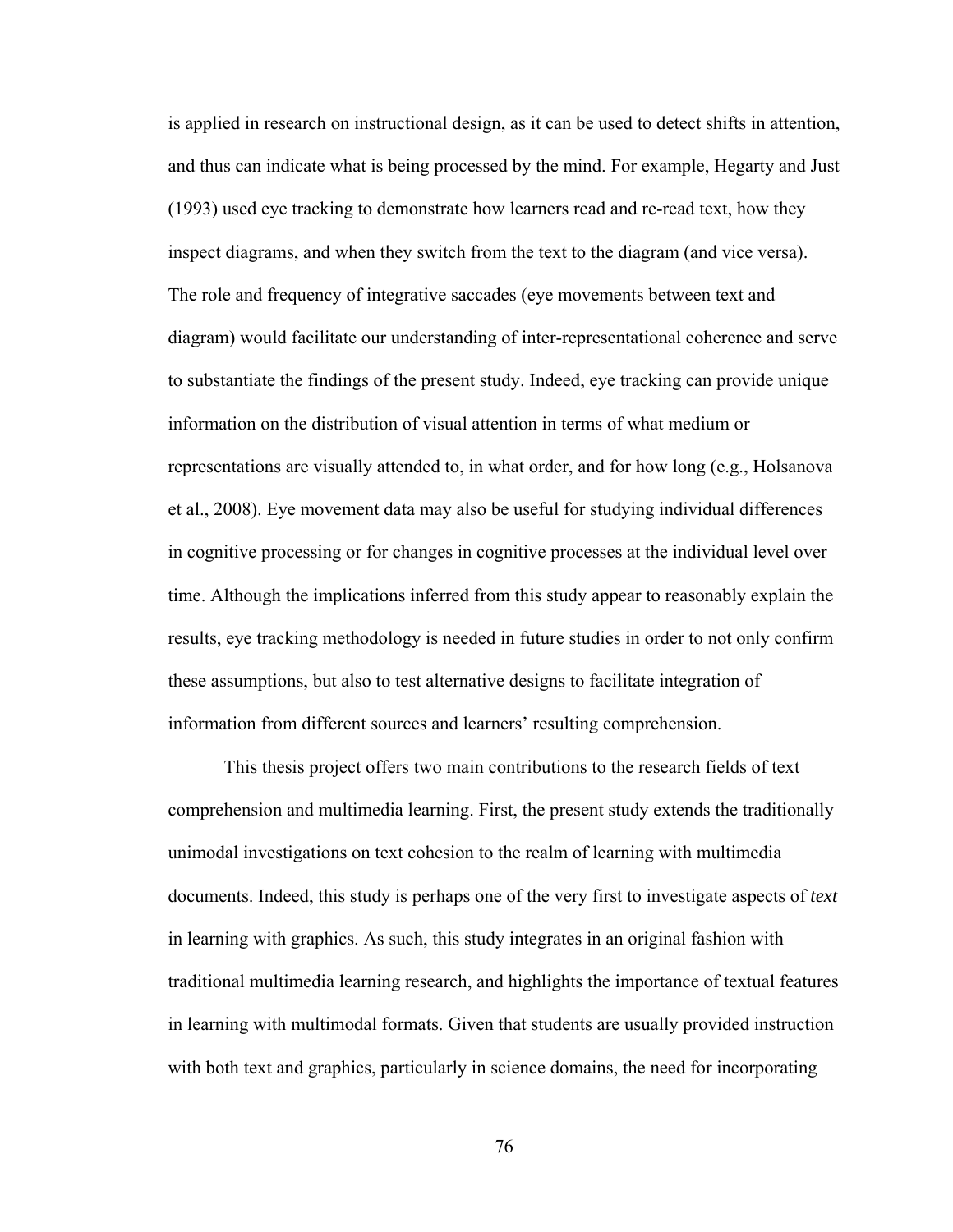is applied in research on instructional design, as it can be used to detect shifts in attention, and thus can indicate what is being processed by the mind. For example, Hegarty and Just (1993) used eye tracking to demonstrate how learners read and re-read text, how they inspect diagrams, and when they switch from the text to the diagram (and vice versa). The role and frequency of integrative saccades (eye movements between text and diagram) would facilitate our understanding of inter-representational coherence and serve to substantiate the findings of the present study. Indeed, eye tracking can provide unique information on the distribution of visual attention in terms of what medium or representations are visually attended to, in what order, and for how long (e.g., Holsanova et al., 2008). Eye movement data may also be useful for studying individual differences in cognitive processing or for changes in cognitive processes at the individual level over time. Although the implications inferred from this study appear to reasonably explain the results, eye tracking methodology is needed in future studies in order to not only confirm these assumptions, but also to test alternative designs to facilitate integration of information from different sources and learners' resulting comprehension.

This thesis project offers two main contributions to the research fields of text comprehension and multimedia learning. First, the present study extends the traditionally unimodal investigations on text cohesion to the realm of learning with multimedia documents. Indeed, this study is perhaps one of the very first to investigate aspects of *text* in learning with graphics. As such, this study integrates in an original fashion with traditional multimedia learning research, and highlights the importance of textual features in learning with multimodal formats. Given that students are usually provided instruction with both text and graphics, particularly in science domains, the need for incorporating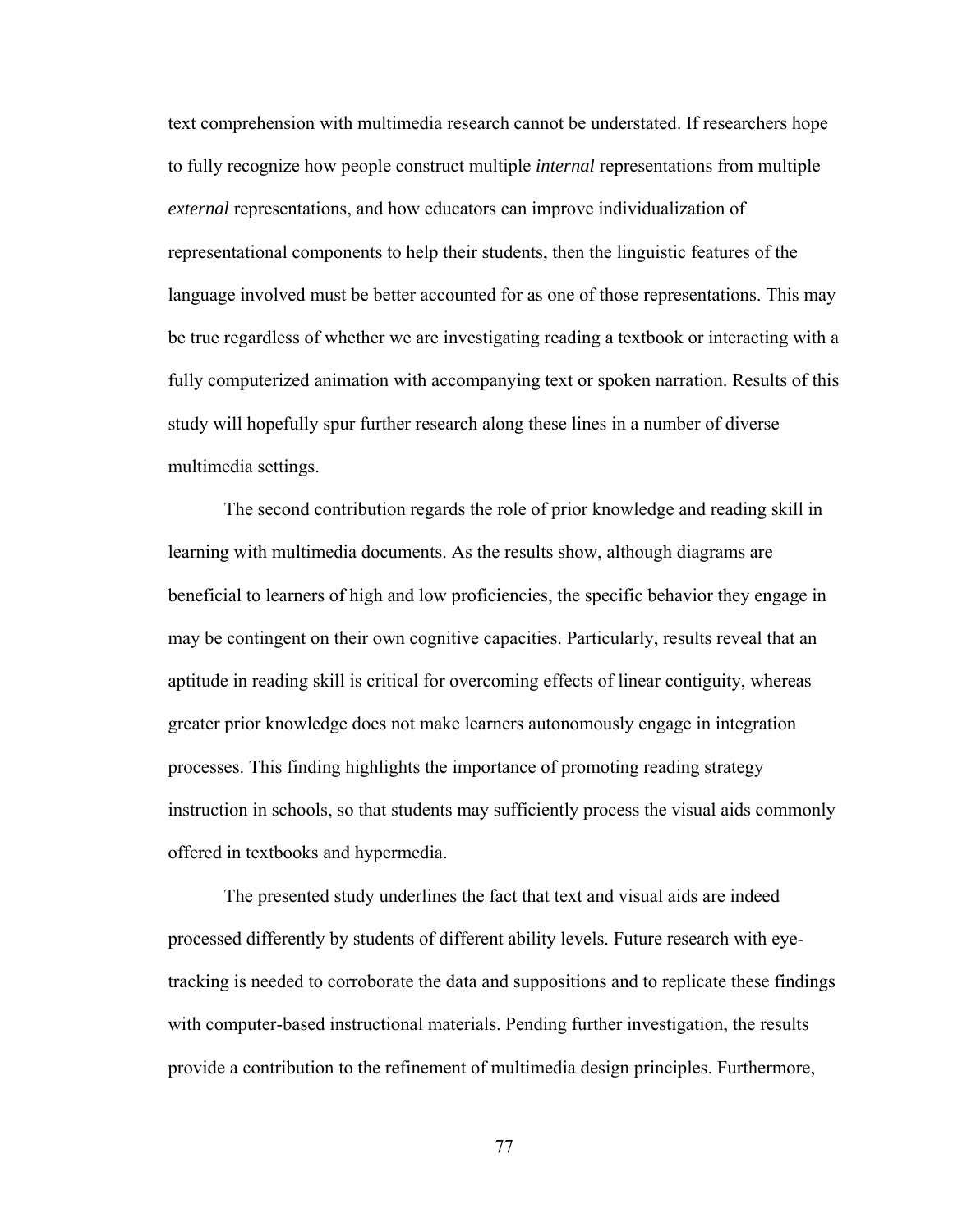text comprehension with multimedia research cannot be understated. If researchers hope to fully recognize how people construct multiple *internal* representations from multiple *external* representations, and how educators can improve individualization of representational components to help their students, then the linguistic features of the language involved must be better accounted for as one of those representations. This may be true regardless of whether we are investigating reading a textbook or interacting with a fully computerized animation with accompanying text or spoken narration. Results of this study will hopefully spur further research along these lines in a number of diverse multimedia settings.

The second contribution regards the role of prior knowledge and reading skill in learning with multimedia documents. As the results show, although diagrams are beneficial to learners of high and low proficiencies, the specific behavior they engage in may be contingent on their own cognitive capacities. Particularly, results reveal that an aptitude in reading skill is critical for overcoming effects of linear contiguity, whereas greater prior knowledge does not make learners autonomously engage in integration processes. This finding highlights the importance of promoting reading strategy instruction in schools, so that students may sufficiently process the visual aids commonly offered in textbooks and hypermedia.

The presented study underlines the fact that text and visual aids are indeed processed differently by students of different ability levels. Future research with eye-tracking is needed to corroborate the data and suppositions and to replicate these findings with computer-based instructional materials. Pending further investigation, the results provide a contribution to the refinement of multimedia design principles. Furthermore,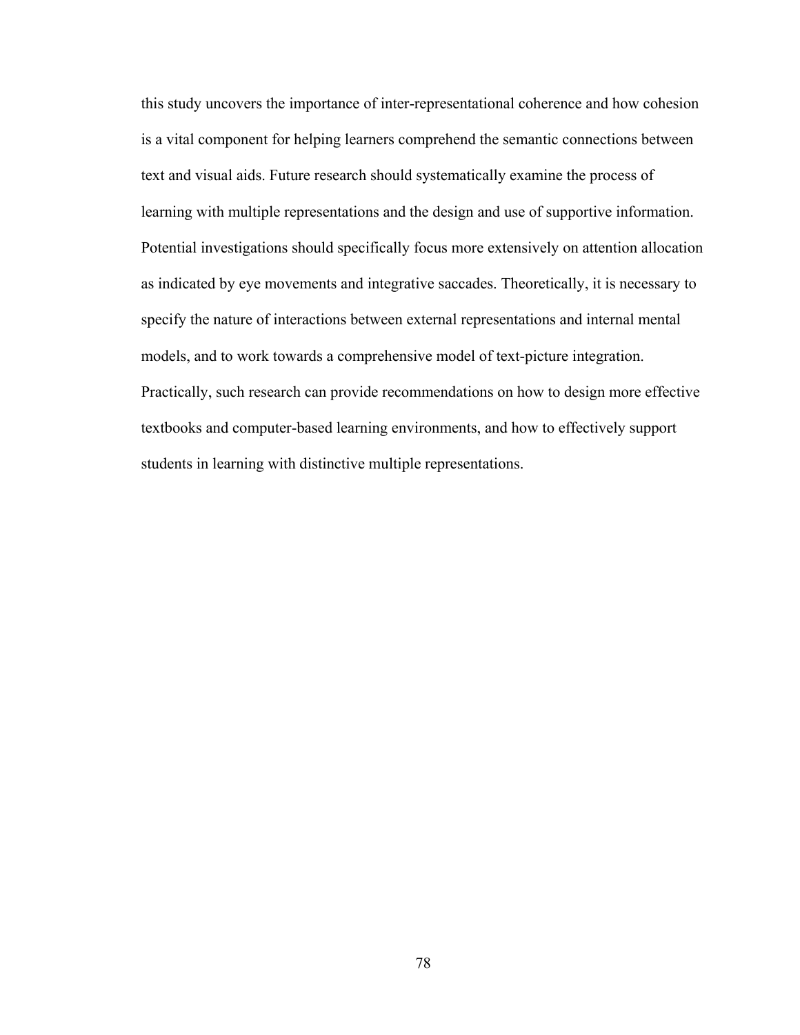this study uncovers the importance of inter-representational coherence and how cohesion is a vital component for helping learners comprehend the semantic connections between text and visual aids. Future research should systematically examine the process of learning with multiple representations and the design and use of supportive information. Potential investigations should specifically focus more extensively on attention allocation as indicated by eye movements and integrative saccades. Theoretically, it is necessary to specify the nature of interactions between external representations and internal mental models, and to work towards a comprehensive model of text-picture integration. Practically, such research can provide recommendations on how to design more effective textbooks and computer-based learning environments, and how to effectively support students in learning with distinctive multiple representations.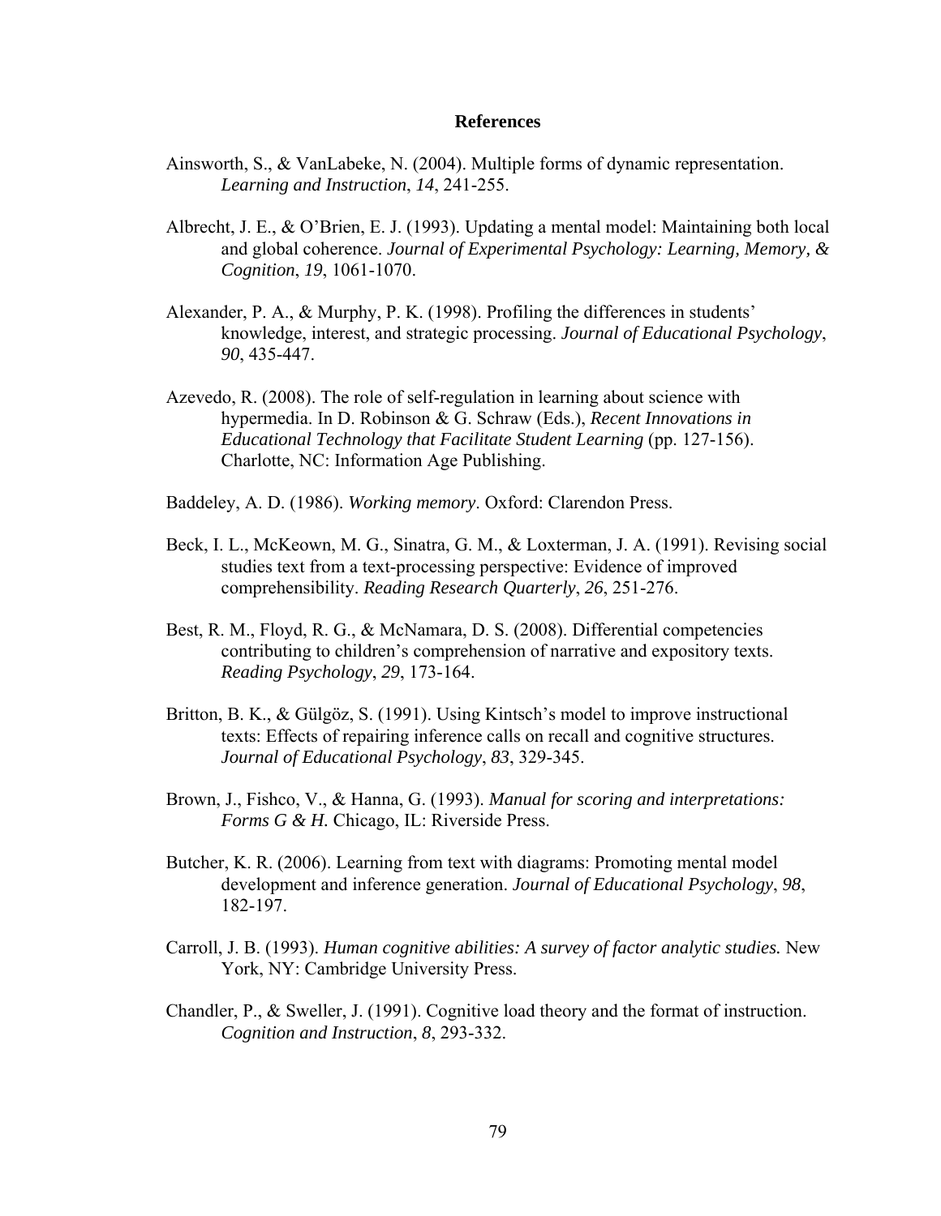# References

Ainsworth, S., & VanLabeke, N. (2004). Multiple forms of dynamic representation. *Learning and Instruction*, *14*, 241-255.

Albrecht, J. E., & O'Brien, E. J. (1993). Updating a mental model: Maintaining both local and global coherence. *Journal of Experimental Psychology: Learning, Memory, & Cognition*, *19*, 1061-1070.

Alexander, P. A., & Murphy, P. K. (1998). Profiling the differences in students' knowledge, interest, and strategic processing. *Journal of Educational Psychology*, *90*, 435-447.

Azevedo, R. (2008). The role of self-regulation in learning about science with hypermedia. In D. Robinson & G. Schraw (Eds.), *Recent Innovations in Educational Technology that Facilitate Student Learning* (pp. 127-156). Charlotte, NC: Information Age Publishing.

Baddeley, A. D. (1986). *Working memory*. Oxford: Clarendon Press.

Beck, I. L., McKeown, M. G., Sinatra, G. M., & Loxterman, J. A. (1991). Revising social studies text from a text-processing perspective: Evidence of improved comprehensibility. *Reading Research Quarterly*, *26*, 251-276.

Best, R. M., Floyd, R. G., & McNamara, D. S. (2008). Differential competencies contributing to children's comprehension of narrative and expository texts. *Reading Psychology*, *29*, 173-164.

Britton, B. K., & Gülgöz, S. (1991). Using Kintsch's model to improve instructional texts: Effects of repairing inference calls on recall and cognitive structures. *Journal of Educational Psychology*, *83*, 329-345.

Brown, J., Fishco, V., & Hanna, G. (1993). *Manual for scoring and interpretations: Forms G & H.* Chicago, IL: Riverside Press.

Butcher, K. R. (2006). Learning from text with diagrams: Promoting mental model development and inference generation. *Journal of Educational Psychology*, *98*, 182-197.

Carroll, J. B. (1993). *Human cognitive abilities: A survey of factor analytic studies.* New York, NY: Cambridge University Press.

Chandler, P., & Sweller, J. (1991). Cognitive load theory and the format of instruction. *Cognition and Instruction*, *8*, 293-332.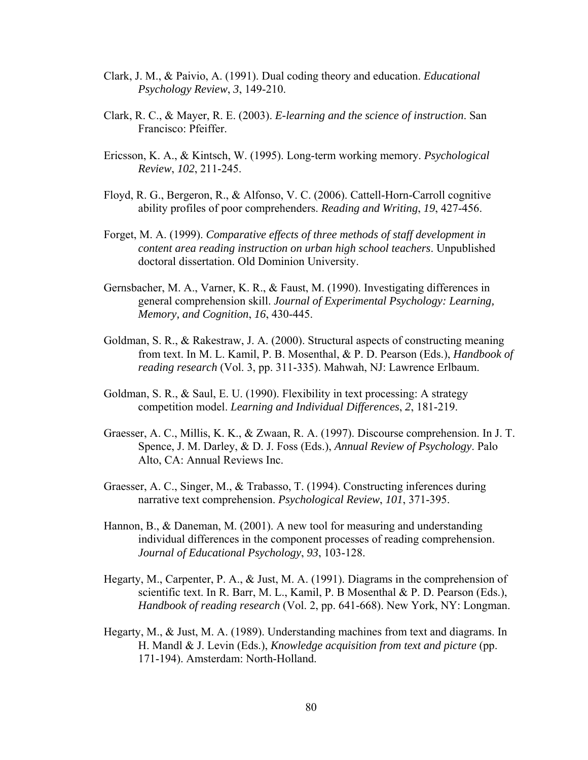Clark, J. M., & Paivio, A. (1991). Dual coding theory and education. *Educational Psychology Review*, *3*, 149-210.

Clark, R. C., & Mayer, R. E. (2003). *E-learning and the science of instruction*. San Francisco: Pfeiffer.

Ericsson, K. A., & Kintsch, W. (1995). Long-term working memory. *Psychological Review*, *102*, 211-245.

Floyd, R. G., Bergeron, R., & Alfonso, V. C. (2006). Cattell-Horn-Carroll cognitive ability profiles of poor comprehenders. *Reading and Writing*, *19*, 427-456.

Forget, M. A. (1999). *Comparative effects of three methods of staff development in content area reading instruction on urban high school teachers*. Unpublished doctoral dissertation. Old Dominion University.

Gernsbacher, M. A., Varner, K. R., & Faust, M. (1990). Investigating differences in general comprehension skill. *Journal of Experimental Psychology: Learning, Memory, and Cognition*, *16*, 430-445.

Goldman, S. R., & Rakestraw, J. A. (2000). Structural aspects of constructing meaning from text. In M. L. Kamil, P. B. Mosenthal, & P. D. Pearson (Eds.), *Handbook of reading research* (Vol. 3, pp. 311-335). Mahwah, NJ: Lawrence Erlbaum.

Goldman, S. R., & Saul, E. U. (1990). Flexibility in text processing: A strategy competition model. *Learning and Individual Differences*, *2*, 181-219.

Graesser, A. C., Millis, K. K., & Zwaan, R. A. (1997). Discourse comprehension. In J. T. Spence, J. M. Darley, & D. J. Foss (Eds.), *Annual Review of Psychology*. Palo Alto, CA: Annual Reviews Inc.

Graesser, A. C., Singer, M., & Trabasso, T. (1994). Constructing inferences during narrative text comprehension. *Psychological Review*, *101*, 371-395.

Hannon, B., & Daneman, M. (2001). A new tool for measuring and understanding individual differences in the component processes of reading comprehension. *Journal of Educational Psychology*, *93*, 103-128.

Hegarty, M., Carpenter, P. A., & Just, M. A. (1991). Diagrams in the comprehension of scientific text. In R. Barr, M. L., Kamil, P. B Mosenthal & P. D. Pearson (Eds.), *Handbook of reading research* (Vol. 2, pp. 641-668). New York, NY: Longman.

Hegarty, M., & Just, M. A. (1989). Understanding machines from text and diagrams. In H. Mandl & J. Levin (Eds.), *Knowledge acquisition from text and picture* (pp. 171-194). Amsterdam: North-Holland.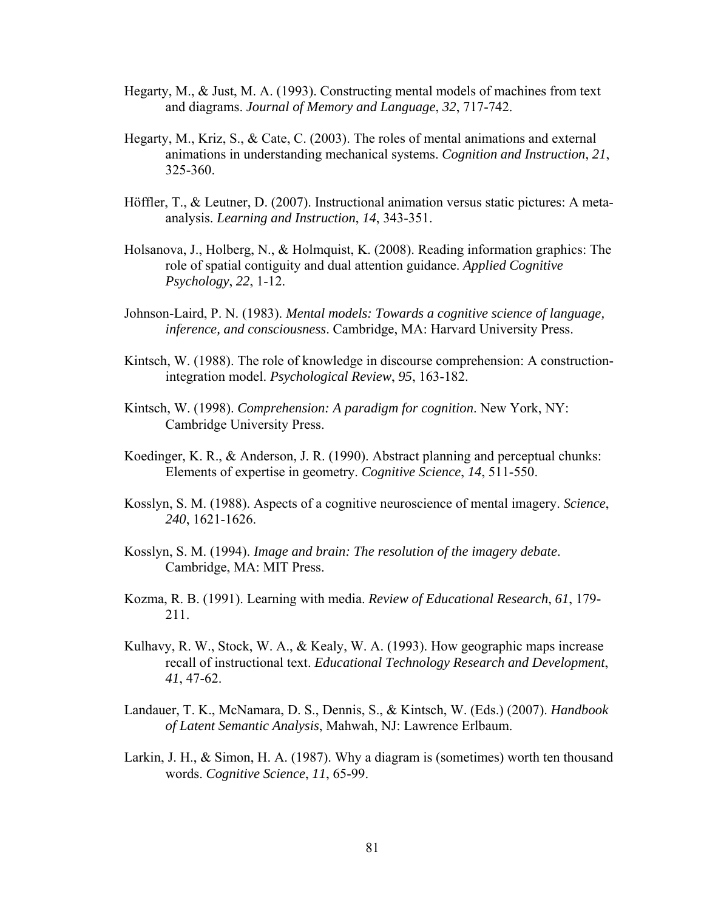Hegarty, M., & Just, M. A. (1993). Constructing mental models of machines from text and diagrams. *Journal of Memory and Language*, *32*, 717-742.

Hegarty, M., Kriz, S., & Cate, C. (2003). The roles of mental animations and external animations in understanding mechanical systems. *Cognition and Instruction*, *21*, 325-360.

Höffler, T., & Leutner, D. (2007). Instructional animation versus static pictures: A meta-analysis. *Learning and Instruction*, *14*, 343-351.

Holsanova, J., Holberg, N., & Holmquist, K. (2008). Reading information graphics: The role of spatial contiguity and dual attention guidance. *Applied Cognitive Psychology*, *22*, 1-12.

Johnson-Laird, P. N. (1983). *Mental models: Towards a cognitive science of language, inference, and consciousness*. Cambridge, MA: Harvard University Press.

Kintsch, W. (1988). The role of knowledge in discourse comprehension: A construction-integration model. *Psychological Review*, *95*, 163-182.

Kintsch, W. (1998). *Comprehension: A paradigm for cognition*. New York, NY: Cambridge University Press.

Koedinger, K. R., & Anderson, J. R. (1990). Abstract planning and perceptual chunks: Elements of expertise in geometry. *Cognitive Science*, *14*, 511-550.

Kosslyn, S. M. (1988). Aspects of a cognitive neuroscience of mental imagery. *Science*, *240*, 1621-1626.

Kosslyn, S. M. (1994). *Image and brain: The resolution of the imagery debate*. Cambridge, MA: MIT Press.

Kozma, R. B. (1991). Learning with media. *Review of Educational Research*, *61*, 179-211.

Kulhavy, R. W., Stock, W. A., & Kealy, W. A. (1993). How geographic maps increase recall of instructional text. *Educational Technology Research and Development*, *41*, 47-62.

Landauer, T. K., McNamara, D. S., Dennis, S., & Kintsch, W. (Eds.) (2007). *Handbook of Latent Semantic Analysis*, Mahwah, NJ: Lawrence Erlbaum.

Larkin, J. H., & Simon, H. A. (1987). Why a diagram is (sometimes) worth ten thousand words. *Cognitive Science*, *11*, 65-99.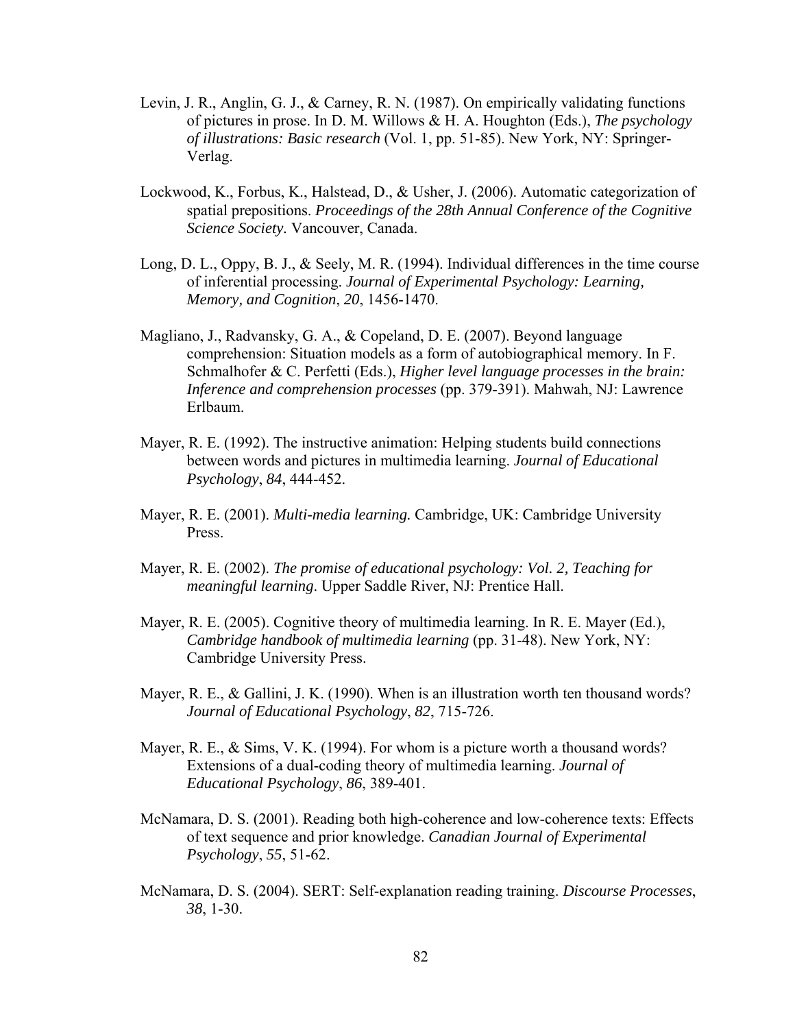Levin, J. R., Anglin, G. J., & Carney, R. N. (1987). On empirically validating functions of pictures in prose. In D. M. Willows & H. A. Houghton (Eds.), *The psychology of illustrations: Basic research* (Vol. 1, pp. 51-85). New York, NY: Springer-Verlag.

Lockwood, K., Forbus, K., Halstead, D., & Usher, J. (2006). Automatic categorization of spatial prepositions. *Proceedings of the 28th Annual Conference of the Cognitive Science Society.* Vancouver, Canada.

Long, D. L., Oppy, B. J., & Seely, M. R. (1994). Individual differences in the time course of inferential processing. *Journal of Experimental Psychology: Learning, Memory, and Cognition*, *20*, 1456-1470.

Magliano, J., Radvansky, G. A., & Copeland, D. E. (2007). Beyond language comprehension: Situation models as a form of autobiographical memory. In F. Schmalhofer & C. Perfetti (Eds.), *Higher level language processes in the brain: Inference and comprehension processes* (pp. 379-391). Mahwah, NJ: Lawrence Erlbaum.

Mayer, R. E. (1992). The instructive animation: Helping students build connections between words and pictures in multimedia learning. *Journal of Educational Psychology*, *84*, 444-452.

Mayer, R. E. (2001). *Multi-media learning.* Cambridge, UK: Cambridge University Press.

Mayer, R. E. (2002). *The promise of educational psychology: Vol. 2, Teaching for meaningful learning*. Upper Saddle River, NJ: Prentice Hall.

Mayer, R. E. (2005). Cognitive theory of multimedia learning. In R. E. Mayer (Ed.), *Cambridge handbook of multimedia learning* (pp. 31-48). New York, NY: Cambridge University Press.

Mayer, R. E., & Gallini, J. K. (1990). When is an illustration worth ten thousand words? *Journal of Educational Psychology*, *82*, 715-726.

Mayer, R. E., & Sims, V. K. (1994). For whom is a picture worth a thousand words? Extensions of a dual-coding theory of multimedia learning. *Journal of Educational Psychology*, *86*, 389-401.

McNamara, D. S. (2001). Reading both high-coherence and low-coherence texts: Effects of text sequence and prior knowledge. *Canadian Journal of Experimental Psychology*, *55*, 51-62.

McNamara, D. S. (2004). SERT: Self-explanation reading training. *Discourse Processes*, *38*, 1-30.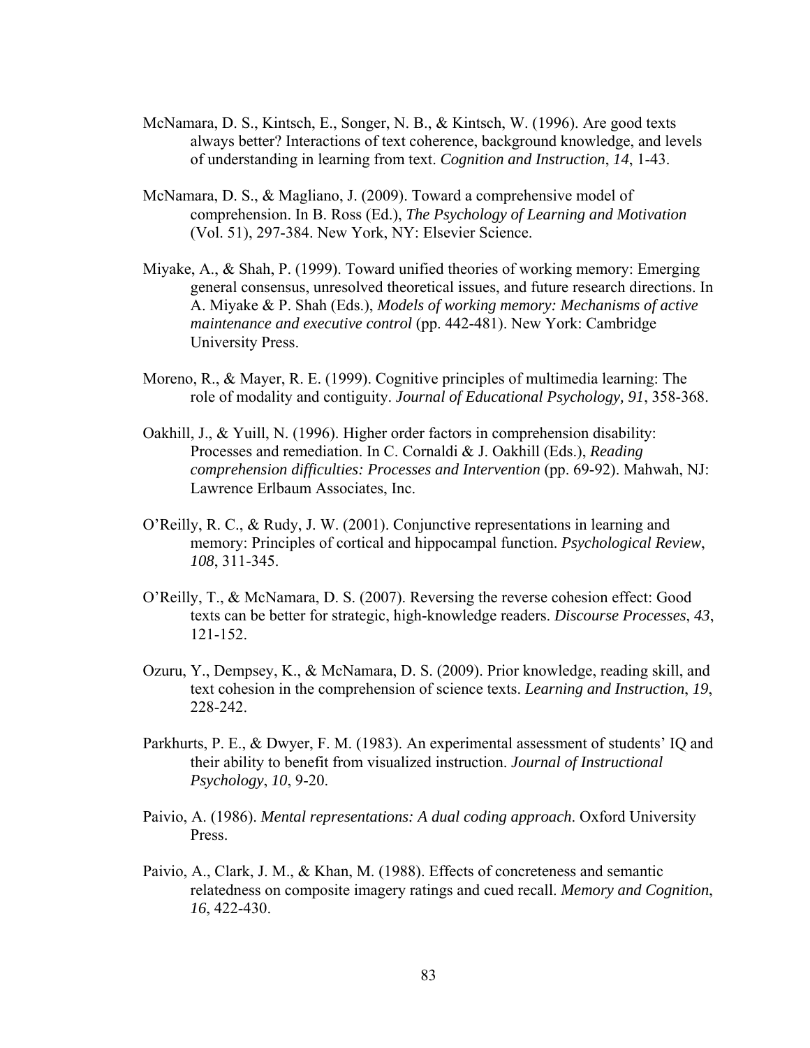McNamara, D. S., Kintsch, E., Songer, N. B., & Kintsch, W. (1996). Are good texts always better? Interactions of text coherence, background knowledge, and levels of understanding in learning from text. *Cognition and Instruction*, *14*, 1-43.

McNamara, D. S., & Magliano, J. (2009). Toward a comprehensive model of comprehension. In B. Ross (Ed.), *The Psychology of Learning and Motivation* (Vol. 51), 297-384. New York, NY: Elsevier Science.

Miyake, A., & Shah, P. (1999). Toward unified theories of working memory: Emerging general consensus, unresolved theoretical issues, and future research directions. In A. Miyake & P. Shah (Eds.), *Models of working memory: Mechanisms of active maintenance and executive control* (pp. 442-481). New York: Cambridge University Press.

Moreno, R., & Mayer, R. E. (1999). Cognitive principles of multimedia learning: The role of modality and contiguity. *Journal of Educational Psychology, 91*, 358-368.

Oakhill, J., & Yuill, N. (1996). Higher order factors in comprehension disability: Processes and remediation. In C. Cornaldi & J. Oakhill (Eds.), *Reading comprehension difficulties: Processes and Intervention* (pp. 69-92). Mahwah, NJ: Lawrence Erlbaum Associates, Inc.

O'Reilly, R. C., & Rudy, J. W. (2001). Conjunctive representations in learning and memory: Principles of cortical and hippocampal function. *Psychological Review*, *108*, 311-345.

O'Reilly, T., & McNamara, D. S. (2007). Reversing the reverse cohesion effect: Good texts can be better for strategic, high-knowledge readers. *Discourse Processes*, *43*, 121-152.

Ozuru, Y., Dempsey, K., & McNamara, D. S. (2009). Prior knowledge, reading skill, and text cohesion in the comprehension of science texts. *Learning and Instruction*, *19*, 228-242.

Parkhurts, P. E., & Dwyer, F. M. (1983). An experimental assessment of students' IQ and their ability to benefit from visualized instruction. *Journal of Instructional Psychology*, *10*, 9-20.

Paivio, A. (1986). *Mental representations: A dual coding approach*. Oxford University Press.

Paivio, A., Clark, J. M., & Khan, M. (1988). Effects of concreteness and semantic relatedness on composite imagery ratings and cued recall. *Memory and Cognition*, *16*, 422-430.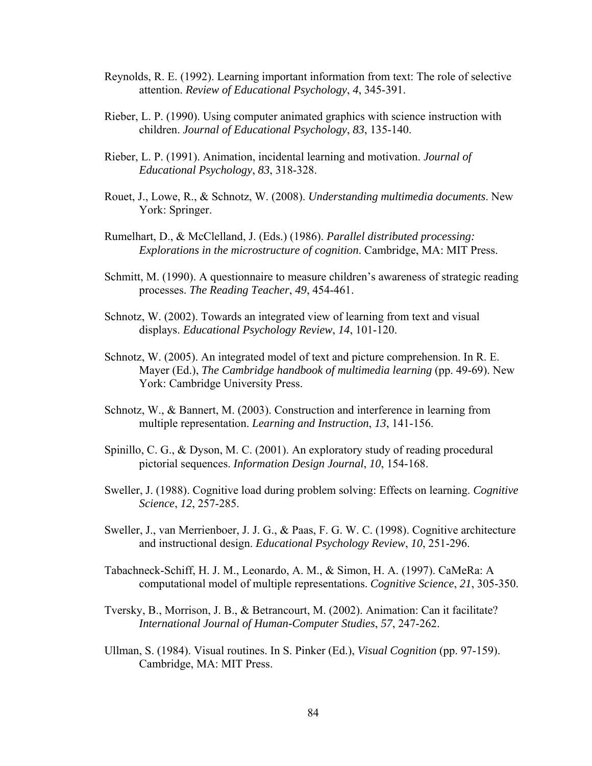Reynolds, R. E. (1992). Learning important information from text: The role of selective attention. *Review of Educational Psychology*, *4*, 345-391.

Rieber, L. P. (1990). Using computer animated graphics with science instruction with children. *Journal of Educational Psychology*, *83*, 135-140.

Rieber, L. P. (1991). Animation, incidental learning and motivation. *Journal of Educational Psychology*, *83*, 318-328.

Rouet, J., Lowe, R., & Schnotz, W. (2008). *Understanding multimedia documents*. New York: Springer.

Rumelhart, D., & McClelland, J. (Eds.) (1986). *Parallel distributed processing: Explorations in the microstructure of cognition*. Cambridge, MA: MIT Press.

Schmitt, M. (1990). A questionnaire to measure children's awareness of strategic reading processes. *The Reading Teacher*, *49*, 454-461.

Schnotz, W. (2002). Towards an integrated view of learning from text and visual displays. *Educational Psychology Review*, *14*, 101-120.

Schnotz, W. (2005). An integrated model of text and picture comprehension. In R. E. Mayer (Ed.), *The Cambridge handbook of multimedia learning* (pp. 49-69). New York: Cambridge University Press.

Schnotz, W., & Bannert, M. (2003). Construction and interference in learning from multiple representation. *Learning and Instruction*, *13*, 141-156.

Spinillo, C. G., & Dyson, M. C. (2001). An exploratory study of reading procedural pictorial sequences. *Information Design Journal*, *10*, 154-168.

Sweller, J. (1988). Cognitive load during problem solving: Effects on learning. *Cognitive Science*, *12*, 257-285.

Sweller, J., van Merrienboer, J. J. G., & Paas, F. G. W. C. (1998). Cognitive architecture and instructional design. *Educational Psychology Review*, *10*, 251-296.

Tabachneck-Schiff, H. J. M., Leonardo, A. M., & Simon, H. A. (1997). CaMeRa: A computational model of multiple representations. *Cognitive Science*, *21*, 305-350.

Tversky, B., Morrison, J. B., & Betrancourt, M. (2002). Animation: Can it facilitate? *International Journal of Human-Computer Studies*, *57*, 247-262.

Ullman, S. (1984). Visual routines. In S. Pinker (Ed.), *Visual Cognition* (pp. 97-159). Cambridge, MA: MIT Press.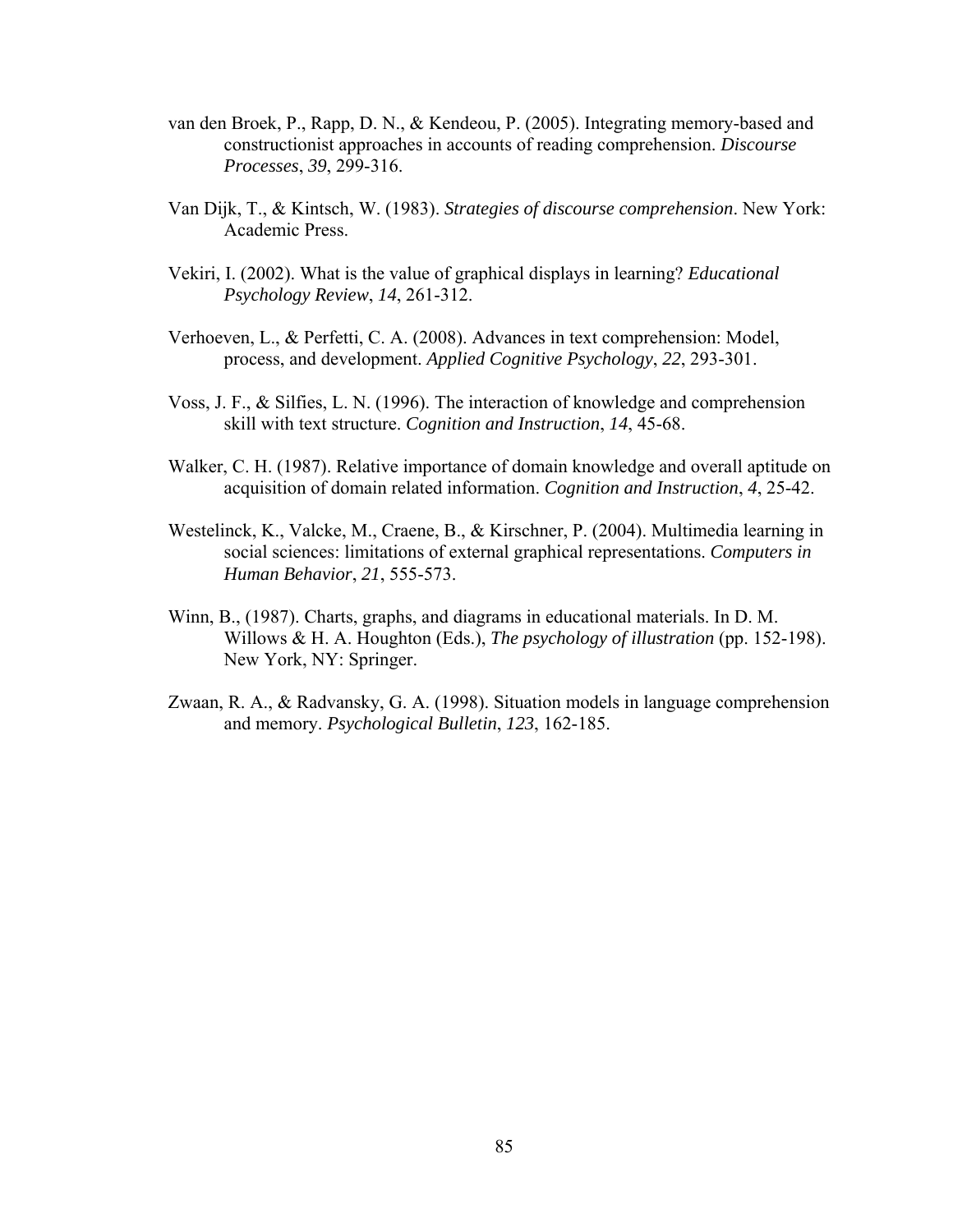van den Broek, P., Rapp, D. N., & Kendeou, P. (2005). Integrating memory-based and constructionist approaches in accounts of reading comprehension. *Discourse Processes*, *39*, 299-316.

Van Dijk, T., & Kintsch, W. (1983). *Strategies of discourse comprehension*. New York: Academic Press.

Vekiri, I. (2002). What is the value of graphical displays in learning? *Educational Psychology Review*, *14*, 261-312.

Verhoeven, L., & Perfetti, C. A. (2008). Advances in text comprehension: Model, process, and development. *Applied Cognitive Psychology*, *22*, 293-301.

Voss, J. F., & Silfies, L. N. (1996). The interaction of knowledge and comprehension skill with text structure. *Cognition and Instruction*, *14*, 45-68.

Walker, C. H. (1987). Relative importance of domain knowledge and overall aptitude on acquisition of domain related information. *Cognition and Instruction*, *4*, 25-42.

Westelinck, K., Valcke, M., Craene, B., & Kirschner, P. (2004). Multimedia learning in social sciences: limitations of external graphical representations. *Computers in Human Behavior*, *21*, 555-573.

Winn, B., (1987). Charts, graphs, and diagrams in educational materials. In D. M. Willows & H. A. Houghton (Eds.), *The psychology of illustration* (pp. 152-198). New York, NY: Springer.

Zwaan, R. A., & Radvansky, G. A. (1998). Situation models in language comprehension and memory. *Psychological Bulletin*, *123*, 162-185.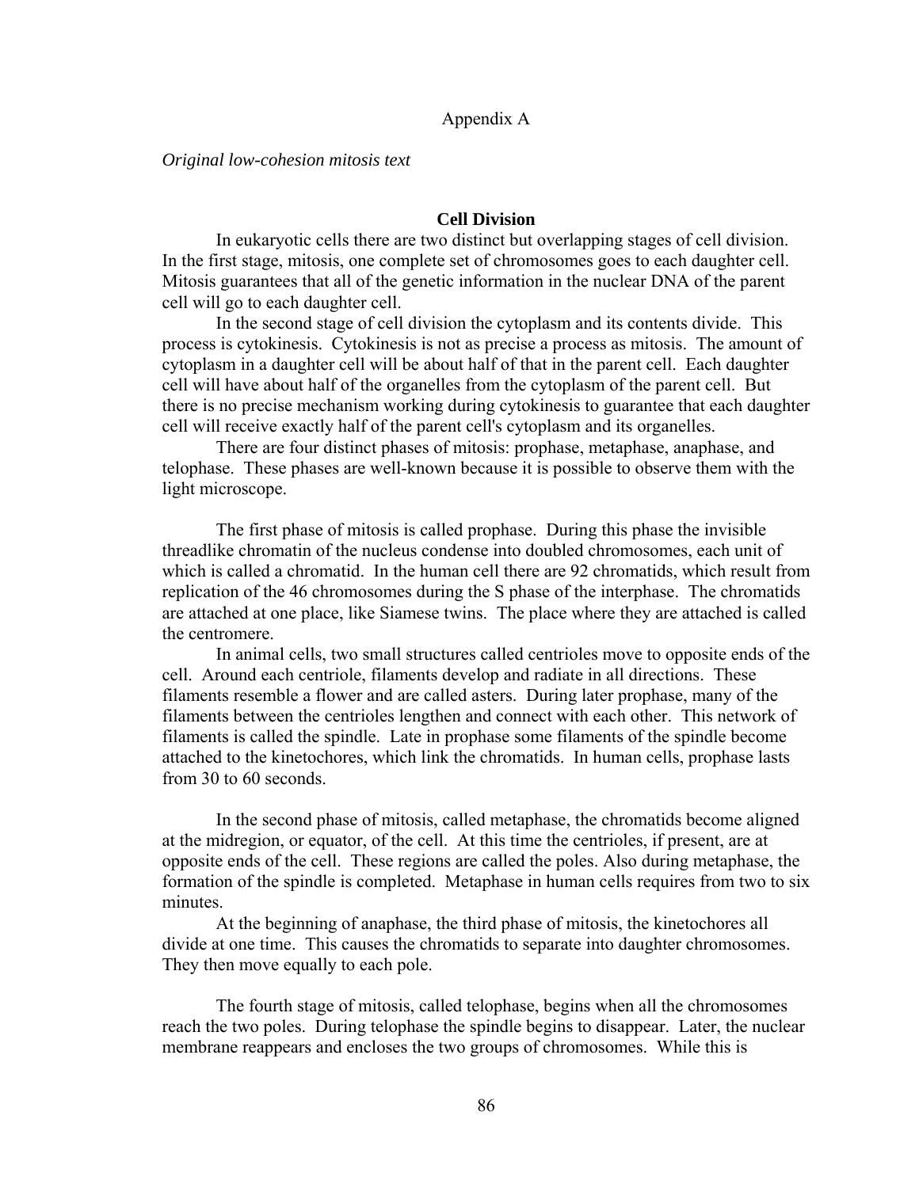Appendix A

*Original low-cohesion mitosis text*

**Cell Division**

In eukaryotic cells there are two distinct but overlapping stages of cell division. In the first stage, mitosis, one complete set of chromosomes goes to each daughter cell. Mitosis guarantees that all of the genetic information in the nuclear DNA of the parent cell will go to each daughter cell.

In the second stage of cell division the cytoplasm and its contents divide. This process is cytokinesis. Cytokinesis is not as precise a process as mitosis. The amount of cytoplasm in a daughter cell will be about half of that in the parent cell. Each daughter cell will have about half of the organelles from the cytoplasm of the parent cell. But there is no precise mechanism working during cytokinesis to guarantee that each daughter cell will receive exactly half of the parent cell's cytoplasm and its organelles.

There are four distinct phases of mitosis: prophase, metaphase, anaphase, and telophase. These phases are well-known because it is possible to observe them with the light microscope.

The first phase of mitosis is called prophase. During this phase the invisible threadlike chromatin of the nucleus condense into doubled chromosomes, each unit of which is called a chromatid. In the human cell there are 92 chromatids, which result from replication of the 46 chromosomes during the S phase of the interphase. The chromatids are attached at one place, like Siamese twins. The place where they are attached is called the centromere.

In animal cells, two small structures called centrioles move to opposite ends of the cell. Around each centriole, filaments develop and radiate in all directions. These filaments resemble a flower and are called asters. During later prophase, many of the filaments between the centrioles lengthen and connect with each other. This network of filaments is called the spindle. Late in prophase some filaments of the spindle become attached to the kinetochores, which link the chromatids. In human cells, prophase lasts from 30 to 60 seconds.

In the second phase of mitosis, called metaphase, the chromatids become aligned at the midregion, or equator, of the cell. At this time the centrioles, if present, are at opposite ends of the cell. These regions are called the poles. Also during metaphase, the formation of the spindle is completed. Metaphase in human cells requires from two to six minutes.

At the beginning of anaphase, the third phase of mitosis, the kinetochores all divide at one time. This causes the chromatids to separate into daughter chromosomes. They then move equally to each pole.

The fourth stage of mitosis, called telophase, begins when all the chromosomes reach the two poles. During telophase the spindle begins to disappear. Later, the nuclear membrane reappears and encloses the two groups of chromosomes. While this is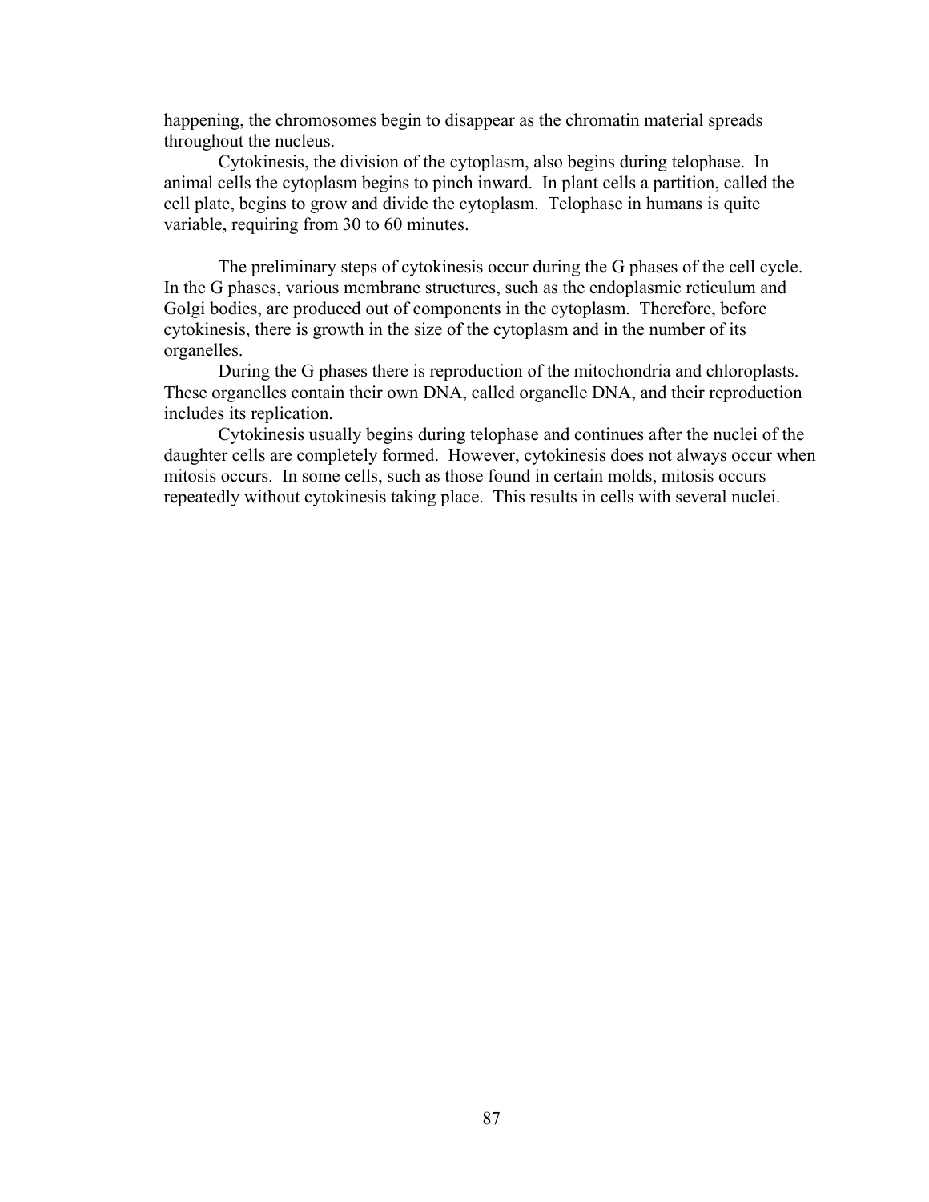happening, the chromosomes begin to disappear as the chromatin material spreads throughout the nucleus.

Cytokinesis, the division of the cytoplasm, also begins during telophase. In animal cells the cytoplasm begins to pinch inward. In plant cells a partition, called the cell plate, begins to grow and divide the cytoplasm. Telophase in humans is quite variable, requiring from 30 to 60 minutes.

The preliminary steps of cytokinesis occur during the G phases of the cell cycle. In the G phases, various membrane structures, such as the endoplasmic reticulum and Golgi bodies, are produced out of components in the cytoplasm. Therefore, before cytokinesis, there is growth in the size of the cytoplasm and in the number of its organelles.

During the G phases there is reproduction of the mitochondria and chloroplasts. These organelles contain their own DNA, called organelle DNA, and their reproduction includes its replication.

Cytokinesis usually begins during telophase and continues after the nuclei of the daughter cells are completely formed. However, cytokinesis does not always occur when mitosis occurs. In some cells, such as those found in certain molds, mitosis occurs repeatedly without cytokinesis taking place. This results in cells with several nuclei.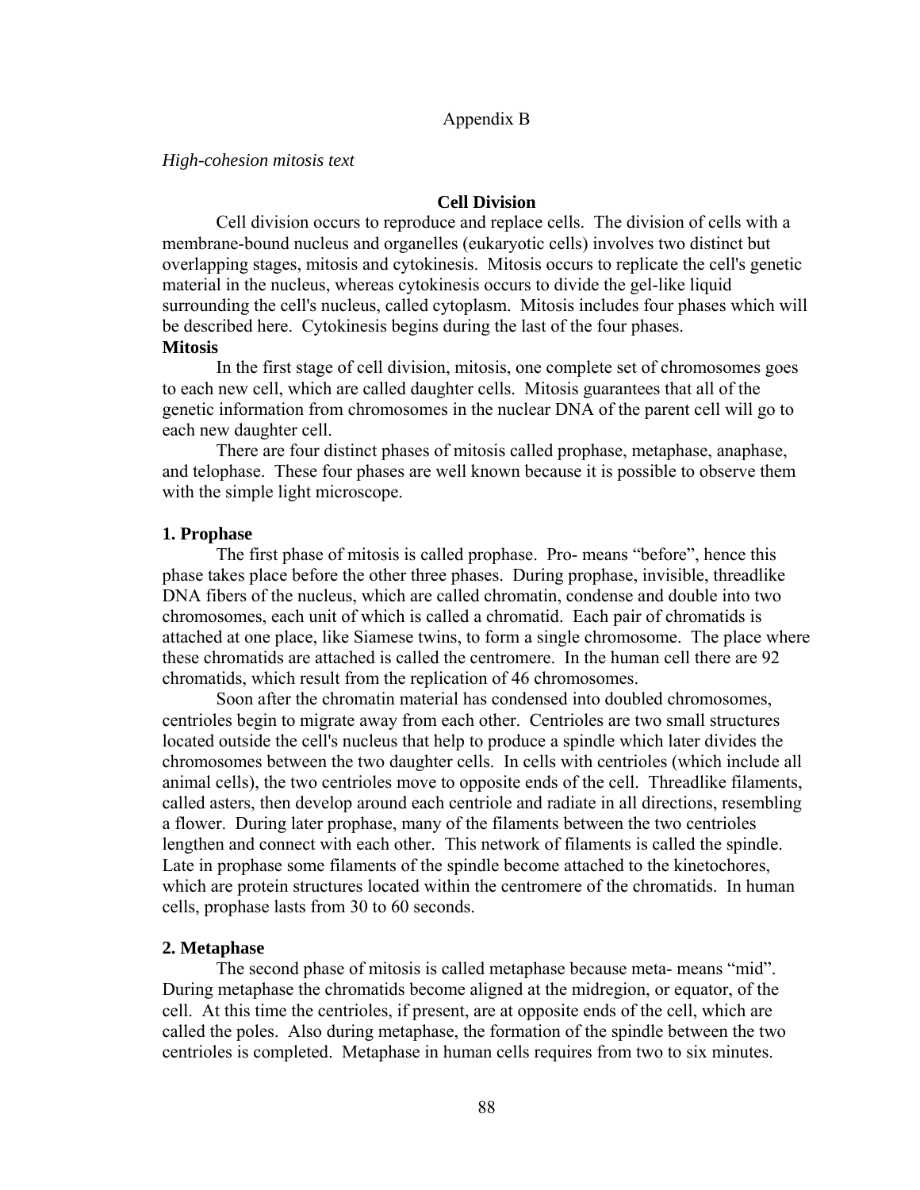Appendix B

*High-cohesion mitosis text*

## Cell Division

Cell division occurs to reproduce and replace cells. The division of cells with a membrane-bound nucleus and organelles (eukaryotic cells) involves two distinct but overlapping stages, mitosis and cytokinesis. Mitosis occurs to replicate the cell's genetic material in the nucleus, whereas cytokinesis occurs to divide the gel-like liquid surrounding the cell's nucleus, called cytoplasm. Mitosis includes four phases which will be described here. Cytokinesis begins during the last of the four phases.

### Mitosis

In the first stage of cell division, mitosis, one complete set of chromosomes goes to each new cell, which are called daughter cells. Mitosis guarantees that all of the genetic information from chromosomes in the nuclear DNA of the parent cell will go to each new daughter cell.

There are four distinct phases of mitosis called prophase, metaphase, anaphase, and telophase. These four phases are well known because it is possible to observe them with the simple light microscope.

#### 1. Prophase

The first phase of mitosis is called prophase. Pro- means "before", hence this phase takes place before the other three phases. During prophase, invisible, threadlike DNA fibers of the nucleus, which are called chromatin, condense and double into two chromosomes, each unit of which is called a chromatid. Each pair of chromatids is attached at one place, like Siamese twins, to form a single chromosome. The place where these chromatids are attached is called the centromere. In the human cell there are 92 chromatids, which result from the replication of 46 chromosomes.

Soon after the chromatin material has condensed into doubled chromosomes, centrioles begin to migrate away from each other. Centrioles are two small structures located outside the cell's nucleus that help to produce a spindle which later divides the chromosomes between the two daughter cells. In cells with centrioles (which include all animal cells), the two centrioles move to opposite ends of the cell. Threadlike filaments, called asters, then develop around each centriole and radiate in all directions, resembling a flower. During later prophase, many of the filaments between the two centrioles lengthen and connect with each other. This network of filaments is called the spindle. Late in prophase some filaments of the spindle become attached to the kinetochores, which are protein structures located within the centromere of the chromatids. In human cells, prophase lasts from 30 to 60 seconds.

#### 2. Metaphase

The second phase of mitosis is called metaphase because meta- means "mid". During metaphase the chromatids become aligned at the midregion, or equator, of the cell. At this time the centrioles, if present, are at opposite ends of the cell, which are called the poles. Also during metaphase, the formation of the spindle between the two centrioles is completed. Metaphase in human cells requires from two to six minutes.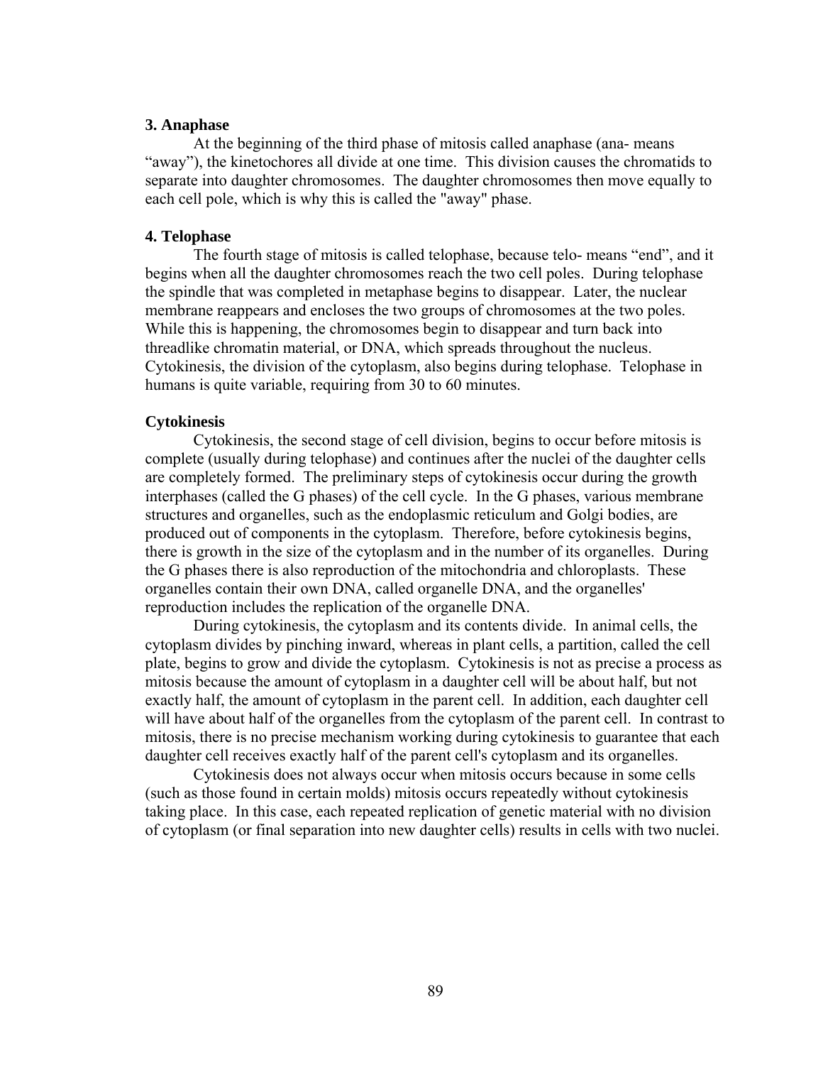**3. Anaphase**

At the beginning of the third phase of mitosis called anaphase (ana- means "away"), the kinetochores all divide at one time. This division causes the chromatids to separate into daughter chromosomes. The daughter chromosomes then move equally to each cell pole, which is why this is called the "away" phase.

**4. Telophase**

The fourth stage of mitosis is called telophase, because telo- means "end", and it begins when all the daughter chromosomes reach the two cell poles. During telophase the spindle that was completed in metaphase begins to disappear. Later, the nuclear membrane reappears and encloses the two groups of chromosomes at the two poles. While this is happening, the chromosomes begin to disappear and turn back into threadlike chromatin material, or DNA, which spreads throughout the nucleus. Cytokinesis, the division of the cytoplasm, also begins during telophase. Telophase in humans is quite variable, requiring from 30 to 60 minutes.

**Cytokinesis**

Cytokinesis, the second stage of cell division, begins to occur before mitosis is complete (usually during telophase) and continues after the nuclei of the daughter cells are completely formed. The preliminary steps of cytokinesis occur during the growth interphases (called the G phases) of the cell cycle. In the G phases, various membrane structures and organelles, such as the endoplasmic reticulum and Golgi bodies, are produced out of components in the cytoplasm. Therefore, before cytokinesis begins, there is growth in the size of the cytoplasm and in the number of its organelles. During the G phases there is also reproduction of the mitochondria and chloroplasts. These organelles contain their own DNA, called organelle DNA, and the organelles' reproduction includes the replication of the organelle DNA.

During cytokinesis, the cytoplasm and its contents divide. In animal cells, the cytoplasm divides by pinching inward, whereas in plant cells, a partition, called the cell plate, begins to grow and divide the cytoplasm. Cytokinesis is not as precise a process as mitosis because the amount of cytoplasm in a daughter cell will be about half, but not exactly half, the amount of cytoplasm in the parent cell. In addition, each daughter cell will have about half of the organelles from the cytoplasm of the parent cell. In contrast to mitosis, there is no precise mechanism working during cytokinesis to guarantee that each daughter cell receives exactly half of the parent cell's cytoplasm and its organelles.

Cytokinesis does not always occur when mitosis occurs because in some cells (such as those found in certain molds) mitosis occurs repeatedly without cytokinesis taking place. In this case, each repeated replication of genetic material with no division of cytoplasm (or final separation into new daughter cells) results in cells with two nuclei.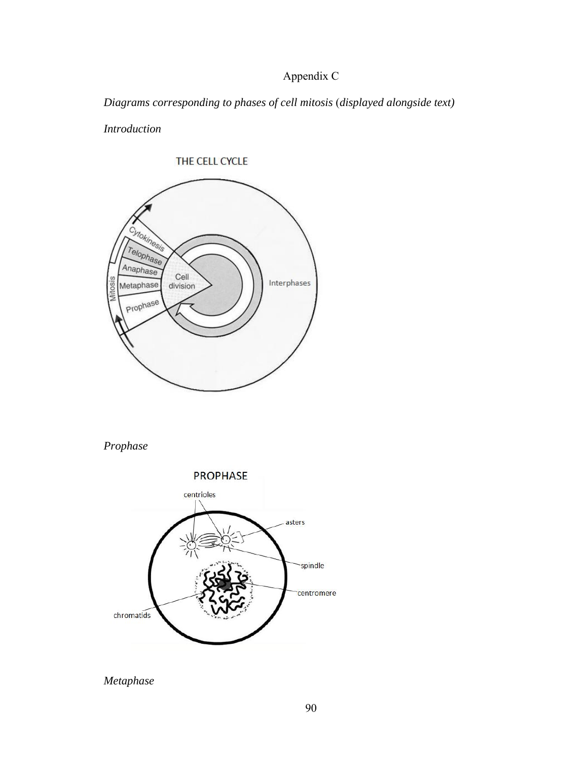Appendix C

*Diagrams corresponding to phases of cell mitosis (displayed alongside text)*

*Introduction*

*Prophase*

*Metaphase*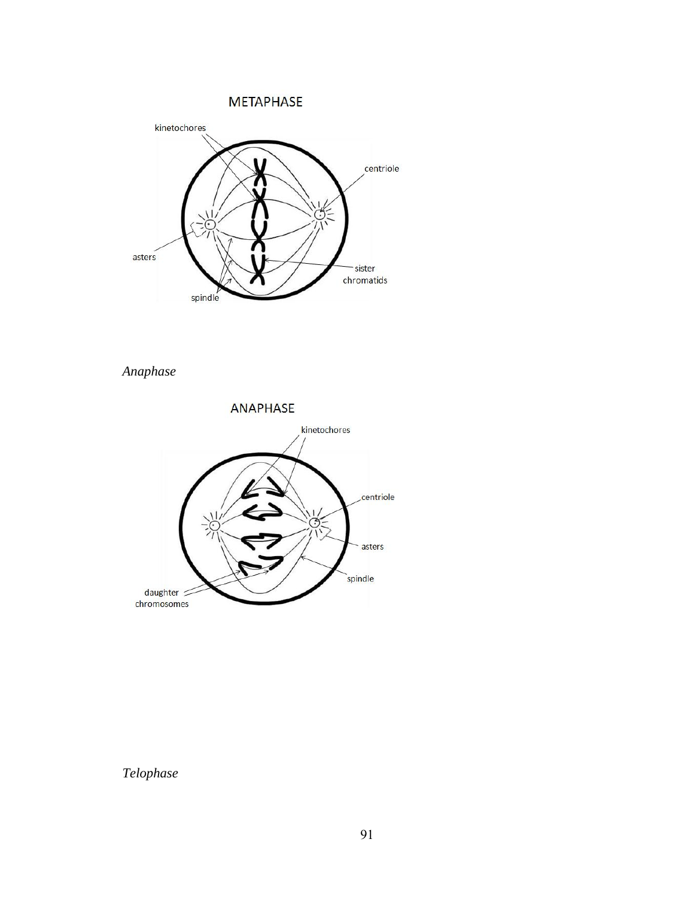*Anaphase*

*Telophase*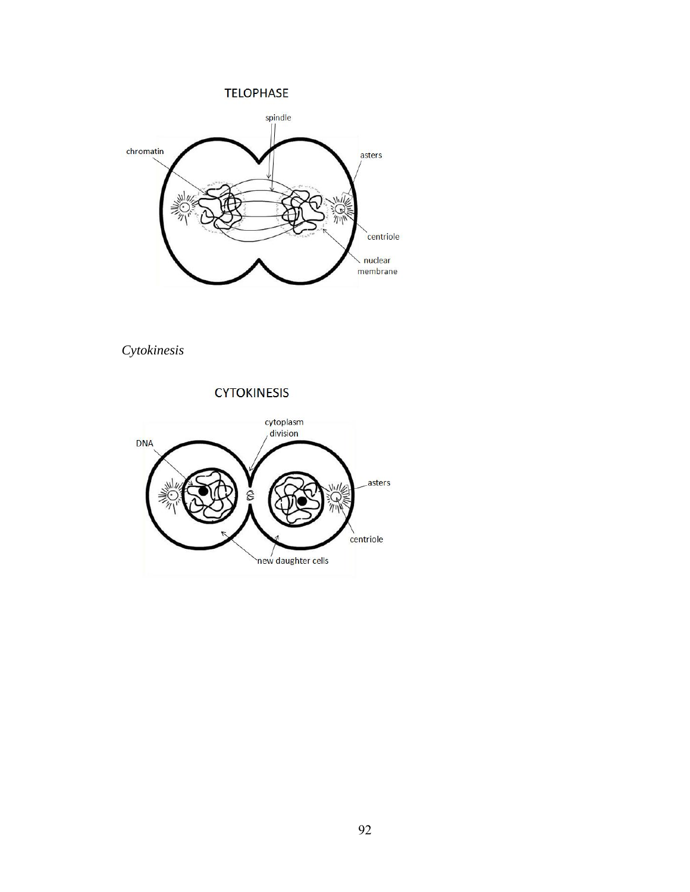*Cytokinesis*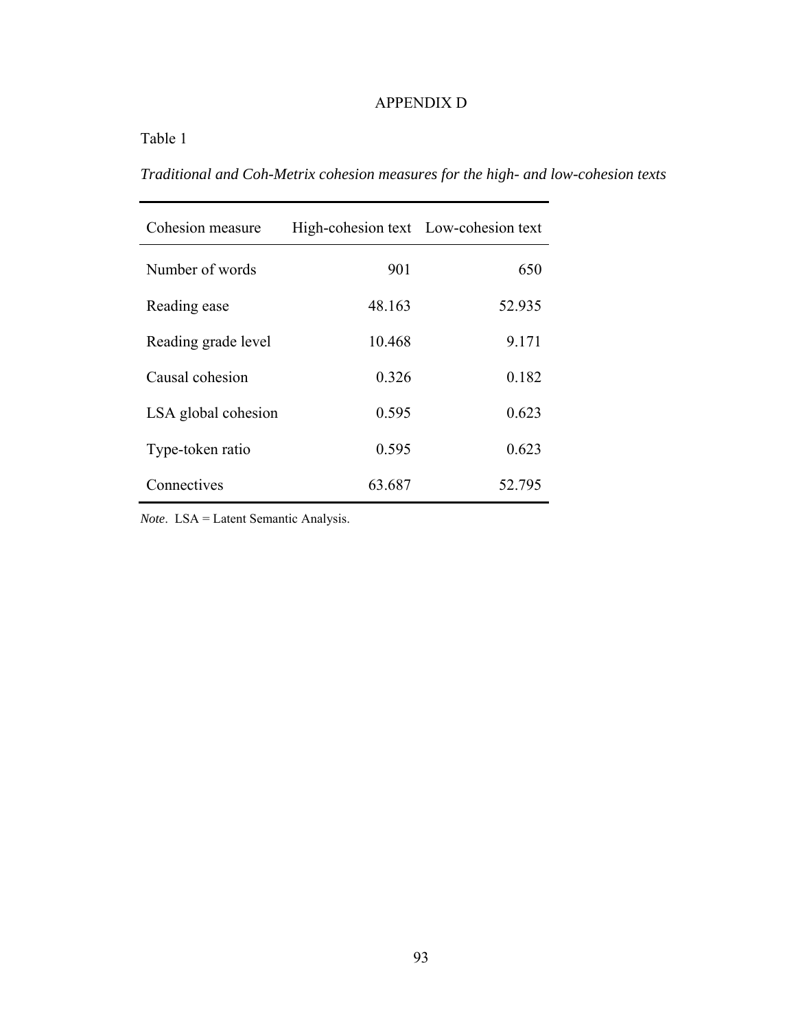# APPENDIX D

Table 1

*Traditional and Coh-Metrix cohesion measures for the high- and low-cohesion texts*

| Cohesion measure | High-cohesion text | Low-cohesion text |
|---|---|---|
| Number of words | 901 | 650 |
| Reading ease | 48.163 | 52.935 |
| Reading grade level | 10.468 | 9.171 |
| Causal cohesion | 0.326 | 0.182 |
| LSA global cohesion | 0.595 | 0.623 |
| Type-token ratio | 0.595 | 0.623 |
| Connectives | 63.687 | 52.795 |

*Note*. LSA = Latent Semantic Analysis.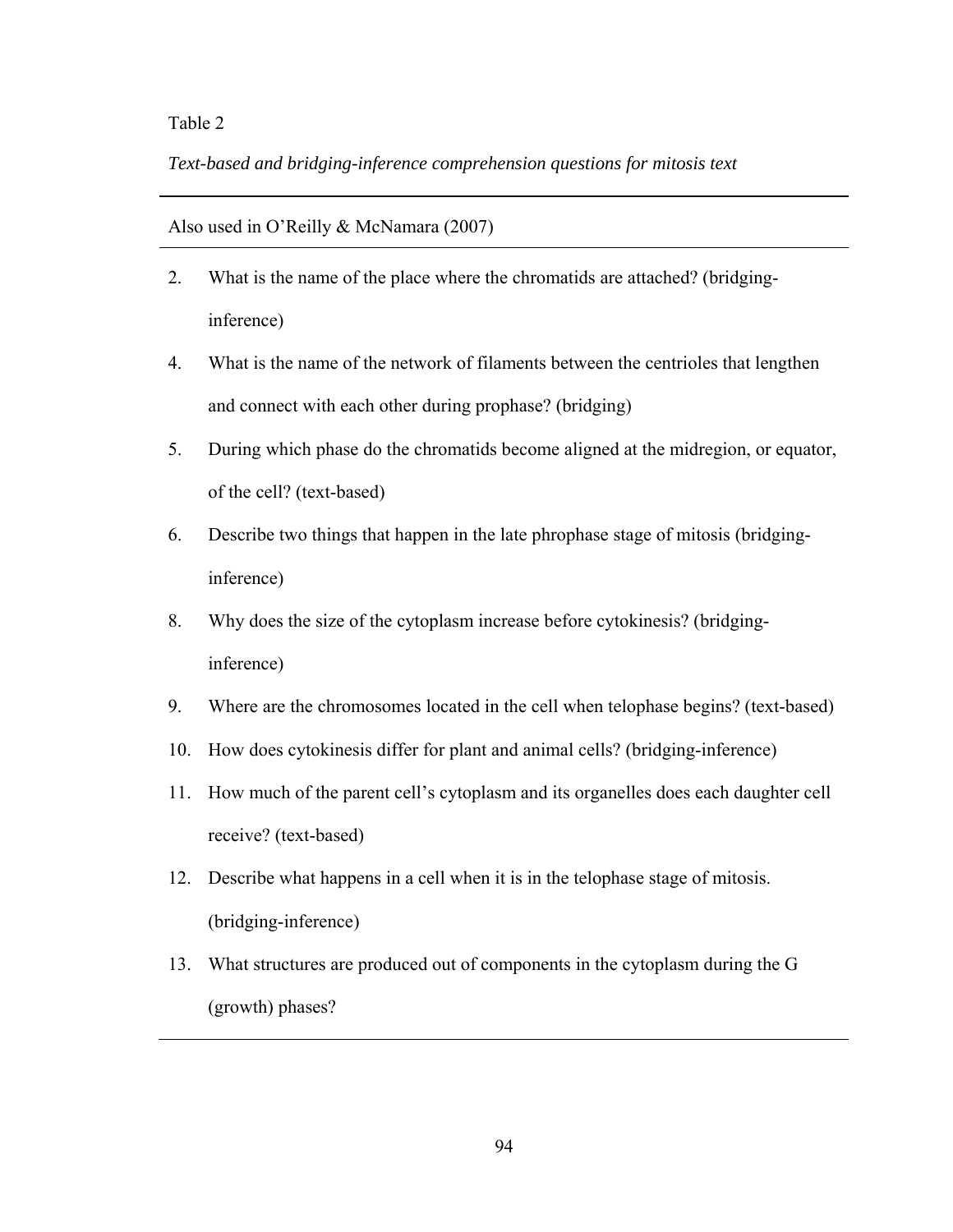Table 2

*Text-based and bridging-inference comprehension questions for mitosis text*

Also used in O'Reilly & McNamara (2007)

2. What is the name of the place where the chromatids are attached? (bridging-inference)
4. What is the name of the network of filaments between the centrioles that lengthen and connect with each other during prophase? (bridging)
5. During which phase do the chromatids become aligned at the midregion, or equator, of the cell? (text-based)
6. Describe two things that happen in the late phrophase stage of mitosis (bridging-inference)
8. Why does the size of the cytoplasm increase before cytokinesis? (bridging-inference)
9. Where are the chromosomes located in the cell when telophase begins? (text-based)
10. How does cytokinesis differ for plant and animal cells? (bridging-inference)
11. How much of the parent cell's cytoplasm and its organelles does each daughter cell receive? (text-based)
12. Describe what happens in a cell when it is in the telophase stage of mitosis. (bridging-inference)
13. What structures are produced out of components in the cytoplasm during the G (growth) phases?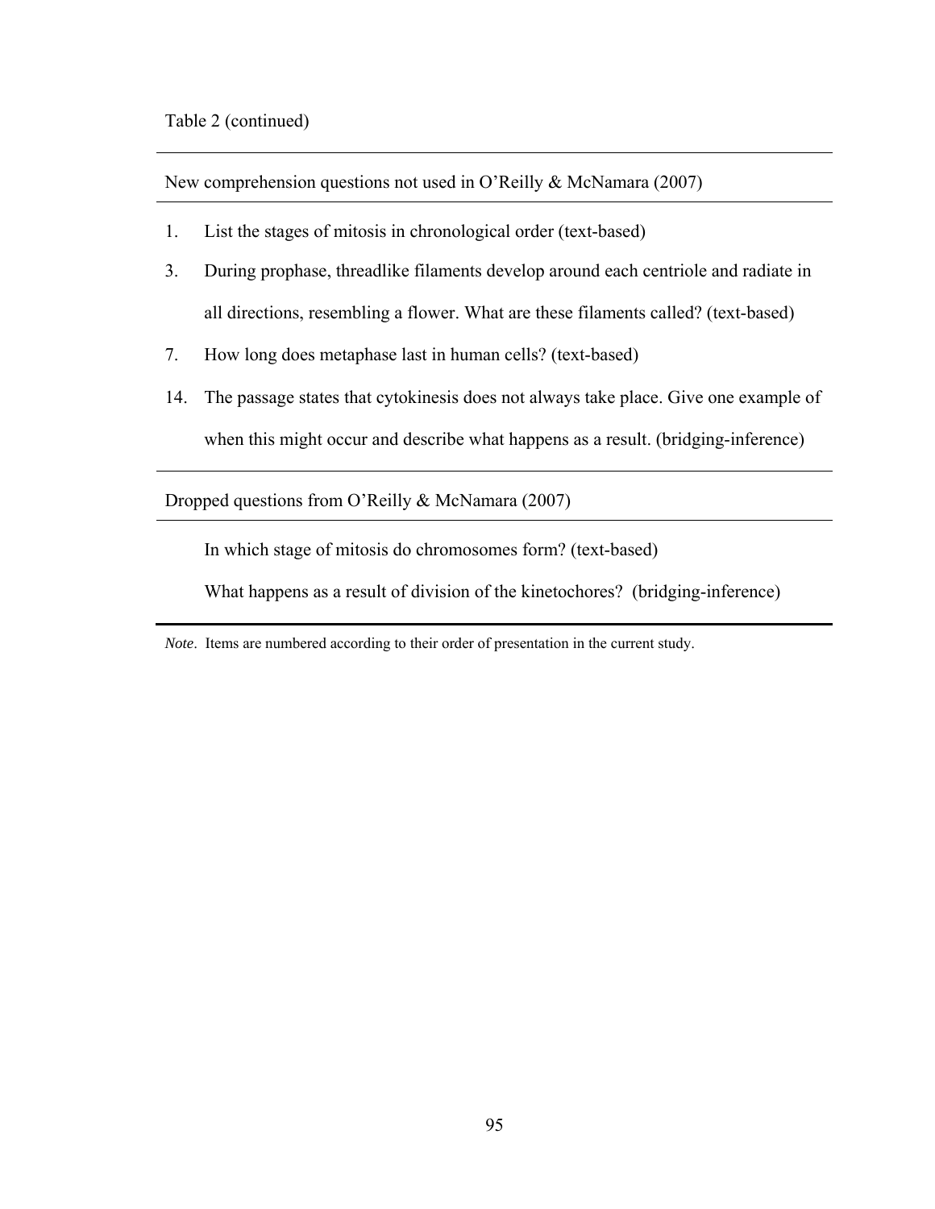Table 2 (continued)

| New comprehension questions not used in O'Reilly & McNamara (2007) | |
|---|---|
| 1. | List the stages of mitosis in chronological order (text-based) |
| 3. | During prophase, threadlike filaments develop around each centriole and radiate in all directions, resembling a flower. What are these filaments called? (text-based) |
| 7. | How long does metaphase last in human cells? (text-based) |
| 14. | The passage states that cytokinesis does not always take place. Give one example of when this might occur and describe what happens as a result. (bridging-inference) |
| **Dropped questions from O'Reilly & McNamara (2007)** | |
| | In which stage of mitosis do chromosomes form? (text-based) |
| | What happens as a result of division of the kinetochores? (bridging-inference) |

*Note*. Items are numbered according to their order of presentation in the current study.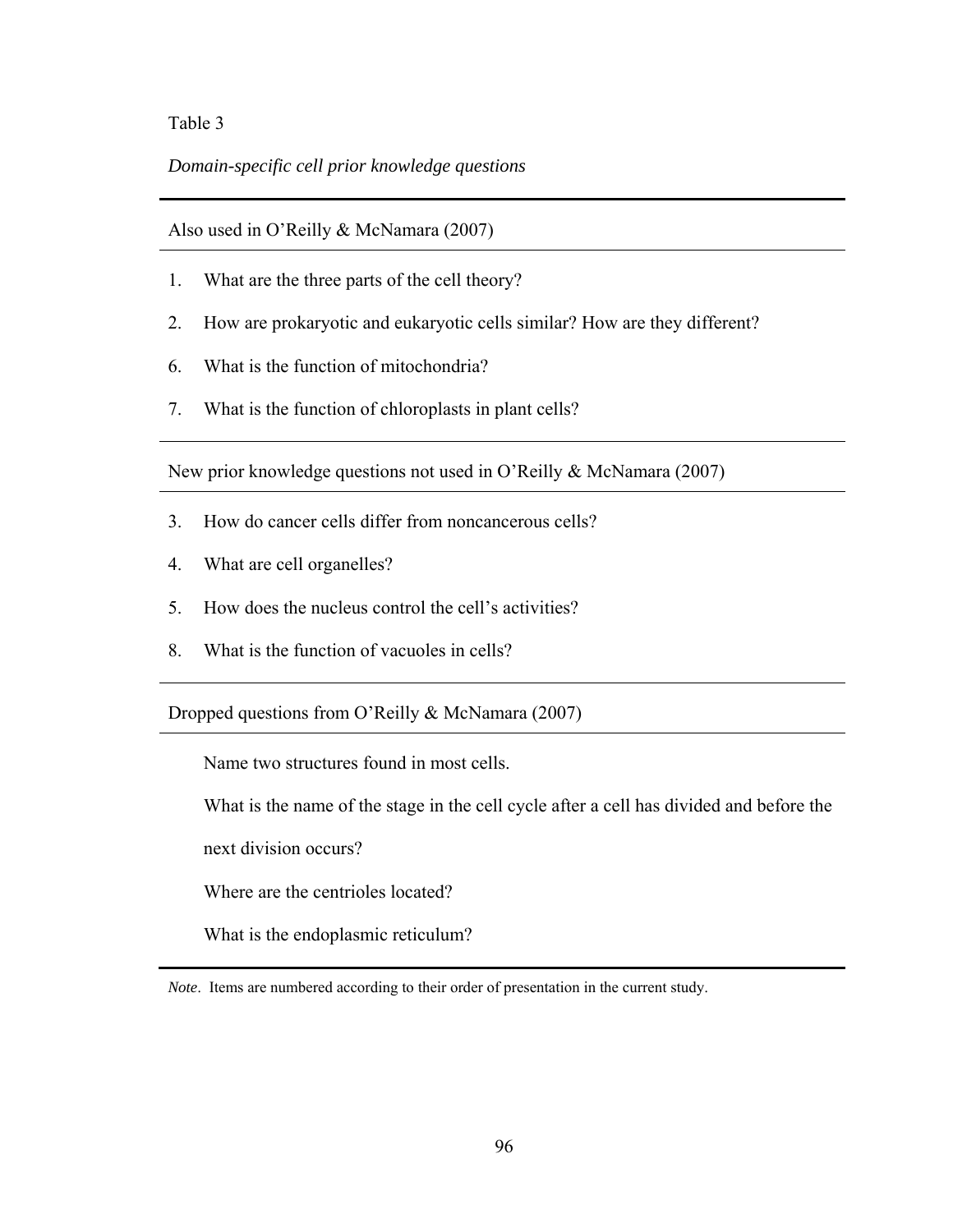Table 3

*Domain-specific cell prior knowledge questions*

| | |
|---|---|
| **Also used in O'Reilly & McNamara (2007)** | |
| 1. | What are the three parts of the cell theory? |
| 2. | How are prokaryotic and eukaryotic cells similar? How are they different? |
| 6. | What is the function of mitochondria? |
| 7. | What is the function of chloroplasts in plant cells? |
| **New prior knowledge questions not used in O'Reilly & McNamara (2007)** | |
| 3. | How do cancer cells differ from noncancerous cells? |
| 4. | What are cell organelles? |
| 5. | How does the nucleus control the cell's activities? |
| 8. | What is the function of vacuoles in cells? |
| **Dropped questions from O'Reilly & McNamara (2007)** | |
| | Name two structures found in most cells. |
| | What is the name of the stage in the cell cycle after a cell has divided and before the next division occurs? |
| | Where are the centrioles located? |
| | What is the endoplasmic reticulum? |

*Note*. Items are numbered according to their order of presentation in the current study.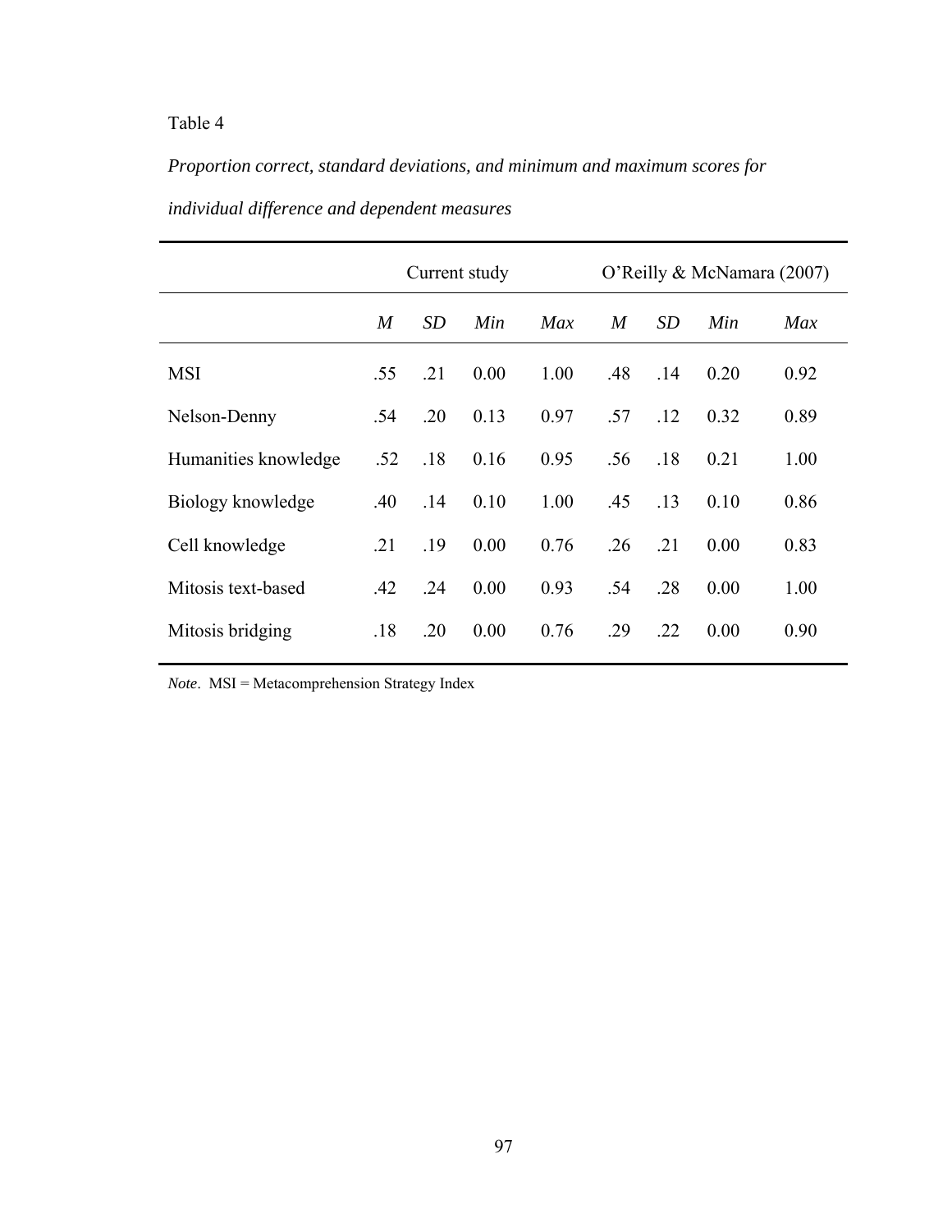Table 4

*Proportion correct, standard deviations, and minimum and maximum scores for individual difference and dependent measures*

| | Current study | | | | O'Reilly & McNamara (2007) | | | |
|---|---|---|---|---|---|---|---|---|
| | *M* | *SD* | *Min* | *Max* | *M* | *SD* | *Min* | *Max* |
| MSI | .55 | .21 | 0.00 | 1.00 | .48 | .14 | 0.20 | 0.92 |
| Nelson-Denny | .54 | .20 | 0.13 | 0.97 | .57 | .12 | 0.32 | 0.89 |
| Humanities knowledge | .52 | .18 | 0.16 | 0.95 | .56 | .18 | 0.21 | 1.00 |
| Biology knowledge | .40 | .14 | 0.10 | 1.00 | .45 | .13 | 0.10 | 0.86 |
| Cell knowledge | .21 | .19 | 0.00 | 0.76 | .26 | .21 | 0.00 | 0.83 |
| Mitosis text-based | .42 | .24 | 0.00 | 0.93 | .54 | .28 | 0.00 | 1.00 |
| Mitosis bridging | .18 | .20 | 0.00 | 0.76 | .29 | .22 | 0.00 | 0.90 |

*Note*. MSI = Metacomprehension Strategy Index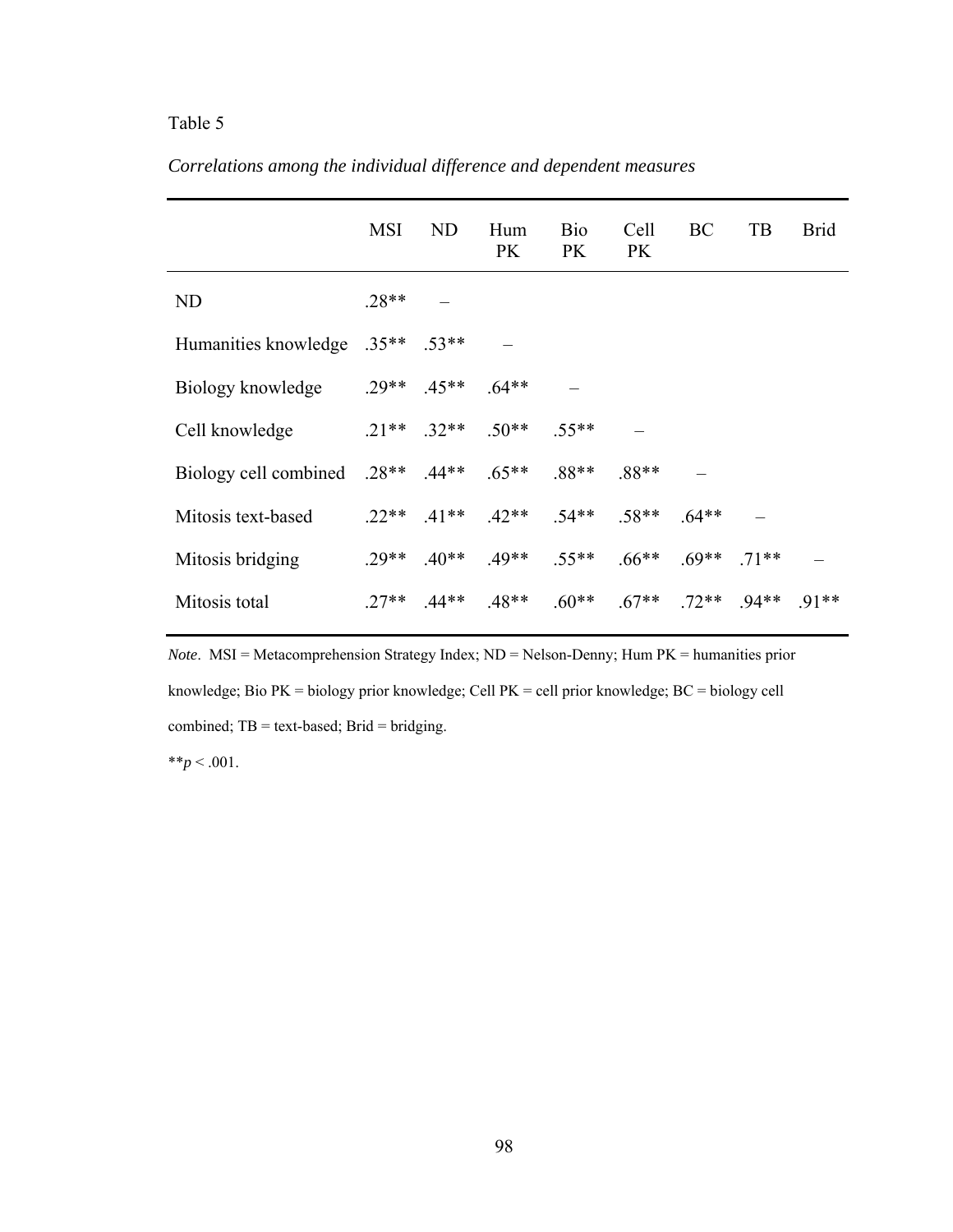Table 5

*Correlations among the individual difference and dependent measures*

| | MSI | ND | Hum PK | Bio PK | Cell PK | BC | TB | Brid |
|---|---|---|---|---|---|---|---|---|
| ND | .28** | – | | | | | | |
| Humanities knowledge | .35** | .53** | – | | | | | |
| Biology knowledge | .29** | .45** | .64** | – | | | | |
| Cell knowledge | .21** | .32** | .50** | .55** | – | | | |
| Biology cell combined | .28** | .44** | .65** | .88** | .88** | – | | |
| Mitosis text-based | .22** | .41** | .42** | .54** | .58** | .64** | – | |
| Mitosis bridging | .29** | .40** | .49** | .55** | .66** | .69** | .71** | – |
| Mitosis total | .27** | .44** | .48** | .60** | .67** | .72** | .94** | .91** |

*Note*. MSI = Metacomprehension Strategy Index; ND = Nelson-Denny; Hum PK = humanities prior knowledge; Bio PK = biology prior knowledge; Cell PK = cell prior knowledge; BC = biology cell combined; TB = text-based; Brid = bridging.

**$p < .001$.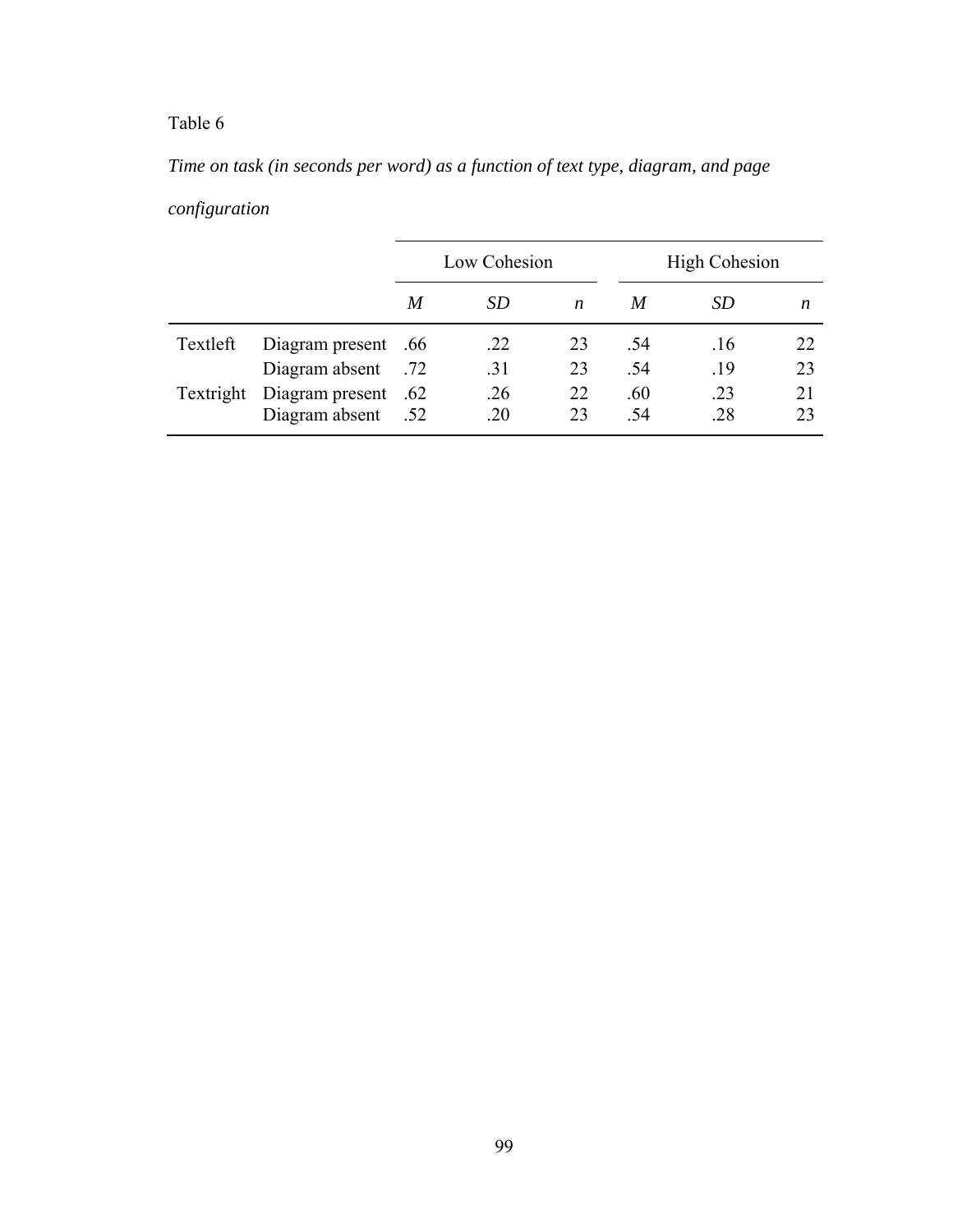Table 6

*Time on task (in seconds per word) as a function of text type, diagram, and page configuration*

| | | Low Cohesion | | | High Cohesion | | |
|---|---|---|---|---|---|---|---|
| | | *M* | *SD* | *n* | *M* | *SD* | *n* |
| Textleft | Diagram present | .66 | .22 | 23 | .54 | .16 | 22 |
| | Diagram absent | .72 | .31 | 23 | .54 | .19 | 23 |
| Textright | Diagram present | .62 | .26 | 22 | .60 | .23 | 21 |
| | Diagram absent | .52 | .20 | 23 | .54 | .28 | 23 |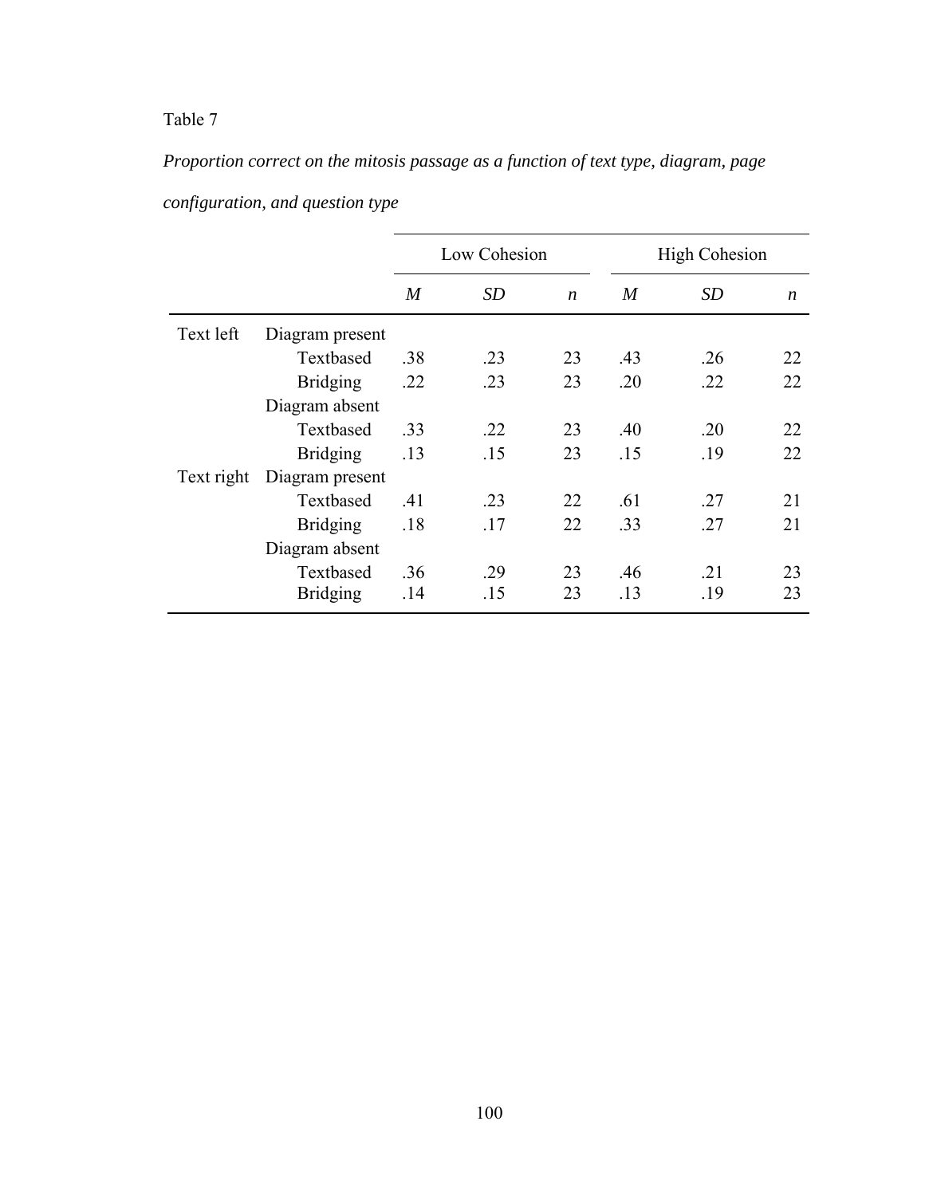Table 7

*Proportion correct on the mitosis passage as a function of text type, diagram, page configuration, and question type*

| | | Low Cohesion | | | High Cohesion | | |
|---|---|---|---|---|---|---|---|
| | | *M* | *SD* | *n* | *M* | *SD* | *n* |
| Text left | Diagram present | | | | | | |
| | Textbased | .38 | .23 | 23 | .43 | .26 | 22 |
| | Bridging | .22 | .23 | 23 | .20 | .22 | 22 |
| | Diagram absent | | | | | | |
| | Textbased | .33 | .22 | 23 | .40 | .20 | 22 |
| | Bridging | .13 | .15 | 23 | .15 | .19 | 22 |
| Text right | Diagram present | | | | | | |
| | Textbased | .41 | .23 | 22 | .61 | .27 | 21 |
| | Bridging | .18 | .17 | 22 | .33 | .27 | 21 |
| | Diagram absent | | | | | | |
| | Textbased | .36 | .29 | 23 | .46 | .21 | 23 |
| | Bridging | .14 | .15 | 23 | .13 | .19 | 23 |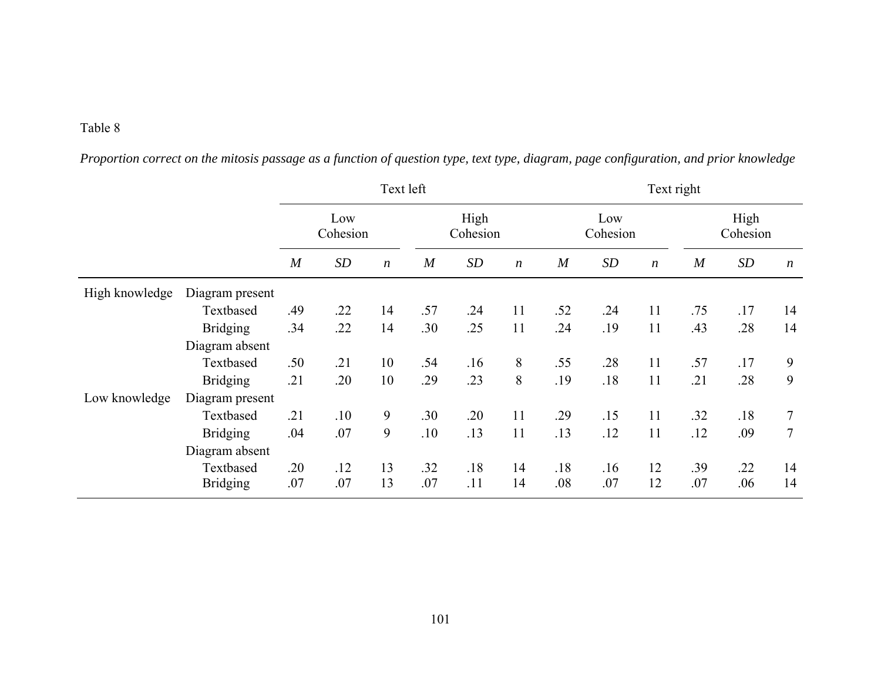Table 8

*Proportion correct on the mitosis passage as a function of question type, text type, diagram, page configuration, and prior knowledge*

| | | Text left | | | | | | Text right | | | | | |
|---|---|---|---|---|---|---|---|---|---|---|---|---|---|
| | | Low Cohesion | | | High Cohesion | | | Low Cohesion | | | High Cohesion | | |
| | | *M* | *SD* | *n* | *M* | *SD* | *n* | *M* | *SD* | *n* | *M* | *SD* | *n* |
| High knowledge | Diagram present | | | | | | | | | | | | |
| | Textbased | .49 | .22 | 14 | .57 | .24 | 11 | .52 | .24 | 11 | .75 | .17 | 14 |
| | Bridging | .34 | .22 | 14 | .30 | .25 | 11 | .24 | .19 | 11 | .43 | .28 | 14 |
| | Diagram absent | | | | | | | | | | | | |
| | Textbased | .50 | .21 | 10 | .54 | .16 | 8 | .55 | .28 | 11 | .57 | .17 | 9 |
| | Bridging | .21 | .20 | 10 | .29 | .23 | 8 | .19 | .18 | 11 | .21 | .28 | 9 |
| Low knowledge | Diagram present | | | | | | | | | | | | |
| | Textbased | .21 | .10 | 9 | .30 | .20 | 11 | .29 | .15 | 11 | .32 | .18 | 7 |
| | Bridging | .04 | .07 | 9 | .10 | .13 | 11 | .13 | .12 | 11 | .12 | .09 | 7 |
| | Diagram absent | | | | | | | | | | | | |
| | Textbased | .20 | .12 | 13 | .32 | .18 | 14 | .18 | .16 | 12 | .39 | .22 | 14 |
| | Bridging | .07 | .07 | 13 | .07 | .11 | 14 | .08 | .07 | 12 | .07 | .06 | 14 |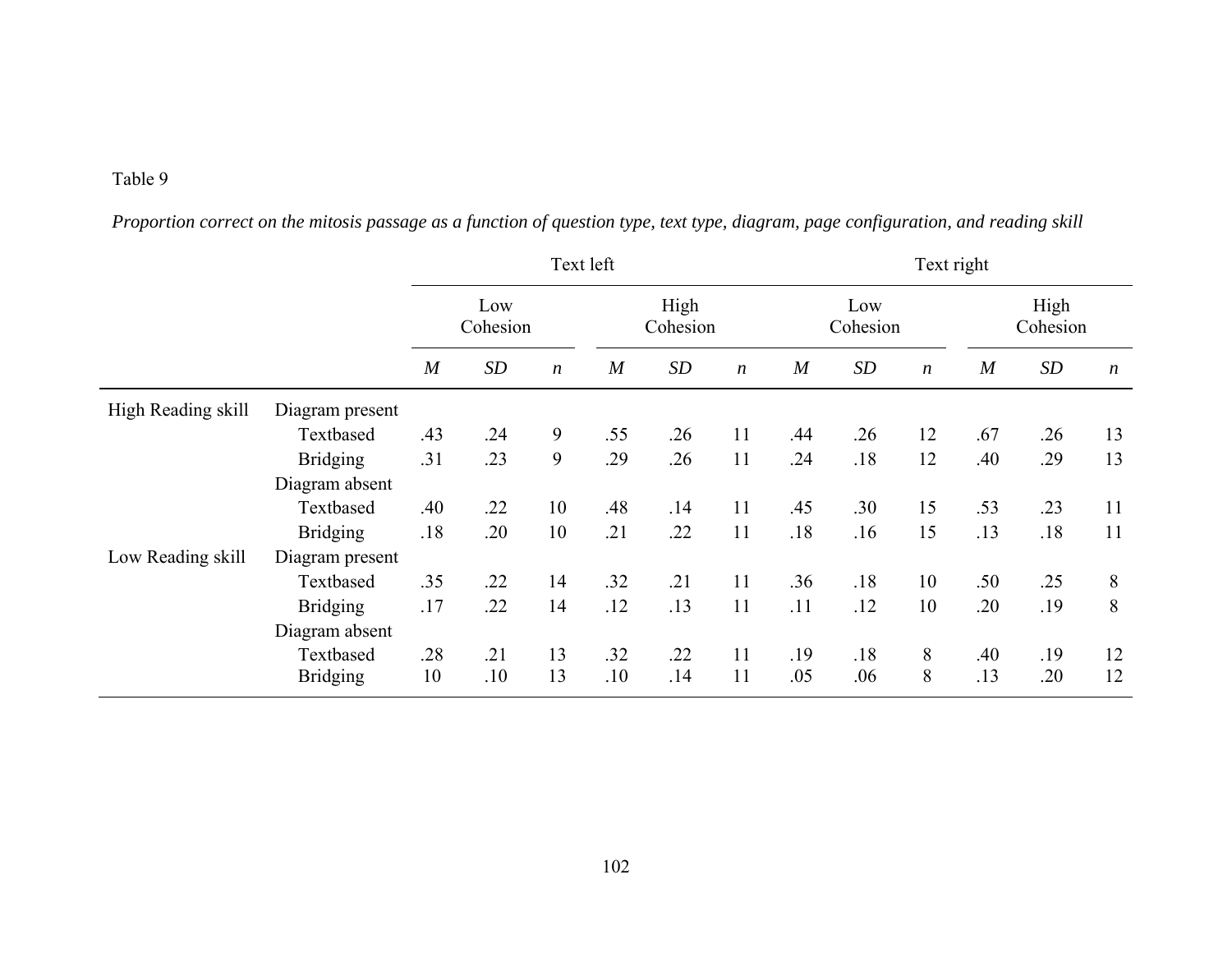Table 9

*Proportion correct on the mitosis passage as a function of question type, text type, diagram, page configuration, and reading skill*

| | | Text left | | | | | | Text right | | | | | |
|---|---|---|---|---|---|---|---|---|---|---|---|---|---|
| | | Low Cohesion | | | High Cohesion | | | Low Cohesion | | | High Cohesion | | |
| | | *M* | *SD* | *n* | *M* | *SD* | *n* | *M* | *SD* | *n* | *M* | *SD* | *n* |
| High Reading skill | Diagram present | | | | | | | | | | | | |
| | Textbased | .43 | .24 | 9 | .55 | .26 | 11 | .44 | .26 | 12 | .67 | .26 | 13 |
| | Bridging | .31 | .23 | 9 | .29 | .26 | 11 | .24 | .18 | 12 | .40 | .29 | 13 |
| | Diagram absent | | | | | | | | | | | | |
| | Textbased | .40 | .22 | 10 | .48 | .14 | 11 | .45 | .30 | 15 | .53 | .23 | 11 |
| | Bridging | .18 | .20 | 10 | .21 | .22 | 11 | .18 | .16 | 15 | .13 | .18 | 11 |
| Low Reading skill | Diagram present | | | | | | | | | | | | |
| | Textbased | .35 | .22 | 14 | .32 | .21 | 11 | .36 | .18 | 10 | .50 | .25 | 8 |
| | Bridging | .17 | .22 | 14 | .12 | .13 | 11 | .11 | .12 | 10 | .20 | .19 | 8 |
| | Diagram absent | | | | | | | | | | | | |
| | Textbased | .28 | .21 | 13 | .32 | .22 | 11 | .19 | .18 | 8 | .40 | .19 | 12 |
| | Bridging | 10 | .10 | 13 | .10 | .14 | 11 | .05 | .06 | 8 | .13 | .20 | 12 |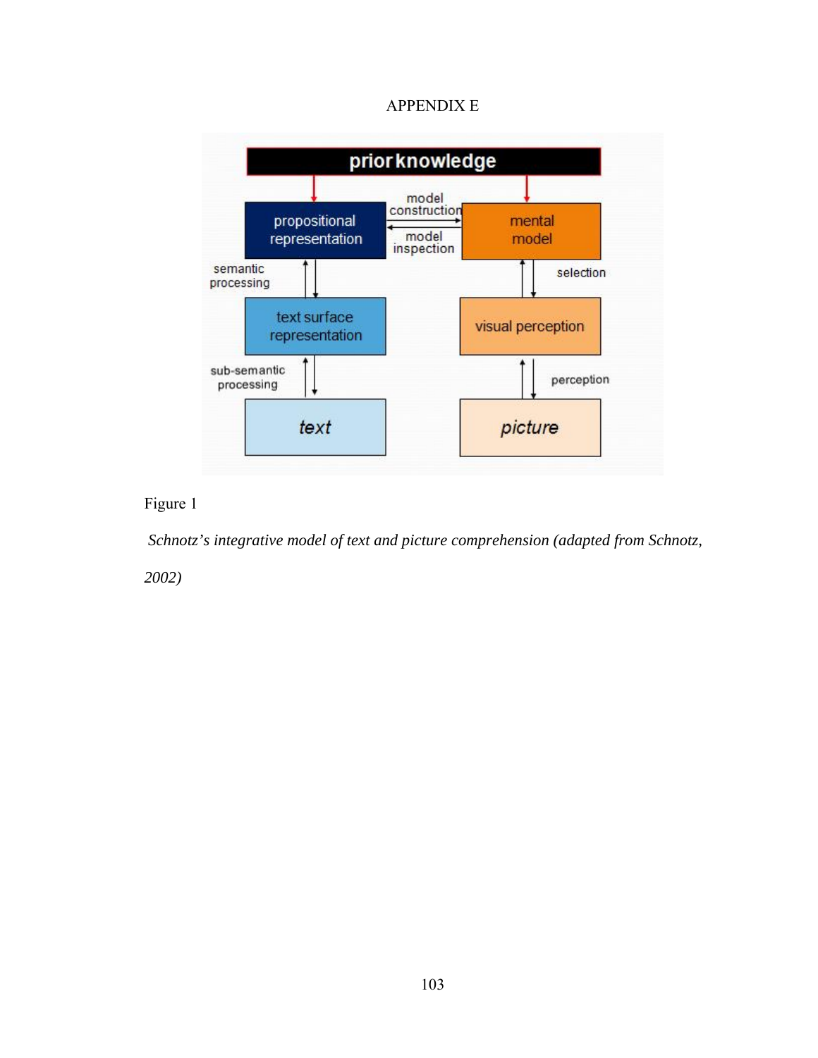# APPENDIX E

Figure 1

*Schnotz's integrative model of text and picture comprehension (adapted from Schnotz, 2002)*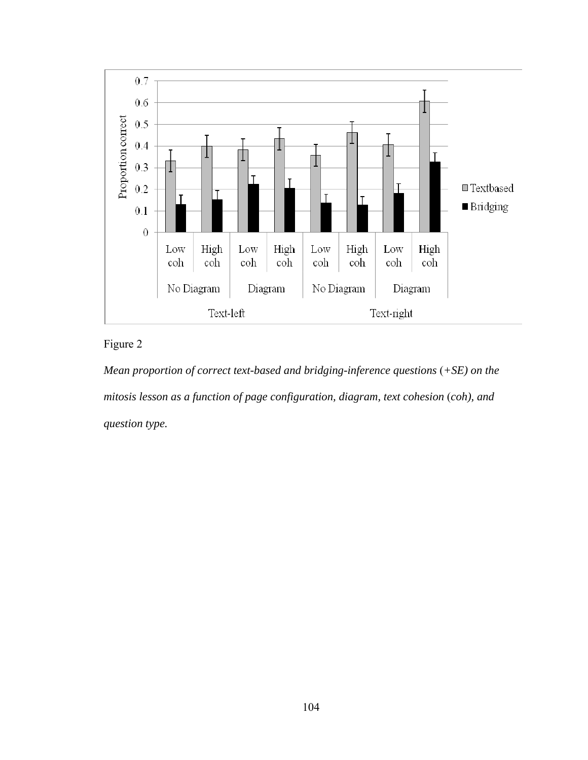Figure 2

*Mean proportion of correct text-based and bridging-inference questions (+SE) on the mitosis lesson as a function of page configuration, diagram, text cohesion (coh), and question type.*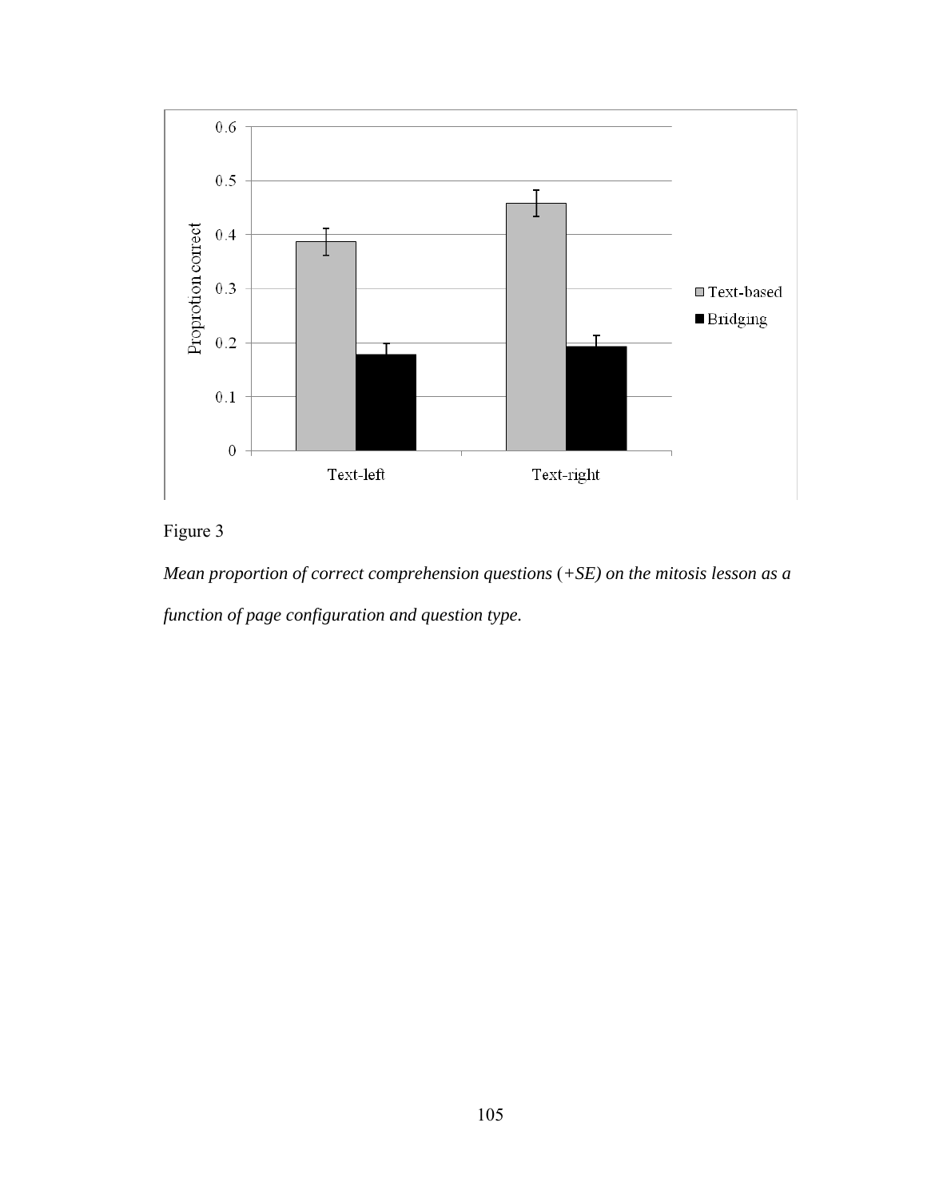Figure 3

*Mean proportion of correct comprehension questions (+SE) on the mitosis lesson as a function of page configuration and question type.*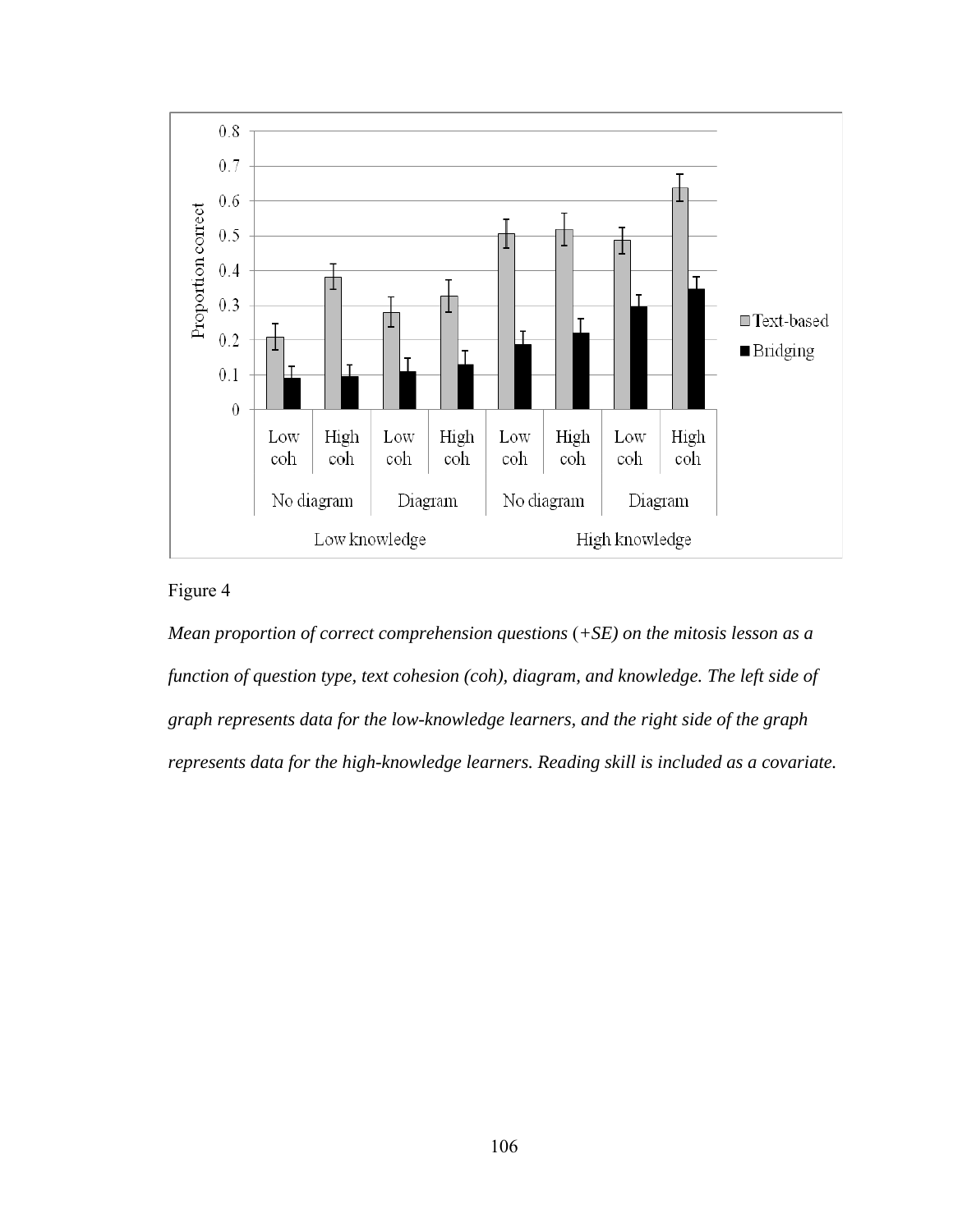Figure 4

*Mean proportion of correct comprehension questions (+SE) on the mitosis lesson as a function of question type, text cohesion (coh), diagram, and knowledge. The left side of graph represents data for the low-knowledge learners, and the right side of the graph represents data for the high-knowledge learners. Reading skill is included as a covariate.*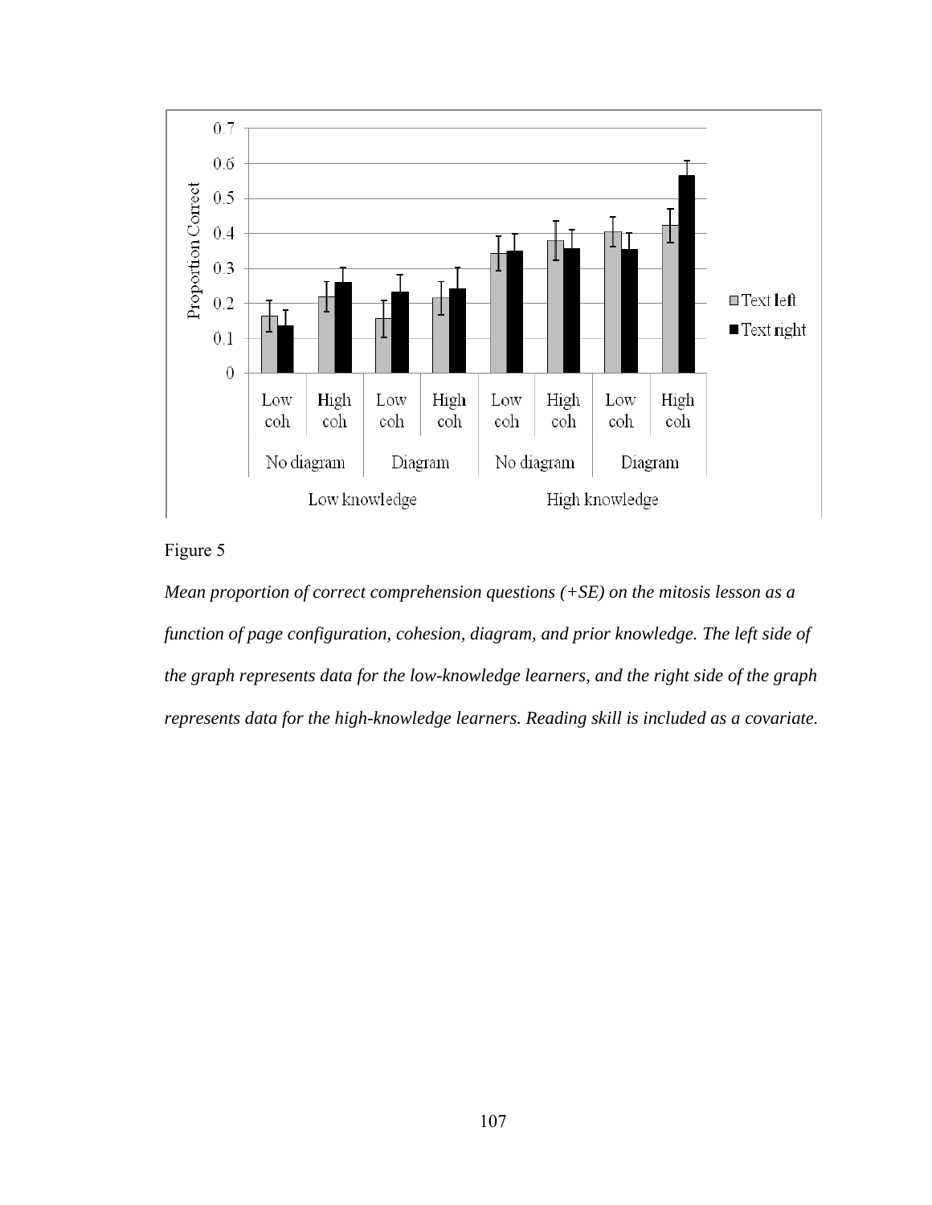Figure 5

*Mean proportion of correct comprehension questions (+SE) on the mitosis lesson as a function of page configuration, cohesion, diagram, and prior knowledge. The left side of the graph represents data for the low-knowledge learners, and the right side of the graph represents data for the high-knowledge learners. Reading skill is included as a covariate.*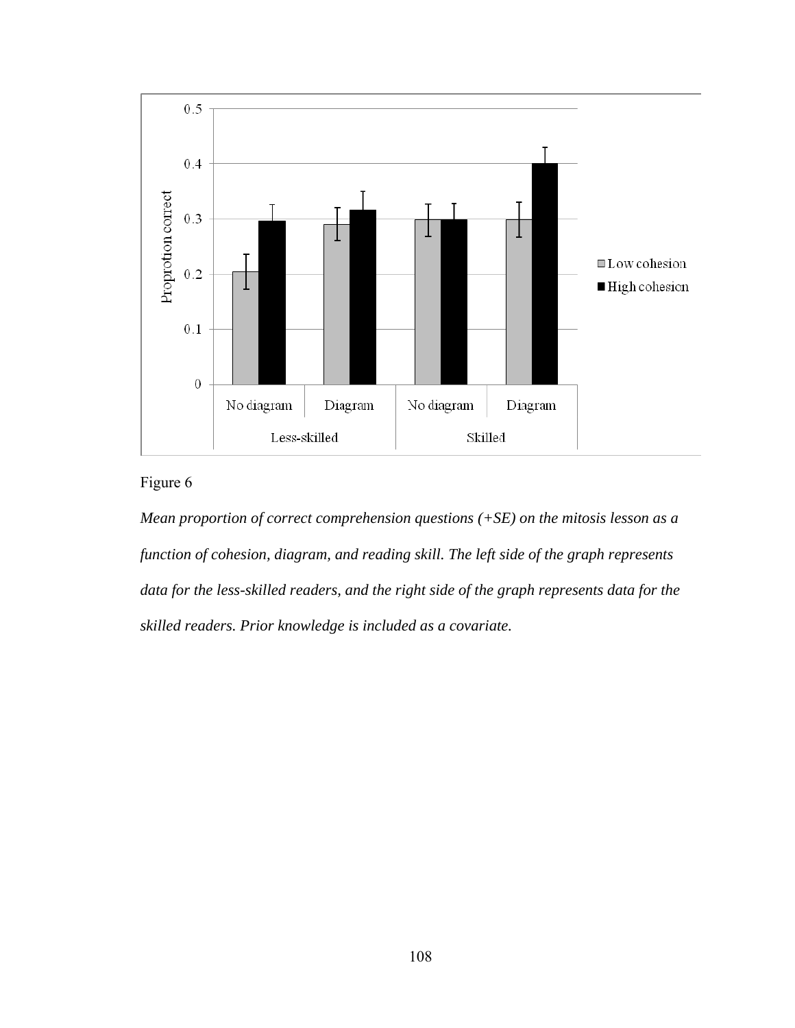Figure 6

*Mean proportion of correct comprehension questions (+SE) on the mitosis lesson as a function of cohesion, diagram, and reading skill. The left side of the graph represents data for the less-skilled readers, and the right side of the graph represents data for the skilled readers. Prior knowledge is included as a covariate.*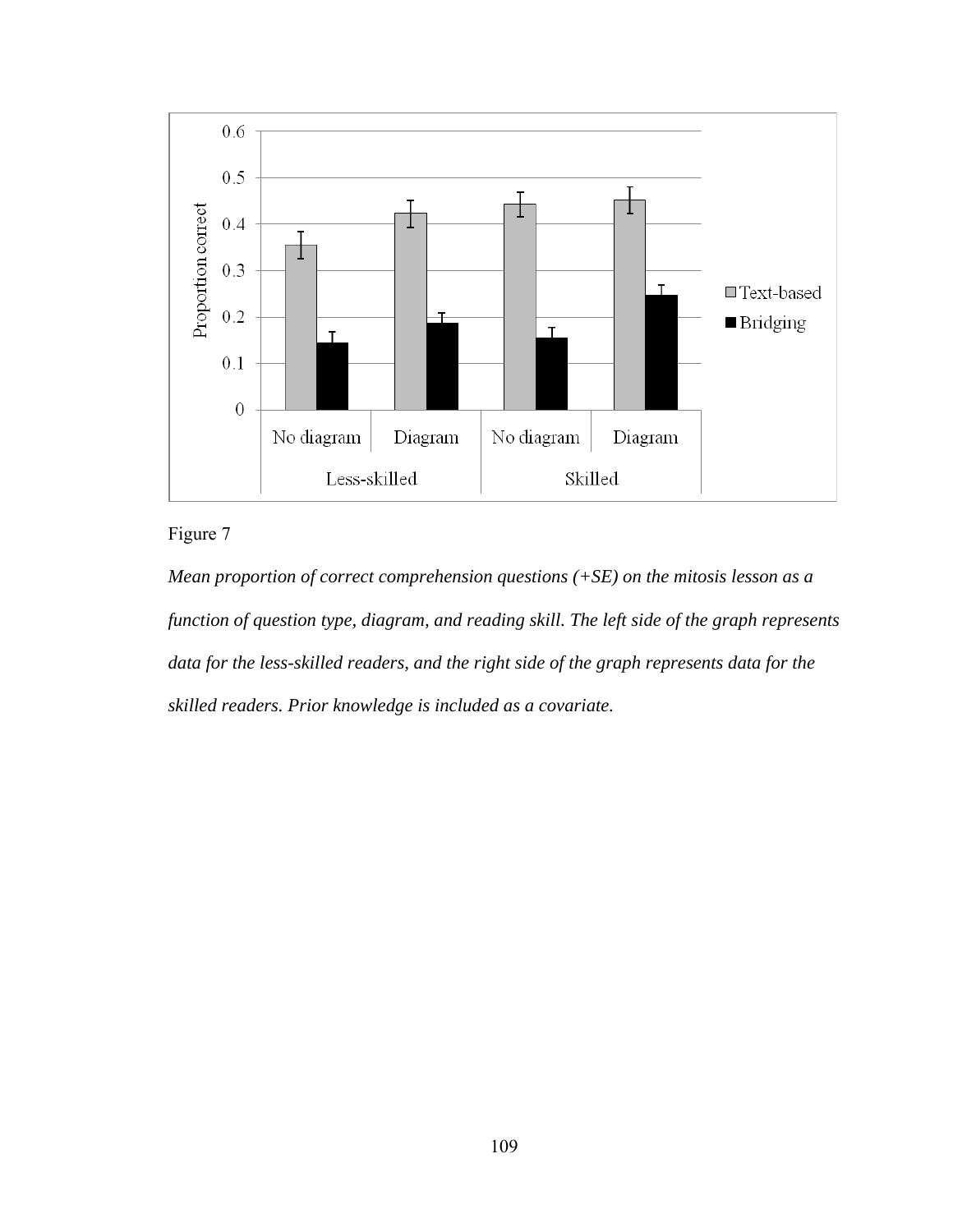Figure 7

*Mean proportion of correct comprehension questions (+SE) on the mitosis lesson as a function of question type, diagram, and reading skill. The left side of the graph represents data for the less-skilled readers, and the right side of the graph represents data for the skilled readers. Prior knowledge is included as a covariate.*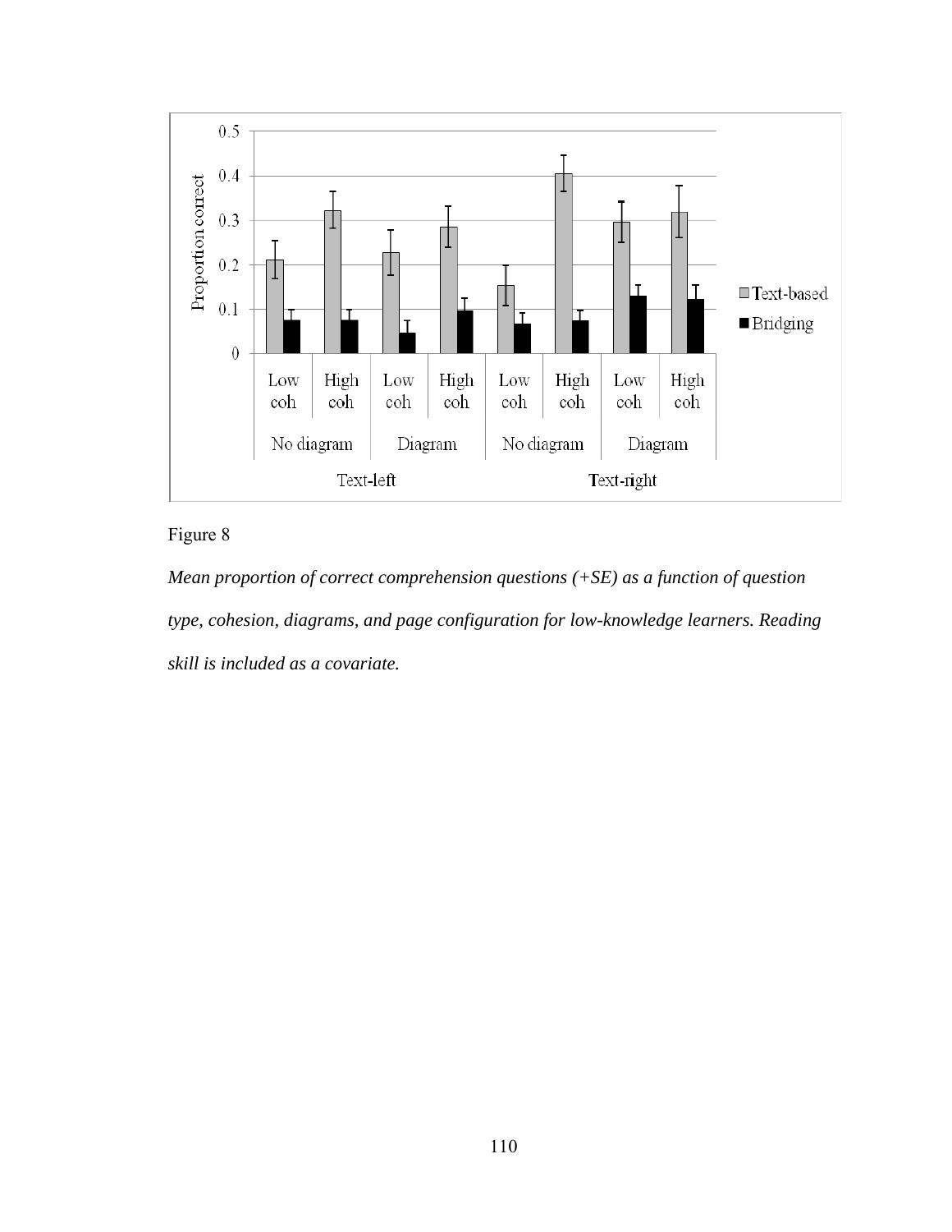Figure 8

*Mean proportion of correct comprehension questions (+SE) as a function of question type, cohesion, diagrams, and page configuration for low-knowledge learners. Reading skill is included as a covariate.*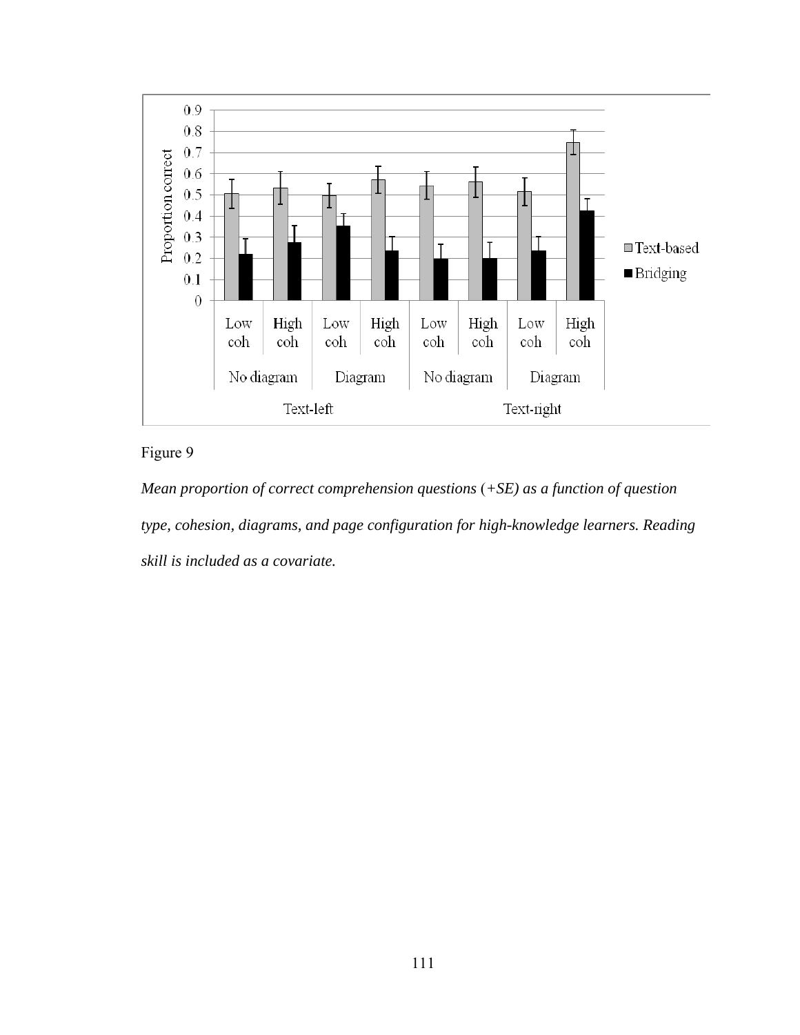Figure 9

*Mean proportion of correct comprehension questions (+SE) as a function of question type, cohesion, diagrams, and page configuration for high-knowledge learners. Reading skill is included as a covariate.*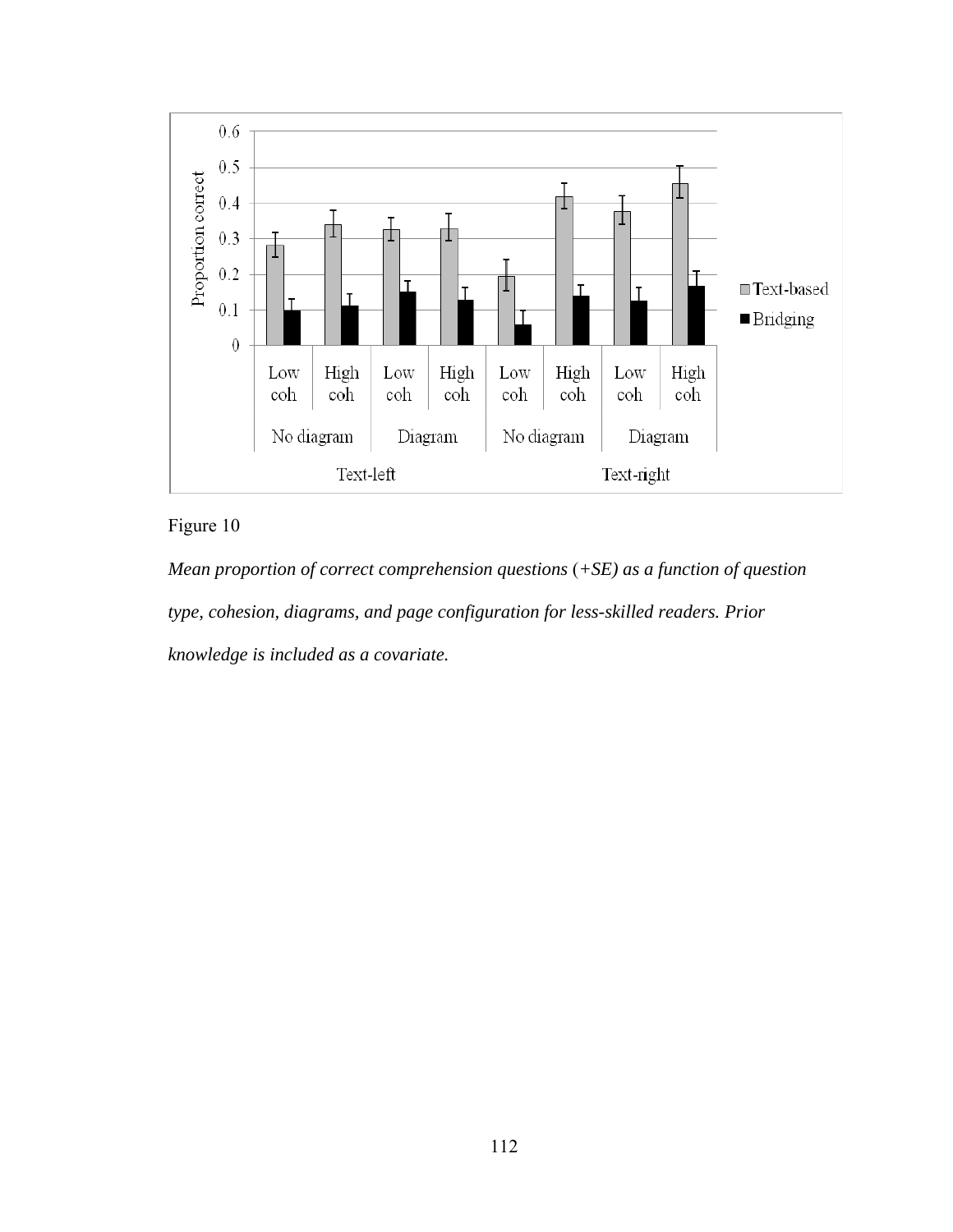Figure 10

*Mean proportion of correct comprehension questions (+SE) as a function of question type, cohesion, diagrams, and page configuration for less-skilled readers. Prior knowledge is included as a covariate.*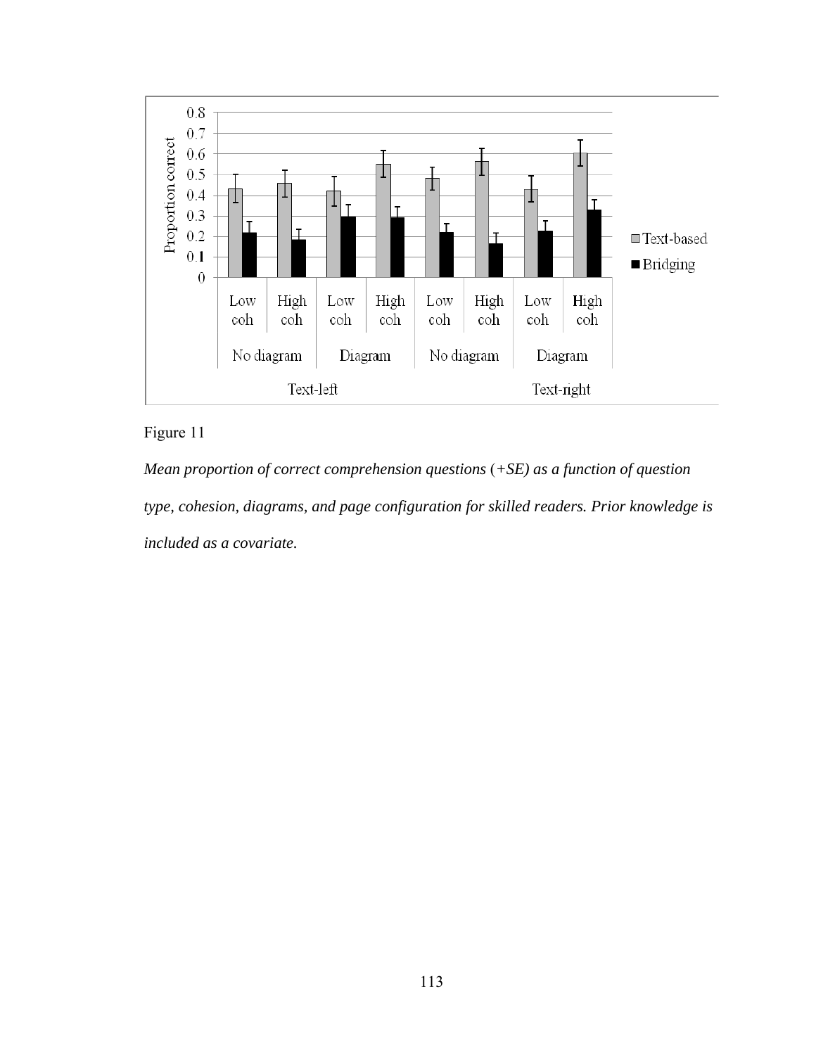Figure 11

*Mean proportion of correct comprehension questions (+SE) as a function of question type, cohesion, diagrams, and page configuration for skilled readers. Prior knowledge is included as a covariate.*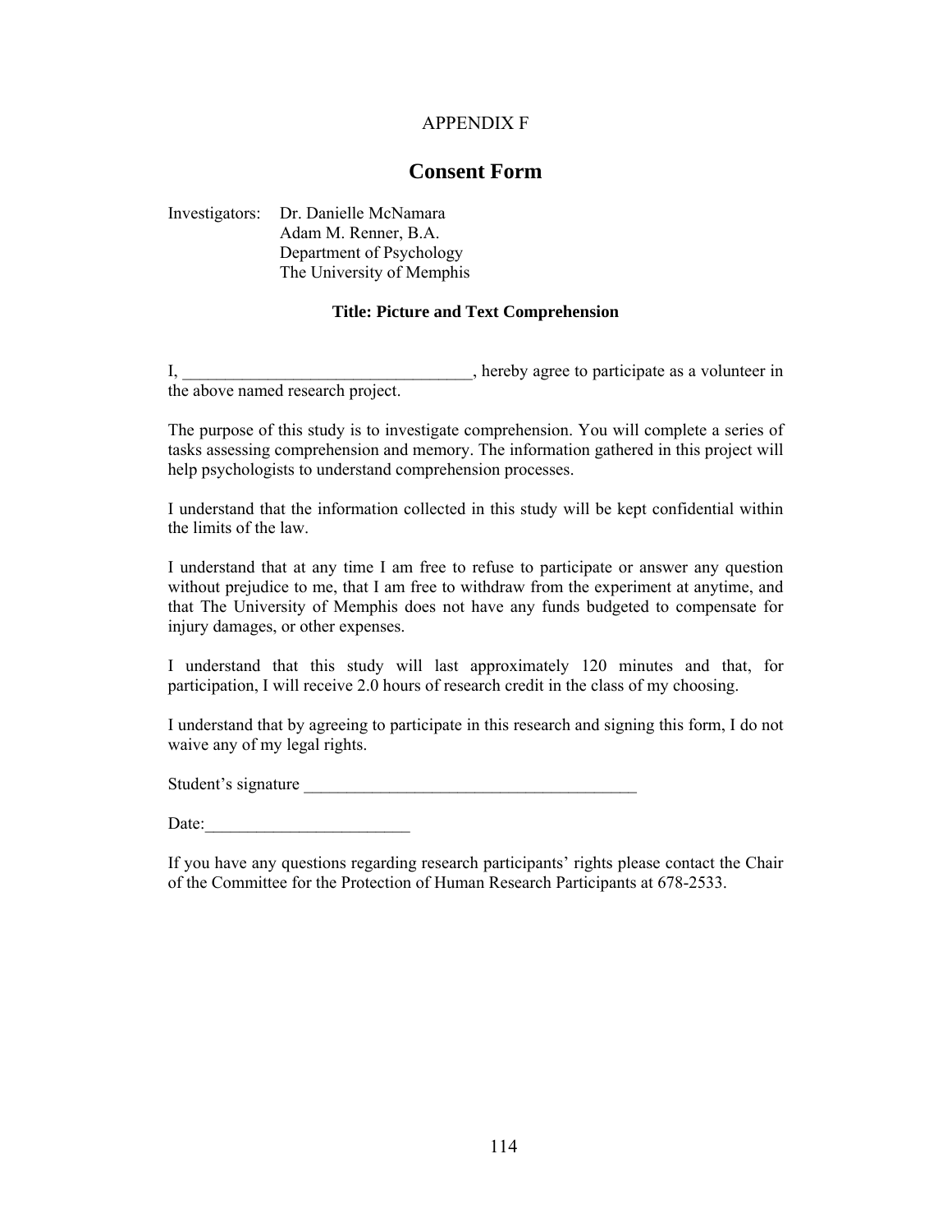APPENDIX F

# Consent Form

Investigators: Dr. Danielle McNamara
Adam M. Renner, B.A.
Department of Psychology
The University of Memphis

**Title: Picture and Text Comprehension**

I, __________________________________, hereby agree to participate as a volunteer in the above named research project.

The purpose of this study is to investigate comprehension. You will complete a series of tasks assessing comprehension and memory. The information gathered in this project will help psychologists to understand comprehension processes.

I understand that the information collected in this study will be kept confidential within the limits of the law.

I understand that at any time I am free to refuse to participate or answer any question without prejudice to me, that I am free to withdraw from the experiment at anytime, and that The University of Memphis does not have any funds budgeted to compensate for injury damages, or other expenses.

I understand that this study will last approximately 120 minutes and that, for participation, I will receive 2.0 hours of research credit in the class of my choosing.

I understand that by agreeing to participate in this research and signing this form, I do not waive any of my legal rights.

Student's signature _______________________________________

Date:________________________

If you have any questions regarding research participants' rights please contact the Chair of the Committee for the Protection of Human Research Participants at 678-2533.